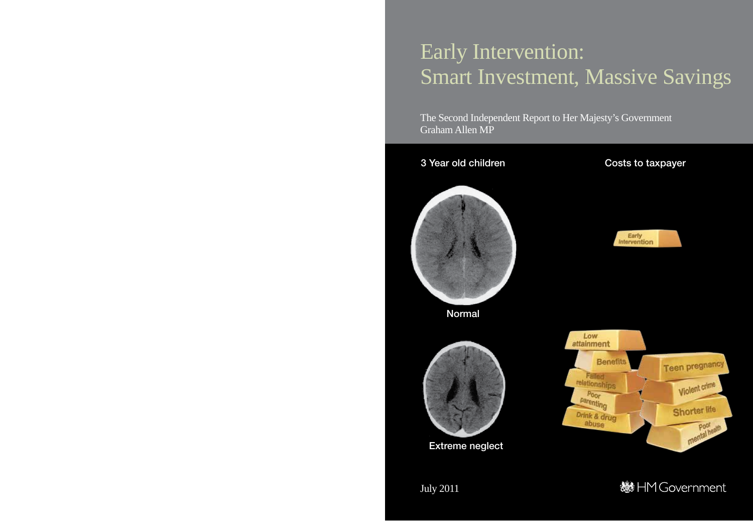# Early Intervention: Smart Investment, Massive Savings

The Second Independent Report to Her Majesty's Government
Graham Allen MP

3 Year old children

Normal

Extreme neglect

Costs to taxpayer

Early Intervention

Low attainment

Benefits

Failed relationships

Poor parenting

Drink & drug abuse

Teen pregnancy

Violent crime

Shorter life

Poor mental health

July 2011

HM Government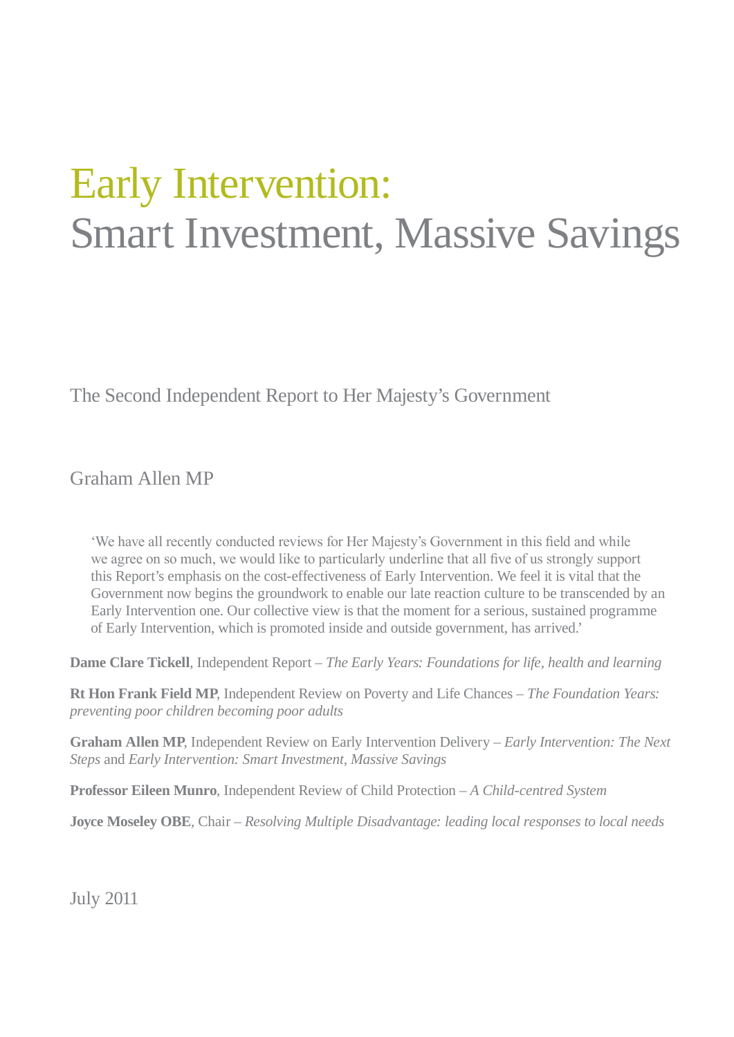# Early Intervention:
# Smart Investment, Massive Savings

The Second Independent Report to Her Majesty's Government

Graham Allen MP

> 'We have all recently conducted reviews for Her Majesty's Government in this field and while we agree on so much, we would like to particularly underline that all five of us strongly support this Report's emphasis on the cost-effectiveness of Early Intervention. We feel it is vital that the Government now begins the groundwork to enable our late reaction culture to be transcended by an Early Intervention one. Our collective view is that the moment for a serious, sustained programme of Early Intervention, which is promoted inside and outside government, has arrived.'

**Dame Clare Tickell**, Independent Report – *The Early Years: Foundations for life, health and learning*

**Rt Hon Frank Field MP**, Independent Review on Poverty and Life Chances – *The Foundation Years: preventing poor children becoming poor adults*

**Graham Allen MP**, Independent Review on Early Intervention Delivery – *Early Intervention: The Next Steps* and *Early Intervention: Smart Investment, Massive Savings*

**Professor Eileen Munro**, Independent Review of Child Protection – *A Child-centred System*

**Joyce Moseley OBE**, Chair – *Resolving Multiple Disadvantage: leading local responses to local needs*

July 2011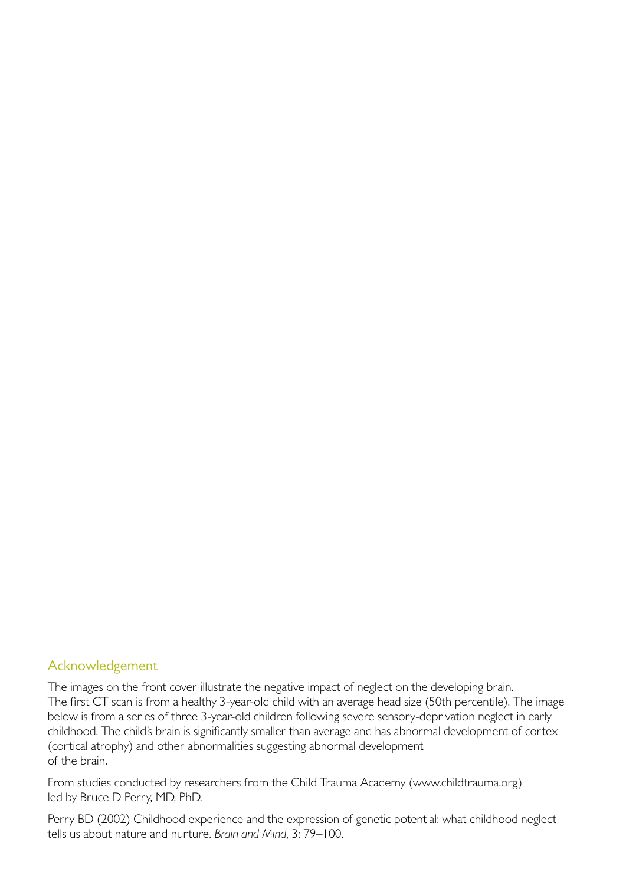## Acknowledgement

The images on the front cover illustrate the negative impact of neglect on the developing brain. The first CT scan is from a healthy 3-year-old child with an average head size (50th percentile). The image below is from a series of three 3-year-old children following severe sensory-deprivation neglect in early childhood. The child's brain is significantly smaller than average and has abnormal development of cortex (cortical atrophy) and other abnormalities suggesting abnormal development of the brain.

From studies conducted by researchers from the Child Trauma Academy (www.childtrauma.org) led by Bruce D Perry, MD, PhD.

Perry BD (2002) Childhood experience and the expression of genetic potential: what childhood neglect tells us about nature and nurture. *Brain and Mind*, 3: 79–100.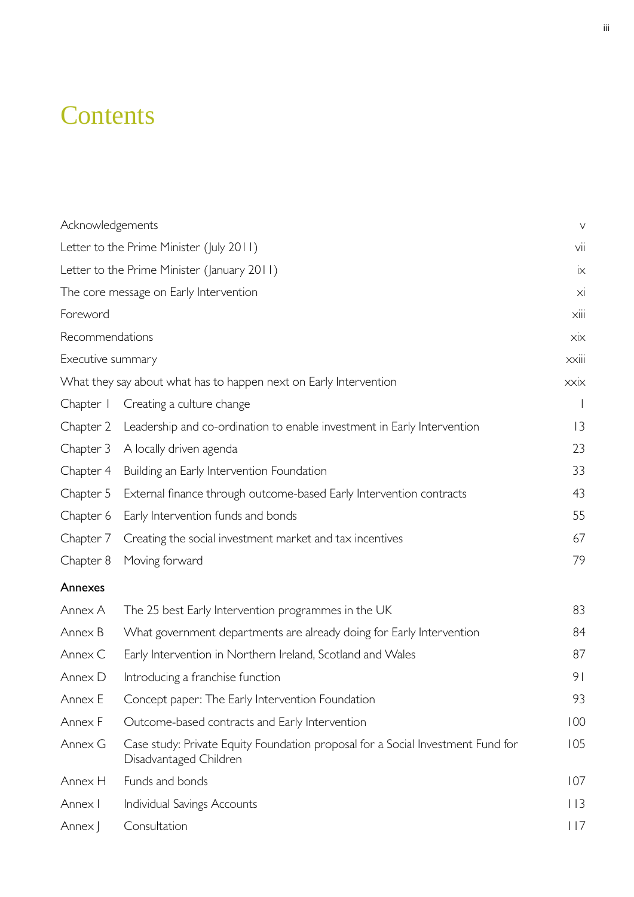# Contents

| | |
|---|---|
| Acknowledgements | v |
| Letter to the Prime Minister (July 2011) | vii |
| Letter to the Prime Minister (January 2011) | ix |
| The core message on Early Intervention | xi |
| Foreword | xiii |
| Recommendations | xix |
| Executive summary | xxiii |
| What they say about what has to happen next on Early Intervention | xxix |
| Chapter 1 Creating a culture change | 1 |
| Chapter 2 Leadership and co-ordination to enable investment in Early Intervention | 13 |
| Chapter 3 A locally driven agenda | 23 |
| Chapter 4 Building an Early Intervention Foundation | 33 |
| Chapter 5 External finance through outcome-based Early Intervention contracts | 43 |
| Chapter 6 Early Intervention funds and bonds | 55 |
| Chapter 7 Creating the social investment market and tax incentives | 67 |
| Chapter 8 Moving forward | 79 |

**Annexes**

| | |
|---|---|
| Annex A The 25 best Early Intervention programmes in the UK | 83 |
| Annex B What government departments are already doing for Early Intervention | 84 |
| Annex C Early Intervention in Northern Ireland, Scotland and Wales | 87 |
| Annex D Introducing a franchise function | 91 |
| Annex E Concept paper: The Early Intervention Foundation | 93 |
| Annex F Outcome-based contracts and Early Intervention | 100 |
| Annex G Case study: Private Equity Foundation proposal for a Social Investment Fund for Disadvantaged Children | 105 |
| Annex H Funds and bonds | 107 |
| Annex I Individual Savings Accounts | 113 |
| Annex J Consultation | 117 |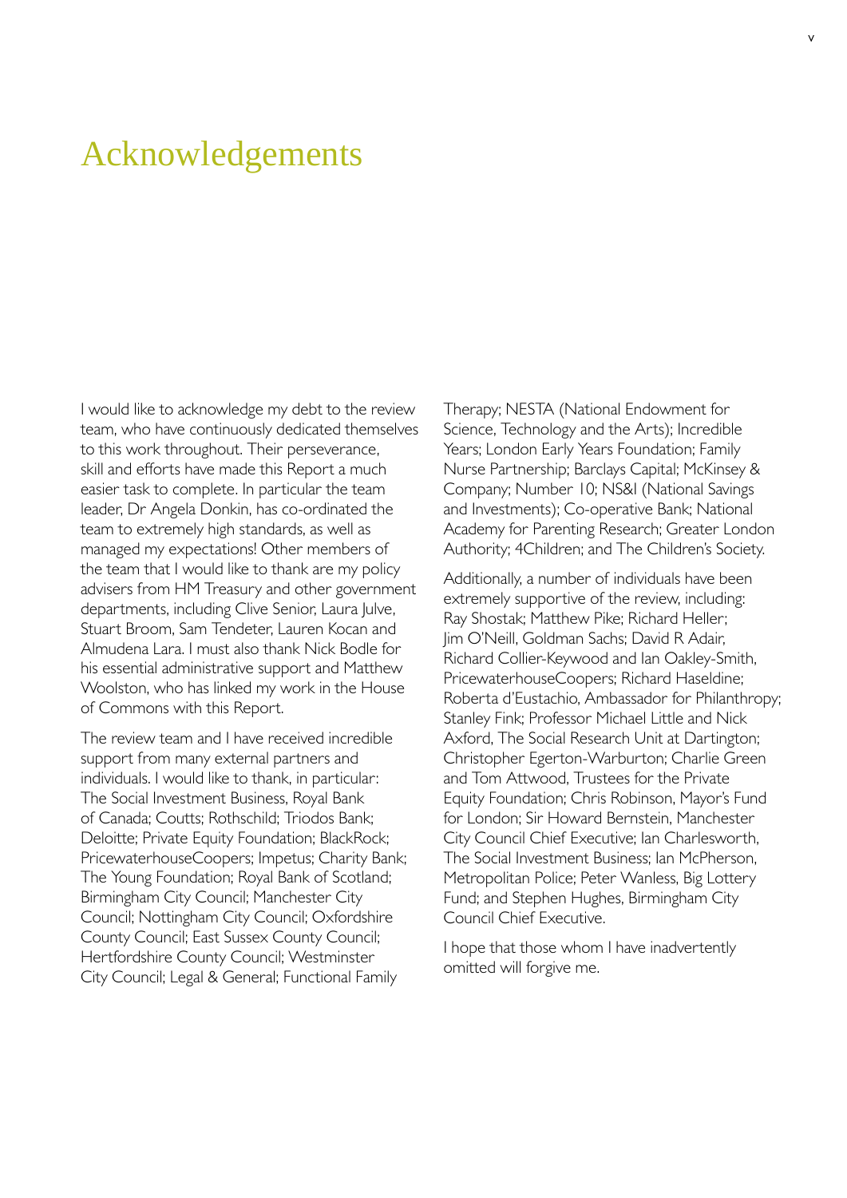# Acknowledgements

I would like to acknowledge my debt to the review team, who have continuously dedicated themselves to this work throughout. Their perseverance, skill and efforts have made this Report a much easier task to complete. In particular the team leader, Dr Angela Donkin, has co-ordinated the team to extremely high standards, as well as managed my expectations! Other members of the team that I would like to thank are my policy advisers from HM Treasury and other government departments, including Clive Senior, Laura Julve, Stuart Broom, Sam Tendeter, Lauren Kocan and Almudena Lara. I must also thank Nick Bodle for his essential administrative support and Matthew Woolston, who has linked my work in the House of Commons with this Report.

The review team and I have received incredible support from many external partners and individuals. I would like to thank, in particular: The Social Investment Business, Royal Bank of Canada; Coutts; Rothschild; Triodos Bank; Deloitte; Private Equity Foundation; BlackRock; PricewaterhouseCoopers; Impetus; Charity Bank; The Young Foundation; Royal Bank of Scotland; Birmingham City Council; Manchester City Council; Nottingham City Council; Oxfordshire County Council; East Sussex County Council; Hertfordshire County Council; Westminster City Council; Legal & General; Functional Family Therapy; NESTA (National Endowment for Science, Technology and the Arts); Incredible Years; London Early Years Foundation; Family Nurse Partnership; Barclays Capital; McKinsey & Company; Number 10; NS&I (National Savings and Investments); Co-operative Bank; National Academy for Parenting Research; Greater London Authority; 4Children; and The Children's Society.

Additionally, a number of individuals have been extremely supportive of the review, including: Ray Shostak; Matthew Pike; Richard Heller; Jim O'Neill, Goldman Sachs; David R Adair, Richard Collier-Keywood and Ian Oakley-Smith, PricewaterhouseCoopers; Richard Haseldine; Roberta d'Eustachio, Ambassador for Philanthropy; Stanley Fink; Professor Michael Little and Nick Axford, The Social Research Unit at Dartington; Christopher Egerton-Warburton; Charlie Green and Tom Attwood, Trustees for the Private Equity Foundation; Chris Robinson, Mayor's Fund for London; Sir Howard Bernstein, Manchester City Council Chief Executive; Ian Charlesworth, The Social Investment Business; Ian McPherson, Metropolitan Police; Peter Wanless, Big Lottery Fund; and Stephen Hughes, Birmingham City Council Chief Executive.

I hope that those whom I have inadvertently omitted will forgive me.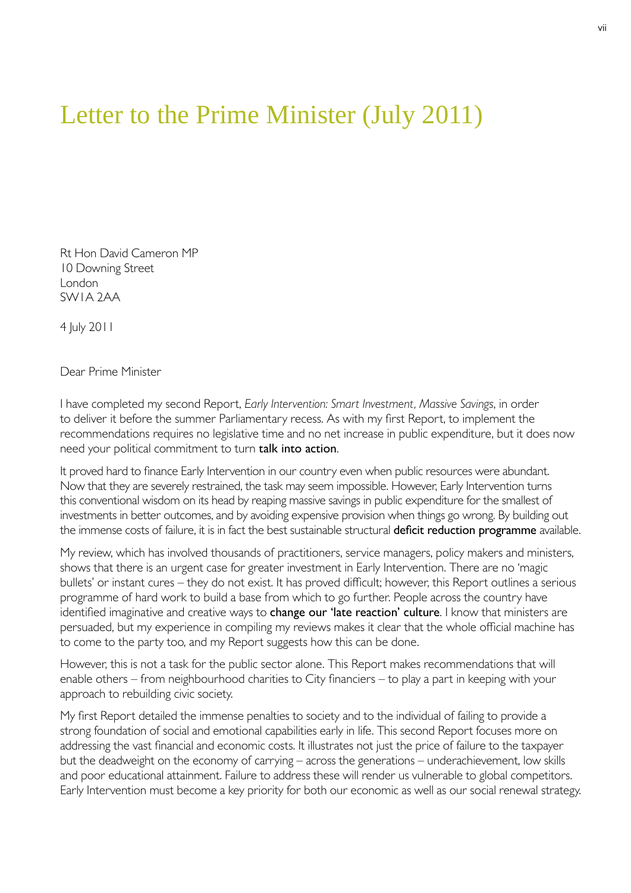# Letter to the Prime Minister (July 2011)

Rt Hon David Cameron MP
10 Downing Street
London
SW1A 2AA

4 July 2011

Dear Prime Minister

I have completed my second Report, *Early Intervention: Smart Investment, Massive Savings*, in order to deliver it before the summer Parliamentary recess. As with my first Report, to implement the recommendations requires no legislative time and no net increase in public expenditure, but it does now need your political commitment to turn **talk into action**.

It proved hard to finance Early Intervention in our country even when public resources were abundant. Now that they are severely restrained, the task may seem impossible. However, Early Intervention turns this conventional wisdom on its head by reaping massive savings in public expenditure for the smallest of investments in better outcomes, and by avoiding expensive provision when things go wrong. By building out the immense costs of failure, it is in fact the best sustainable structural **deficit reduction programme** available.

My review, which has involved thousands of practitioners, service managers, policy makers and ministers, shows that there is an urgent case for greater investment in Early Intervention. There are no 'magic bullets' or instant cures – they do not exist. It has proved difficult; however, this Report outlines a serious programme of hard work to build a base from which to go further. People across the country have identified imaginative and creative ways to **change our 'late reaction' culture**. I know that ministers are persuaded, but my experience in compiling my reviews makes it clear that the whole official machine has to come to the party too, and my Report suggests how this can be done.

However, this is not a task for the public sector alone. This Report makes recommendations that will enable others – from neighbourhood charities to City financiers – to play a part in keeping with your approach to rebuilding civic society.

My first Report detailed the immense penalties to society and to the individual of failing to provide a strong foundation of social and emotional capabilities early in life. This second Report focuses more on addressing the vast financial and economic costs. It illustrates not just the price of failure to the taxpayer but the deadweight on the economy of carrying – across the generations – underachievement, low skills and poor educational attainment. Failure to address these will render us vulnerable to global competitors. Early Intervention must become a key priority for both our economic as well as our social renewal strategy.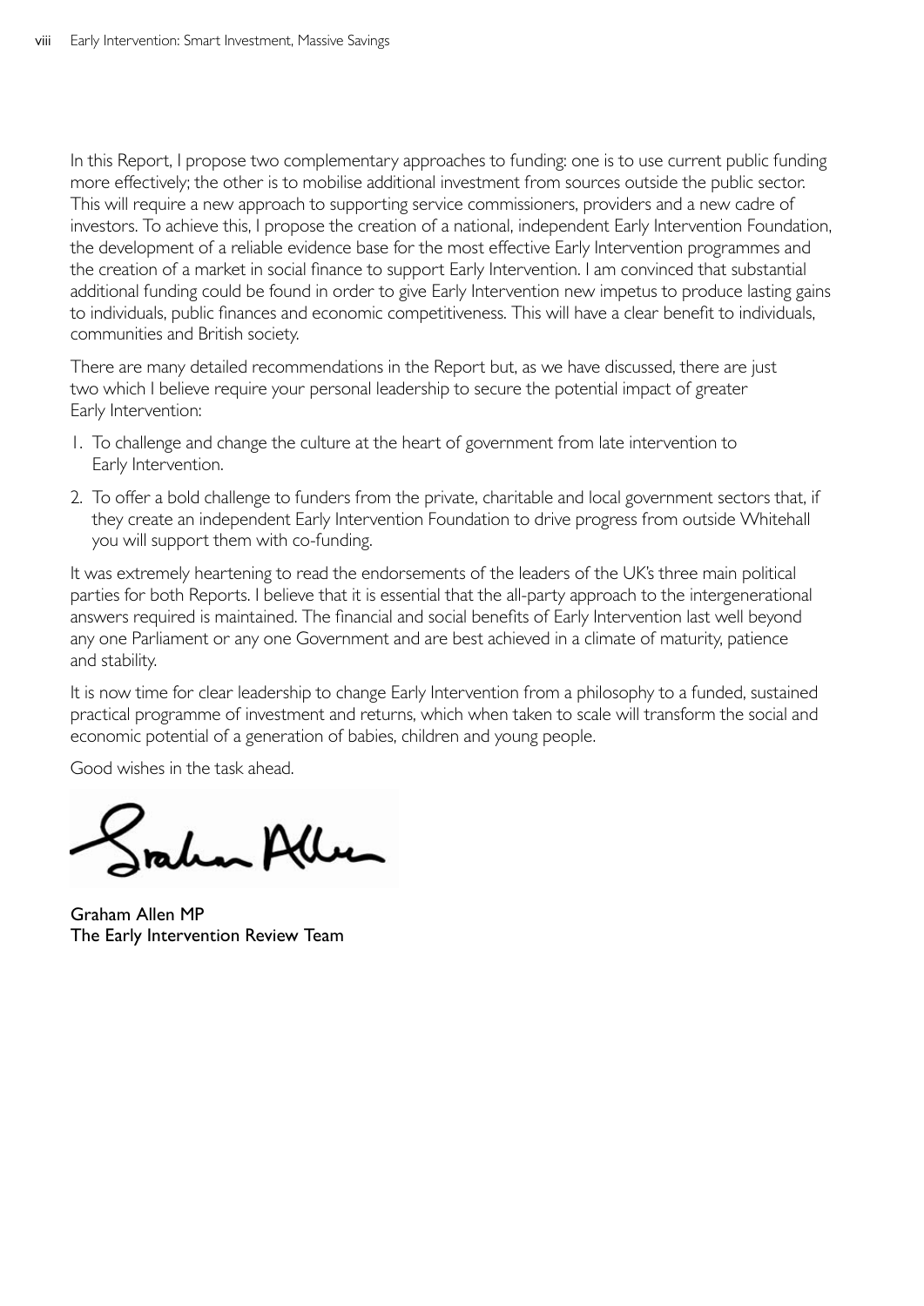In this Report, I propose two complementary approaches to funding: one is to use current public funding more effectively; the other is to mobilise additional investment from sources outside the public sector. This will require a new approach to supporting service commissioners, providers and a new cadre of investors. To achieve this, I propose the creation of a national, independent Early Intervention Foundation, the development of a reliable evidence base for the most effective Early Intervention programmes and the creation of a market in social finance to support Early Intervention. I am convinced that substantial additional funding could be found in order to give Early Intervention new impetus to produce lasting gains to individuals, public finances and economic competitiveness. This will have a clear benefit to individuals, communities and British society.

There are many detailed recommendations in the Report but, as we have discussed, there are just two which I believe require your personal leadership to secure the potential impact of greater Early Intervention:

1. To challenge and change the culture at the heart of government from late intervention to Early Intervention.
2. To offer a bold challenge to funders from the private, charitable and local government sectors that, if they create an independent Early Intervention Foundation to drive progress from outside Whitehall you will support them with co-funding.

It was extremely heartening to read the endorsements of the leaders of the UK's three main political parties for both Reports. I believe that it is essential that the all-party approach to the intergenerational answers required is maintained. The financial and social benefits of Early Intervention last well beyond any one Parliament or any one Government and are best achieved in a climate of maturity, patience and stability.

It is now time for clear leadership to change Early Intervention from a philosophy to a funded, sustained practical programme of investment and returns, which when taken to scale will transform the social and economic potential of a generation of babies, children and young people.

Good wishes in the task ahead.

Graham Allen MP
The Early Intervention Review Team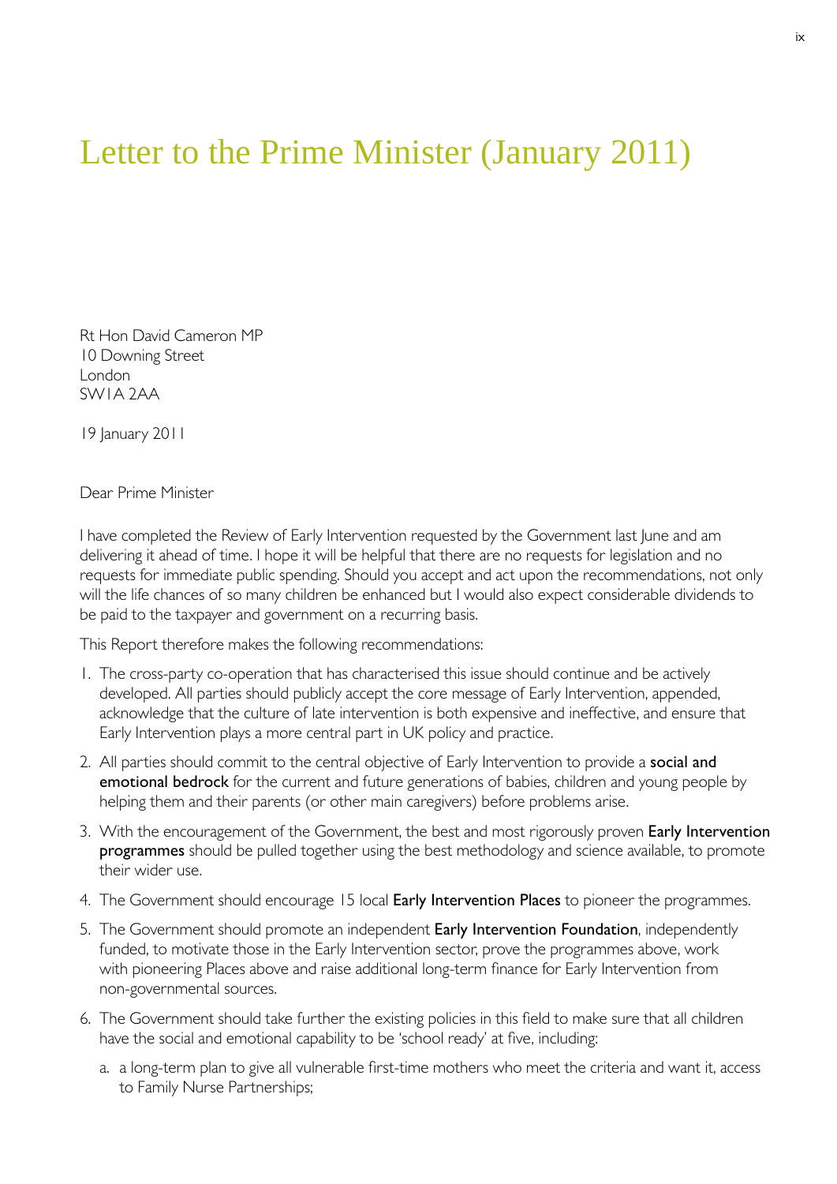# Letter to the Prime Minister (January 2011)

Rt Hon David Cameron MP
10 Downing Street
London
SW1A 2AA

19 January 2011

Dear Prime Minister

I have completed the Review of Early Intervention requested by the Government last June and am delivering it ahead of time. I hope it will be helpful that there are no requests for legislation and no requests for immediate public spending. Should you accept and act upon the recommendations, not only will the life chances of so many children be enhanced but I would also expect considerable dividends to be paid to the taxpayer and government on a recurring basis.

This Report therefore makes the following recommendations:

1. The cross-party co-operation that has characterised this issue should continue and be actively developed. All parties should publicly accept the core message of Early Intervention, appended, acknowledge that the culture of late intervention is both expensive and ineffective, and ensure that Early Intervention plays a more central part in UK policy and practice.
2. All parties should commit to the central objective of Early Intervention to provide a **social and emotional bedrock** for the current and future generations of babies, children and young people by helping them and their parents (or other main caregivers) before problems arise.
3. With the encouragement of the Government, the best and most rigorously proven **Early Intervention programmes** should be pulled together using the best methodology and science available, to promote their wider use.
4. The Government should encourage 15 local **Early Intervention Places** to pioneer the programmes.
5. The Government should promote an independent **Early Intervention Foundation**, independently funded, to motivate those in the Early Intervention sector, prove the programmes above, work with pioneering Places above and raise additional long-term finance for Early Intervention from non-governmental sources.
6. The Government should take further the existing policies in this field to make sure that all children have the social and emotional capability to be 'school ready' at five, including:
   a. a long-term plan to give all vulnerable first-time mothers who meet the criteria and want it, access to Family Nurse Partnerships;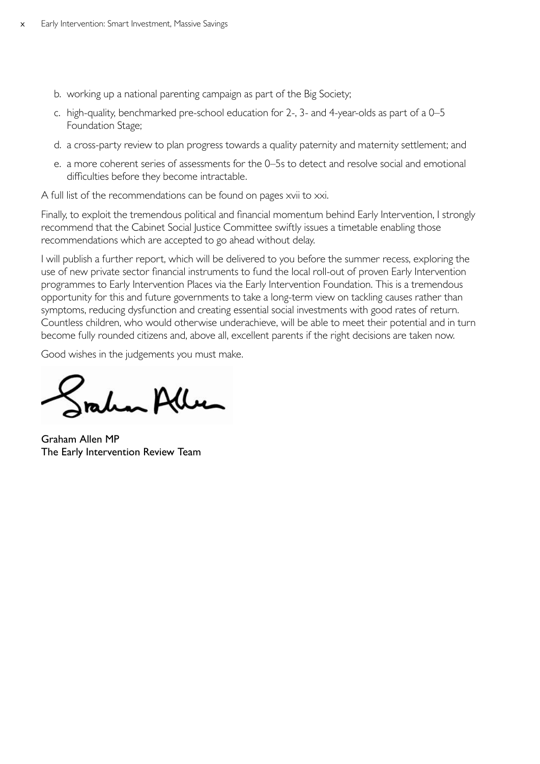b. working up a national parenting campaign as part of the Big Society;

c. high-quality, benchmarked pre-school education for 2-, 3- and 4-year-olds as part of a 0–5 Foundation Stage;

d. a cross-party review to plan progress towards a quality paternity and maternity settlement; and

e. a more coherent series of assessments for the 0–5s to detect and resolve social and emotional difficulties before they become intractable.

A full list of the recommendations can be found on pages xvii to xxi.

Finally, to exploit the tremendous political and financial momentum behind Early Intervention, I strongly recommend that the Cabinet Social Justice Committee swiftly issues a timetable enabling those recommendations which are accepted to go ahead without delay.

I will publish a further report, which will be delivered to you before the summer recess, exploring the use of new private sector financial instruments to fund the local roll-out of proven Early Intervention programmes to Early Intervention Places via the Early Intervention Foundation. This is a tremendous opportunity for this and future governments to take a long-term view on tackling causes rather than symptoms, reducing dysfunction and creating essential social investments with good rates of return. Countless children, who would otherwise underachieve, will be able to meet their potential and in turn become fully rounded citizens and, above all, excellent parents if the right decisions are taken now.

Good wishes in the judgements you must make.

Graham Allen MP
The Early Intervention Review Team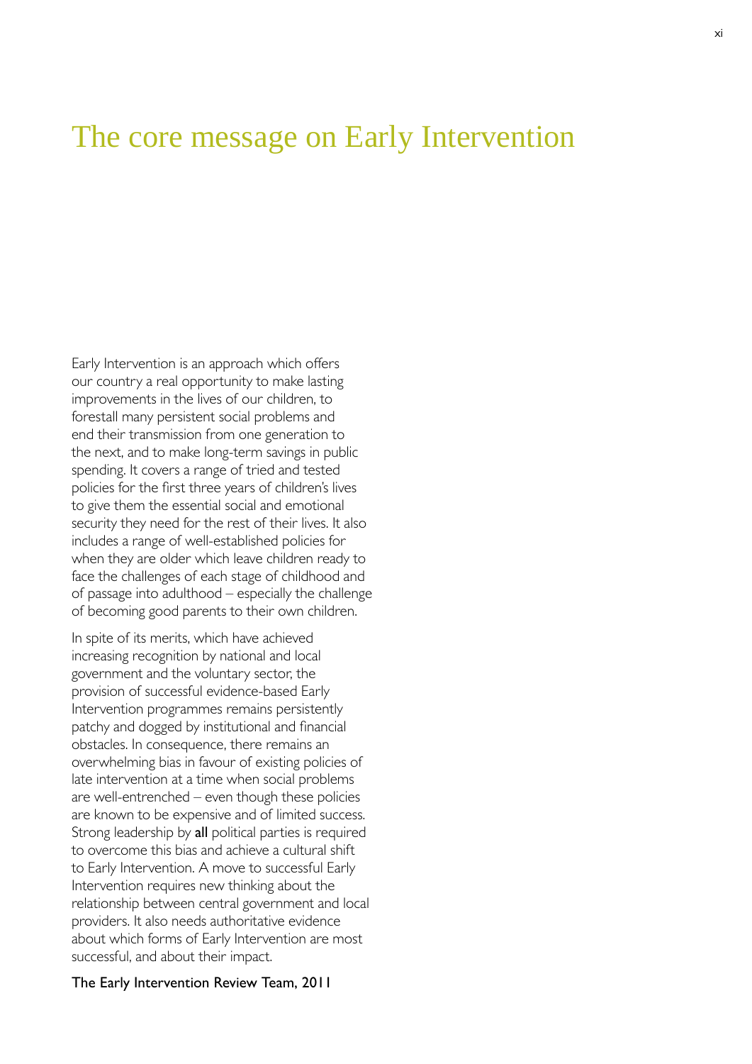# The core message on Early Intervention

Early Intervention is an approach which offers our country a real opportunity to make lasting improvements in the lives of our children, to forestall many persistent social problems and end their transmission from one generation to the next, and to make long-term savings in public spending. It covers a range of tried and tested policies for the first three years of children's lives to give them the essential social and emotional security they need for the rest of their lives. It also includes a range of well-established policies for when they are older which leave children ready to face the challenges of each stage of childhood and of passage into adulthood – especially the challenge of becoming good parents to their own children.

In spite of its merits, which have achieved increasing recognition by national and local government and the voluntary sector, the provision of successful evidence-based Early Intervention programmes remains persistently patchy and dogged by institutional and financial obstacles. In consequence, there remains an overwhelming bias in favour of existing policies of late intervention at a time when social problems are well-entrenched – even though these policies are known to be expensive and of limited success. Strong leadership by **all** political parties is required to overcome this bias and achieve a cultural shift to Early Intervention. A move to successful Early Intervention requires new thinking about the relationship between central government and local providers. It also needs authoritative evidence about which forms of Early Intervention are most successful, and about their impact.

The Early Intervention Review Team, 2011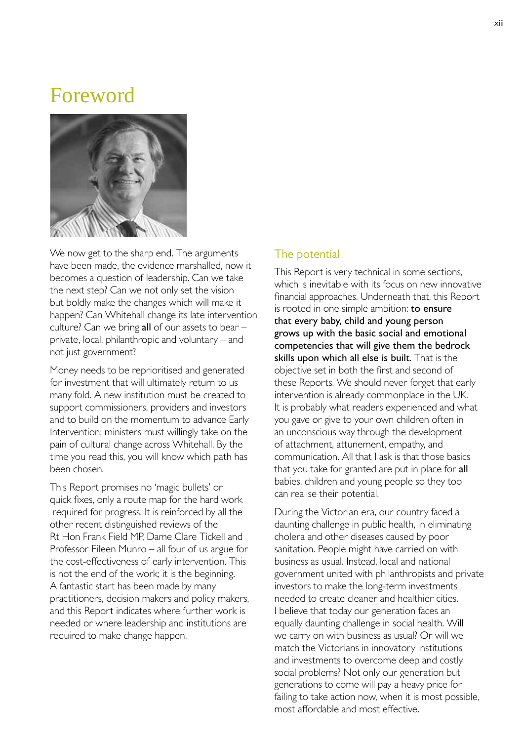# Foreword

We now get to the sharp end. The arguments have been made, the evidence marshalled, now it becomes a question of leadership. Can we take the next step? Can we not only set the vision but boldly make the changes which will make it happen? Can Whitehall change its late intervention culture? Can we bring **all** of our assets to bear – private, local, philanthropic and voluntary – and not just government?

Money needs to be reprioritised and generated for investment that will ultimately return to us many fold. A new institution must be created to support commissioners, providers and investors and to build on the momentum to advance Early Intervention; ministers must willingly take on the pain of cultural change across Whitehall. By the time you read this, you will know which path has been chosen.

This Report promises no 'magic bullets' or quick fixes, only a route map for the hard work required for progress. It is reinforced by all the other recent distinguished reviews of the Rt Hon Frank Field MP, Dame Clare Tickell and Professor Eileen Munro – all four of us argue for the cost-effectiveness of early intervention. This is not the end of the work; it is the beginning. A fantastic start has been made by many practitioners, decision makers and policy makers, and this Report indicates where further work is needed or where leadership and institutions are required to make change happen.

## The potential

This Report is very technical in some sections, which is inevitable with its focus on new innovative financial approaches. Underneath that, this Report is rooted in one simple ambition: **to ensure that every baby, child and young person grows up with the basic social and emotional competencies that will give them the bedrock skills upon which all else is built**. That is the objective set in both the first and second of these Reports. We should never forget that early intervention is already commonplace in the UK. It is probably what readers experienced and what you gave or give to your own children often in an unconscious way through the development of attachment, attunement, empathy, and communication. All that I ask is that those basics that you take for granted are put in place for **all** babies, children and young people so they too can realise their potential.

During the Victorian era, our country faced a daunting challenge in public health, in eliminating cholera and other diseases caused by poor sanitation. People might have carried on with business as usual. Instead, local and national government united with philanthropists and private investors to make the long-term investments needed to create cleaner and healthier cities. I believe that today our generation faces an equally daunting challenge in social health. Will we carry on with business as usual? Or will we match the Victorians in innovatory institutions and investments to overcome deep and costly social problems? Not only our generation but generations to come will pay a heavy price for failing to take action now, when it is most possible, most affordable and most effective.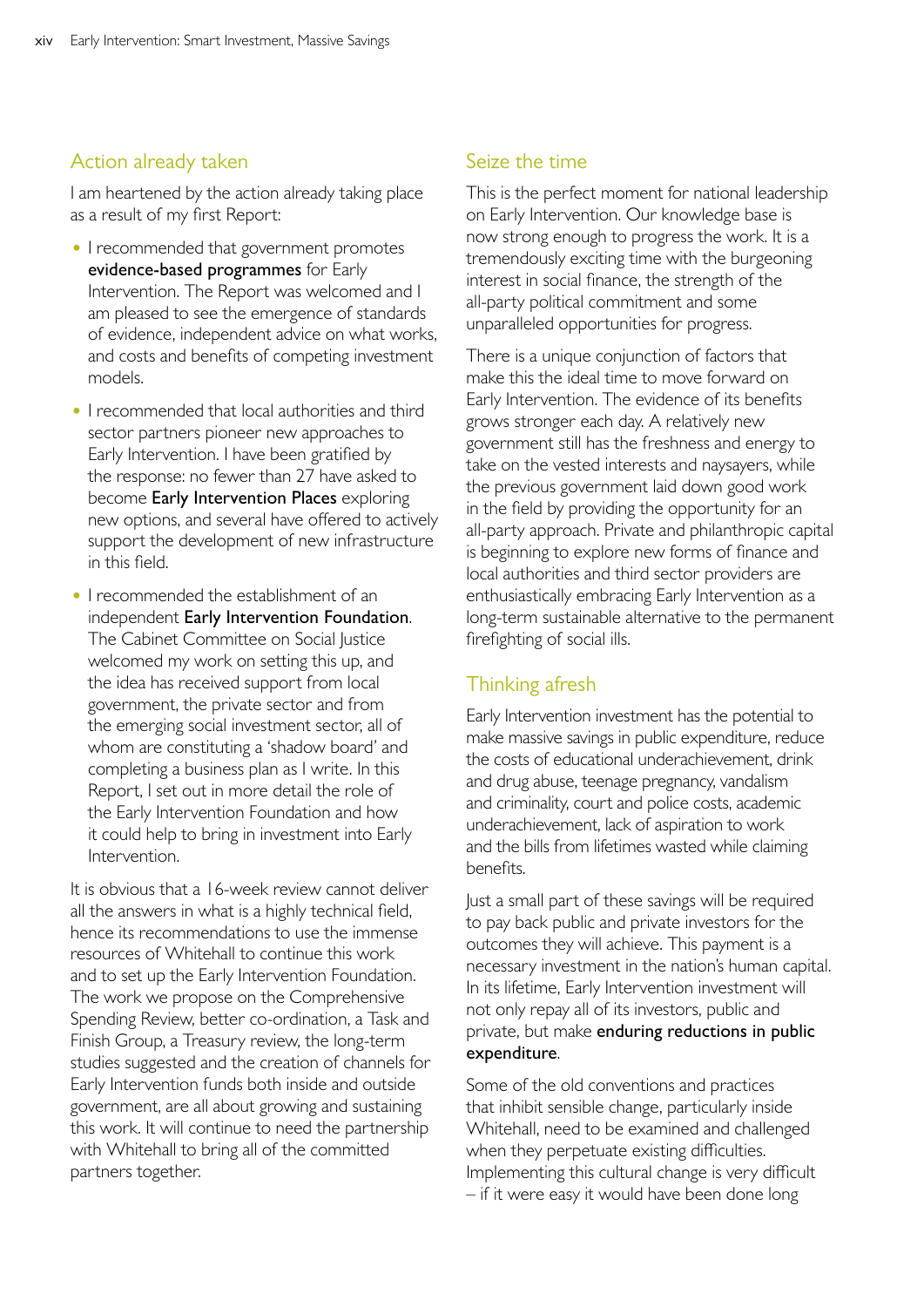## Action already taken

I am heartened by the action already taking place as a result of my first Report:

- I recommended that government promotes **evidence-based programmes** for Early Intervention. The Report was welcomed and I am pleased to see the emergence of standards of evidence, independent advice on what works, and costs and benefits of competing investment models.
- I recommended that local authorities and third sector partners pioneer new approaches to Early Intervention. I have been gratified by the response: no fewer than 27 have asked to become **Early Intervention Places** exploring new options, and several have offered to actively support the development of new infrastructure in this field.
- I recommended the establishment of an independent **Early Intervention Foundation**. The Cabinet Committee on Social Justice welcomed my work on setting this up, and the idea has received support from local government, the private sector and from the emerging social investment sector, all of whom are constituting a 'shadow board' and completing a business plan as I write. In this Report, I set out in more detail the role of the Early Intervention Foundation and how it could help to bring in investment into Early Intervention.

It is obvious that a 16-week review cannot deliver all the answers in what is a highly technical field, hence its recommendations to use the immense resources of Whitehall to continue this work and to set up the Early Intervention Foundation. The work we propose on the Comprehensive Spending Review, better co-ordination, a Task and Finish Group, a Treasury review, the long-term studies suggested and the creation of channels for Early Intervention funds both inside and outside government, are all about growing and sustaining this work. It will continue to need the partnership with Whitehall to bring all of the committed partners together.

## Seize the time

This is the perfect moment for national leadership on Early Intervention. Our knowledge base is now strong enough to progress the work. It is a tremendously exciting time with the burgeoning interest in social finance, the strength of the all-party political commitment and some unparalleled opportunities for progress.

There is a unique conjunction of factors that make this the ideal time to move forward on Early Intervention. The evidence of its benefits grows stronger each day. A relatively new government still has the freshness and energy to take on the vested interests and naysayers, while the previous government laid down good work in the field by providing the opportunity for an all-party approach. Private and philanthropic capital is beginning to explore new forms of finance and local authorities and third sector providers are enthusiastically embracing Early Intervention as a long-term sustainable alternative to the permanent firefighting of social ills.

## Thinking afresh

Early Intervention investment has the potential to make massive savings in public expenditure, reduce the costs of educational underachievement, drink and drug abuse, teenage pregnancy, vandalism and criminality, court and police costs, academic underachievement, lack of aspiration to work and the bills from lifetimes wasted while claiming benefits.

Just a small part of these savings will be required to pay back public and private investors for the outcomes they will achieve. This payment is a necessary investment in the nation's human capital. In its lifetime, Early Intervention investment will not only repay all of its investors, public and private, but make **enduring reductions in public expenditure**.

Some of the old conventions and practices that inhibit sensible change, particularly inside Whitehall, need to be examined and challenged when they perpetuate existing difficulties. Implementing this cultural change is very difficult – if it were easy it would have been done long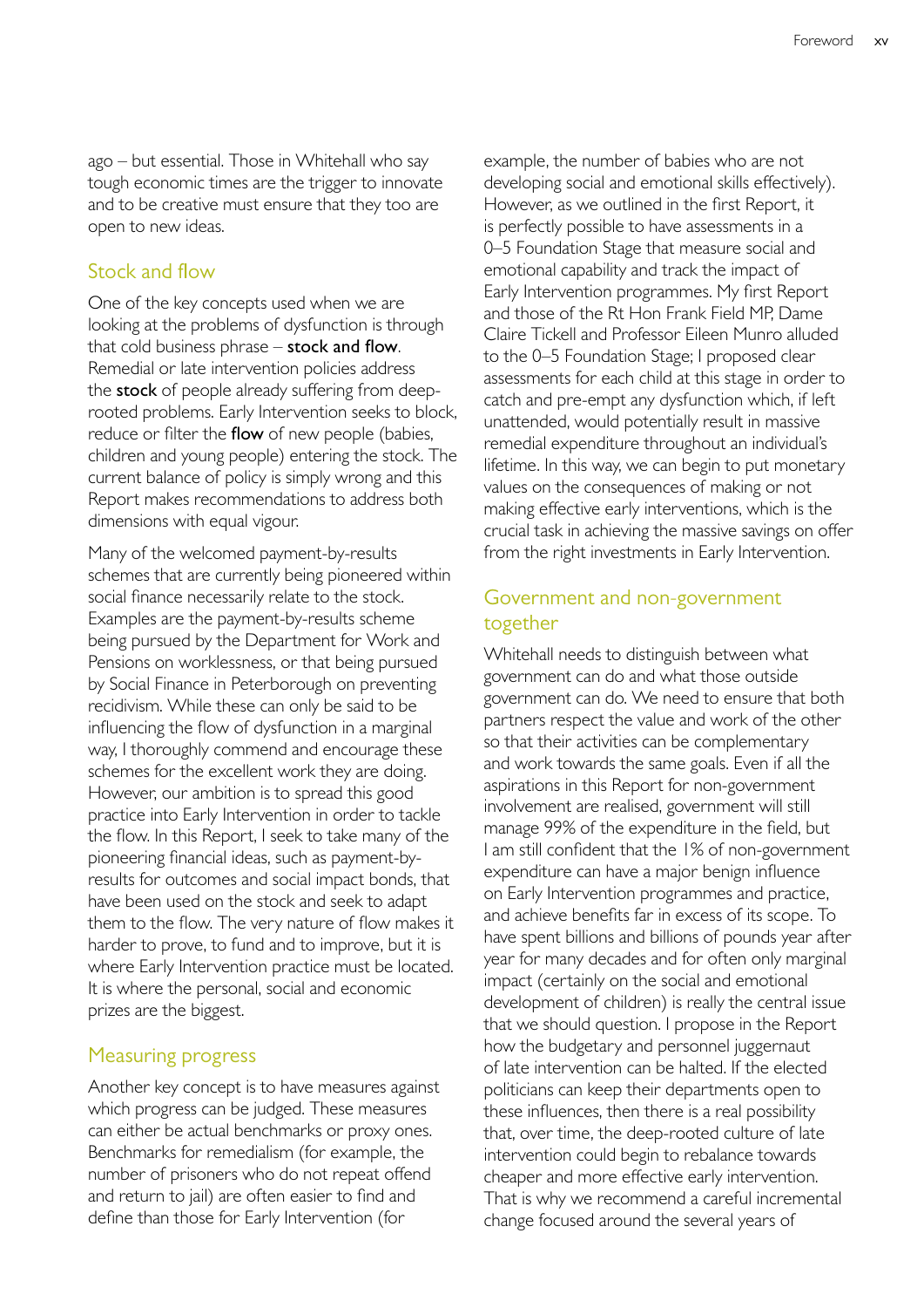ago – but essential. Those in Whitehall who say tough economic times are the trigger to innovate and to be creative must ensure that they too are open to new ideas.

## Stock and flow

One of the key concepts used when we are looking at the problems of dysfunction is through that cold business phrase – **stock and flow**. Remedial or late intervention policies address the **stock** of people already suffering from deep-rooted problems. Early Intervention seeks to block, reduce or filter the **flow** of new people (babies, children and young people) entering the stock. The current balance of policy is simply wrong and this Report makes recommendations to address both dimensions with equal vigour.

Many of the welcomed payment-by-results schemes that are currently being pioneered within social finance necessarily relate to the stock. Examples are the payment-by-results scheme being pursued by the Department for Work and Pensions on worklessness, or that being pursued by Social Finance in Peterborough on preventing recidivism. While these can only be said to be influencing the flow of dysfunction in a marginal way, I thoroughly commend and encourage these schemes for the excellent work they are doing. However, our ambition is to spread this good practice into Early Intervention in order to tackle the flow. In this Report, I seek to take many of the pioneering financial ideas, such as payment-by-results for outcomes and social impact bonds, that have been used on the stock and seek to adapt them to the flow. The very nature of flow makes it harder to prove, to fund and to improve, but it is where Early Intervention practice must be located. It is where the personal, social and economic prizes are the biggest.

## Measuring progress

Another key concept is to have measures against which progress can be judged. These measures can either be actual benchmarks or proxy ones. Benchmarks for remedialism (for example, the number of prisoners who do not repeat offend and return to jail) are often easier to find and define than those for Early Intervention (for example, the number of babies who are not developing social and emotional skills effectively). However, as we outlined in the first Report, it is perfectly possible to have assessments in a 0–5 Foundation Stage that measure social and emotional capability and track the impact of Early Intervention programmes. My first Report and those of the Rt Hon Frank Field MP, Dame Claire Tickell and Professor Eileen Munro alluded to the 0–5 Foundation Stage; I proposed clear assessments for each child at this stage in order to catch and pre-empt any dysfunction which, if left unattended, would potentially result in massive remedial expenditure throughout an individual's lifetime. In this way, we can begin to put monetary values on the consequences of making or not making effective early interventions, which is the crucial task in achieving the massive savings on offer from the right investments in Early Intervention.

## Government and non-government together

Whitehall needs to distinguish between what government can do and what those outside government can do. We need to ensure that both partners respect the value and work of the other so that their activities can be complementary and work towards the same goals. Even if all the aspirations in this Report for non-government involvement are realised, government will still manage 99% of the expenditure in the field, but I am still confident that the 1% of non-government expenditure can have a major benign influence on Early Intervention programmes and practice, and achieve benefits far in excess of its scope. To have spent billions and billions of pounds year after year for many decades and for often only marginal impact (certainly on the social and emotional development of children) is really the central issue that we should question. I propose in the Report how the budgetary and personnel juggernaut of late intervention can be halted. If the elected politicians can keep their departments open to these influences, then there is a real possibility that, over time, the deep-rooted culture of late intervention could begin to rebalance towards cheaper and more effective early intervention. That is why we recommend a careful incremental change focused around the several years of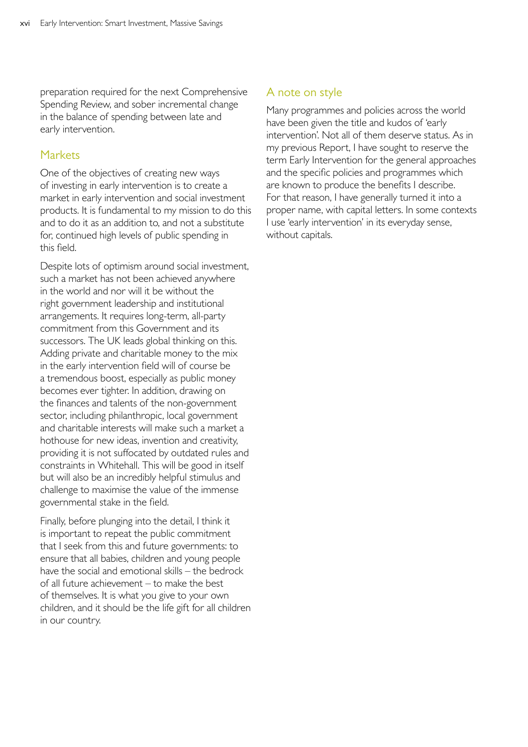preparation required for the next Comprehensive Spending Review, and sober incremental change in the balance of spending between late and early intervention.

## Markets

One of the objectives of creating new ways of investing in early intervention is to create a market in early intervention and social investment products. It is fundamental to my mission to do this and to do it as an addition to, and not a substitute for, continued high levels of public spending in this field.

Despite lots of optimism around social investment, such a market has not been achieved anywhere in the world and nor will it be without the right government leadership and institutional arrangements. It requires long-term, all-party commitment from this Government and its successors. The UK leads global thinking on this. Adding private and charitable money to the mix in the early intervention field will of course be a tremendous boost, especially as public money becomes ever tighter. In addition, drawing on the finances and talents of the non-government sector, including philanthropic, local government and charitable interests will make such a market a hothouse for new ideas, invention and creativity, providing it is not suffocated by outdated rules and constraints in Whitehall. This will be good in itself but will also be an incredibly helpful stimulus and challenge to maximise the value of the immense governmental stake in the field.

Finally, before plunging into the detail, I think it is important to repeat the public commitment that I seek from this and future governments: to ensure that all babies, children and young people have the social and emotional skills – the bedrock of all future achievement – to make the best of themselves. It is what you give to your own children, and it should be the life gift for all children in our country.

## A note on style

Many programmes and policies across the world have been given the title and kudos of 'early intervention'. Not all of them deserve status. As in my previous Report, I have sought to reserve the term Early Intervention for the general approaches and the specific policies and programmes which are known to produce the benefits I describe. For that reason, I have generally turned it into a proper name, with capital letters. In some contexts I use 'early intervention' in its everyday sense, without capitals.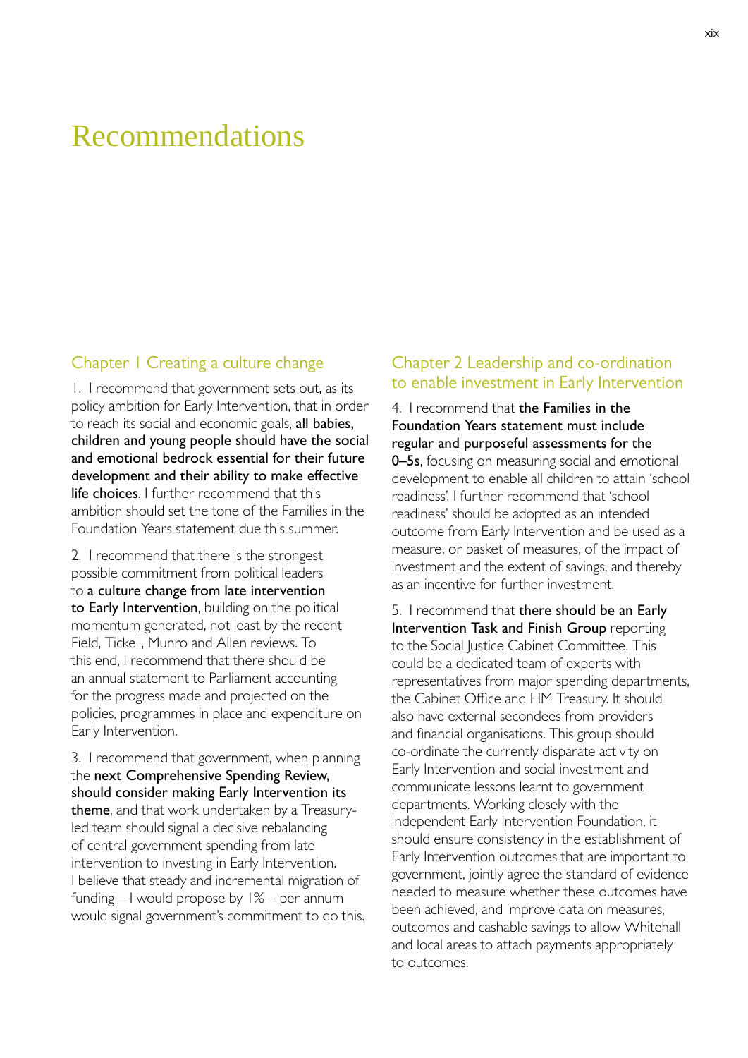# Recommendations

## Chapter 1 Creating a culture change

1. I recommend that government sets out, as its policy ambition for Early Intervention, that in order to reach its social and economic goals, **all babies, children and young people should have the social and emotional bedrock essential for their future development and their ability to make effective life choices**. I further recommend that this ambition should set the tone of the Families in the Foundation Years statement due this summer.

2. I recommend that there is the strongest possible commitment from political leaders to **a culture change from late intervention to Early Intervention**, building on the political momentum generated, not least by the recent Field, Tickell, Munro and Allen reviews. To this end, I recommend that there should be an annual statement to Parliament accounting for the progress made and projected on the policies, programmes in place and expenditure on Early Intervention.

3. I recommend that government, when planning the **next Comprehensive Spending Review, should consider making Early Intervention its theme**, and that work undertaken by a Treasury-led team should signal a decisive rebalancing of central government spending from late intervention to investing in Early Intervention. I believe that steady and incremental migration of funding – I would propose by 1% – per annum would signal government's commitment to do this.

## Chapter 2 Leadership and co-ordination to enable investment in Early Intervention

4. I recommend that **the Families in the Foundation Years statement must include regular and purposeful assessments for the 0–5s**, focusing on measuring social and emotional development to enable all children to attain 'school readiness'. I further recommend that 'school readiness' should be adopted as an intended outcome from Early Intervention and be used as a measure, or basket of measures, of the impact of investment and the extent of savings, and thereby as an incentive for further investment.

5. I recommend that **there should be an Early Intervention Task and Finish Group** reporting to the Social Justice Cabinet Committee. This could be a dedicated team of experts with representatives from major spending departments, the Cabinet Office and HM Treasury. It should also have external secondees from providers and financial organisations. This group should co-ordinate the currently disparate activity on Early Intervention and social investment and communicate lessons learnt to government departments. Working closely with the independent Early Intervention Foundation, it should ensure consistency in the establishment of Early Intervention outcomes that are important to government, jointly agree the standard of evidence needed to measure whether these outcomes have been achieved, and improve data on measures, outcomes and cashable savings to allow Whitehall and local areas to attach payments appropriately to outcomes.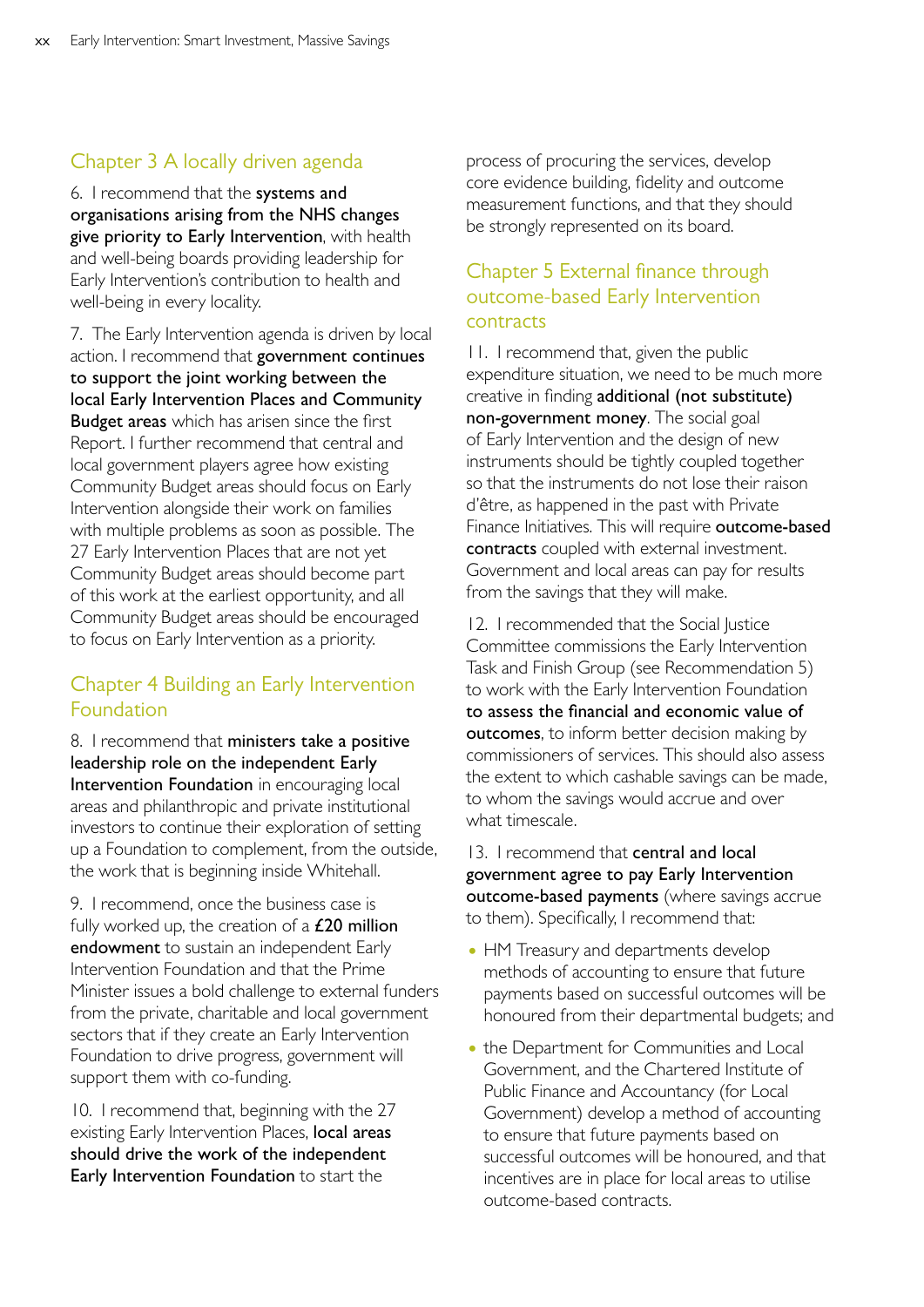## Chapter 3 A locally driven agenda

6. I recommend that the **systems and organisations arising from the NHS changes give priority to Early Intervention**, with health and well-being boards providing leadership for Early Intervention's contribution to health and well-being in every locality.

7. The Early Intervention agenda is driven by local action. I recommend that **government continues to support the joint working between the local Early Intervention Places and Community Budget areas** which has arisen since the first Report. I further recommend that central and local government players agree how existing Community Budget areas should focus on Early Intervention alongside their work on families with multiple problems as soon as possible. The 27 Early Intervention Places that are not yet Community Budget areas should become part of this work at the earliest opportunity, and all Community Budget areas should be encouraged to focus on Early Intervention as a priority.

## Chapter 4 Building an Early Intervention Foundation

8. I recommend that **ministers take a positive leadership role on the independent Early Intervention Foundation** in encouraging local areas and philanthropic and private institutional investors to continue their exploration of setting up a Foundation to complement, from the outside, the work that is beginning inside Whitehall.

9. I recommend, once the business case is fully worked up, the creation of a **£20 million endowment** to sustain an independent Early Intervention Foundation and that the Prime Minister issues a bold challenge to external funders from the private, charitable and local government sectors that if they create an Early Intervention Foundation to drive progress, government will support them with co-funding.

10. I recommend that, beginning with the 27 existing Early Intervention Places, **local areas should drive the work of the independent Early Intervention Foundation** to start the process of procuring the services, develop core evidence building, fidelity and outcome measurement functions, and that they should be strongly represented on its board.

## Chapter 5 External finance through outcome-based Early Intervention contracts

11. I recommend that, given the public expenditure situation, we need to be much more creative in finding **additional (not substitute) non-government money**. The social goal of Early Intervention and the design of new instruments should be tightly coupled together so that the instruments do not lose their raison d'être, as happened in the past with Private Finance Initiatives. This will require **outcome-based contracts** coupled with external investment. Government and local areas can pay for results from the savings that they will make.

12. I recommended that the Social Justice Committee commissions the Early Intervention Task and Finish Group (see Recommendation 5) to work with the Early Intervention Foundation **to assess the financial and economic value of outcomes**, to inform better decision making by commissioners of services. This should also assess the extent to which cashable savings can be made, to whom the savings would accrue and over what timescale.

13. I recommend that **central and local government agree to pay Early Intervention outcome-based payments** (where savings accrue to them). Specifically, I recommend that:

- HM Treasury and departments develop methods of accounting to ensure that future payments based on successful outcomes will be honoured from their departmental budgets; and
- the Department for Communities and Local Government, and the Chartered Institute of Public Finance and Accountancy (for Local Government) develop a method of accounting to ensure that future payments based on successful outcomes will be honoured, and that incentives are in place for local areas to utilise outcome-based contracts.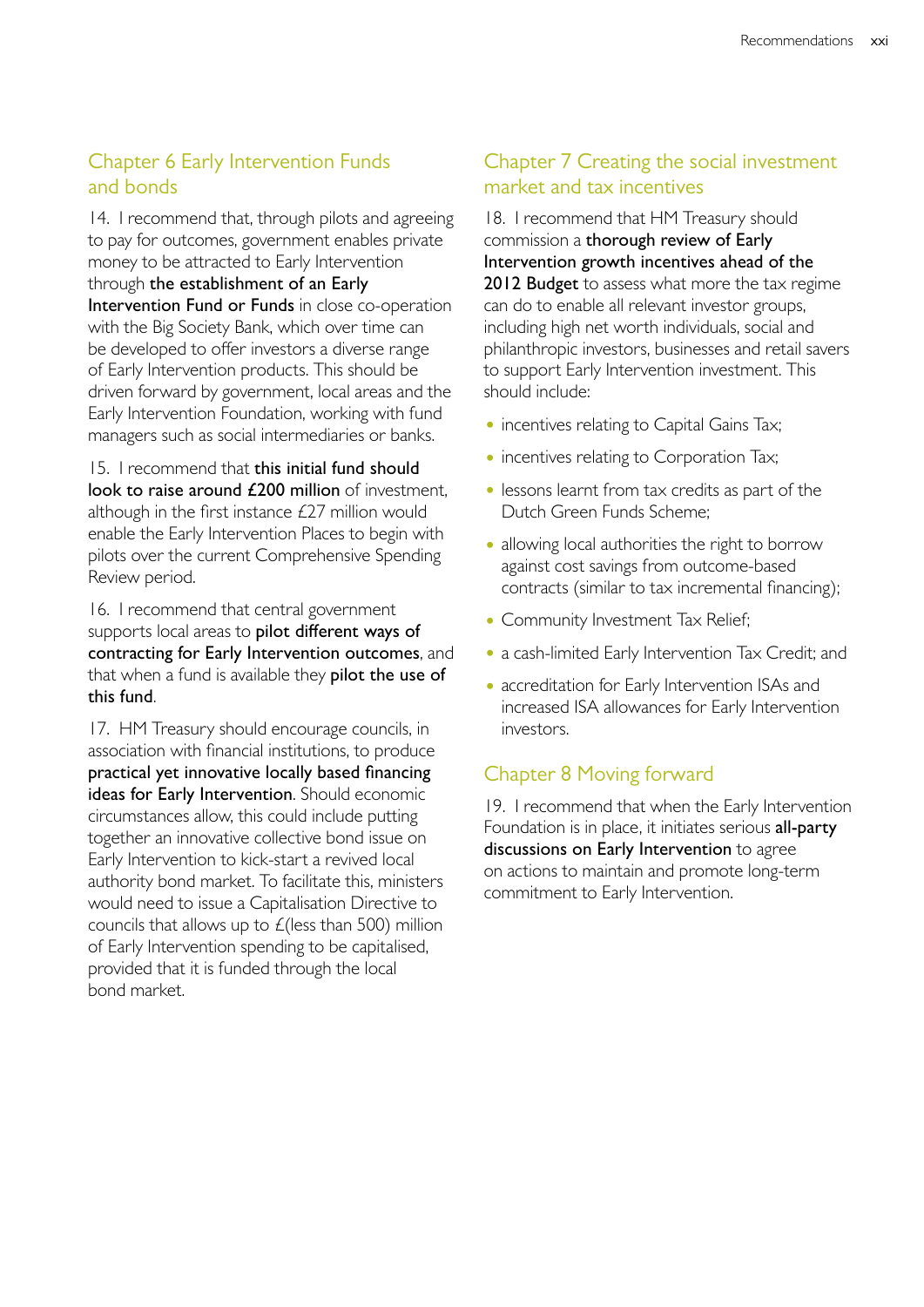## Chapter 6 Early Intervention Funds and bonds

14. I recommend that, through pilots and agreeing to pay for outcomes, government enables private money to be attracted to Early Intervention through **the establishment of an Early Intervention Fund or Funds** in close co-operation with the Big Society Bank, which over time can be developed to offer investors a diverse range of Early Intervention products. This should be driven forward by government, local areas and the Early Intervention Foundation, working with fund managers such as social intermediaries or banks.

15. I recommend that **this initial fund should look to raise around £200 million** of investment, although in the first instance £27 million would enable the Early Intervention Places to begin with pilots over the current Comprehensive Spending Review period.

16. I recommend that central government supports local areas to **pilot different ways of contracting for Early Intervention outcomes**, and that when a fund is available they **pilot the use of this fund**.

17. HM Treasury should encourage councils, in association with financial institutions, to produce **practical yet innovative locally based financing ideas for Early Intervention**. Should economic circumstances allow, this could include putting together an innovative collective bond issue on Early Intervention to kick-start a revived local authority bond market. To facilitate this, ministers would need to issue a Capitalisation Directive to councils that allows up to £(less than 500) million of Early Intervention spending to be capitalised, provided that it is funded through the local bond market.

## Chapter 7 Creating the social investment market and tax incentives

18. I recommend that HM Treasury should commission a **thorough review of Early Intervention growth incentives ahead of the 2012 Budget** to assess what more the tax regime can do to enable all relevant investor groups, including high net worth individuals, social and philanthropic investors, businesses and retail savers to support Early Intervention investment. This should include:

- incentives relating to Capital Gains Tax;
- incentives relating to Corporation Tax;
- lessons learnt from tax credits as part of the Dutch Green Funds Scheme;
- allowing local authorities the right to borrow against cost savings from outcome-based contracts (similar to tax incremental financing);
- Community Investment Tax Relief;
- a cash-limited Early Intervention Tax Credit; and
- accreditation for Early Intervention ISAs and increased ISA allowances for Early Intervention investors.

## Chapter 8 Moving forward

19. I recommend that when the Early Intervention Foundation is in place, it initiates serious **all-party discussions on Early Intervention** to agree on actions to maintain and promote long-term commitment to Early Intervention.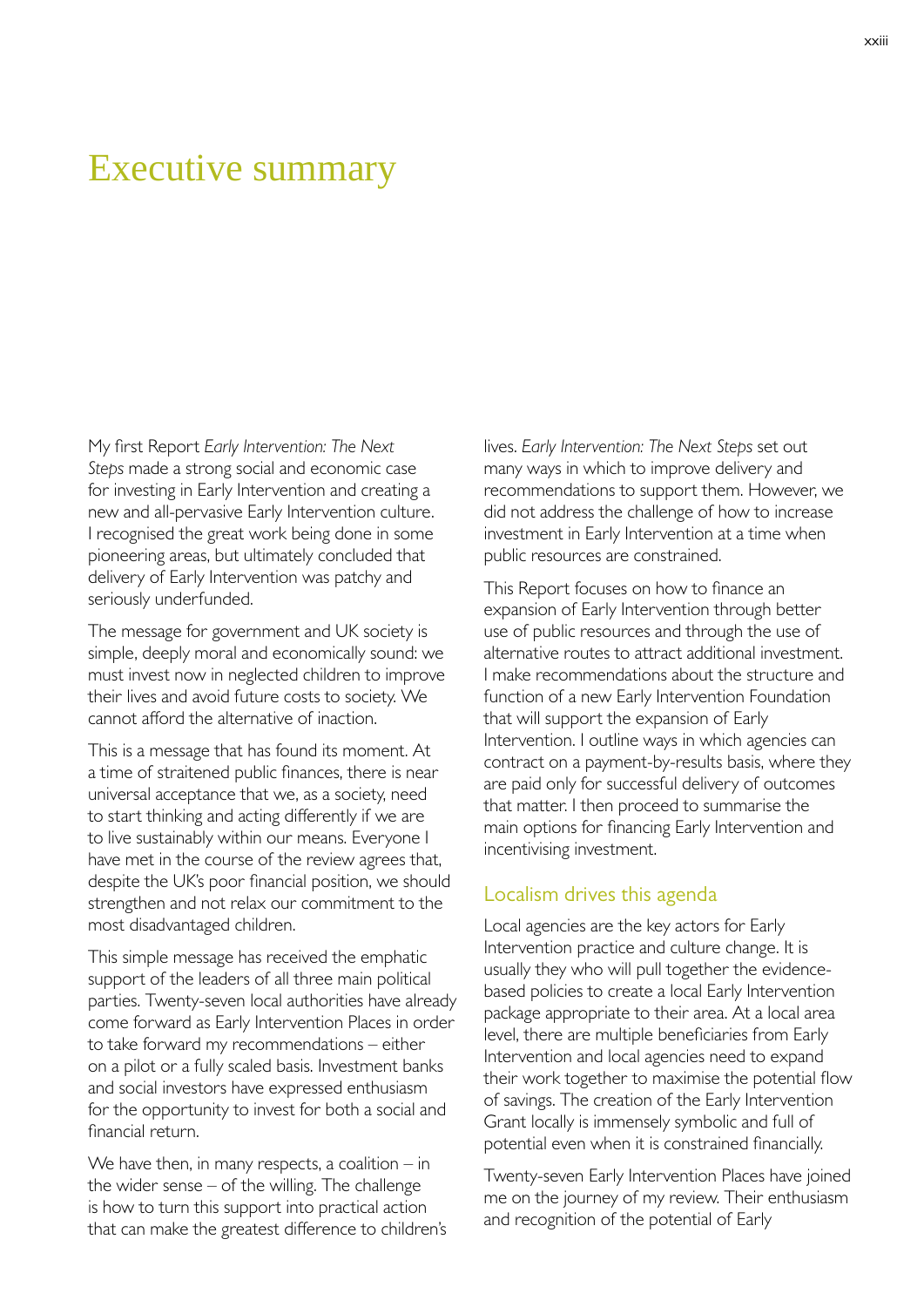# Executive summary

My first Report *Early Intervention: The Next Steps* made a strong social and economic case for investing in Early Intervention and creating a new and all-pervasive Early Intervention culture. I recognised the great work being done in some pioneering areas, but ultimately concluded that delivery of Early Intervention was patchy and seriously underfunded.

The message for government and UK society is simple, deeply moral and economically sound: we must invest now in neglected children to improve their lives and avoid future costs to society. We cannot afford the alternative of inaction.

This is a message that has found its moment. At a time of straitened public finances, there is near universal acceptance that we, as a society, need to start thinking and acting differently if we are to live sustainably within our means. Everyone I have met in the course of the review agrees that, despite the UK's poor financial position, we should strengthen and not relax our commitment to the most disadvantaged children.

This simple message has received the emphatic support of the leaders of all three main political parties. Twenty-seven local authorities have already come forward as Early Intervention Places in order to take forward my recommendations – either on a pilot or a fully scaled basis. Investment banks and social investors have expressed enthusiasm for the opportunity to invest for both a social and financial return.

We have then, in many respects, a coalition – in the wider sense – of the willing. The challenge is how to turn this support into practical action that can make the greatest difference to children's lives. *Early Intervention: The Next Steps* set out many ways in which to improve delivery and recommendations to support them. However, we did not address the challenge of how to increase investment in Early Intervention at a time when public resources are constrained.

This Report focuses on how to finance an expansion of Early Intervention through better use of public resources and through the use of alternative routes to attract additional investment. I make recommendations about the structure and function of a new Early Intervention Foundation that will support the expansion of Early Intervention. I outline ways in which agencies can contract on a payment-by-results basis, where they are paid only for successful delivery of outcomes that matter. I then proceed to summarise the main options for financing Early Intervention and incentivising investment.

## Localism drives this agenda

Local agencies are the key actors for Early Intervention practice and culture change. It is usually they who will pull together the evidence-based policies to create a local Early Intervention package appropriate to their area. At a local area level, there are multiple beneficiaries from Early Intervention and local agencies need to expand their work together to maximise the potential flow of savings. The creation of the Early Intervention Grant locally is immensely symbolic and full of potential even when it is constrained financially.

Twenty-seven Early Intervention Places have joined me on the journey of my review. Their enthusiasm and recognition of the potential of Early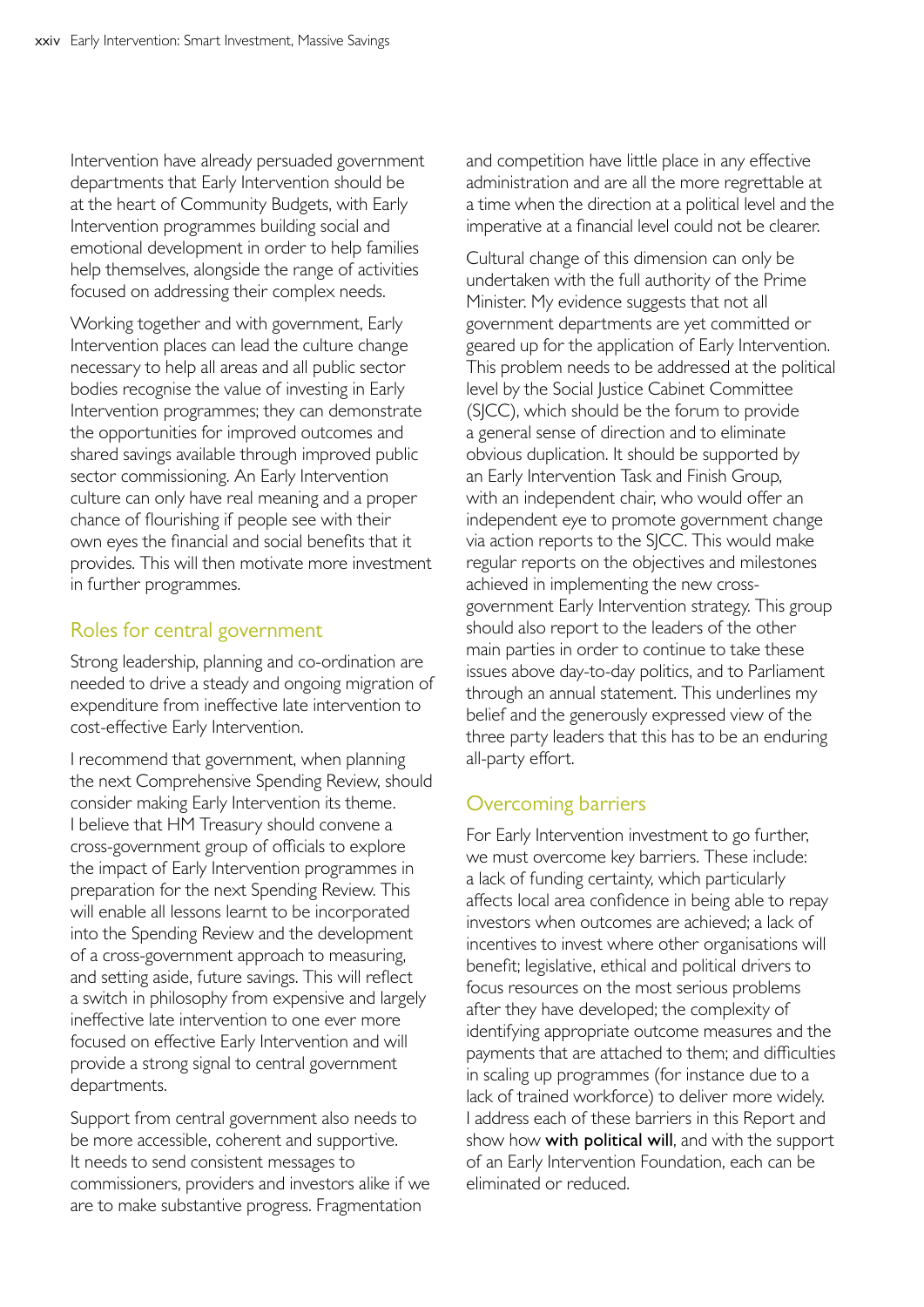Intervention have already persuaded government departments that Early Intervention should be at the heart of Community Budgets, with Early Intervention programmes building social and emotional development in order to help families help themselves, alongside the range of activities focused on addressing their complex needs.

Working together and with government, Early Intervention places can lead the culture change necessary to help all areas and all public sector bodies recognise the value of investing in Early Intervention programmes; they can demonstrate the opportunities for improved outcomes and shared savings available through improved public sector commissioning. An Early Intervention culture can only have real meaning and a proper chance of flourishing if people see with their own eyes the financial and social benefits that it provides. This will then motivate more investment in further programmes.

## Roles for central government

Strong leadership, planning and co-ordination are needed to drive a steady and ongoing migration of expenditure from ineffective late intervention to cost-effective Early Intervention.

I recommend that government, when planning the next Comprehensive Spending Review, should consider making Early Intervention its theme. I believe that HM Treasury should convene a cross-government group of officials to explore the impact of Early Intervention programmes in preparation for the next Spending Review. This will enable all lessons learnt to be incorporated into the Spending Review and the development of a cross-government approach to measuring, and setting aside, future savings. This will reflect a switch in philosophy from expensive and largely ineffective late intervention to one ever more focused on effective Early Intervention and will provide a strong signal to central government departments.

Support from central government also needs to be more accessible, coherent and supportive. It needs to send consistent messages to commissioners, providers and investors alike if we are to make substantive progress. Fragmentation and competition have little place in any effective administration and are all the more regrettable at a time when the direction at a political level and the imperative at a financial level could not be clearer.

Cultural change of this dimension can only be undertaken with the full authority of the Prime Minister. My evidence suggests that not all government departments are yet committed or geared up for the application of Early Intervention. This problem needs to be addressed at the political level by the Social Justice Cabinet Committee (SJCC), which should be the forum to provide a general sense of direction and to eliminate obvious duplication. It should be supported by an Early Intervention Task and Finish Group, with an independent chair, who would offer an independent eye to promote government change via action reports to the SJCC. This would make regular reports on the objectives and milestones achieved in implementing the new cross-government Early Intervention strategy. This group should also report to the leaders of the other main parties in order to continue to take these issues above day-to-day politics, and to Parliament through an annual statement. This underlines my belief and the generously expressed view of the three party leaders that this has to be an enduring all-party effort.

## Overcoming barriers

For Early Intervention investment to go further, we must overcome key barriers. These include: a lack of funding certainty, which particularly affects local area confidence in being able to repay investors when outcomes are achieved; a lack of incentives to invest where other organisations will benefit; legislative, ethical and political drivers to focus resources on the most serious problems after they have developed; the complexity of identifying appropriate outcome measures and the payments that are attached to them; and difficulties in scaling up programmes (for instance due to a lack of trained workforce) to deliver more widely. I address each of these barriers in this Report and show how **with political will**, and with the support of an Early Intervention Foundation, each can be eliminated or reduced.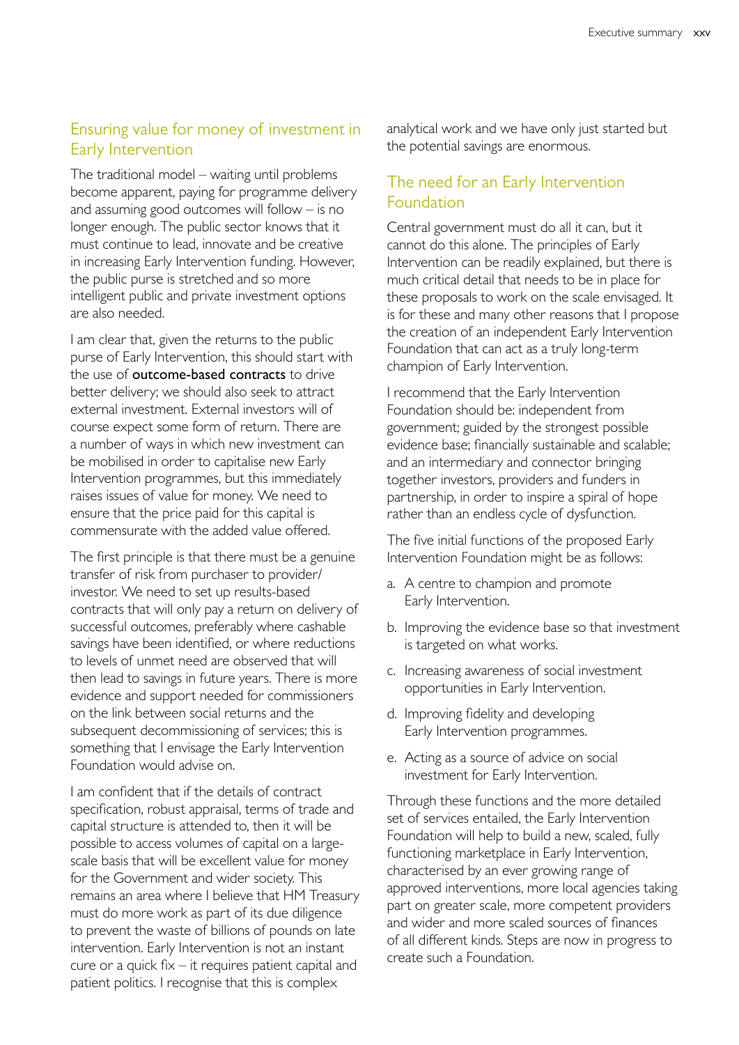## Ensuring value for money of investment in Early Intervention

The traditional model – waiting until problems become apparent, paying for programme delivery and assuming good outcomes will follow – is no longer enough. The public sector knows that it must continue to lead, innovate and be creative in increasing Early Intervention funding. However, the public purse is stretched and so more intelligent public and private investment options are also needed.

I am clear that, given the returns to the public purse of Early Intervention, this should start with the use of **outcome-based contracts** to drive better delivery; we should also seek to attract external investment. External investors will of course expect some form of return. There are a number of ways in which new investment can be mobilised in order to capitalise new Early Intervention programmes, but this immediately raises issues of value for money. We need to ensure that the price paid for this capital is commensurate with the added value offered.

The first principle is that there must be a genuine transfer of risk from purchaser to provider/investor. We need to set up results-based contracts that will only pay a return on delivery of successful outcomes, preferably where cashable savings have been identified, or where reductions to levels of unmet need are observed that will then lead to savings in future years. There is more evidence and support needed for commissioners on the link between social returns and the subsequent decommissioning of services; this is something that I envisage the Early Intervention Foundation would advise on.

I am confident that if the details of contract specification, robust appraisal, terms of trade and capital structure is attended to, then it will be possible to access volumes of capital on a large-scale basis that will be excellent value for money for the Government and wider society. This remains an area where I believe that HM Treasury must do more work as part of its due diligence to prevent the waste of billions of pounds on late intervention. Early Intervention is not an instant cure or a quick fix – it requires patient capital and patient politics. I recognise that this is complex analytical work and we have only just started but the potential savings are enormous.

## The need for an Early Intervention Foundation

Central government must do all it can, but it cannot do this alone. The principles of Early Intervention can be readily explained, but there is much critical detail that needs to be in place for these proposals to work on the scale envisaged. It is for these and many other reasons that I propose the creation of an independent Early Intervention Foundation that can act as a truly long-term champion of Early Intervention.

I recommend that the Early Intervention Foundation should be: independent from government; guided by the strongest possible evidence base; financially sustainable and scalable; and an intermediary and connector bringing together investors, providers and funders in partnership, in order to inspire a spiral of hope rather than an endless cycle of dysfunction.

The five initial functions of the proposed Early Intervention Foundation might be as follows:

a. A centre to champion and promote Early Intervention.

b. Improving the evidence base so that investment is targeted on what works.

c. Increasing awareness of social investment opportunities in Early Intervention.

d. Improving fidelity and developing Early Intervention programmes.

e. Acting as a source of advice on social investment for Early Intervention.

Through these functions and the more detailed set of services entailed, the Early Intervention Foundation will help to build a new, scaled, fully functioning marketplace in Early Intervention, characterised by an ever growing range of approved interventions, more local agencies taking part on greater scale, more competent providers and wider and more scaled sources of finances of all different kinds. Steps are now in progress to create such a Foundation.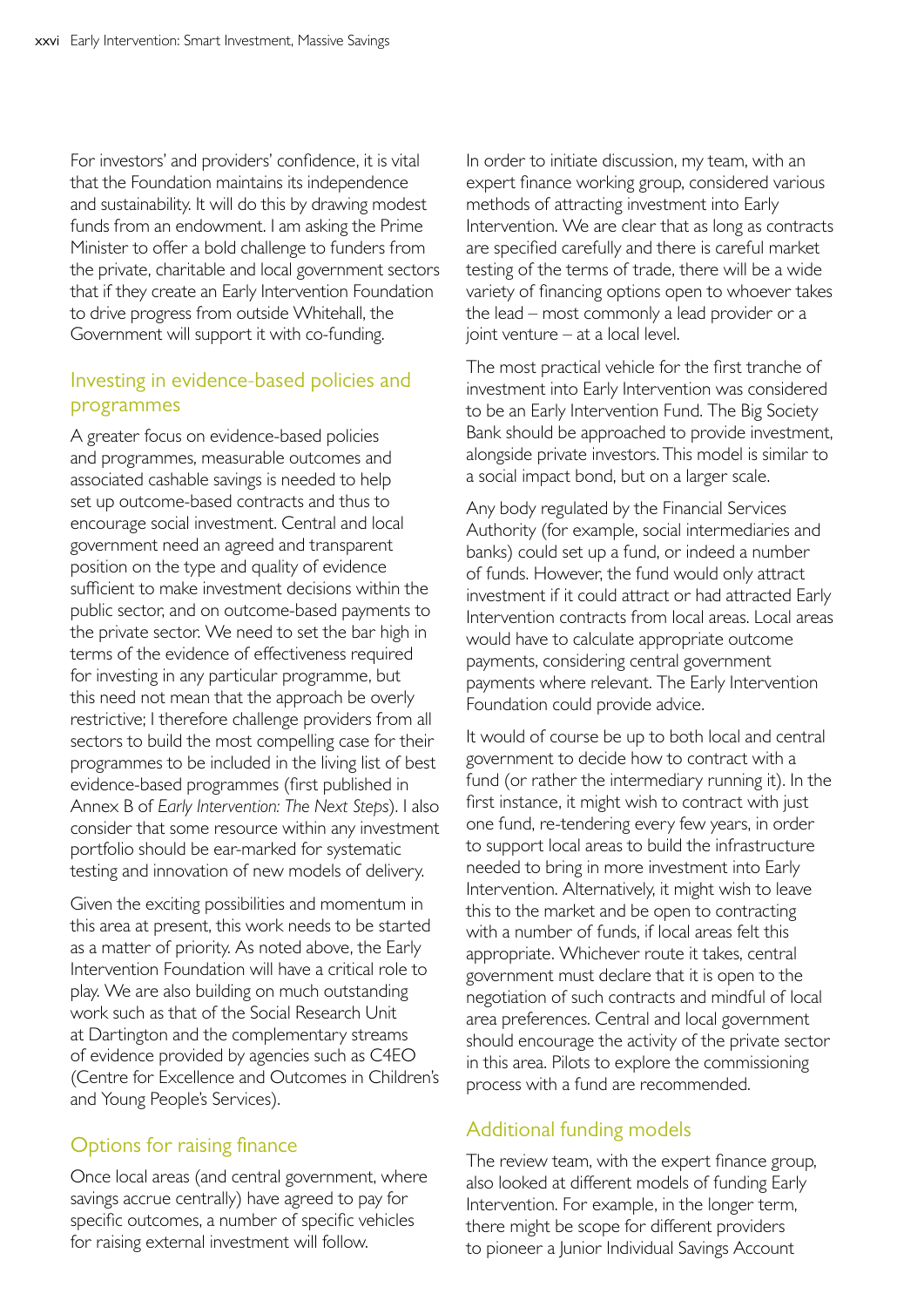For investors' and providers' confidence, it is vital that the Foundation maintains its independence and sustainability. It will do this by drawing modest funds from an endowment. I am asking the Prime Minister to offer a bold challenge to funders from the private, charitable and local government sectors that if they create an Early Intervention Foundation to drive progress from outside Whitehall, the Government will support it with co-funding.

## Investing in evidence-based policies and programmes

A greater focus on evidence-based policies and programmes, measurable outcomes and associated cashable savings is needed to help set up outcome-based contracts and thus to encourage social investment. Central and local government need an agreed and transparent position on the type and quality of evidence sufficient to make investment decisions within the public sector, and on outcome-based payments to the private sector. We need to set the bar high in terms of the evidence of effectiveness required for investing in any particular programme, but this need not mean that the approach be overly restrictive; I therefore challenge providers from all sectors to build the most compelling case for their programmes to be included in the living list of best evidence-based programmes (first published in Annex B of *Early Intervention: The Next Steps*). I also consider that some resource within any investment portfolio should be ear-marked for systematic testing and innovation of new models of delivery.

Given the exciting possibilities and momentum in this area at present, this work needs to be started as a matter of priority. As noted above, the Early Intervention Foundation will have a critical role to play. We are also building on much outstanding work such as that of the Social Research Unit at Dartington and the complementary streams of evidence provided by agencies such as C4EO (Centre for Excellence and Outcomes in Children's and Young People's Services).

## Options for raising finance

Once local areas (and central government, where savings accrue centrally) have agreed to pay for specific outcomes, a number of specific vehicles for raising external investment will follow.

In order to initiate discussion, my team, with an expert finance working group, considered various methods of attracting investment into Early Intervention. We are clear that as long as contracts are specified carefully and there is careful market testing of the terms of trade, there will be a wide variety of financing options open to whoever takes the lead – most commonly a lead provider or a joint venture – at a local level.

The most practical vehicle for the first tranche of investment into Early Intervention was considered to be an Early Intervention Fund. The Big Society Bank should be approached to provide investment, alongside private investors. This model is similar to a social impact bond, but on a larger scale.

Any body regulated by the Financial Services Authority (for example, social intermediaries and banks) could set up a fund, or indeed a number of funds. However, the fund would only attract investment if it could attract or had attracted Early Intervention contracts from local areas. Local areas would have to calculate appropriate outcome payments, considering central government payments where relevant. The Early Intervention Foundation could provide advice.

It would of course be up to both local and central government to decide how to contract with a fund (or rather the intermediary running it). In the first instance, it might wish to contract with just one fund, re-tendering every few years, in order to support local areas to build the infrastructure needed to bring in more investment into Early Intervention. Alternatively, it might wish to leave this to the market and be open to contracting with a number of funds, if local areas felt this appropriate. Whichever route it takes, central government must declare that it is open to the negotiation of such contracts and mindful of local area preferences. Central and local government should encourage the activity of the private sector in this area. Pilots to explore the commissioning process with a fund are recommended.

## Additional funding models

The review team, with the expert finance group, also looked at different models of funding Early Intervention. For example, in the longer term, there might be scope for different providers to pioneer a Junior Individual Savings Account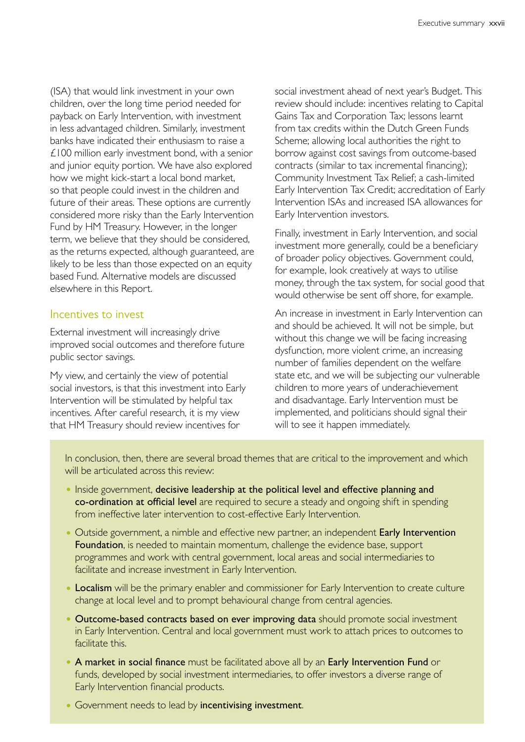(ISA) that would link investment in your own children, over the long time period needed for payback on Early Intervention, with investment in less advantaged children. Similarly, investment banks have indicated their enthusiasm to raise a £100 million early investment bond, with a senior and junior equity portion. We have also explored how we might kick-start a local bond market, so that people could invest in the children and future of their areas. These options are currently considered more risky than the Early Intervention Fund by HM Treasury. However, in the longer term, we believe that they should be considered, as the returns expected, although guaranteed, are likely to be less than those expected on an equity based Fund. Alternative models are discussed elsewhere in this Report.

## Incentives to invest

External investment will increasingly drive improved social outcomes and therefore future public sector savings.

My view, and certainly the view of potential social investors, is that this investment into Early Intervention will be stimulated by helpful tax incentives. After careful research, it is my view that HM Treasury should review incentives for social investment ahead of next year's Budget. This review should include: incentives relating to Capital Gains Tax and Corporation Tax; lessons learnt from tax credits within the Dutch Green Funds Scheme; allowing local authorities the right to borrow against cost savings from outcome-based contracts (similar to tax incremental financing); Community Investment Tax Relief; a cash-limited Early Intervention Tax Credit; accreditation of Early Intervention ISAs and increased ISA allowances for Early Intervention investors.

Finally, investment in Early Intervention, and social investment more generally, could be a beneficiary of broader policy objectives. Government could, for example, look creatively at ways to utilise money, through the tax system, for social good that would otherwise be sent off shore, for example.

An increase in investment in Early Intervention can and should be achieved. It will not be simple, but without this change we will be facing increasing dysfunction, more violent crime, an increasing number of families dependent on the welfare state etc, and we will be subjecting our vulnerable children to more years of underachievement and disadvantage. Early Intervention must be implemented, and politicians should signal their will to see it happen immediately.

In conclusion, then, there are several broad themes that are critical to the improvement and which will be articulated across this review:

- Inside government, **decisive leadership at the political level and effective planning and co-ordination at official level** are required to secure a steady and ongoing shift in spending from ineffective later intervention to cost-effective Early Intervention.
- Outside government, a nimble and effective new partner, an independent **Early Intervention Foundation**, is needed to maintain momentum, challenge the evidence base, support programmes and work with central government, local areas and social intermediaries to facilitate and increase investment in Early Intervention.
- **Localism** will be the primary enabler and commissioner for Early Intervention to create culture change at local level and to prompt behavioural change from central agencies.
- **Outcome-based contracts based on ever improving data** should promote social investment in Early Intervention. Central and local government must work to attach prices to outcomes to facilitate this.
- **A market in social finance** must be facilitated above all by an **Early Intervention Fund** or funds, developed by social investment intermediaries, to offer investors a diverse range of Early Intervention financial products.
- Government needs to lead by **incentivising investment**.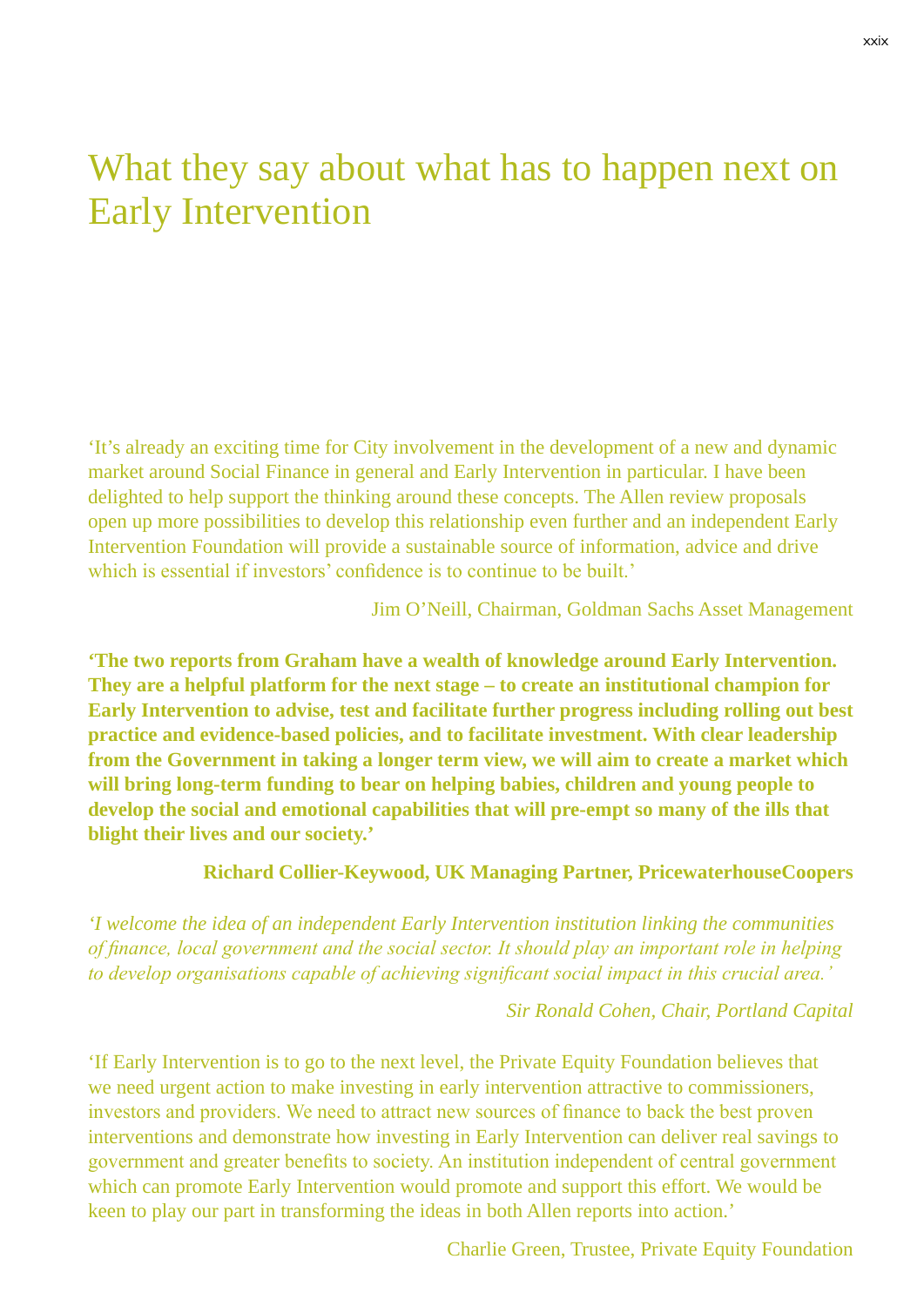# What they say about what has to happen next on Early Intervention

'It's already an exciting time for City involvement in the development of a new and dynamic market around Social Finance in general and Early Intervention in particular. I have been delighted to help support the thinking around these concepts. The Allen review proposals open up more possibilities to develop this relationship even further and an independent Early Intervention Foundation will provide a sustainable source of information, advice and drive which is essential if investors' confidence is to continue to be built.'

Jim O'Neill, Chairman, Goldman Sachs Asset Management

**'The two reports from Graham have a wealth of knowledge around Early Intervention. They are a helpful platform for the next stage – to create an institutional champion for Early Intervention to advise, test and facilitate further progress including rolling out best practice and evidence-based policies, and to facilitate investment. With clear leadership from the Government in taking a longer term view, we will aim to create a market which will bring long-term funding to bear on helping babies, children and young people to develop the social and emotional capabilities that will pre-empt so many of the ills that blight their lives and our society.'**

**Richard Collier-Keywood, UK Managing Partner, PricewaterhouseCoopers**

*'I welcome the idea of an independent Early Intervention institution linking the communities of finance, local government and the social sector. It should play an important role in helping to develop organisations capable of achieving significant social impact in this crucial area.'*

*Sir Ronald Cohen, Chair, Portland Capital*

'If Early Intervention is to go to the next level, the Private Equity Foundation believes that we need urgent action to make investing in early intervention attractive to commissioners, investors and providers. We need to attract new sources of finance to back the best proven interventions and demonstrate how investing in Early Intervention can deliver real savings to government and greater benefits to society. An institution independent of central government which can promote Early Intervention would promote and support this effort. We would be keen to play our part in transforming the ideas in both Allen reports into action.'

Charlie Green, Trustee, Private Equity Foundation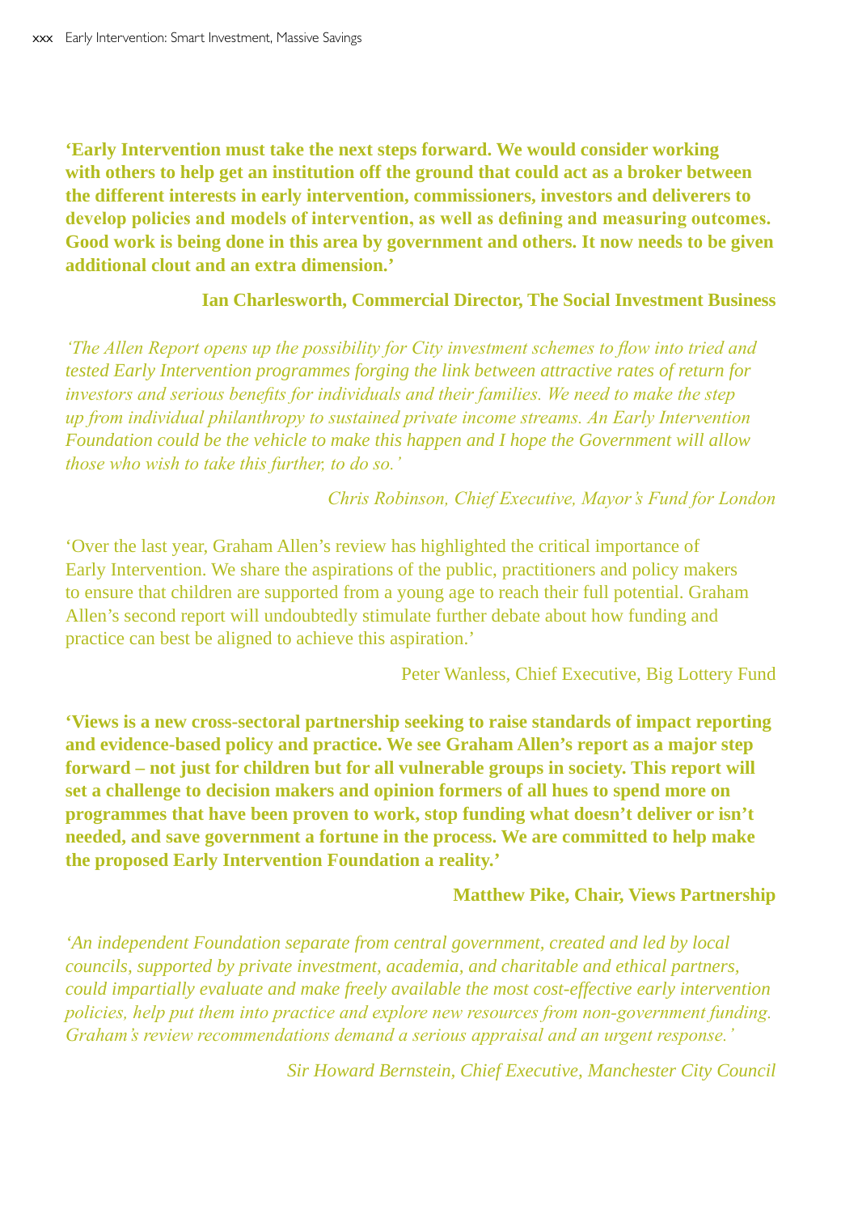**'Early Intervention must take the next steps forward. We would consider working with others to help get an institution off the ground that could act as a broker between the different interests in early intervention, commissioners, investors and deliverers to develop policies and models of intervention, as well as defining and measuring outcomes. Good work is being done in this area by government and others. It now needs to be given additional clout and an extra dimension.'**

**Ian Charlesworth, Commercial Director, The Social Investment Business**

*'The Allen Report opens up the possibility for City investment schemes to flow into tried and tested Early Intervention programmes forging the link between attractive rates of return for investors and serious benefits for individuals and their families. We need to make the step up from individual philanthropy to sustained private income streams. An Early Intervention Foundation could be the vehicle to make this happen and I hope the Government will allow those who wish to take this further, to do so.'*

*Chris Robinson, Chief Executive, Mayor's Fund for London*

'Over the last year, Graham Allen's review has highlighted the critical importance of Early Intervention. We share the aspirations of the public, practitioners and policy makers to ensure that children are supported from a young age to reach their full potential. Graham Allen's second report will undoubtedly stimulate further debate about how funding and practice can best be aligned to achieve this aspiration.'

Peter Wanless, Chief Executive, Big Lottery Fund

**'Views is a new cross-sectoral partnership seeking to raise standards of impact reporting and evidence-based policy and practice. We see Graham Allen's report as a major step forward – not just for children but for all vulnerable groups in society. This report will set a challenge to decision makers and opinion formers of all hues to spend more on programmes that have been proven to work, stop funding what doesn't deliver or isn't needed, and save government a fortune in the process. We are committed to help make the proposed Early Intervention Foundation a reality.'**

**Matthew Pike, Chair, Views Partnership**

*'An independent Foundation separate from central government, created and led by local councils, supported by private investment, academia, and charitable and ethical partners, could impartially evaluate and make freely available the most cost-effective early intervention policies, help put them into practice and explore new resources from non-government funding. Graham's review recommendations demand a serious appraisal and an urgent response.'*

*Sir Howard Bernstein, Chief Executive, Manchester City Council*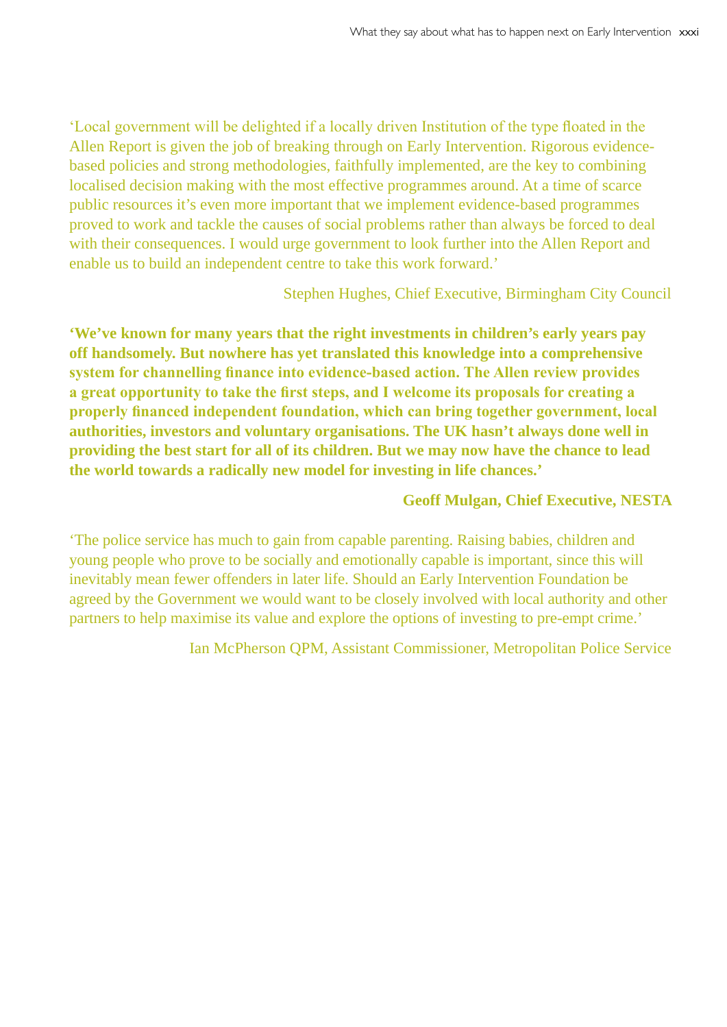‘Local government will be delighted if a locally driven Institution of the type floated in the Allen Report is given the job of breaking through on Early Intervention. Rigorous evidence-based policies and strong methodologies, faithfully implemented, are the key to combining localised decision making with the most effective programmes around. At a time of scarce public resources it’s even more important that we implement evidence-based programmes proved to work and tackle the causes of social problems rather than always be forced to deal with their consequences. I would urge government to look further into the Allen Report and enable us to build an independent centre to take this work forward.’

Stephen Hughes, Chief Executive, Birmingham City Council

**‘We’ve known for many years that the right investments in children’s early years pay off handsomely. But nowhere has yet translated this knowledge into a comprehensive system for channelling finance into evidence-based action. The Allen review provides a great opportunity to take the first steps, and I welcome its proposals for creating a properly financed independent foundation, which can bring together government, local authorities, investors and voluntary organisations. The UK hasn’t always done well in providing the best start for all of its children. But we may now have the chance to lead the world towards a radically new model for investing in life chances.’**

**Geoff Mulgan, Chief Executive, NESTA**

‘The police service has much to gain from capable parenting. Raising babies, children and young people who prove to be socially and emotionally capable is important, since this will inevitably mean fewer offenders in later life. Should an Early Intervention Foundation be agreed by the Government we would want to be closely involved with local authority and other partners to help maximise its value and explore the options of investing to pre-empt crime.’

Ian McPherson QPM, Assistant Commissioner, Metropolitan Police Service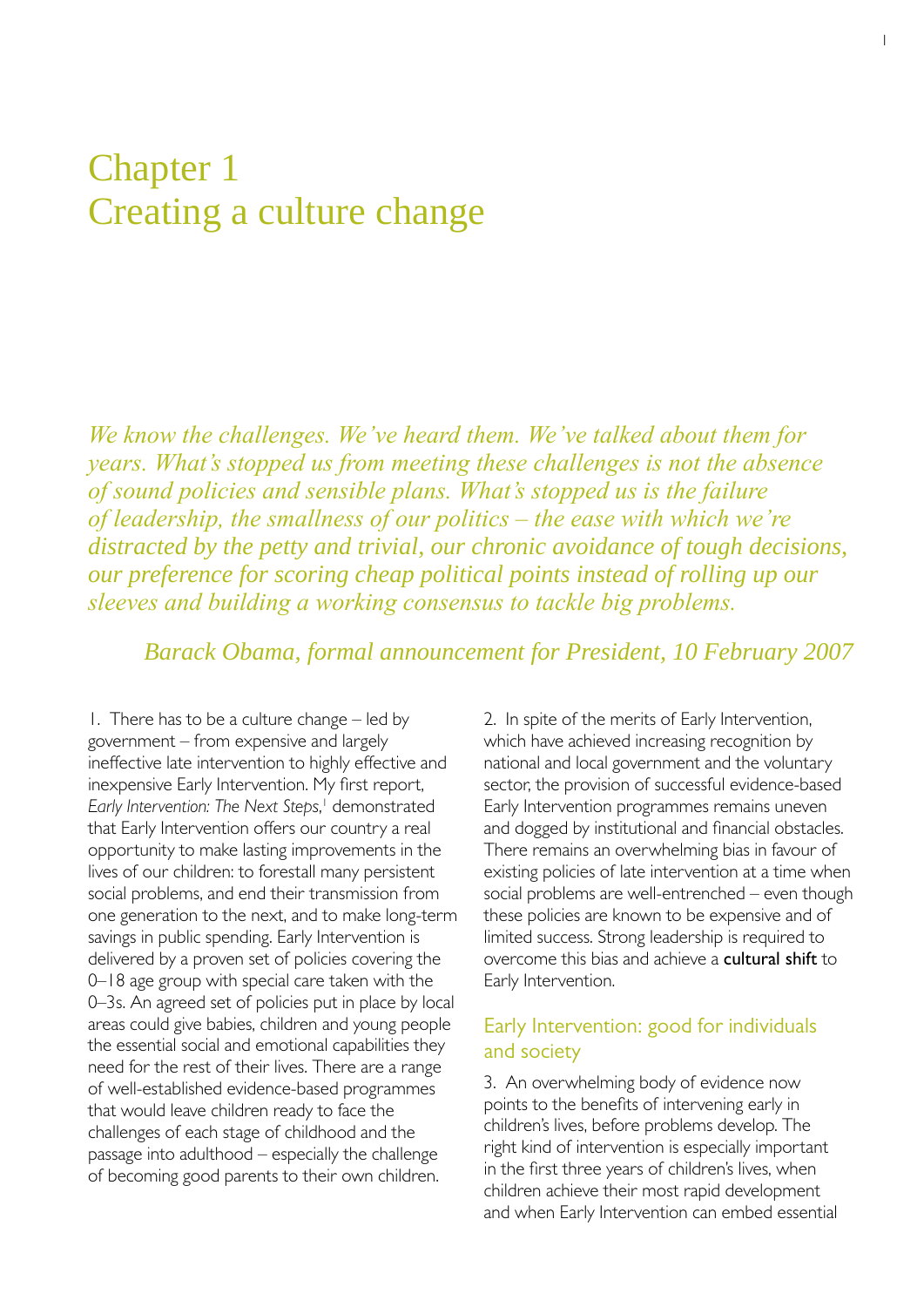# Chapter 1
# Creating a culture change

*We know the challenges. We've heard them. We've talked about them for years. What's stopped us from meeting these challenges is not the absence of sound policies and sensible plans. What's stopped us is the failure of leadership, the smallness of our politics – the ease with which we're distracted by the petty and trivial, our chronic avoidance of tough decisions, our preference for scoring cheap political points instead of rolling up our sleeves and building a working consensus to tackle big problems.*

*Barack Obama, formal announcement for President, 10 February 2007*

1. There has to be a culture change – led by government – from expensive and largely ineffective late intervention to highly effective and inexpensive Early Intervention. My first report, *Early Intervention: The Next Steps*,[1] demonstrated that Early Intervention offers our country a real opportunity to make lasting improvements in the lives of our children: to forestall many persistent social problems, and end their transmission from one generation to the next, and to make long-term savings in public spending. Early Intervention is delivered by a proven set of policies covering the 0–18 age group with special care taken with the 0–3s. An agreed set of policies put in place by local areas could give babies, children and young people the essential social and emotional capabilities they need for the rest of their lives. There are a range of well-established evidence-based programmes that would leave children ready to face the challenges of each stage of childhood and the passage into adulthood – especially the challenge of becoming good parents to their own children.

2. In spite of the merits of Early Intervention, which have achieved increasing recognition by national and local government and the voluntary sector, the provision of successful evidence-based Early Intervention programmes remains uneven and dogged by institutional and financial obstacles. There remains an overwhelming bias in favour of existing policies of late intervention at a time when social problems are well-entrenched – even though these policies are known to be expensive and of limited success. Strong leadership is required to overcome this bias and achieve a **cultural shift** to Early Intervention.

## Early Intervention: good for individuals and society

3. An overwhelming body of evidence now points to the benefits of intervening early in children's lives, before problems develop. The right kind of intervention is especially important in the first three years of children's lives, when children achieve their most rapid development and when Early Intervention can embed essential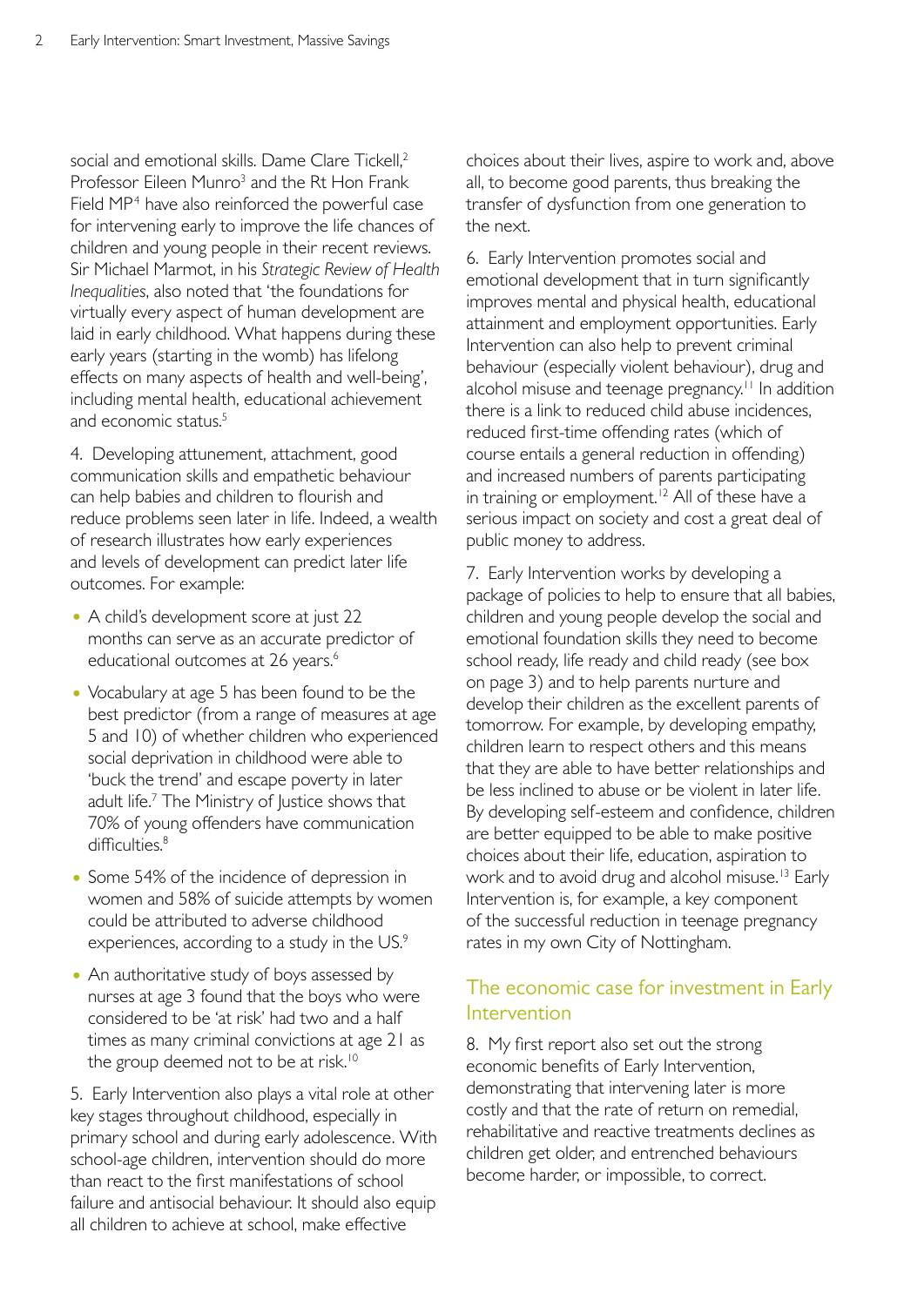social and emotional skills. Dame Clare Tickell,[2] Professor Eileen Munro[3] and the Rt Hon Frank Field MP[4] have also reinforced the powerful case for intervening early to improve the life chances of children and young people in their recent reviews. Sir Michael Marmot, in his *Strategic Review of Health Inequalities*, also noted that 'the foundations for virtually every aspect of human development are laid in early childhood. What happens during these early years (starting in the womb) has lifelong effects on many aspects of health and well-being', including mental health, educational achievement and economic status.[5]

4. Developing attunement, attachment, good communication skills and empathetic behaviour can help babies and children to flourish and reduce problems seen later in life. Indeed, a wealth of research illustrates how early experiences and levels of development can predict later life outcomes. For example:

- A child's development score at just 22 months can serve as an accurate predictor of educational outcomes at 26 years.[6]
- Vocabulary at age 5 has been found to be the best predictor (from a range of measures at age 5 and 10) of whether children who experienced social deprivation in childhood were able to 'buck the trend' and escape poverty in later adult life.[7] The Ministry of Justice shows that 70% of young offenders have communication difficulties.[8]
- Some 54% of the incidence of depression in women and 58% of suicide attempts by women could be attributed to adverse childhood experiences, according to a study in the US.[9]
- An authoritative study of boys assessed by nurses at age 3 found that the boys who were considered to be 'at risk' had two and a half times as many criminal convictions at age 21 as the group deemed not to be at risk.[10]

5. Early Intervention also plays a vital role at other key stages throughout childhood, especially in primary school and during early adolescence. With school-age children, intervention should do more than react to the first manifestations of school failure and antisocial behaviour. It should also equip all children to achieve at school, make effective choices about their lives, aspire to work and, above all, to become good parents, thus breaking the transfer of dysfunction from one generation to the next.

6. Early Intervention promotes social and emotional development that in turn significantly improves mental and physical health, educational attainment and employment opportunities. Early Intervention can also help to prevent criminal behaviour (especially violent behaviour), drug and alcohol misuse and teenage pregnancy.[11] In addition there is a link to reduced child abuse incidences, reduced first-time offending rates (which of course entails a general reduction in offending) and increased numbers of parents participating in training or employment.[12] All of these have a serious impact on society and cost a great deal of public money to address.

7. Early Intervention works by developing a package of policies to help to ensure that all babies, children and young people develop the social and emotional foundation skills they need to become school ready, life ready and child ready (see box on page 3) and to help parents nurture and develop their children as the excellent parents of tomorrow. For example, by developing empathy, children learn to respect others and this means that they are able to have better relationships and be less inclined to abuse or be violent in later life. By developing self-esteem and confidence, children are better equipped to be able to make positive choices about their life, education, aspiration to work and to avoid drug and alcohol misuse.[13] Early Intervention is, for example, a key component of the successful reduction in teenage pregnancy rates in my own City of Nottingham.

## The economic case for investment in Early Intervention

8. My first report also set out the strong economic benefits of Early Intervention, demonstrating that intervening later is more costly and that the rate of return on remedial, rehabilitative and reactive treatments declines as children get older, and entrenched behaviours become harder, or impossible, to correct.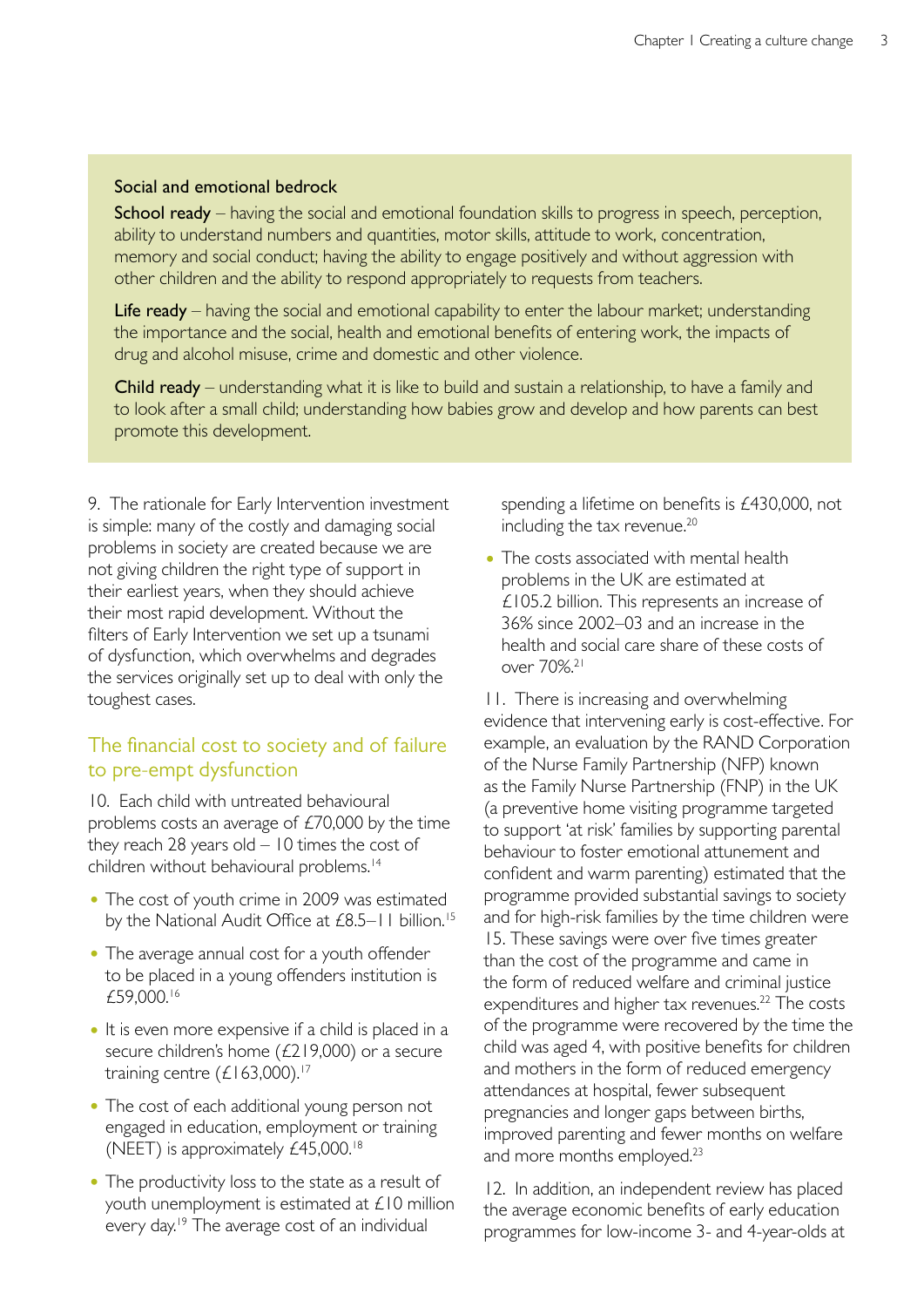**Social and emotional bedrock**

**School ready** – having the social and emotional foundation skills to progress in speech, perception, ability to understand numbers and quantities, motor skills, attitude to work, concentration, memory and social conduct; having the ability to engage positively and without aggression with other children and the ability to respond appropriately to requests from teachers.

**Life ready** – having the social and emotional capability to enter the labour market; understanding the importance and the social, health and emotional benefits of entering work, the impacts of drug and alcohol misuse, crime and domestic and other violence.

**Child ready** – understanding what it is like to build and sustain a relationship, to have a family and to look after a small child; understanding how babies grow and develop and how parents can best promote this development.

9. The rationale for Early Intervention investment is simple: many of the costly and damaging social problems in society are created because we are not giving children the right type of support in their earliest years, when they should achieve their most rapid development. Without the filters of Early Intervention we set up a tsunami of dysfunction, which overwhelms and degrades the services originally set up to deal with only the toughest cases.

## The financial cost to society and of failure to pre-empt dysfunction

10. Each child with untreated behavioural problems costs an average of £70,000 by the time they reach 28 years old – 10 times the cost of children without behavioural problems.[14]

- The cost of youth crime in 2009 was estimated by the National Audit Office at £8.5–11 billion.[15]
- The average annual cost for a youth offender to be placed in a young offenders institution is £59,000.[16]
- It is even more expensive if a child is placed in a secure children's home (£219,000) or a secure training centre (£163,000).[17]
- The cost of each additional young person not engaged in education, employment or training (NEET) is approximately £45,000.[18]
- The productivity loss to the state as a result of youth unemployment is estimated at £10 million every day.[19] The average cost of an individual spending a lifetime on benefits is £430,000, not including the tax revenue.[20]
- The costs associated with mental health problems in the UK are estimated at £105.2 billion. This represents an increase of 36% since 2002–03 and an increase in the health and social care share of these costs of over 70%.[21]

11. There is increasing and overwhelming evidence that intervening early is cost-effective. For example, an evaluation by the RAND Corporation of the Nurse Family Partnership (NFP) known as the Family Nurse Partnership (FNP) in the UK (a preventive home visiting programme targeted to support 'at risk' families by supporting parental behaviour to foster emotional attunement and confident and warm parenting) estimated that the programme provided substantial savings to society and for high-risk families by the time children were 15. These savings were over five times greater than the cost of the programme and came in the form of reduced welfare and criminal justice expenditures and higher tax revenues.[22] The costs of the programme were recovered by the time the child was aged 4, with positive benefits for children and mothers in the form of reduced emergency attendances at hospital, fewer subsequent pregnancies and longer gaps between births, improved parenting and fewer months on welfare and more months employed.[23]

12. In addition, an independent review has placed the average economic benefits of early education programmes for low-income 3- and 4-year-olds at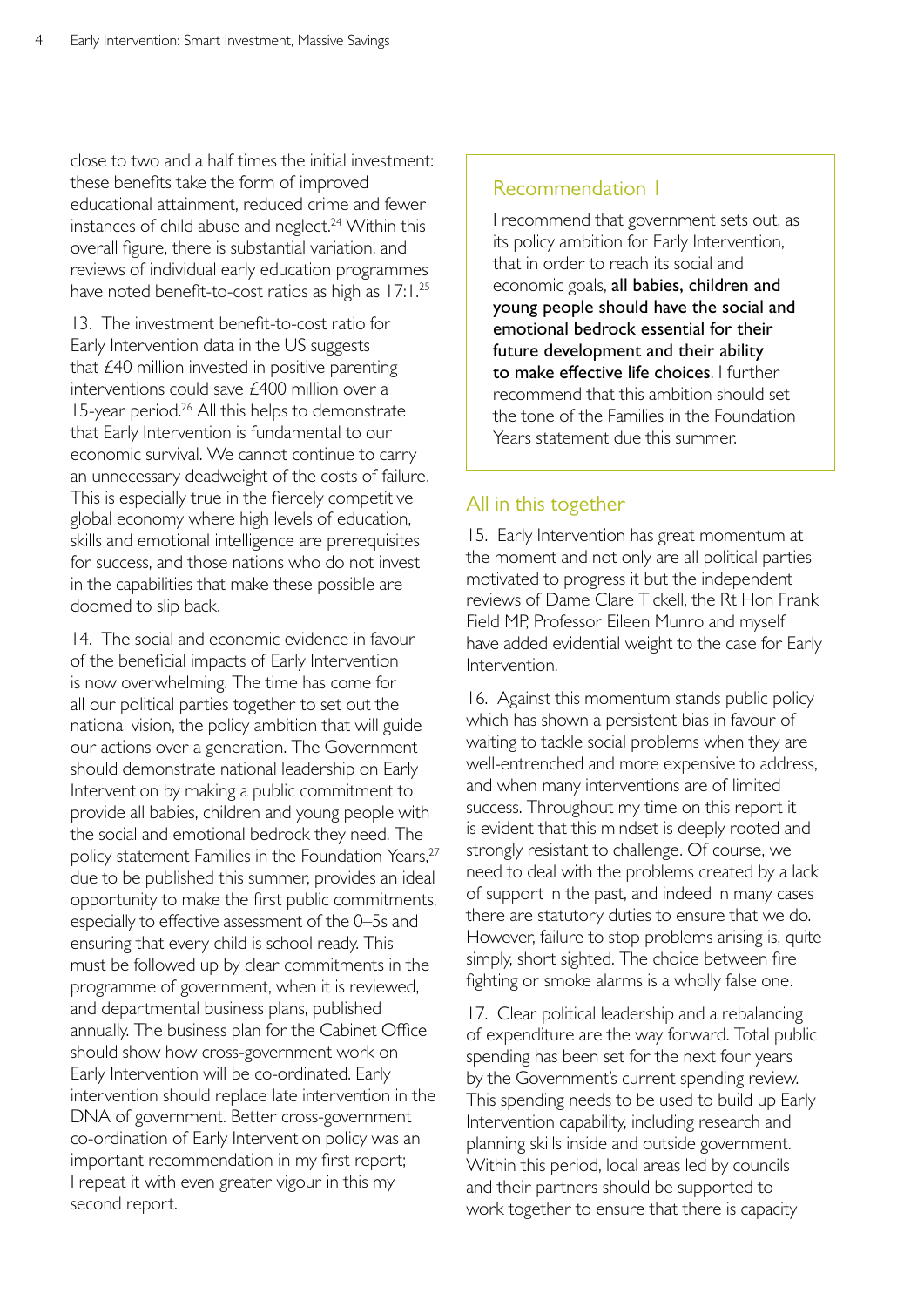close to two and a half times the initial investment: these benefits take the form of improved educational attainment, reduced crime and fewer instances of child abuse and neglect.[24] Within this overall figure, there is substantial variation, and reviews of individual early education programmes have noted benefit-to-cost ratios as high as 17:1.[25]

13. The investment benefit-to-cost ratio for Early Intervention data in the US suggests that £40 million invested in positive parenting interventions could save £400 million over a 15-year period.[26] All this helps to demonstrate that Early Intervention is fundamental to our economic survival. We cannot continue to carry an unnecessary deadweight of the costs of failure. This is especially true in the fiercely competitive global economy where high levels of education, skills and emotional intelligence are prerequisites for success, and those nations who do not invest in the capabilities that make these possible are doomed to slip back.

14. The social and economic evidence in favour of the beneficial impacts of Early Intervention is now overwhelming. The time has come for all our political parties together to set out the national vision, the policy ambition that will guide our actions over a generation. The Government should demonstrate national leadership on Early Intervention by making a public commitment to provide all babies, children and young people with the social and emotional bedrock they need. The policy statement Families in the Foundation Years,[27] due to be published this summer, provides an ideal opportunity to make the first public commitments, especially to effective assessment of the 0–5s and ensuring that every child is school ready. This must be followed up by clear commitments in the programme of government, when it is reviewed, and departmental business plans, published annually. The business plan for the Cabinet Office should show how cross-government work on Early Intervention will be co-ordinated. Early intervention should replace late intervention in the DNA of government. Better cross-government co-ordination of Early Intervention policy was an important recommendation in my first report; I repeat it with even greater vigour in this my second report.

> ### Recommendation 1
>
> I recommend that government sets out, as its policy ambition for Early Intervention, that in order to reach its social and economic goals, **all babies, children and young people should have the social and emotional bedrock essential for their future development and their ability to make effective life choices**. I further recommend that this ambition should set the tone of the Families in the Foundation Years statement due this summer.

## All in this together

15. Early Intervention has great momentum at the moment and not only are all political parties motivated to progress it but the independent reviews of Dame Clare Tickell, the Rt Hon Frank Field MP, Professor Eileen Munro and myself have added evidential weight to the case for Early Intervention.

16. Against this momentum stands public policy which has shown a persistent bias in favour of waiting to tackle social problems when they are well-entrenched and more expensive to address, and when many interventions are of limited success. Throughout my time on this report it is evident that this mindset is deeply rooted and strongly resistant to challenge. Of course, we need to deal with the problems created by a lack of support in the past, and indeed in many cases there are statutory duties to ensure that we do. However, failure to stop problems arising is, quite simply, short sighted. The choice between fire fighting or smoke alarms is a wholly false one.

17. Clear political leadership and a rebalancing of expenditure are the way forward. Total public spending has been set for the next four years by the Government's current spending review. This spending needs to be used to build up Early Intervention capability, including research and planning skills inside and outside government. Within this period, local areas led by councils and their partners should be supported to work together to ensure that there is capacity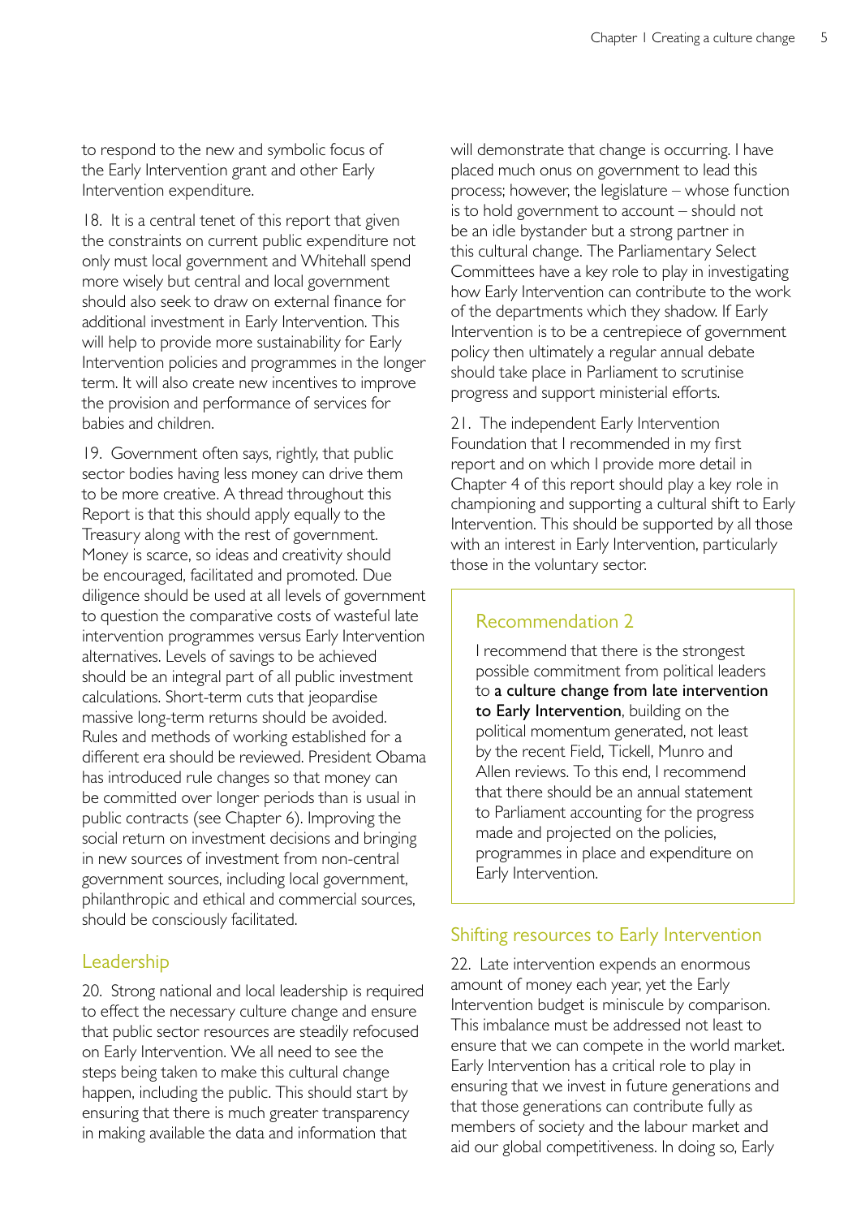to respond to the new and symbolic focus of the Early Intervention grant and other Early Intervention expenditure.

18. It is a central tenet of this report that given the constraints on current public expenditure not only must local government and Whitehall spend more wisely but central and local government should also seek to draw on external finance for additional investment in Early Intervention. This will help to provide more sustainability for Early Intervention policies and programmes in the longer term. It will also create new incentives to improve the provision and performance of services for babies and children.

19. Government often says, rightly, that public sector bodies having less money can drive them to be more creative. A thread throughout this Report is that this should apply equally to the Treasury along with the rest of government. Money is scarce, so ideas and creativity should be encouraged, facilitated and promoted. Due diligence should be used at all levels of government to question the comparative costs of wasteful late intervention programmes versus Early Intervention alternatives. Levels of savings to be achieved should be an integral part of all public investment calculations. Short-term cuts that jeopardise massive long-term returns should be avoided. Rules and methods of working established for a different era should be reviewed. President Obama has introduced rule changes so that money can be committed over longer periods than is usual in public contracts (see Chapter 6). Improving the social return on investment decisions and bringing in new sources of investment from non-central government sources, including local government, philanthropic and ethical and commercial sources, should be consciously facilitated.

## Leadership

20. Strong national and local leadership is required to effect the necessary culture change and ensure that public sector resources are steadily refocused on Early Intervention. We all need to see the steps being taken to make this cultural change happen, including the public. This should start by ensuring that there is much greater transparency in making available the data and information that will demonstrate that change is occurring. I have placed much onus on government to lead this process; however, the legislature – whose function is to hold government to account – should not be an idle bystander but a strong partner in this cultural change. The Parliamentary Select Committees have a key role to play in investigating how Early Intervention can contribute to the work of the departments which they shadow. If Early Intervention is to be a centrepiece of government policy then ultimately a regular annual debate should take place in Parliament to scrutinise progress and support ministerial efforts.

21. The independent Early Intervention Foundation that I recommended in my first report and on which I provide more detail in Chapter 4 of this report should play a key role in championing and supporting a cultural shift to Early Intervention. This should be supported by all those with an interest in Early Intervention, particularly those in the voluntary sector.

### Recommendation 2

I recommend that there is the strongest possible commitment from political leaders to **a culture change from late intervention to Early Intervention**, building on the political momentum generated, not least by the recent Field, Tickell, Munro and Allen reviews. To this end, I recommend that there should be an annual statement to Parliament accounting for the progress made and projected on the policies, programmes in place and expenditure on Early Intervention.

## Shifting resources to Early Intervention

22. Late intervention expends an enormous amount of money each year, yet the Early Intervention budget is miniscule by comparison. This imbalance must be addressed not least to ensure that we can compete in the world market. Early Intervention has a critical role to play in ensuring that we invest in future generations and that those generations can contribute fully as members of society and the labour market and aid our global competitiveness. In doing so, Early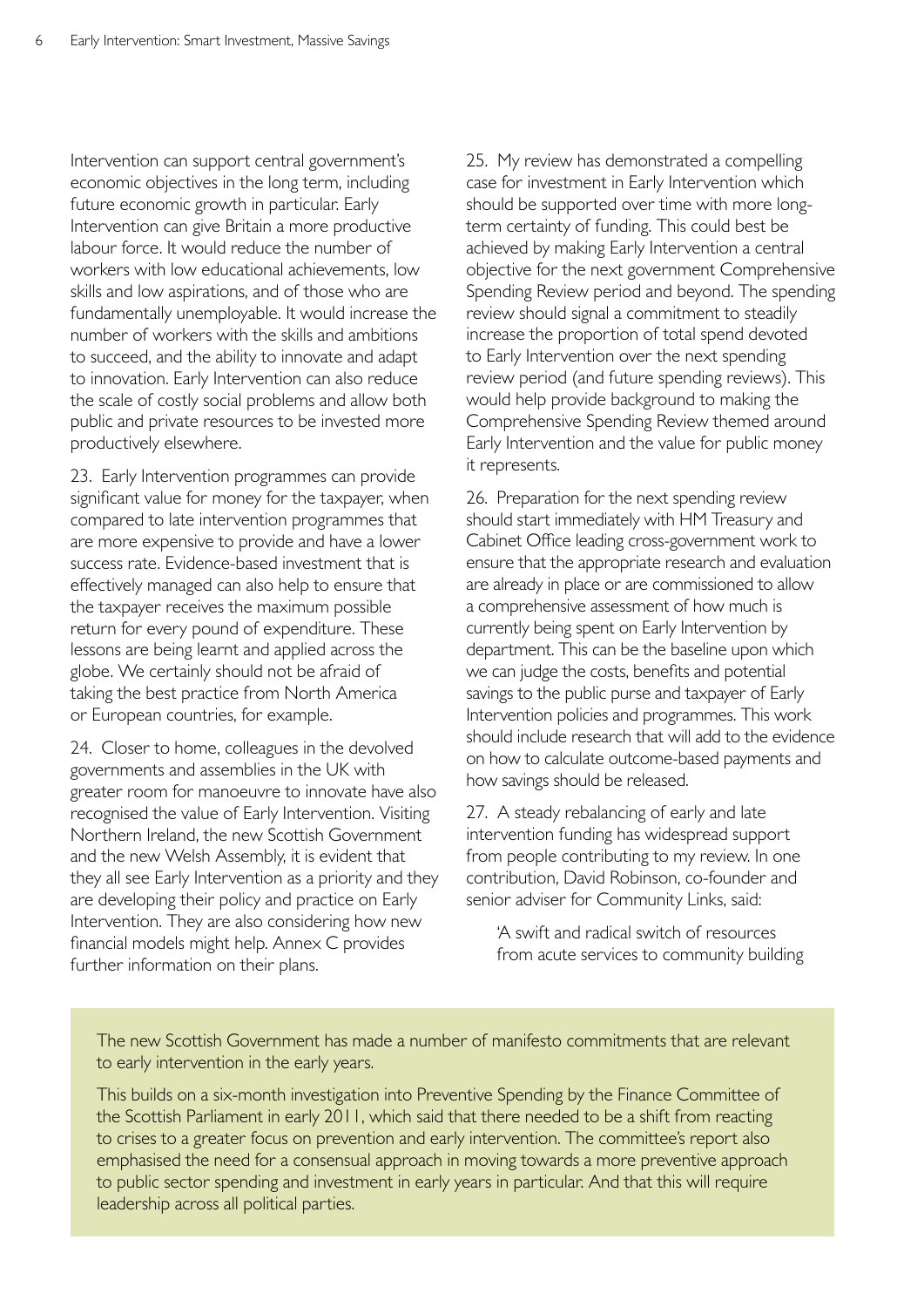Intervention can support central government's economic objectives in the long term, including future economic growth in particular. Early Intervention can give Britain a more productive labour force. It would reduce the number of workers with low educational achievements, low skills and low aspirations, and of those who are fundamentally unemployable. It would increase the number of workers with the skills and ambitions to succeed, and the ability to innovate and adapt to innovation. Early Intervention can also reduce the scale of costly social problems and allow both public and private resources to be invested more productively elsewhere.

23. Early Intervention programmes can provide significant value for money for the taxpayer, when compared to late intervention programmes that are more expensive to provide and have a lower success rate. Evidence-based investment that is effectively managed can also help to ensure that the taxpayer receives the maximum possible return for every pound of expenditure. These lessons are being learnt and applied across the globe. We certainly should not be afraid of taking the best practice from North America or European countries, for example.

24. Closer to home, colleagues in the devolved governments and assemblies in the UK with greater room for manoeuvre to innovate have also recognised the value of Early Intervention. Visiting Northern Ireland, the new Scottish Government and the new Welsh Assembly, it is evident that they all see Early Intervention as a priority and they are developing their policy and practice on Early Intervention. They are also considering how new financial models might help. Annex C provides further information on their plans.

25. My review has demonstrated a compelling case for investment in Early Intervention which should be supported over time with more long-term certainty of funding. This could best be achieved by making Early Intervention a central objective for the next government Comprehensive Spending Review period and beyond. The spending review should signal a commitment to steadily increase the proportion of total spend devoted to Early Intervention over the next spending review period (and future spending reviews). This would help provide background to making the Comprehensive Spending Review themed around Early Intervention and the value for public money it represents.

26. Preparation for the next spending review should start immediately with HM Treasury and Cabinet Office leading cross-government work to ensure that the appropriate research and evaluation are already in place or are commissioned to allow a comprehensive assessment of how much is currently being spent on Early Intervention by department. This can be the baseline upon which we can judge the costs, benefits and potential savings to the public purse and taxpayer of Early Intervention policies and programmes. This work should include research that will add to the evidence on how to calculate outcome-based payments and how savings should be released.

27. A steady rebalancing of early and late intervention funding has widespread support from people contributing to my review. In one contribution, David Robinson, co-founder and senior adviser for Community Links, said:

> 'A swift and radical switch of resources from acute services to community building

The new Scottish Government has made a number of manifesto commitments that are relevant to early intervention in the early years.

This builds on a six-month investigation into Preventive Spending by the Finance Committee of the Scottish Parliament in early 2011, which said that there needed to be a shift from reacting to crises to a greater focus on prevention and early intervention. The committee's report also emphasised the need for a consensual approach in moving towards a more preventive approach to public sector spending and investment in early years in particular. And that this will require leadership across all political parties.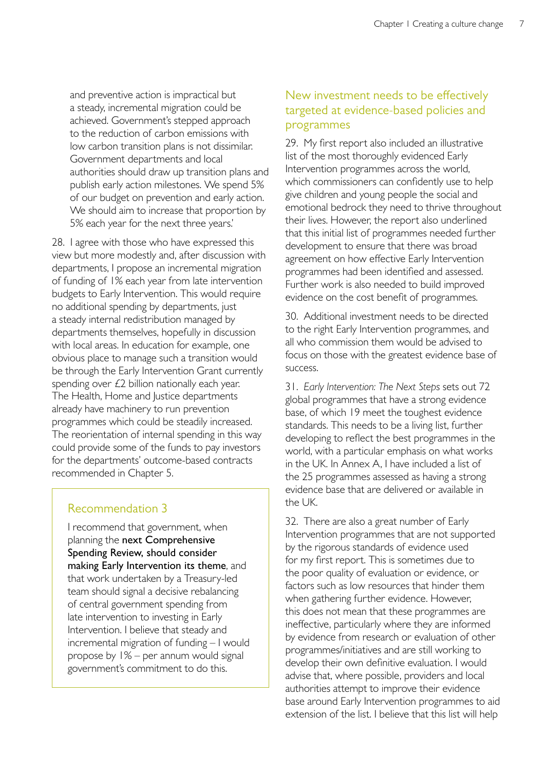and preventive action is impractical but a steady, incremental migration could be achieved. Government's stepped approach to the reduction of carbon emissions with low carbon transition plans is not dissimilar. Government departments and local authorities should draw up transition plans and publish early action milestones. We spend 5% of our budget on prevention and early action. We should aim to increase that proportion by 5% each year for the next three years.'

28. I agree with those who have expressed this view but more modestly and, after discussion with departments, I propose an incremental migration of funding of 1% each year from late intervention budgets to Early Intervention. This would require no additional spending by departments, just a steady internal redistribution managed by departments themselves, hopefully in discussion with local areas. In education for example, one obvious place to manage such a transition would be through the Early Intervention Grant currently spending over £2 billion nationally each year. The Health, Home and Justice departments already have machinery to run prevention programmes which could be steadily increased. The reorientation of internal spending in this way could provide some of the funds to pay investors for the departments' outcome-based contracts recommended in Chapter 5.

> ### Recommendation 3
>
> I recommend that government, when planning the **next Comprehensive Spending Review, should consider making Early Intervention its theme**, and that work undertaken by a Treasury-led team should signal a decisive rebalancing of central government spending from late intervention to investing in Early Intervention. I believe that steady and incremental migration of funding – I would propose by 1% – per annum would signal government's commitment to do this.

## New investment needs to be effectively targeted at evidence-based policies and programmes

29. My first report also included an illustrative list of the most thoroughly evidenced Early Intervention programmes across the world, which commissioners can confidently use to help give children and young people the social and emotional bedrock they need to thrive throughout their lives. However, the report also underlined that this initial list of programmes needed further development to ensure that there was broad agreement on how effective Early Intervention programmes had been identified and assessed. Further work is also needed to build improved evidence on the cost benefit of programmes.

30. Additional investment needs to be directed to the right Early Intervention programmes, and all who commission them would be advised to focus on those with the greatest evidence base of success.

31. *Early Intervention: The Next Steps* sets out 72 global programmes that have a strong evidence base, of which 19 meet the toughest evidence standards. This needs to be a living list, further developing to reflect the best programmes in the world, with a particular emphasis on what works in the UK. In Annex A, I have included a list of the 25 programmes assessed as having a strong evidence base that are delivered or available in the UK.

32. There are also a great number of Early Intervention programmes that are not supported by the rigorous standards of evidence used for my first report. This is sometimes due to the poor quality of evaluation or evidence, or factors such as low resources that hinder them when gathering further evidence. However, this does not mean that these programmes are ineffective, particularly where they are informed by evidence from research or evaluation of other programmes/initiatives and are still working to develop their own definitive evaluation. I would advise that, where possible, providers and local authorities attempt to improve their evidence base around Early Intervention programmes to aid extension of the list. I believe that this list will help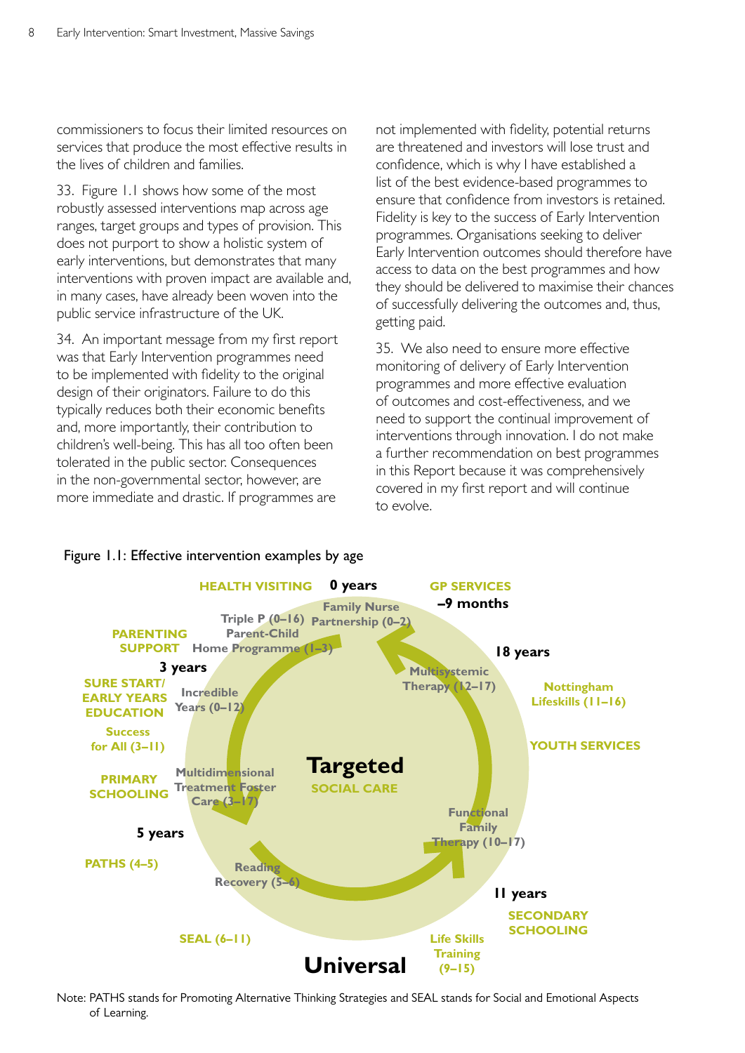commissioners to focus their limited resources on services that produce the most effective results in the lives of children and families.

33. Figure 1.1 shows how some of the most robustly assessed interventions map across age ranges, target groups and types of provision. This does not purport to show a holistic system of early interventions, but demonstrates that many interventions with proven impact are available and, in many cases, have already been woven into the public service infrastructure of the UK.

34. An important message from my first report was that Early Intervention programmes need to be implemented with fidelity to the original design of their originators. Failure to do this typically reduces both their economic benefits and, more importantly, their contribution to children's well-being. This has all too often been tolerated in the public sector. Consequences in the non-governmental sector, however, are more immediate and drastic. If programmes are not implemented with fidelity, potential returns are threatened and investors will lose trust and confidence, which is why I have established a list of the best evidence-based programmes to ensure that confidence from investors is retained. Fidelity is key to the success of Early Intervention programmes. Organisations seeking to deliver Early Intervention outcomes should therefore have access to data on the best programmes and how they should be delivered to maximise their chances of successfully delivering the outcomes and, thus, getting paid.

35. We also need to ensure more effective monitoring of delivery of Early Intervention programmes and more effective evaluation of outcomes and cost-effectiveness, and we need to support the continual improvement of interventions through innovation. I do not make a further recommendation on best programmes in this Report because it was comprehensively covered in my first report and will continue to evolve.

Figure 1.1: Effective intervention examples by age

Note: PATHS stands for Promoting Alternative Thinking Strategies and SEAL stands for Social and Emotional Aspects of Learning.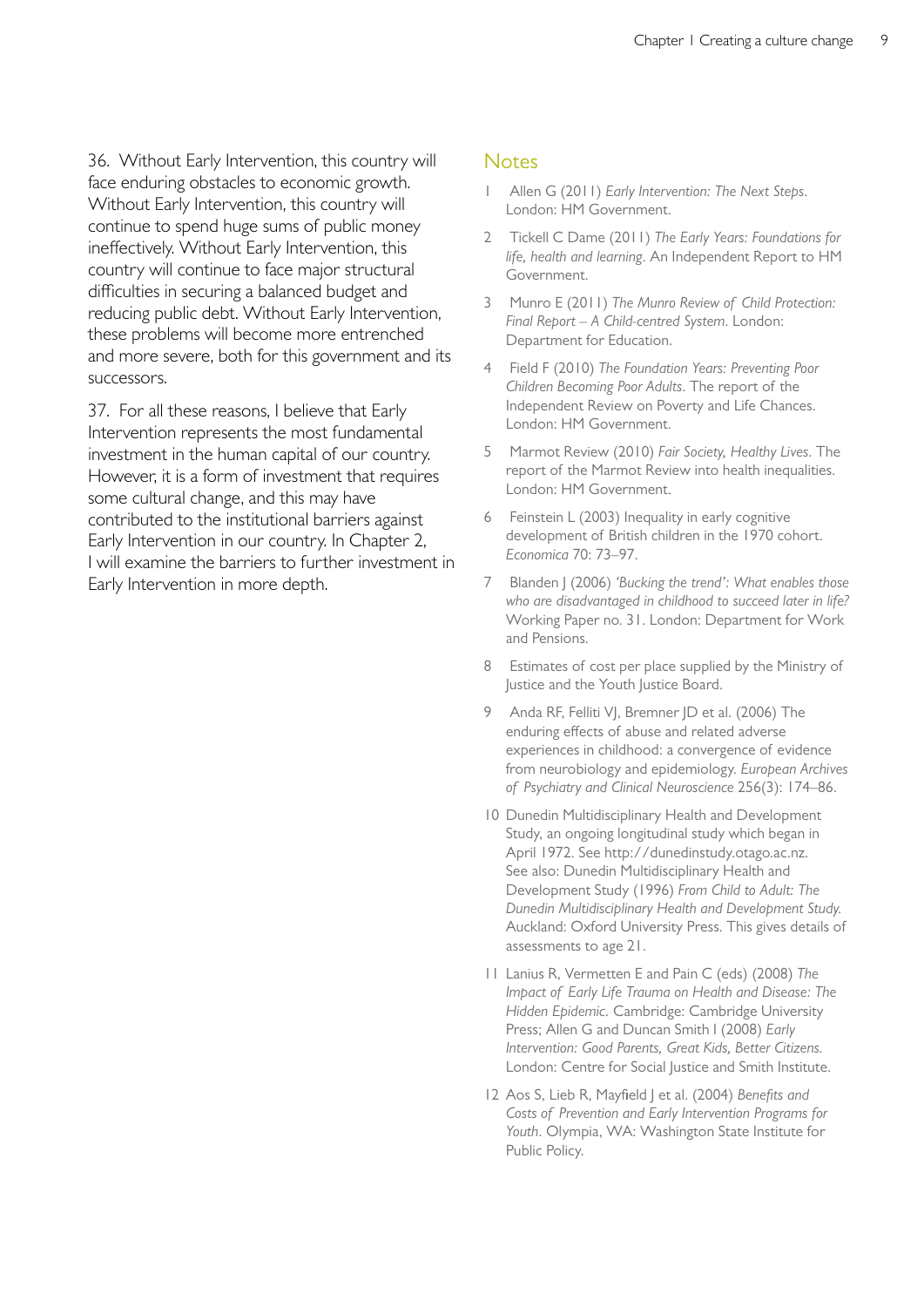36. Without Early Intervention, this country will face enduring obstacles to economic growth. Without Early Intervention, this country will continue to spend huge sums of public money ineffectively. Without Early Intervention, this country will continue to face major structural difficulties in securing a balanced budget and reducing public debt. Without Early Intervention, these problems will become more entrenched and more severe, both for this government and its successors.

37. For all these reasons, I believe that Early Intervention represents the most fundamental investment in the human capital of our country. However, it is a form of investment that requires some cultural change, and this may have contributed to the institutional barriers against Early Intervention in our country. In Chapter 2, I will examine the barriers to further investment in Early Intervention in more depth.

## Notes

1. Allen G (2011) *Early Intervention: The Next Steps*. London: HM Government.
2. Tickell C Dame (2011) *The Early Years: Foundations for life, health and learning*. An Independent Report to HM Government.
3. Munro E (2011) *The Munro Review of Child Protection: Final Report – A Child-centred System*. London: Department for Education.
4. Field F (2010) *The Foundation Years: Preventing Poor Children Becoming Poor Adults*. The report of the Independent Review on Poverty and Life Chances. London: HM Government.
5. Marmot Review (2010) *Fair Society, Healthy Lives*. The report of the Marmot Review into health inequalities. London: HM Government.
6. Feinstein L (2003) Inequality in early cognitive development of British children in the 1970 cohort. *Economica* 70: 73–97.
7. Blanden J (2006) *'Bucking the trend': What enables those who are disadvantaged in childhood to succeed later in life?* Working Paper no. 31. London: Department for Work and Pensions.
8. Estimates of cost per place supplied by the Ministry of Justice and the Youth Justice Board.
9. Anda RF, Felliti VJ, Bremner JD et al. (2006) The enduring effects of abuse and related adverse experiences in childhood: a convergence of evidence from neurobiology and epidemiology. *European Archives of Psychiatry and Clinical Neuroscience* 256(3): 174–86.
10. Dunedin Multidisciplinary Health and Development Study, an ongoing longitudinal study which began in April 1972. See http://dunedinstudy.otago.ac.nz. See also: Dunedin Multidisciplinary Health and Development Study (1996) *From Child to Adult: The Dunedin Multidisciplinary Health and Development Study*. Auckland: Oxford University Press. This gives details of assessments to age 21.
11. Lanius R, Vermetten E and Pain C (eds) (2008) *The Impact of Early Life Trauma on Health and Disease: The Hidden Epidemic*. Cambridge: Cambridge University Press; Allen G and Duncan Smith I (2008) *Early Intervention: Good Parents, Great Kids, Better Citizens*. London: Centre for Social Justice and Smith Institute.
12. Aos S, Lieb R, Mayfield J et al. (2004) *Benefits and Costs of Prevention and Early Intervention Programs for Youth*. Olympia, WA: Washington State Institute for Public Policy.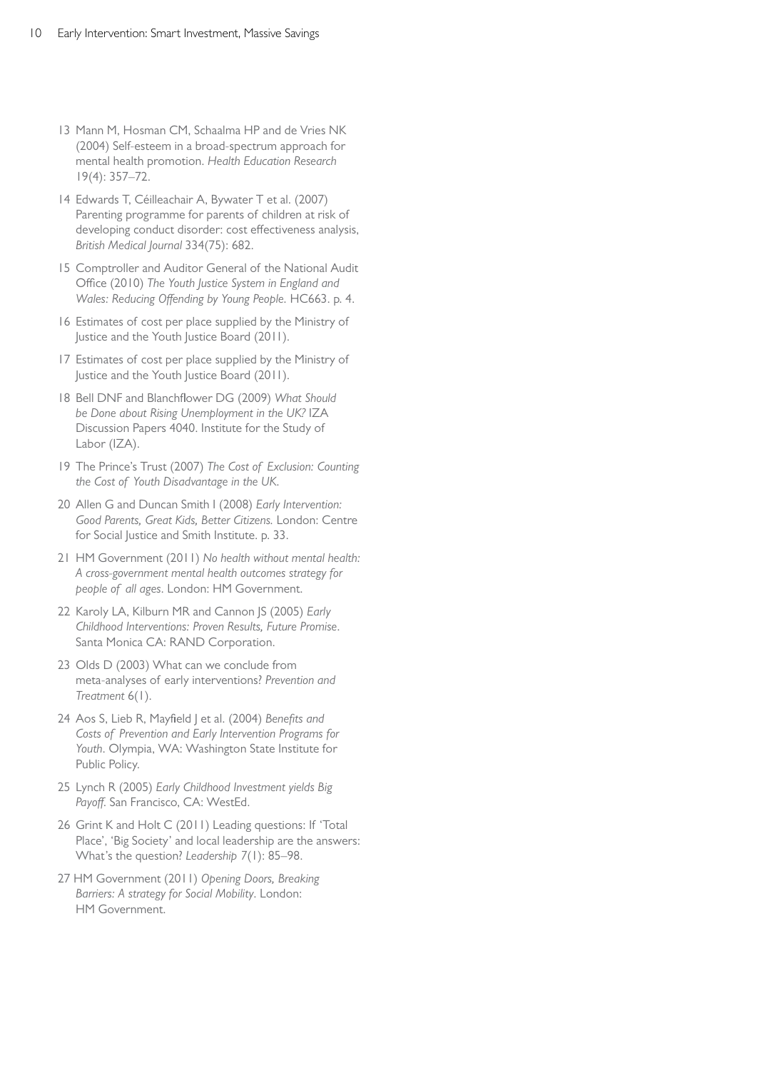13 Mann M, Hosman CM, Schaalma HP and de Vries NK (2004) Self-esteem in a broad-spectrum approach for mental health promotion. *Health Education Research* 19(4): 357–72.

14 Edwards T, Céilleachair A, Bywater T et al. (2007) Parenting programme for parents of children at risk of developing conduct disorder: cost effectiveness analysis, *British Medical Journal* 334(75): 682.

15 Comptroller and Auditor General of the National Audit Office (2010) *The Youth Justice System in England and Wales: Reducing Offending by Young People*. HC663. p. 4.

16 Estimates of cost per place supplied by the Ministry of Justice and the Youth Justice Board (2011).

17 Estimates of cost per place supplied by the Ministry of Justice and the Youth Justice Board (2011).

18 Bell DNF and Blanchflower DG (2009) *What Should be Done about Rising Unemployment in the UK?* IZA Discussion Papers 4040. Institute for the Study of Labor (IZA).

19 The Prince's Trust (2007) *The Cost of Exclusion: Counting the Cost of Youth Disadvantage in the UK*.

20 Allen G and Duncan Smith I (2008) *Early Intervention: Good Parents, Great Kids, Better Citizens*. London: Centre for Social Justice and Smith Institute. p. 33.

21 HM Government (2011) *No health without mental health: A cross-government mental health outcomes strategy for people of all ages*. London: HM Government.

22 Karoly LA, Kilburn MR and Cannon JS (2005) *Early Childhood Interventions: Proven Results, Future Promise*. Santa Monica CA: RAND Corporation.

23 Olds D (2003) What can we conclude from meta-analyses of early interventions? *Prevention and Treatment* 6(1).

24 Aos S, Lieb R, Mayfield J et al. (2004) *Benefits and Costs of Prevention and Early Intervention Programs for Youth*. Olympia, WA: Washington State Institute for Public Policy.

25 Lynch R (2005) *Early Childhood Investment yields Big Payoff*. San Francisco, CA: WestEd.

26 Grint K and Holt C (2011) Leading questions: If 'Total Place', 'Big Society' and local leadership are the answers: What's the question? *Leadership* 7(1): 85–98.

27 HM Government (2011) *Opening Doors, Breaking Barriers: A strategy for Social Mobility*. London: HM Government.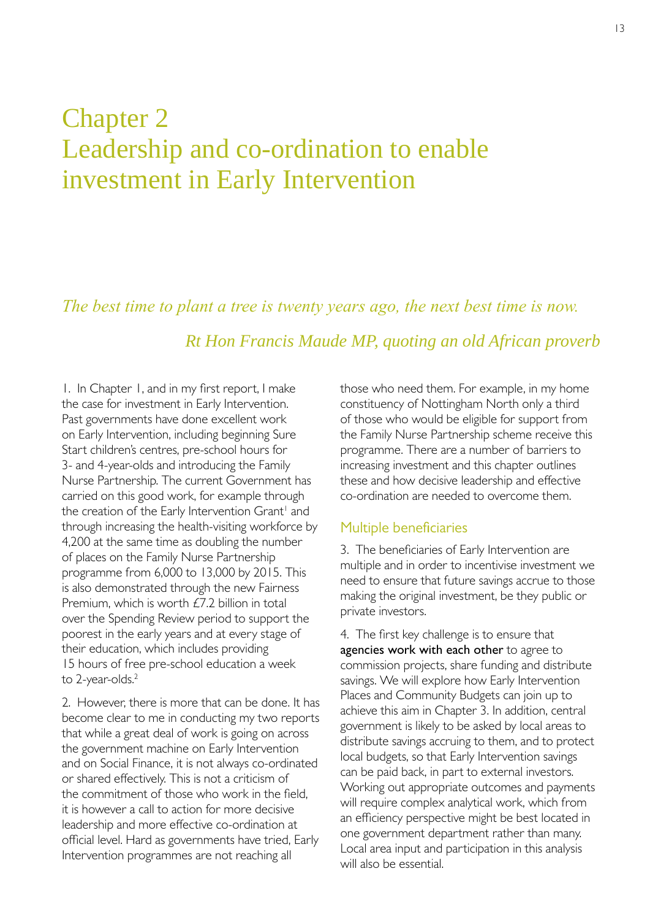# Chapter 2
# Leadership and co-ordination to enable investment in Early Intervention

*The best time to plant a tree is twenty years ago, the next best time is now.*

*Rt Hon Francis Maude MP, quoting an old African proverb*

1. In Chapter 1, and in my first report, I make the case for investment in Early Intervention. Past governments have done excellent work on Early Intervention, including beginning Sure Start children's centres, pre-school hours for 3- and 4-year-olds and introducing the Family Nurse Partnership. The current Government has carried on this good work, for example through the creation of the Early Intervention Grant[1] and through increasing the health-visiting workforce by 4,200 at the same time as doubling the number of places on the Family Nurse Partnership programme from 6,000 to 13,000 by 2015. This is also demonstrated through the new Fairness Premium, which is worth £7.2 billion in total over the Spending Review period to support the poorest in the early years and at every stage of their education, which includes providing 15 hours of free pre-school education a week to 2-year-olds.[2]

2. However, there is more that can be done. It has become clear to me in conducting my two reports that while a great deal of work is going on across the government machine on Early Intervention and on Social Finance, it is not always co-ordinated or shared effectively. This is not a criticism of the commitment of those who work in the field, it is however a call to action for more decisive leadership and more effective co-ordination at official level. Hard as governments have tried, Early Intervention programmes are not reaching all those who need them. For example, in my home constituency of Nottingham North only a third of those who would be eligible for support from the Family Nurse Partnership scheme receive this programme. There are a number of barriers to increasing investment and this chapter outlines these and how decisive leadership and effective co-ordination are needed to overcome them.

## Multiple beneficiaries

3. The beneficiaries of Early Intervention are multiple and in order to incentivise investment we need to ensure that future savings accrue to those making the original investment, be they public or private investors.

4. The first key challenge is to ensure that **agencies work with each other** to agree to commission projects, share funding and distribute savings. We will explore how Early Intervention Places and Community Budgets can join up to achieve this aim in Chapter 3. In addition, central government is likely to be asked by local areas to distribute savings accruing to them, and to protect local budgets, so that Early Intervention savings can be paid back, in part to external investors. Working out appropriate outcomes and payments will require complex analytical work, which from an efficiency perspective might be best located in one government department rather than many. Local area input and participation in this analysis will also be essential.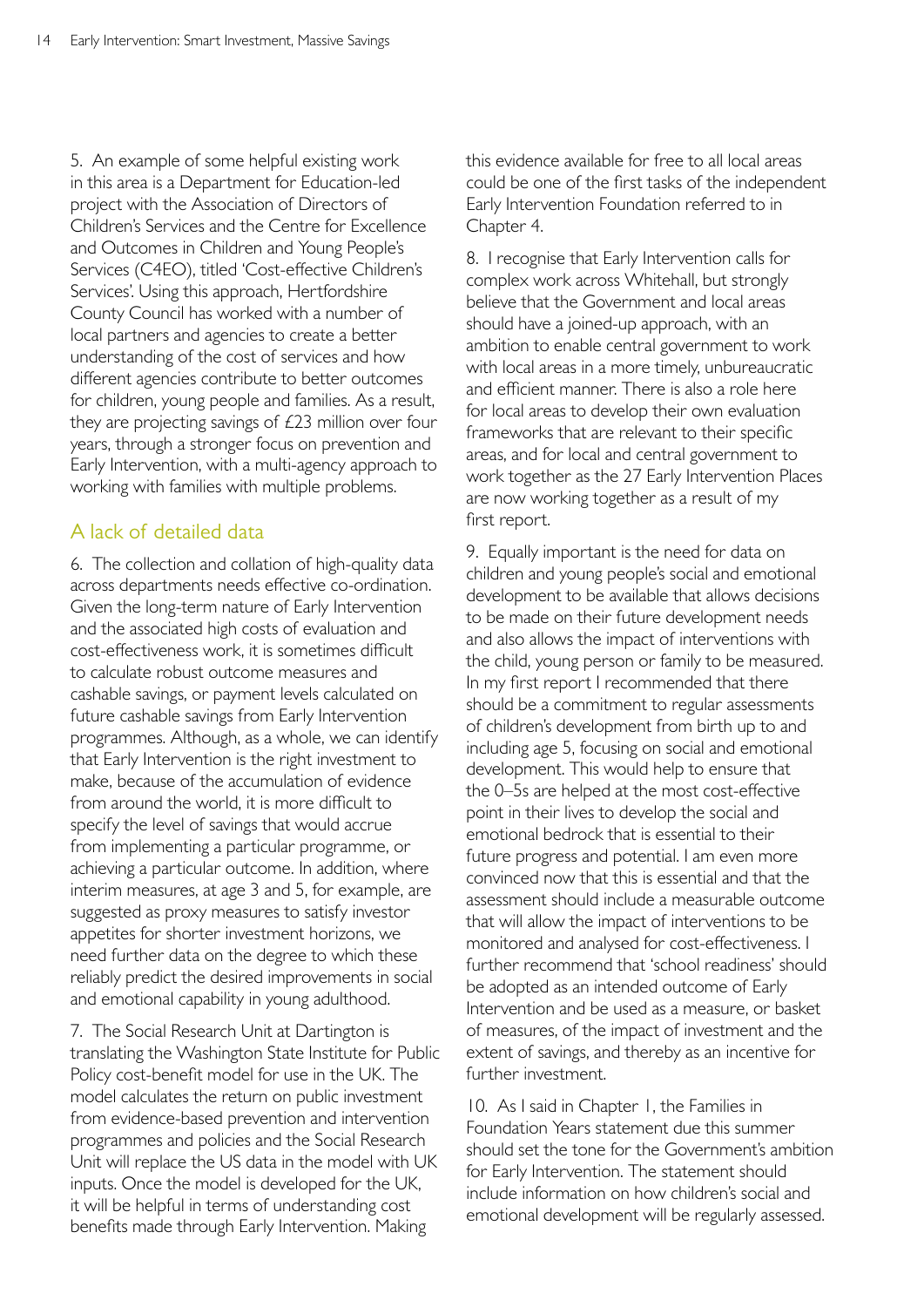5. An example of some helpful existing work in this area is a Department for Education-led project with the Association of Directors of Children's Services and the Centre for Excellence and Outcomes in Children and Young People's Services (C4EO), titled 'Cost-effective Children's Services'. Using this approach, Hertfordshire County Council has worked with a number of local partners and agencies to create a better understanding of the cost of services and how different agencies contribute to better outcomes for children, young people and families. As a result, they are projecting savings of £23 million over four years, through a stronger focus on prevention and Early Intervention, with a multi-agency approach to working with families with multiple problems.

## A lack of detailed data

6. The collection and collation of high-quality data across departments needs effective co-ordination. Given the long-term nature of Early Intervention and the associated high costs of evaluation and cost-effectiveness work, it is sometimes difficult to calculate robust outcome measures and cashable savings, or payment levels calculated on future cashable savings from Early Intervention programmes. Although, as a whole, we can identify that Early Intervention is the right investment to make, because of the accumulation of evidence from around the world, it is more difficult to specify the level of savings that would accrue from implementing a particular programme, or achieving a particular outcome. In addition, where interim measures, at age 3 and 5, for example, are suggested as proxy measures to satisfy investor appetites for shorter investment horizons, we need further data on the degree to which these reliably predict the desired improvements in social and emotional capability in young adulthood.

7. The Social Research Unit at Dartington is translating the Washington State Institute for Public Policy cost-benefit model for use in the UK. The model calculates the return on public investment from evidence-based prevention and intervention programmes and policies and the Social Research Unit will replace the US data in the model with UK inputs. Once the model is developed for the UK, it will be helpful in terms of understanding cost benefits made through Early Intervention. Making this evidence available for free to all local areas could be one of the first tasks of the independent Early Intervention Foundation referred to in Chapter 4.

8. I recognise that Early Intervention calls for complex work across Whitehall, but strongly believe that the Government and local areas should have a joined-up approach, with an ambition to enable central government to work with local areas in a more timely, unbureaucratic and efficient manner. There is also a role here for local areas to develop their own evaluation frameworks that are relevant to their specific areas, and for local and central government to work together as the 27 Early Intervention Places are now working together as a result of my first report.

9. Equally important is the need for data on children and young people's social and emotional development to be available that allows decisions to be made on their future development needs and also allows the impact of interventions with the child, young person or family to be measured. In my first report I recommended that there should be a commitment to regular assessments of children's development from birth up to and including age 5, focusing on social and emotional development. This would help to ensure that the 0–5s are helped at the most cost-effective point in their lives to develop the social and emotional bedrock that is essential to their future progress and potential. I am even more convinced now that this is essential and that the assessment should include a measurable outcome that will allow the impact of interventions to be monitored and analysed for cost-effectiveness. I further recommend that 'school readiness' should be adopted as an intended outcome of Early Intervention and be used as a measure, or basket of measures, of the impact of investment and the extent of savings, and thereby as an incentive for further investment.

10. As I said in Chapter 1, the Families in Foundation Years statement due this summer should set the tone for the Government's ambition for Early Intervention. The statement should include information on how children's social and emotional development will be regularly assessed.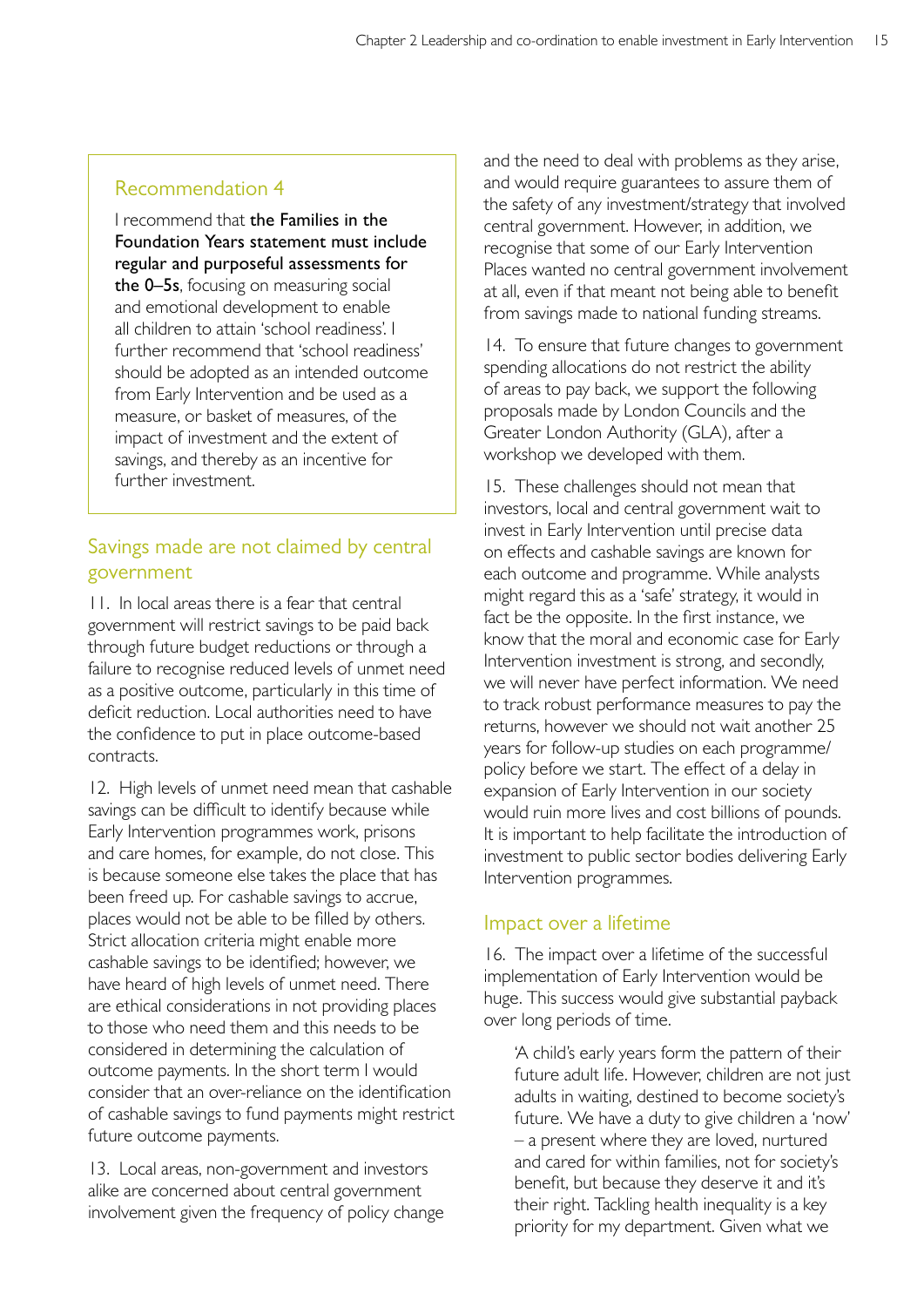## Recommendation 4

I recommend that **the Families in the Foundation Years statement must include regular and purposeful assessments for the 0–5s**, focusing on measuring social and emotional development to enable all children to attain 'school readiness'. I further recommend that 'school readiness' should be adopted as an intended outcome from Early Intervention and be used as a measure, or basket of measures, of the impact of investment and the extent of savings, and thereby as an incentive for further investment.

## Savings made are not claimed by central government

11. In local areas there is a fear that central government will restrict savings to be paid back through future budget reductions or through a failure to recognise reduced levels of unmet need as a positive outcome, particularly in this time of deficit reduction. Local authorities need to have the confidence to put in place outcome-based contracts.

12. High levels of unmet need mean that cashable savings can be difficult to identify because while Early Intervention programmes work, prisons and care homes, for example, do not close. This is because someone else takes the place that has been freed up. For cashable savings to accrue, places would not be able to be filled by others. Strict allocation criteria might enable more cashable savings to be identified; however, we have heard of high levels of unmet need. There are ethical considerations in not providing places to those who need them and this needs to be considered in determining the calculation of outcome payments. In the short term I would consider that an over-reliance on the identification of cashable savings to fund payments might restrict future outcome payments.

13. Local areas, non-government and investors alike are concerned about central government involvement given the frequency of policy change and the need to deal with problems as they arise, and would require guarantees to assure them of the safety of any investment/strategy that involved central government. However, in addition, we recognise that some of our Early Intervention Places wanted no central government involvement at all, even if that meant not being able to benefit from savings made to national funding streams.

14. To ensure that future changes to government spending allocations do not restrict the ability of areas to pay back, we support the following proposals made by London Councils and the Greater London Authority (GLA), after a workshop we developed with them.

15. These challenges should not mean that investors, local and central government wait to invest in Early Intervention until precise data on effects and cashable savings are known for each outcome and programme. While analysts might regard this as a 'safe' strategy, it would in fact be the opposite. In the first instance, we know that the moral and economic case for Early Intervention investment is strong, and secondly, we will never have perfect information. We need to track robust performance measures to pay the returns, however we should not wait another 25 years for follow-up studies on each programme/policy before we start. The effect of a delay in expansion of Early Intervention in our society would ruin more lives and cost billions of pounds. It is important to help facilitate the introduction of investment to public sector bodies delivering Early Intervention programmes.

## Impact over a lifetime

16. The impact over a lifetime of the successful implementation of Early Intervention would be huge. This success would give substantial payback over long periods of time.

> 'A child's early years form the pattern of their future adult life. However, children are not just adults in waiting, destined to become society's future. We have a duty to give children a 'now' – a present where they are loved, nurtured and cared for within families, not for society's benefit, but because they deserve it and it's their right. Tackling health inequality is a key priority for my department. Given what we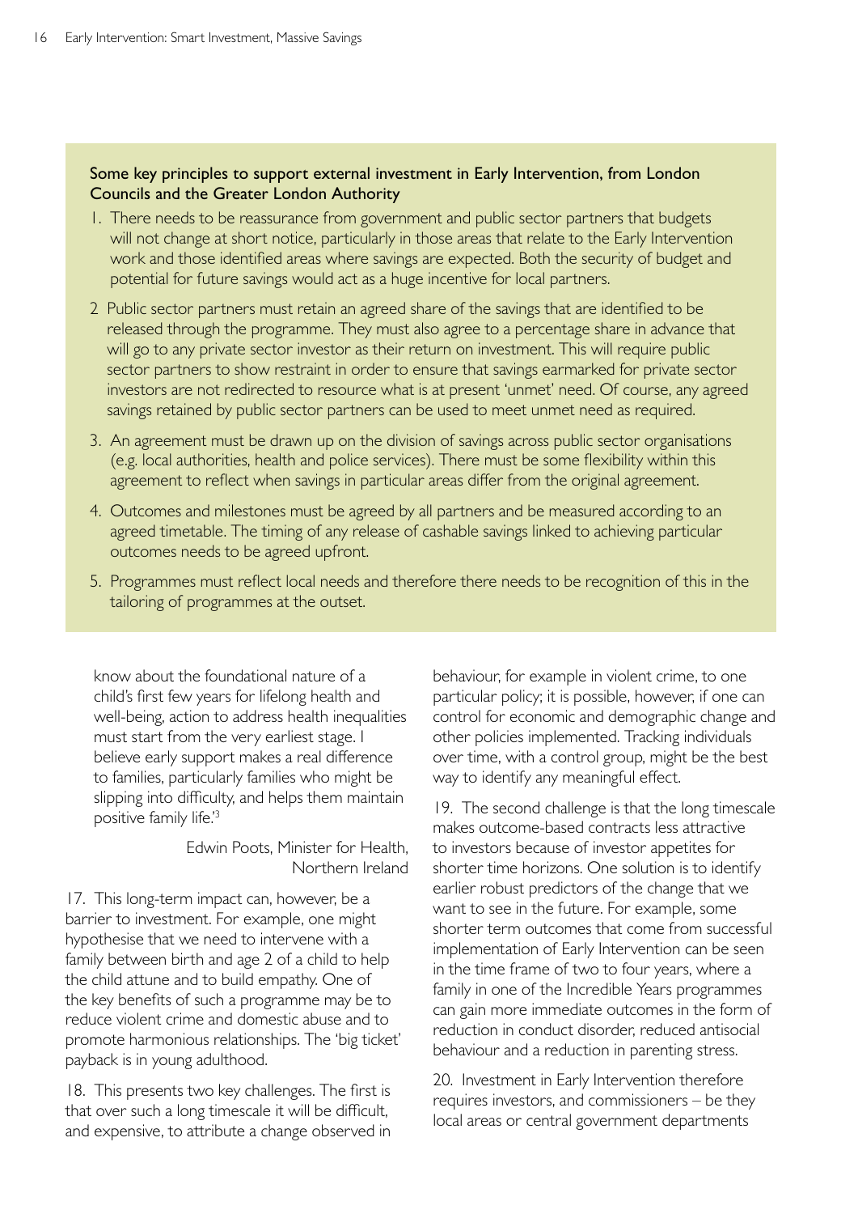**Some key principles to support external investment in Early Intervention, from London Councils and the Greater London Authority**

1. There needs to be reassurance from government and public sector partners that budgets will not change at short notice, particularly in those areas that relate to the Early Intervention work and those identified areas where savings are expected. Both the security of budget and potential for future savings would act as a huge incentive for local partners.
2. Public sector partners must retain an agreed share of the savings that are identified to be released through the programme. They must also agree to a percentage share in advance that will go to any private sector investor as their return on investment. This will require public sector partners to show restraint in order to ensure that savings earmarked for private sector investors are not redirected to resource what is at present 'unmet' need. Of course, any agreed savings retained by public sector partners can be used to meet unmet need as required.
3. An agreement must be drawn up on the division of savings across public sector organisations (e.g. local authorities, health and police services). There must be some flexibility within this agreement to reflect when savings in particular areas differ from the original agreement.
4. Outcomes and milestones must be agreed by all partners and be measured according to an agreed timetable. The timing of any release of cashable savings linked to achieving particular outcomes needs to be agreed upfront.
5. Programmes must reflect local needs and therefore there needs to be recognition of this in the tailoring of programmes at the outset.

know about the foundational nature of a child's first few years for lifelong health and well-being, action to address health inequalities must start from the very earliest stage. I believe early support makes a real difference to families, particularly families who might be slipping into difficulty, and helps them maintain positive family life.'[3]

Edwin Poots, Minister for Health, Northern Ireland

17. This long-term impact can, however, be a barrier to investment. For example, one might hypothesise that we need to intervene with a family between birth and age 2 of a child to help the child attune and to build empathy. One of the key benefits of such a programme may be to reduce violent crime and domestic abuse and to promote harmonious relationships. The 'big ticket' payback is in young adulthood.

18. This presents two key challenges. The first is that over such a long timescale it will be difficult, and expensive, to attribute a change observed in behaviour, for example in violent crime, to one particular policy; it is possible, however, if one can control for economic and demographic change and other policies implemented. Tracking individuals over time, with a control group, might be the best way to identify any meaningful effect.

19. The second challenge is that the long timescale makes outcome-based contracts less attractive to investors because of investor appetites for shorter time horizons. One solution is to identify earlier robust predictors of the change that we want to see in the future. For example, some shorter term outcomes that come from successful implementation of Early Intervention can be seen in the time frame of two to four years, where a family in one of the Incredible Years programmes can gain more immediate outcomes in the form of reduction in conduct disorder, reduced antisocial behaviour and a reduction in parenting stress.

20. Investment in Early Intervention therefore requires investors, and commissioners – be they local areas or central government departments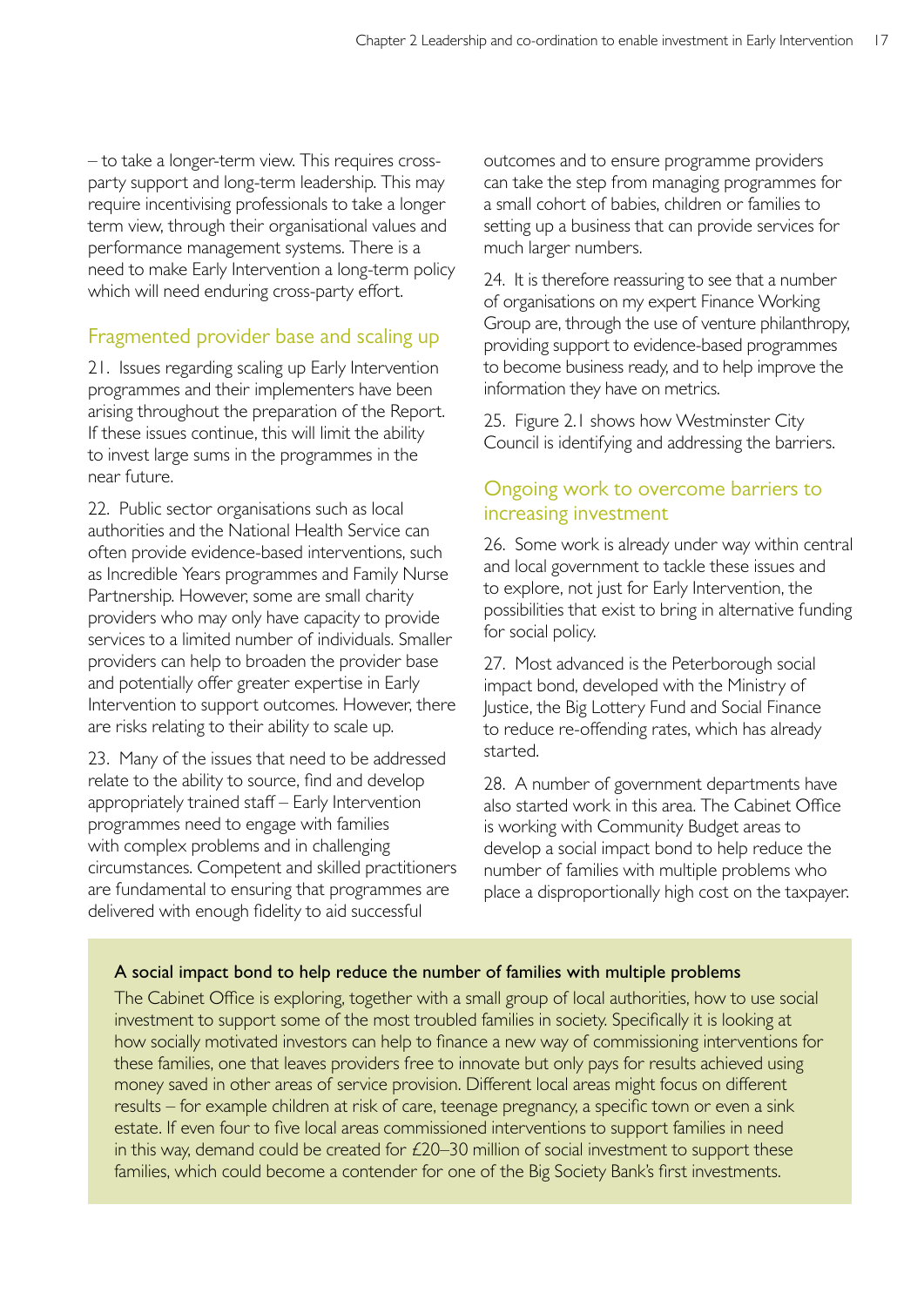– to take a longer-term view. This requires cross-party support and long-term leadership. This may require incentivising professionals to take a longer term view, through their organisational values and performance management systems. There is a need to make Early Intervention a long-term policy which will need enduring cross-party effort.

## Fragmented provider base and scaling up

21. Issues regarding scaling up Early Intervention programmes and their implementers have been arising throughout the preparation of the Report. If these issues continue, this will limit the ability to invest large sums in the programmes in the near future.

22. Public sector organisations such as local authorities and the National Health Service can often provide evidence-based interventions, such as Incredible Years programmes and Family Nurse Partnership. However, some are small charity providers who may only have capacity to provide services to a limited number of individuals. Smaller providers can help to broaden the provider base and potentially offer greater expertise in Early Intervention to support outcomes. However, there are risks relating to their ability to scale up.

23. Many of the issues that need to be addressed relate to the ability to source, find and develop appropriately trained staff – Early Intervention programmes need to engage with families with complex problems and in challenging circumstances. Competent and skilled practitioners are fundamental to ensuring that programmes are delivered with enough fidelity to aid successful outcomes and to ensure programme providers can take the step from managing programmes for a small cohort of babies, children or families to setting up a business that can provide services for much larger numbers.

24. It is therefore reassuring to see that a number of organisations on my expert Finance Working Group are, through the use of venture philanthropy, providing support to evidence-based programmes to become business ready, and to help improve the information they have on metrics.

25. Figure 2.1 shows how Westminster City Council is identifying and addressing the barriers.

## Ongoing work to overcome barriers to increasing investment

26. Some work is already under way within central and local government to tackle these issues and to explore, not just for Early Intervention, the possibilities that exist to bring in alternative funding for social policy.

27. Most advanced is the Peterborough social impact bond, developed with the Ministry of Justice, the Big Lottery Fund and Social Finance to reduce re-offending rates, which has already started.

28. A number of government departments have also started work in this area. The Cabinet Office is working with Community Budget areas to develop a social impact bond to help reduce the number of families with multiple problems who place a disproportionally high cost on the taxpayer.

**A social impact bond to help reduce the number of families with multiple problems**

The Cabinet Office is exploring, together with a small group of local authorities, how to use social investment to support some of the most troubled families in society. Specifically it is looking at how socially motivated investors can help to finance a new way of commissioning interventions for these families, one that leaves providers free to innovate but only pays for results achieved using money saved in other areas of service provision. Different local areas might focus on different results – for example children at risk of care, teenage pregnancy, a specific town or even a sink estate. If even four to five local areas commissioned interventions to support families in need in this way, demand could be created for £20–30 million of social investment to support these families, which could become a contender for one of the Big Society Bank's first investments.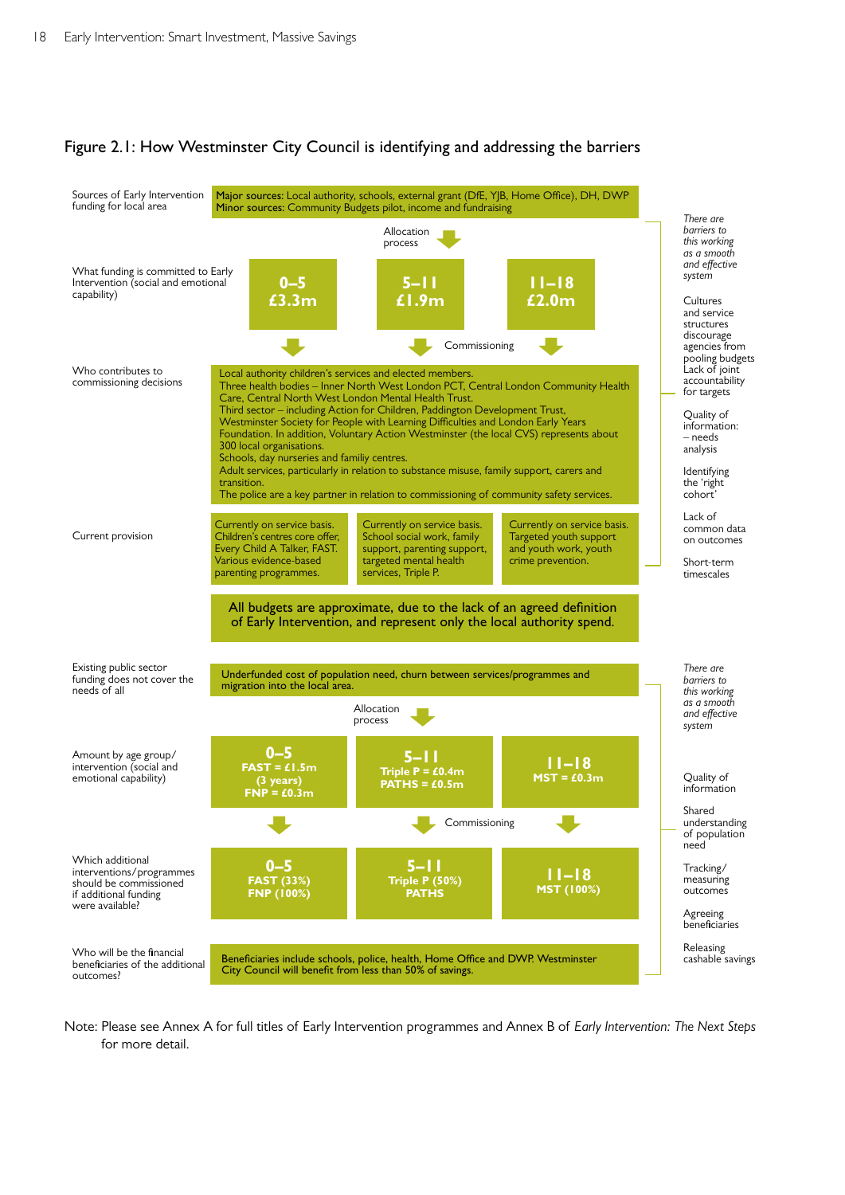## Figure 2.1: How Westminster City Council is identifying and addressing the barriers

**Sources of Early Intervention funding for local area**

**Major sources:** Local authority, schools, external grant (DfE, YJB, Home Office), DH, DWP
**Minor sources:** Community Budgets pilot, income and fundraising

Allocation process

**What funding is committed to Early Intervention (social and emotional capability)**

| 0–5 | 5–11 | 11–18 |
|---|---|---|
| £3.3m | £1.9m | £2.0m |

Commissioning

**Who contributes to commissioning decisions**

Local authority children's services and elected members.
Three health bodies – Inner North West London PCT, Central London Community Health Care, Central North West London Mental Health Trust.
Third sector – including Action for Children, Paddington Development Trust, Westminster Society for People with Learning Difficulties and London Early Years Foundation. In addition, Voluntary Action Westminster (the local CVS) represents about 300 local organisations.
Schools, day nurseries and familiy centres.
Adult services, particularly in relation to substance misuse, family support, carers and transition.
The police are a key partner in relation to commissioning of community safety services.

**Current provision**

| 0–5 | 5–11 | 11–18 |
|---|---|---|
| Currently on service basis. Children's centres core offer, Every Child A Talker, FAST. Various evidence-based parenting programmes. | Currently on service basis. School social work, family support, parenting support, targeted mental health services, Triple P. | Currently on service basis. Targeted youth support and youth work, youth crime prevention. |

All budgets are approximate, due to the lack of an agreed definition of Early Intervention, and represent only the local authority spend.

*There are barriers to this working as a smooth and effective system*

- Cultures and service structures discourage agencies from pooling budgets
- Lack of joint accountability for targets
- Quality of information: – needs analysis
- Identifying the 'right cohort'
- Lack of common data on outcomes
- Short-term timescales

**Existing public sector funding does not cover the needs of all**

Underfunded cost of population need, churn between services/programmes and migration into the local area.

Allocation process

**Amount by age group/intervention (social and emotional capability)**

| 0–5 | 5–11 | 11–18 |
|---|---|---|
| FAST = £1.5m (3 years) FNP = £0.3m | Triple P = £0.4m PATHS = £0.5m | MST = £0.3m |

Commissioning

**Which additional interventions/programmes should be commissioned if additional funding were available?**

| 0–5 | 5–11 | 11–18 |
|---|---|---|
| FAST (33%) FNP (100%) | Triple P (50%) PATHS | MST (100%) |

**Who will be the financial beneficiaries of the additional outcomes?**

Beneficiaries include schools, police, health, Home Office and DWP. Westminster City Council will benefit from less than 50% of savings.

*There are barriers to this working as a smooth and effective system*

- Quality of information
- Shared understanding of population need
- Tracking/measuring outcomes
- Agreeing beneficiaries
- Releasing cashable savings

Note: Please see Annex A for full titles of Early Intervention programmes and Annex B of *Early Intervention: The Next Steps* for more detail.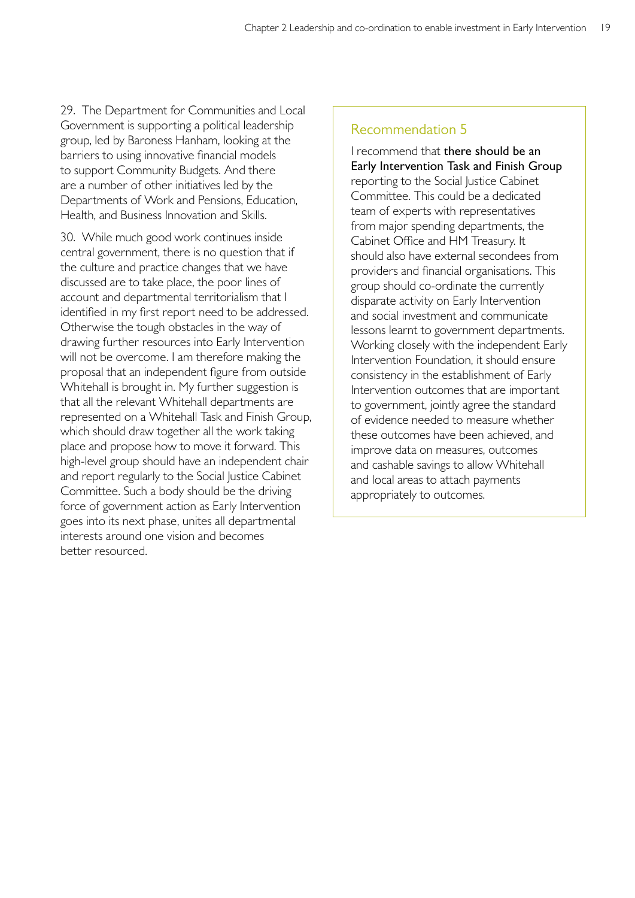29. The Department for Communities and Local Government is supporting a political leadership group, led by Baroness Hanham, looking at the barriers to using innovative financial models to support Community Budgets. And there are a number of other initiatives led by the Departments of Work and Pensions, Education, Health, and Business Innovation and Skills.

30. While much good work continues inside central government, there is no question that if the culture and practice changes that we have discussed are to take place, the poor lines of account and departmental territorialism that I identified in my first report need to be addressed. Otherwise the tough obstacles in the way of drawing further resources into Early Intervention will not be overcome. I am therefore making the proposal that an independent figure from outside Whitehall is brought in. My further suggestion is that all the relevant Whitehall departments are represented on a Whitehall Task and Finish Group, which should draw together all the work taking place and propose how to move it forward. This high-level group should have an independent chair and report regularly to the Social Justice Cabinet Committee. Such a body should be the driving force of government action as Early Intervention goes into its next phase, unites all departmental interests around one vision and becomes better resourced.

## Recommendation 5

I recommend that **there should be an Early Intervention Task and Finish Group** reporting to the Social Justice Cabinet Committee. This could be a dedicated team of experts with representatives from major spending departments, the Cabinet Office and HM Treasury. It should also have external secondees from providers and financial organisations. This group should co-ordinate the currently disparate activity on Early Intervention and social investment and communicate lessons learnt to government departments. Working closely with the independent Early Intervention Foundation, it should ensure consistency in the establishment of Early Intervention outcomes that are important to government, jointly agree the standard of evidence needed to measure whether these outcomes have been achieved, and improve data on measures, outcomes and cashable savings to allow Whitehall and local areas to attach payments appropriately to outcomes.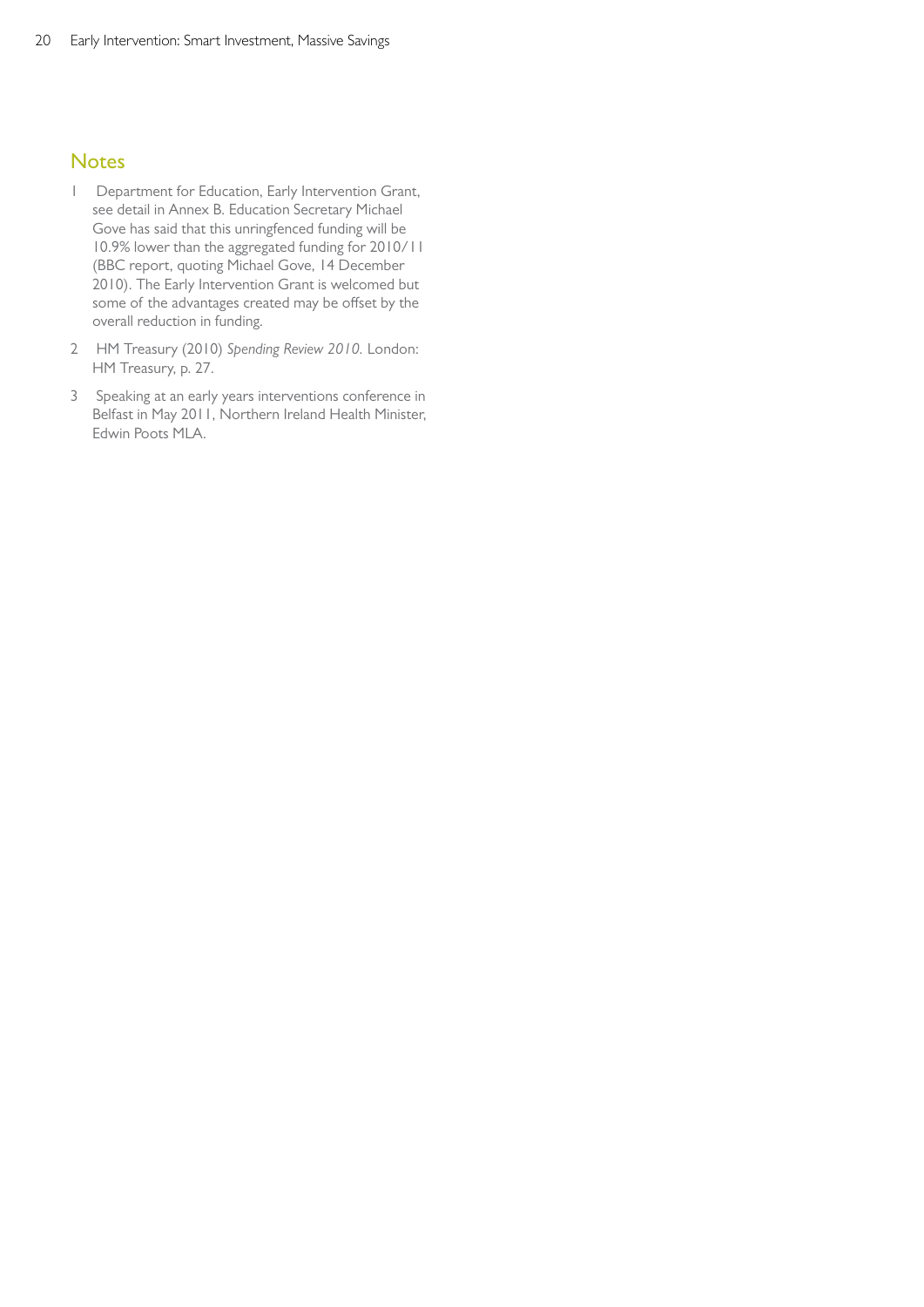## Notes

1. Department for Education, Early Intervention Grant, see detail in Annex B. Education Secretary Michael Gove has said that this unringfenced funding will be 10.9% lower than the aggregated funding for 2010/11 (BBC report, quoting Michael Gove, 14 December 2010). The Early Intervention Grant is welcomed but some of the advantages created may be offset by the overall reduction in funding.
2. HM Treasury (2010) *Spending Review 2010*. London: HM Treasury, p. 27.
3. Speaking at an early years interventions conference in Belfast in May 2011, Northern Ireland Health Minister, Edwin Poots MLA.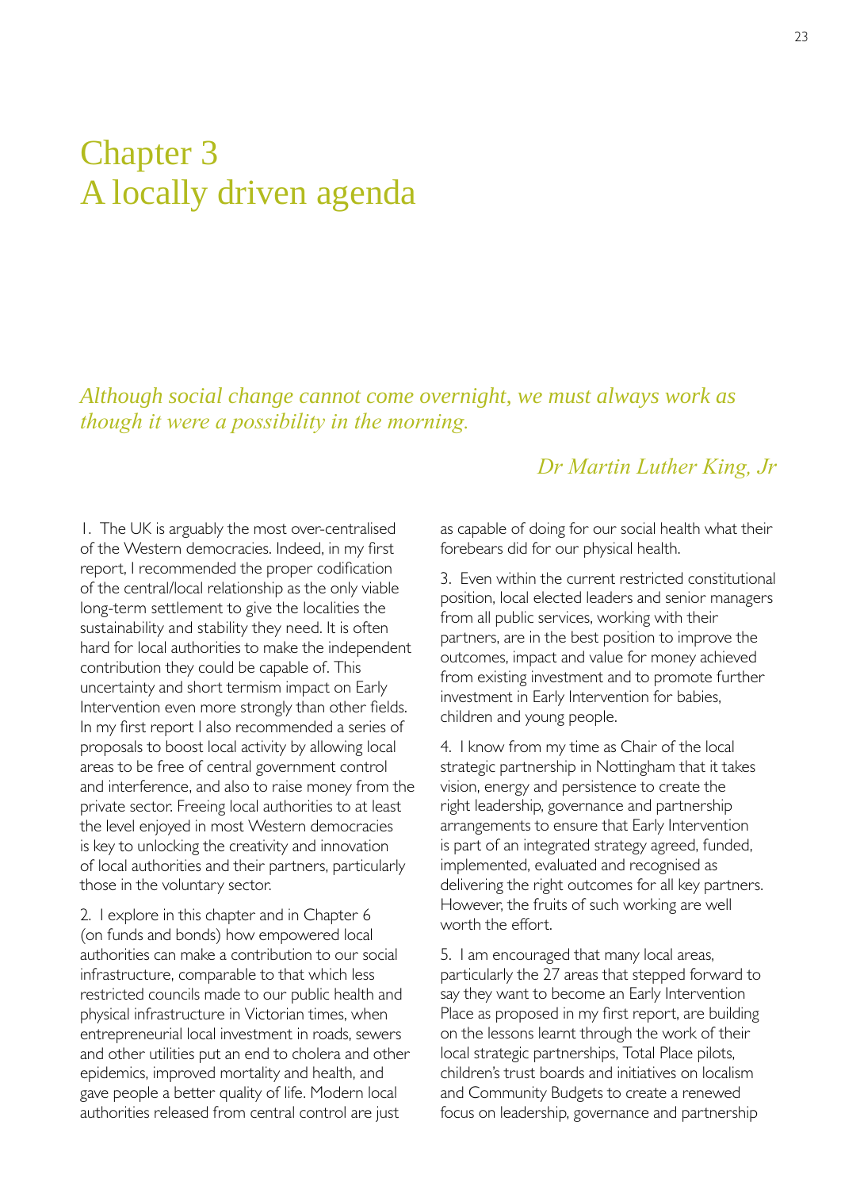# Chapter 3
# A locally driven agenda

*Although social change cannot come overnight, we must always work as though it were a possibility in the morning.*

*Dr Martin Luther King, Jr*

1. The UK is arguably the most over-centralised of the Western democracies. Indeed, in my first report, I recommended the proper codification of the central/local relationship as the only viable long-term settlement to give the localities the sustainability and stability they need. It is often hard for local authorities to make the independent contribution they could be capable of. This uncertainty and short termism impact on Early Intervention even more strongly than other fields. In my first report I also recommended a series of proposals to boost local activity by allowing local areas to be free of central government control and interference, and also to raise money from the private sector. Freeing local authorities to at least the level enjoyed in most Western democracies is key to unlocking the creativity and innovation of local authorities and their partners, particularly those in the voluntary sector.

2. I explore in this chapter and in Chapter 6 (on funds and bonds) how empowered local authorities can make a contribution to our social infrastructure, comparable to that which less restricted councils made to our public health and physical infrastructure in Victorian times, when entrepreneurial local investment in roads, sewers and other utilities put an end to cholera and other epidemics, improved mortality and health, and gave people a better quality of life. Modern local authorities released from central control are just as capable of doing for our social health what their forebears did for our physical health.

3. Even within the current restricted constitutional position, local elected leaders and senior managers from all public services, working with their partners, are in the best position to improve the outcomes, impact and value for money achieved from existing investment and to promote further investment in Early Intervention for babies, children and young people.

4. I know from my time as Chair of the local strategic partnership in Nottingham that it takes vision, energy and persistence to create the right leadership, governance and partnership arrangements to ensure that Early Intervention is part of an integrated strategy agreed, funded, implemented, evaluated and recognised as delivering the right outcomes for all key partners. However, the fruits of such working are well worth the effort.

5. I am encouraged that many local areas, particularly the 27 areas that stepped forward to say they want to become an Early Intervention Place as proposed in my first report, are building on the lessons learnt through the work of their local strategic partnerships, Total Place pilots, children's trust boards and initiatives on localism and Community Budgets to create a renewed focus on leadership, governance and partnership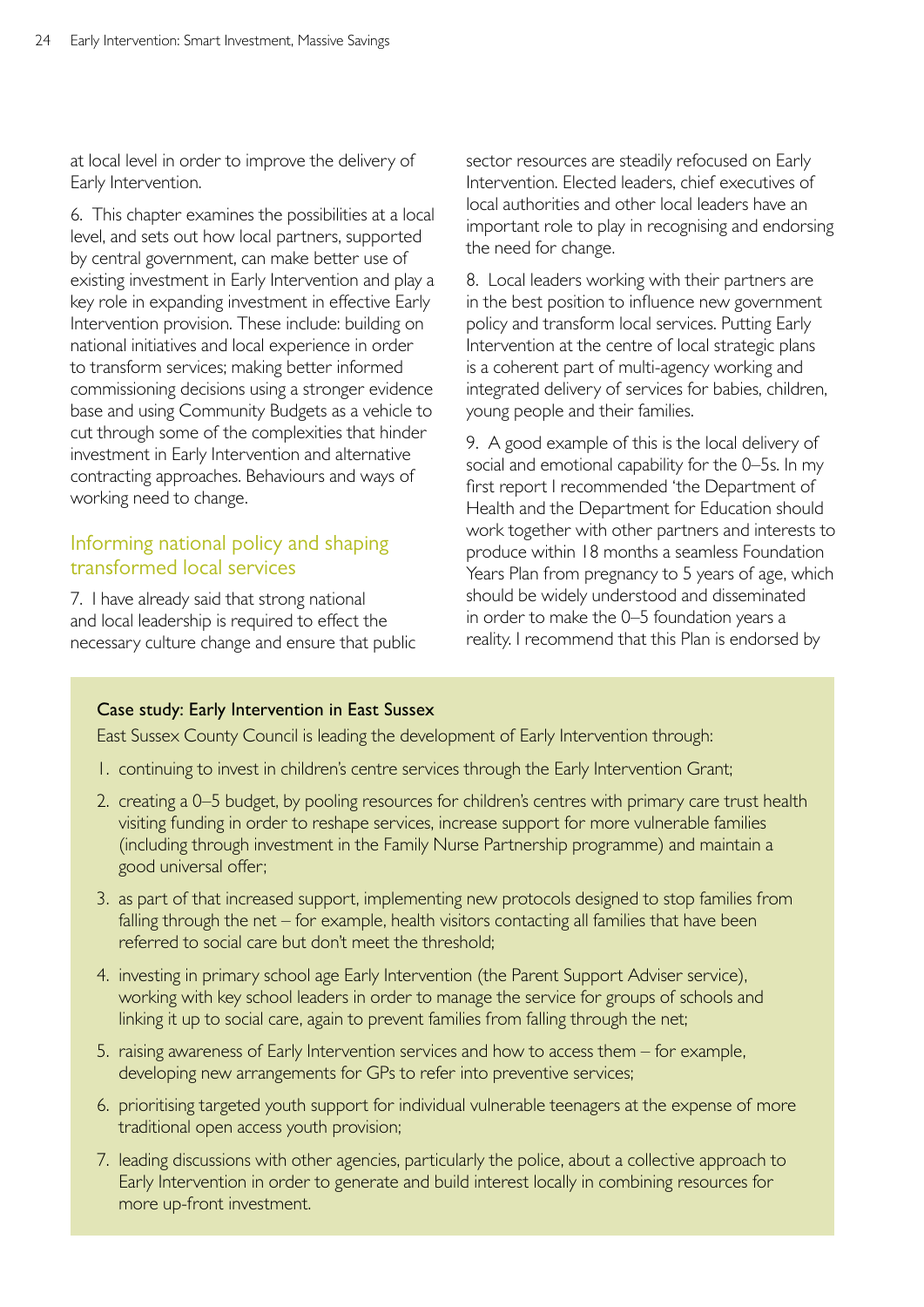at local level in order to improve the delivery of Early Intervention.

6. This chapter examines the possibilities at a local level, and sets out how local partners, supported by central government, can make better use of existing investment in Early Intervention and play a key role in expanding investment in effective Early Intervention provision. These include: building on national initiatives and local experience in order to transform services; making better informed commissioning decisions using a stronger evidence base and using Community Budgets as a vehicle to cut through some of the complexities that hinder investment in Early Intervention and alternative contracting approaches. Behaviours and ways of working need to change.

## Informing national policy and shaping transformed local services

7. I have already said that strong national and local leadership is required to effect the necessary culture change and ensure that public sector resources are steadily refocused on Early Intervention. Elected leaders, chief executives of local authorities and other local leaders have an important role to play in recognising and endorsing the need for change.

8. Local leaders working with their partners are in the best position to influence new government policy and transform local services. Putting Early Intervention at the centre of local strategic plans is a coherent part of multi-agency working and integrated delivery of services for babies, children, young people and their families.

9. A good example of this is the local delivery of social and emotional capability for the 0–5s. In my first report I recommended 'the Department of Health and the Department for Education should work together with other partners and interests to produce within 18 months a seamless Foundation Years Plan from pregnancy to 5 years of age, which should be widely understood and disseminated in order to make the 0–5 foundation years a reality. I recommend that this Plan is endorsed by

### Case study: Early Intervention in East Sussex

East Sussex County Council is leading the development of Early Intervention through:

1. continuing to invest in children's centre services through the Early Intervention Grant;
2. creating a 0–5 budget, by pooling resources for children's centres with primary care trust health visiting funding in order to reshape services, increase support for more vulnerable families (including through investment in the Family Nurse Partnership programme) and maintain a good universal offer;
3. as part of that increased support, implementing new protocols designed to stop families from falling through the net – for example, health visitors contacting all families that have been referred to social care but don't meet the threshold;
4. investing in primary school age Early Intervention (the Parent Support Adviser service), working with key school leaders in order to manage the service for groups of schools and linking it up to social care, again to prevent families from falling through the net;
5. raising awareness of Early Intervention services and how to access them – for example, developing new arrangements for GPs to refer into preventive services;
6. prioritising targeted youth support for individual vulnerable teenagers at the expense of more traditional open access youth provision;
7. leading discussions with other agencies, particularly the police, about a collective approach to Early Intervention in order to generate and build interest locally in combining resources for more up-front investment.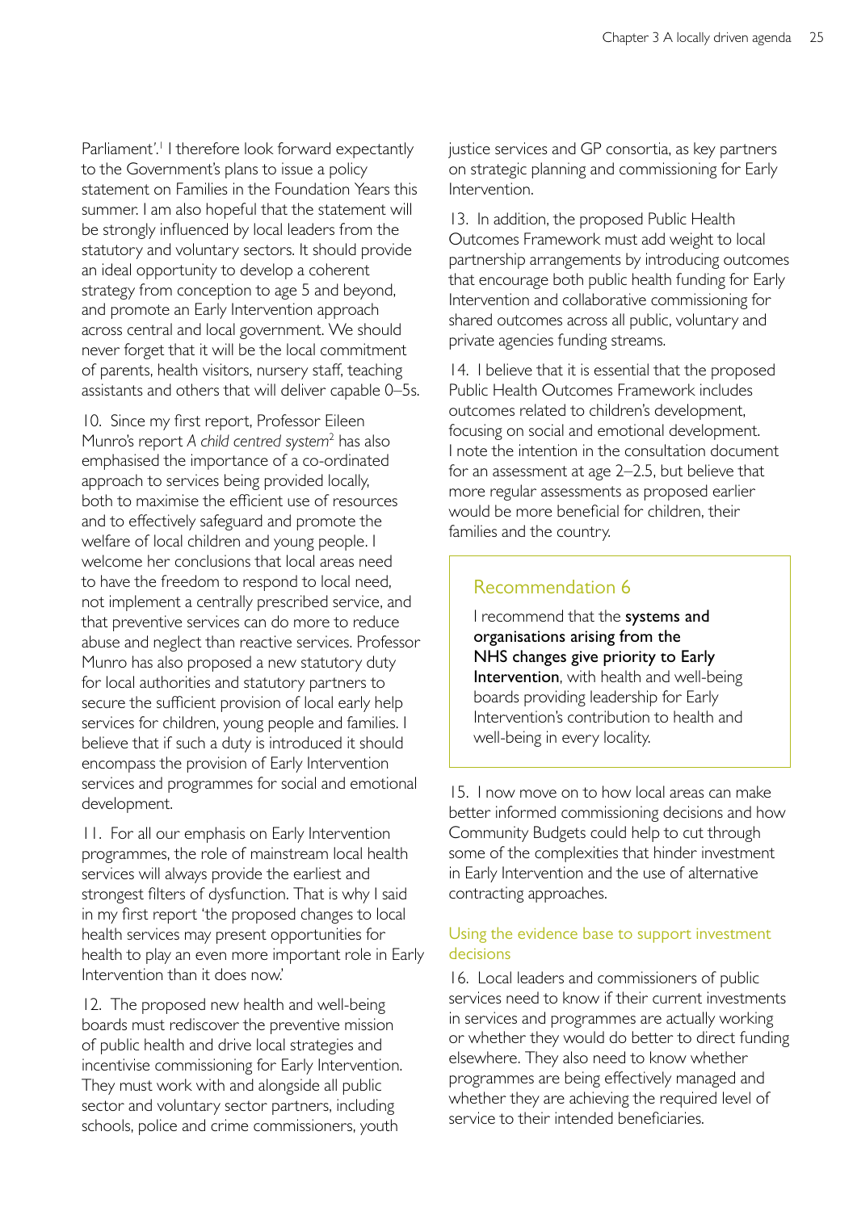Parliament'.[1] I therefore look forward expectantly to the Government's plans to issue a policy statement on Families in the Foundation Years this summer. I am also hopeful that the statement will be strongly influenced by local leaders from the statutory and voluntary sectors. It should provide an ideal opportunity to develop a coherent strategy from conception to age 5 and beyond, and promote an Early Intervention approach across central and local government. We should never forget that it will be the local commitment of parents, health visitors, nursery staff, teaching assistants and others that will deliver capable 0–5s.

10. Since my first report, Professor Eileen Munro's report *A child centred system*[2] has also emphasised the importance of a co-ordinated approach to services being provided locally, both to maximise the efficient use of resources and to effectively safeguard and promote the welfare of local children and young people. I welcome her conclusions that local areas need to have the freedom to respond to local need, not implement a centrally prescribed service, and that preventive services can do more to reduce abuse and neglect than reactive services. Professor Munro has also proposed a new statutory duty for local authorities and statutory partners to secure the sufficient provision of local early help services for children, young people and families. I believe that if such a duty is introduced it should encompass the provision of Early Intervention services and programmes for social and emotional development.

11. For all our emphasis on Early Intervention programmes, the role of mainstream local health services will always provide the earliest and strongest filters of dysfunction. That is why I said in my first report 'the proposed changes to local health services may present opportunities for health to play an even more important role in Early Intervention than it does now.'

12. The proposed new health and well-being boards must rediscover the preventive mission of public health and drive local strategies and incentivise commissioning for Early Intervention. They must work with and alongside all public sector and voluntary sector partners, including schools, police and crime commissioners, youth justice services and GP consortia, as key partners on strategic planning and commissioning for Early Intervention.

13. In addition, the proposed Public Health Outcomes Framework must add weight to local partnership arrangements by introducing outcomes that encourage both public health funding for Early Intervention and collaborative commissioning for shared outcomes across all public, voluntary and private agencies funding streams.

14. I believe that it is essential that the proposed Public Health Outcomes Framework includes outcomes related to children's development, focusing on social and emotional development. I note the intention in the consultation document for an assessment at age 2–2.5, but believe that more regular assessments as proposed earlier would be more beneficial for children, their families and the country.

> **Recommendation 6**
>
> I recommend that the **systems and organisations arising from the NHS changes give priority to Early Intervention**, with health and well-being boards providing leadership for Early Intervention's contribution to health and well-being in every locality.

15. I now move on to how local areas can make better informed commissioning decisions and how Community Budgets could help to cut through some of the complexities that hinder investment in Early Intervention and the use of alternative contracting approaches.

### Using the evidence base to support investment decisions

16. Local leaders and commissioners of public services need to know if their current investments in services and programmes are actually working or whether they would do better to direct funding elsewhere. They also need to know whether programmes are being effectively managed and whether they are achieving the required level of service to their intended beneficiaries.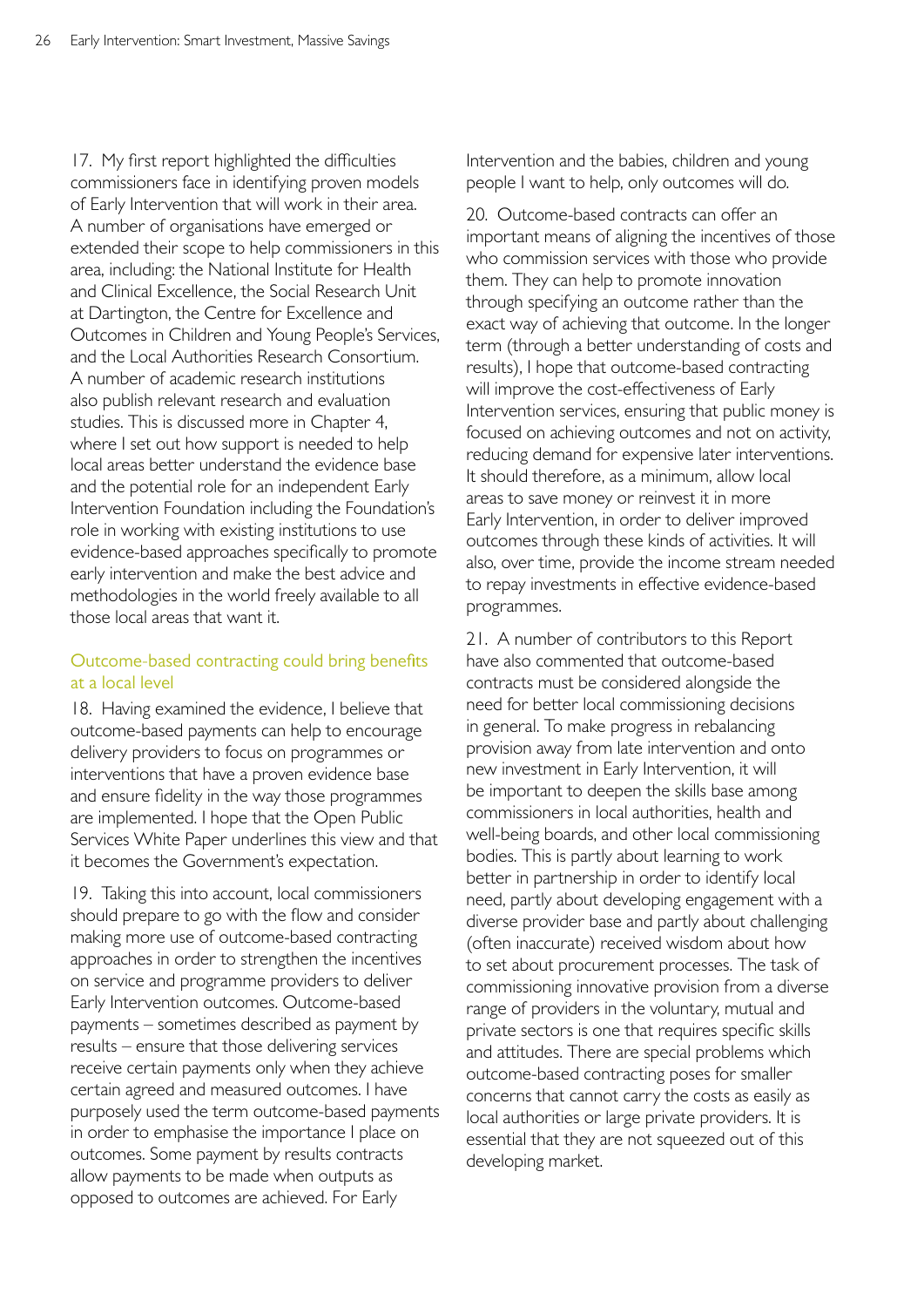17. My first report highlighted the difficulties commissioners face in identifying proven models of Early Intervention that will work in their area. A number of organisations have emerged or extended their scope to help commissioners in this area, including: the National Institute for Health and Clinical Excellence, the Social Research Unit at Dartington, the Centre for Excellence and Outcomes in Children and Young People's Services, and the Local Authorities Research Consortium. A number of academic research institutions also publish relevant research and evaluation studies. This is discussed more in Chapter 4, where I set out how support is needed to help local areas better understand the evidence base and the potential role for an independent Early Intervention Foundation including the Foundation's role in working with existing institutions to use evidence-based approaches specifically to promote early intervention and make the best advice and methodologies in the world freely available to all those local areas that want it.

### Outcome-based contracting could bring benefits at a local level

18. Having examined the evidence, I believe that outcome-based payments can help to encourage delivery providers to focus on programmes or interventions that have a proven evidence base and ensure fidelity in the way those programmes are implemented. I hope that the Open Public Services White Paper underlines this view and that it becomes the Government's expectation.

19. Taking this into account, local commissioners should prepare to go with the flow and consider making more use of outcome-based contracting approaches in order to strengthen the incentives on service and programme providers to deliver Early Intervention outcomes. Outcome-based payments – sometimes described as payment by results – ensure that those delivering services receive certain payments only when they achieve certain agreed and measured outcomes. I have purposely used the term outcome-based payments in order to emphasise the importance I place on outcomes. Some payment by results contracts allow payments to be made when outputs as opposed to outcomes are achieved. For Early Intervention and the babies, children and young people I want to help, only outcomes will do.

20. Outcome-based contracts can offer an important means of aligning the incentives of those who commission services with those who provide them. They can help to promote innovation through specifying an outcome rather than the exact way of achieving that outcome. In the longer term (through a better understanding of costs and results), I hope that outcome-based contracting will improve the cost-effectiveness of Early Intervention services, ensuring that public money is focused on achieving outcomes and not on activity, reducing demand for expensive later interventions. It should therefore, as a minimum, allow local areas to save money or reinvest it in more Early Intervention, in order to deliver improved outcomes through these kinds of activities. It will also, over time, provide the income stream needed to repay investments in effective evidence-based programmes.

21. A number of contributors to this Report have also commented that outcome-based contracts must be considered alongside the need for better local commissioning decisions in general. To make progress in rebalancing provision away from late intervention and onto new investment in Early Intervention, it will be important to deepen the skills base among commissioners in local authorities, health and well-being boards, and other local commissioning bodies. This is partly about learning to work better in partnership in order to identify local need, partly about developing engagement with a diverse provider base and partly about challenging (often inaccurate) received wisdom about how to set about procurement processes. The task of commissioning innovative provision from a diverse range of providers in the voluntary, mutual and private sectors is one that requires specific skills and attitudes. There are special problems which outcome-based contracting poses for smaller concerns that cannot carry the costs as easily as local authorities or large private providers. It is essential that they are not squeezed out of this developing market.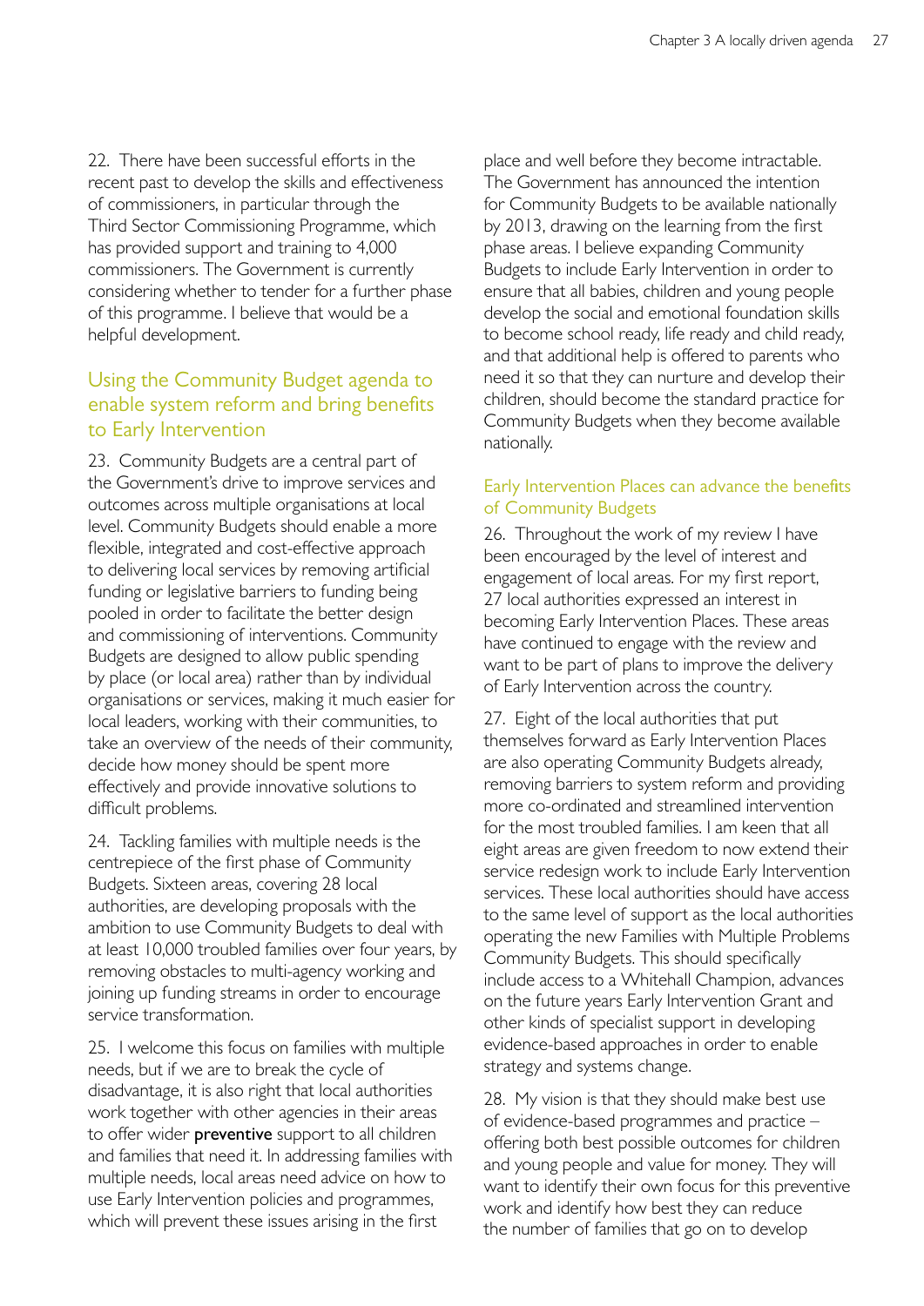22. There have been successful efforts in the recent past to develop the skills and effectiveness of commissioners, in particular through the Third Sector Commissioning Programme, which has provided support and training to 4,000 commissioners. The Government is currently considering whether to tender for a further phase of this programme. I believe that would be a helpful development.

## Using the Community Budget agenda to enable system reform and bring benefits to Early Intervention

23. Community Budgets are a central part of the Government's drive to improve services and outcomes across multiple organisations at local level. Community Budgets should enable a more flexible, integrated and cost-effective approach to delivering local services by removing artificial funding or legislative barriers to funding being pooled in order to facilitate the better design and commissioning of interventions. Community Budgets are designed to allow public spending by place (or local area) rather than by individual organisations or services, making it much easier for local leaders, working with their communities, to take an overview of the needs of their community, decide how money should be spent more effectively and provide innovative solutions to difficult problems.

24. Tackling families with multiple needs is the centrepiece of the first phase of Community Budgets. Sixteen areas, covering 28 local authorities, are developing proposals with the ambition to use Community Budgets to deal with at least 10,000 troubled families over four years, by removing obstacles to multi-agency working and joining up funding streams in order to encourage service transformation.

25. I welcome this focus on families with multiple needs, but if we are to break the cycle of disadvantage, it is also right that local authorities work together with other agencies in their areas to offer wider **preventive** support to all children and families that need it. In addressing families with multiple needs, local areas need advice on how to use Early Intervention policies and programmes, which will prevent these issues arising in the first place and well before they become intractable. The Government has announced the intention for Community Budgets to be available nationally by 2013, drawing on the learning from the first phase areas. I believe expanding Community Budgets to include Early Intervention in order to ensure that all babies, children and young people develop the social and emotional foundation skills to become school ready, life ready and child ready, and that additional help is offered to parents who need it so that they can nurture and develop their children, should become the standard practice for Community Budgets when they become available nationally.

### Early Intervention Places can advance the benefits of Community Budgets

26. Throughout the work of my review I have been encouraged by the level of interest and engagement of local areas. For my first report, 27 local authorities expressed an interest in becoming Early Intervention Places. These areas have continued to engage with the review and want to be part of plans to improve the delivery of Early Intervention across the country.

27. Eight of the local authorities that put themselves forward as Early Intervention Places are also operating Community Budgets already, removing barriers to system reform and providing more co-ordinated and streamlined intervention for the most troubled families. I am keen that all eight areas are given freedom to now extend their service redesign work to include Early Intervention services. These local authorities should have access to the same level of support as the local authorities operating the new Families with Multiple Problems Community Budgets. This should specifically include access to a Whitehall Champion, advances on the future years Early Intervention Grant and other kinds of specialist support in developing evidence-based approaches in order to enable strategy and systems change.

28. My vision is that they should make best use of evidence-based programmes and practice – offering both best possible outcomes for children and young people and value for money. They will want to identify their own focus for this preventive work and identify how best they can reduce the number of families that go on to develop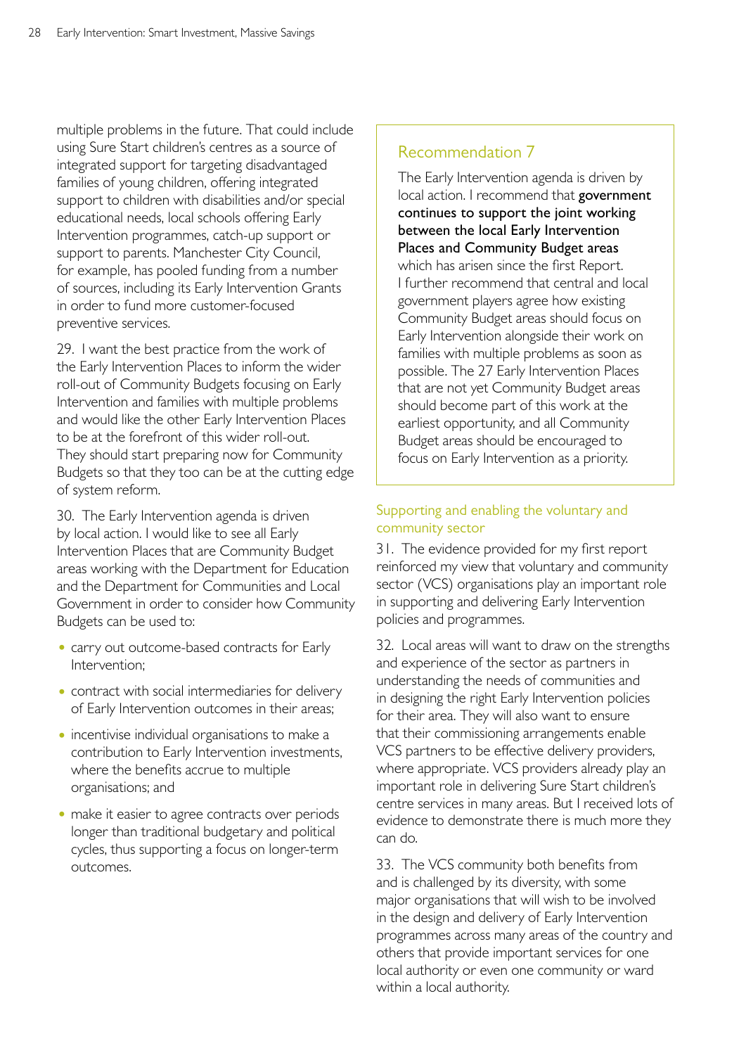multiple problems in the future. That could include using Sure Start children's centres as a source of integrated support for targeting disadvantaged families of young children, offering integrated support to children with disabilities and/or special educational needs, local schools offering Early Intervention programmes, catch-up support or support to parents. Manchester City Council, for example, has pooled funding from a number of sources, including its Early Intervention Grants in order to fund more customer-focused preventive services.

29. I want the best practice from the work of the Early Intervention Places to inform the wider roll-out of Community Budgets focusing on Early Intervention and families with multiple problems and would like the other Early Intervention Places to be at the forefront of this wider roll-out. They should start preparing now for Community Budgets so that they too can be at the cutting edge of system reform.

30. The Early Intervention agenda is driven by local action. I would like to see all Early Intervention Places that are Community Budget areas working with the Department for Education and the Department for Communities and Local Government in order to consider how Community Budgets can be used to:

- carry out outcome-based contracts for Early Intervention;
- contract with social intermediaries for delivery of Early Intervention outcomes in their areas;
- incentivise individual organisations to make a contribution to Early Intervention investments, where the benefits accrue to multiple organisations; and
- make it easier to agree contracts over periods longer than traditional budgetary and political cycles, thus supporting a focus on longer-term outcomes.

### Recommendation 7

The Early Intervention agenda is driven by local action. I recommend that **government continues to support the joint working between the local Early Intervention Places and Community Budget areas** which has arisen since the first Report. I further recommend that central and local government players agree how existing Community Budget areas should focus on Early Intervention alongside their work on families with multiple problems as soon as possible. The 27 Early Intervention Places that are not yet Community Budget areas should become part of this work at the earliest opportunity, and all Community Budget areas should be encouraged to focus on Early Intervention as a priority.

### Supporting and enabling the voluntary and community sector

31. The evidence provided for my first report reinforced my view that voluntary and community sector (VCS) organisations play an important role in supporting and delivering Early Intervention policies and programmes.

32. Local areas will want to draw on the strengths and experience of the sector as partners in understanding the needs of communities and in designing the right Early Intervention policies for their area. They will also want to ensure that their commissioning arrangements enable VCS partners to be effective delivery providers, where appropriate. VCS providers already play an important role in delivering Sure Start children's centre services in many areas. But I received lots of evidence to demonstrate there is much more they can do.

33. The VCS community both benefits from and is challenged by its diversity, with some major organisations that will wish to be involved in the design and delivery of Early Intervention programmes across many areas of the country and others that provide important services for one local authority or even one community or ward within a local authority.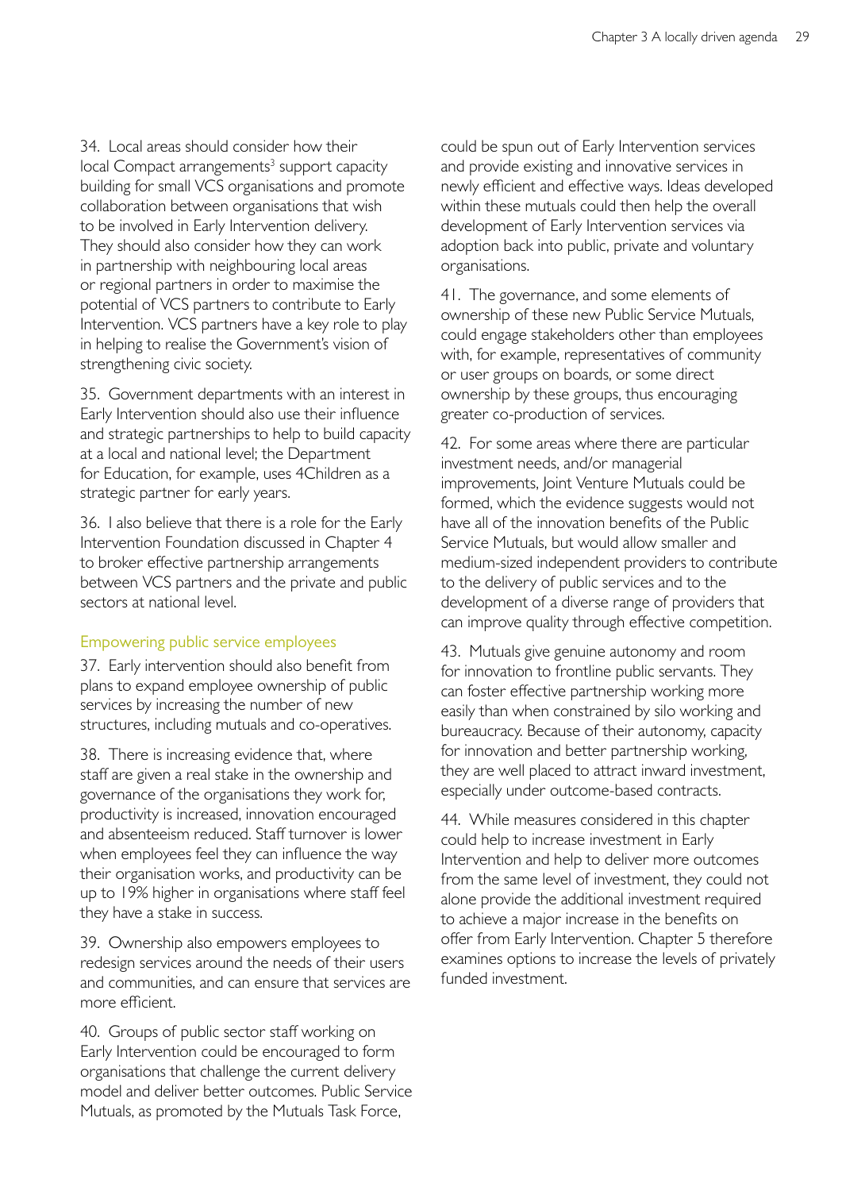34. Local areas should consider how their local Compact arrangements[3] support capacity building for small VCS organisations and promote collaboration between organisations that wish to be involved in Early Intervention delivery. They should also consider how they can work in partnership with neighbouring local areas or regional partners in order to maximise the potential of VCS partners to contribute to Early Intervention. VCS partners have a key role to play in helping to realise the Government's vision of strengthening civic society.

35. Government departments with an interest in Early Intervention should also use their influence and strategic partnerships to help to build capacity at a local and national level; the Department for Education, for example, uses 4Children as a strategic partner for early years.

36. I also believe that there is a role for the Early Intervention Foundation discussed in Chapter 4 to broker effective partnership arrangements between VCS partners and the private and public sectors at national level.

### Empowering public service employees

37. Early intervention should also benefit from plans to expand employee ownership of public services by increasing the number of new structures, including mutuals and co-operatives.

38. There is increasing evidence that, where staff are given a real stake in the ownership and governance of the organisations they work for, productivity is increased, innovation encouraged and absenteeism reduced. Staff turnover is lower when employees feel they can influence the way their organisation works, and productivity can be up to 19% higher in organisations where staff feel they have a stake in success.

39. Ownership also empowers employees to redesign services around the needs of their users and communities, and can ensure that services are more efficient.

40. Groups of public sector staff working on Early Intervention could be encouraged to form organisations that challenge the current delivery model and deliver better outcomes. Public Service Mutuals, as promoted by the Mutuals Task Force, could be spun out of Early Intervention services and provide existing and innovative services in newly efficient and effective ways. Ideas developed within these mutuals could then help the overall development of Early Intervention services via adoption back into public, private and voluntary organisations.

41. The governance, and some elements of ownership of these new Public Service Mutuals, could engage stakeholders other than employees with, for example, representatives of community or user groups on boards, or some direct ownership by these groups, thus encouraging greater co-production of services.

42. For some areas where there are particular investment needs, and/or managerial improvements, Joint Venture Mutuals could be formed, which the evidence suggests would not have all of the innovation benefits of the Public Service Mutuals, but would allow smaller and medium-sized independent providers to contribute to the delivery of public services and to the development of a diverse range of providers that can improve quality through effective competition.

43. Mutuals give genuine autonomy and room for innovation to frontline public servants. They can foster effective partnership working more easily than when constrained by silo working and bureaucracy. Because of their autonomy, capacity for innovation and better partnership working, they are well placed to attract inward investment, especially under outcome-based contracts.

44. While measures considered in this chapter could help to increase investment in Early Intervention and help to deliver more outcomes from the same level of investment, they could not alone provide the additional investment required to achieve a major increase in the benefits on offer from Early Intervention. Chapter 5 therefore examines options to increase the levels of privately funded investment.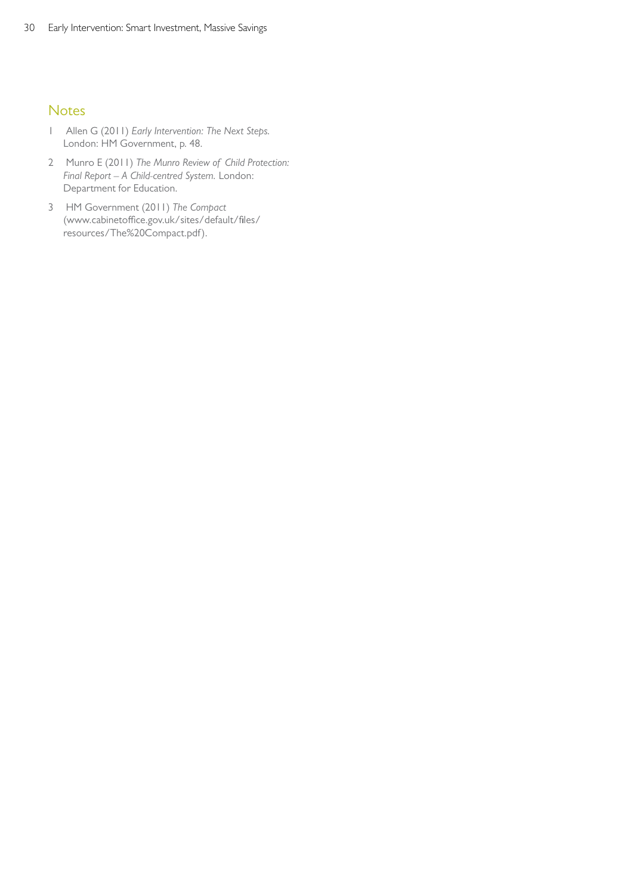## Notes

1. Allen G (2011) *Early Intervention: The Next Steps.* London: HM Government, p. 48.
2. Munro E (2011) *The Munro Review of Child Protection: Final Report – A Child-centred System.* London: Department for Education.
3. HM Government (2011) *The Compact* (www.cabinetoffice.gov.uk/sites/default/files/resources/The%20Compact.pdf).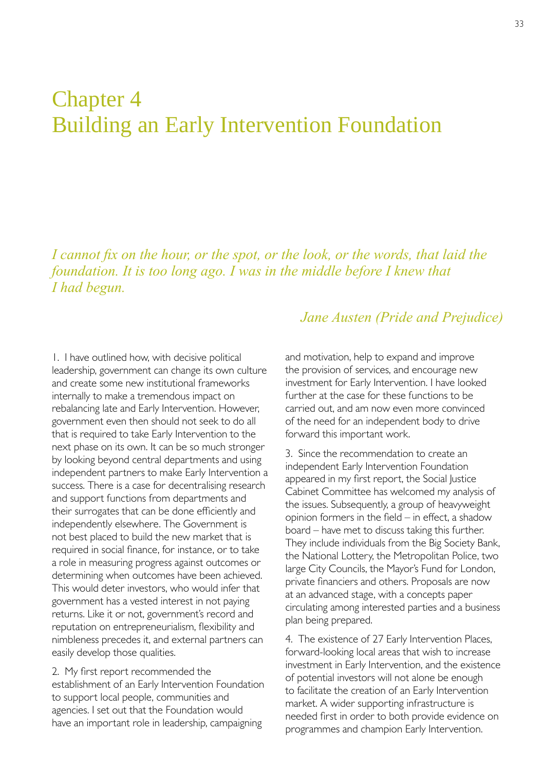# Chapter 4
# Building an Early Intervention Foundation

*I cannot fix on the hour, or the spot, or the look, or the words, that laid the foundation. It is too long ago. I was in the middle before I knew that I had begun.*

*Jane Austen (Pride and Prejudice)*

1. I have outlined how, with decisive political leadership, government can change its own culture and create some new institutional frameworks internally to make a tremendous impact on rebalancing late and Early Intervention. However, government even then should not seek to do all that is required to take Early Intervention to the next phase on its own. It can be so much stronger by looking beyond central departments and using independent partners to make Early Intervention a success. There is a case for decentralising research and support functions from departments and their surrogates that can be done efficiently and independently elsewhere. The Government is not best placed to build the new market that is required in social finance, for instance, or to take a role in measuring progress against outcomes or determining when outcomes have been achieved. This would deter investors, who would infer that government has a vested interest in not paying returns. Like it or not, government's record and reputation on entrepreneurialism, flexibility and nimbleness precedes it, and external partners can easily develop those qualities.

2. My first report recommended the establishment of an Early Intervention Foundation to support local people, communities and agencies. I set out that the Foundation would have an important role in leadership, campaigning and motivation, help to expand and improve the provision of services, and encourage new investment for Early Intervention. I have looked further at the case for these functions to be carried out, and am now even more convinced of the need for an independent body to drive forward this important work.

3. Since the recommendation to create an independent Early Intervention Foundation appeared in my first report, the Social Justice Cabinet Committee has welcomed my analysis of the issues. Subsequently, a group of heavyweight opinion formers in the field – in effect, a shadow board – have met to discuss taking this further. They include individuals from the Big Society Bank, the National Lottery, the Metropolitan Police, two large City Councils, the Mayor's Fund for London, private financiers and others. Proposals are now at an advanced stage, with a concepts paper circulating among interested parties and a business plan being prepared.

4. The existence of 27 Early Intervention Places, forward-looking local areas that wish to increase investment in Early Intervention, and the existence of potential investors will not alone be enough to facilitate the creation of an Early Intervention market. A wider supporting infrastructure is needed first in order to both provide evidence on programmes and champion Early Intervention.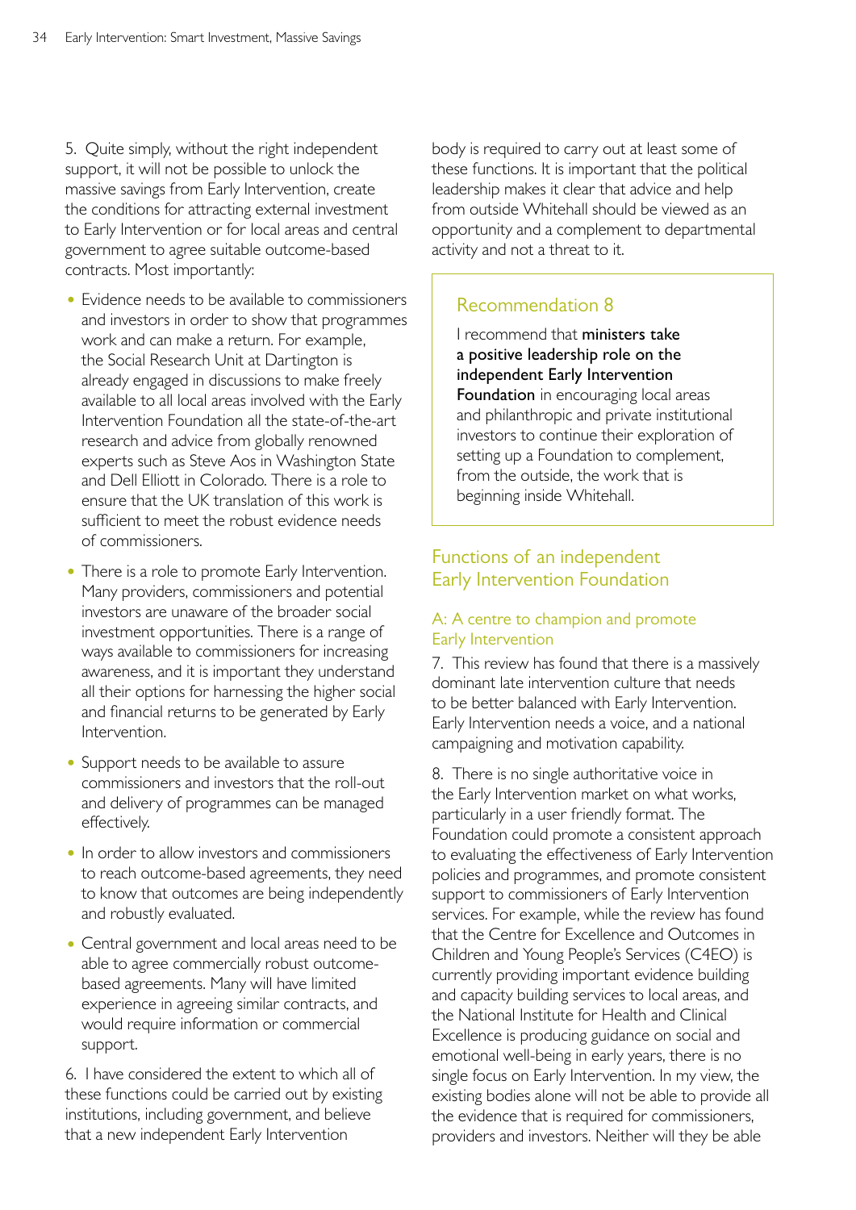5. Quite simply, without the right independent support, it will not be possible to unlock the massive savings from Early Intervention, create the conditions for attracting external investment to Early Intervention or for local areas and central government to agree suitable outcome-based contracts. Most importantly:

- Evidence needs to be available to commissioners and investors in order to show that programmes work and can make a return. For example, the Social Research Unit at Dartington is already engaged in discussions to make freely available to all local areas involved with the Early Intervention Foundation all the state-of-the-art research and advice from globally renowned experts such as Steve Aos in Washington State and Dell Elliott in Colorado. There is a role to ensure that the UK translation of this work is sufficient to meet the robust evidence needs of commissioners.
- There is a role to promote Early Intervention. Many providers, commissioners and potential investors are unaware of the broader social investment opportunities. There is a range of ways available to commissioners for increasing awareness, and it is important they understand all their options for harnessing the higher social and financial returns to be generated by Early Intervention.
- Support needs to be available to assure commissioners and investors that the roll-out and delivery of programmes can be managed effectively.
- In order to allow investors and commissioners to reach outcome-based agreements, they need to know that outcomes are being independently and robustly evaluated.
- Central government and local areas need to be able to agree commercially robust outcome-based agreements. Many will have limited experience in agreeing similar contracts, and would require information or commercial support.

6. I have considered the extent to which all of these functions could be carried out by existing institutions, including government, and believe that a new independent Early Intervention body is required to carry out at least some of these functions. It is important that the political leadership makes it clear that advice and help from outside Whitehall should be viewed as an opportunity and a complement to departmental activity and not a threat to it.

> **Recommendation 8**
>
> I recommend that **ministers take a positive leadership role on the independent Early Intervention Foundation** in encouraging local areas and philanthropic and private institutional investors to continue their exploration of setting up a Foundation to complement, from the outside, the work that is beginning inside Whitehall.

## Functions of an independent Early Intervention Foundation

### A: A centre to champion and promote Early Intervention

7. This review has found that there is a massively dominant late intervention culture that needs to be better balanced with Early Intervention. Early Intervention needs a voice, and a national campaigning and motivation capability.

8. There is no single authoritative voice in the Early Intervention market on what works, particularly in a user friendly format. The Foundation could promote a consistent approach to evaluating the effectiveness of Early Intervention policies and programmes, and promote consistent support to commissioners of Early Intervention services. For example, while the review has found that the Centre for Excellence and Outcomes in Children and Young People's Services (C4EO) is currently providing important evidence building and capacity building services to local areas, and the National Institute for Health and Clinical Excellence is producing guidance on social and emotional well-being in early years, there is no single focus on Early Intervention. In my view, the existing bodies alone will not be able to provide all the evidence that is required for commissioners, providers and investors. Neither will they be able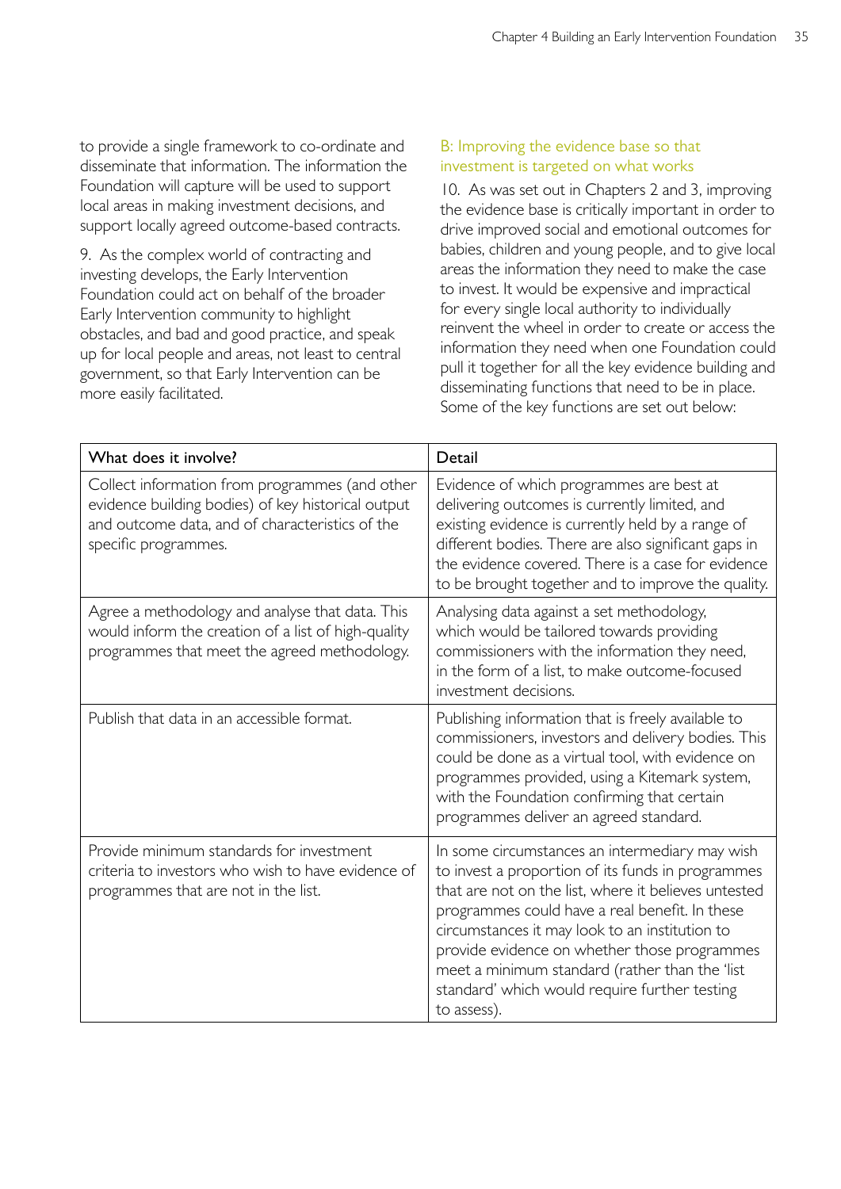to provide a single framework to co-ordinate and disseminate that information. The information the Foundation will capture will be used to support local areas in making investment decisions, and support locally agreed outcome-based contracts.

9. As the complex world of contracting and investing develops, the Early Intervention Foundation could act on behalf of the broader Early Intervention community to highlight obstacles, and bad and good practice, and speak up for local people and areas, not least to central government, so that Early Intervention can be more easily facilitated.

### B: Improving the evidence base so that investment is targeted on what works

10. As was set out in Chapters 2 and 3, improving the evidence base is critically important in order to drive improved social and emotional outcomes for babies, children and young people, and to give local areas the information they need to make the case to invest. It would be expensive and impractical for every single local authority to individually reinvent the wheel in order to create or access the information they need when one Foundation could pull it together for all the key evidence building and disseminating functions that need to be in place. Some of the key functions are set out below:

| What does it involve? | Detail |
|---|---|
| Collect information from programmes (and other evidence building bodies) of key historical output and outcome data, and of characteristics of the specific programmes. | Evidence of which programmes are best at delivering outcomes is currently limited, and existing evidence is currently held by a range of different bodies. There are also significant gaps in the evidence covered. There is a case for evidence to be brought together and to improve the quality. |
| Agree a methodology and analyse that data. This would inform the creation of a list of high-quality programmes that meet the agreed methodology. | Analysing data against a set methodology, which would be tailored towards providing commissioners with the information they need, in the form of a list, to make outcome-focused investment decisions. |
| Publish that data in an accessible format. | Publishing information that is freely available to commissioners, investors and delivery bodies. This could be done as a virtual tool, with evidence on programmes provided, using a Kitemark system, with the Foundation confirming that certain programmes deliver an agreed standard. |
| Provide minimum standards for investment criteria to investors who wish to have evidence of programmes that are not in the list. | In some circumstances an intermediary may wish to invest a proportion of its funds in programmes that are not on the list, where it believes untested programmes could have a real benefit. In these circumstances it may look to an institution to provide evidence on whether those programmes meet a minimum standard (rather than the 'list standard' which would require further testing to assess). |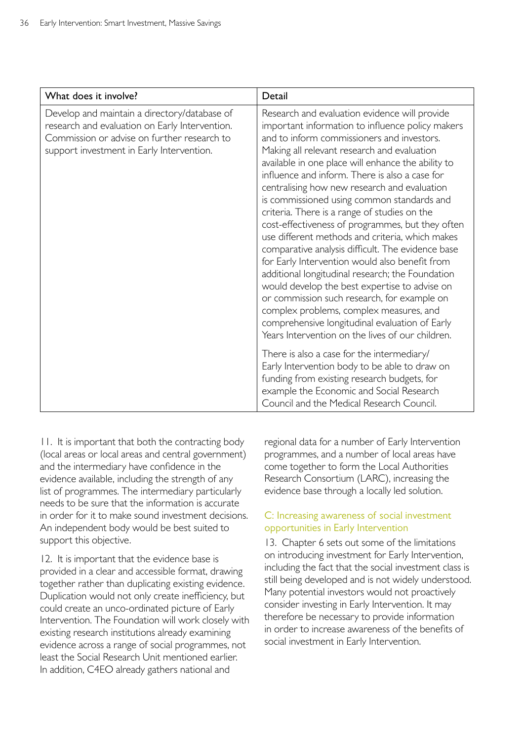| What does it involve? | Detail |
|---|---|
| Develop and maintain a directory/database of research and evaluation on Early Intervention. Commission or advise on further research to support investment in Early Intervention. | Research and evaluation evidence will provide important information to influence policy makers and to inform commissioners and investors. Making all relevant research and evaluation available in one place will enhance the ability to influence and inform. There is also a case for centralising how new research and evaluation is commissioned using common standards and criteria. There is a range of studies on the cost-effectiveness of programmes, but they often use different methods and criteria, which makes comparative analysis difficult. The evidence base for Early Intervention would also benefit from additional longitudinal research; the Foundation would develop the best expertise to advise on or commission such research, for example on complex problems, complex measures, and comprehensive longitudinal evaluation of Early Years Intervention on the lives of our children. There is also a case for the intermediary/Early Intervention body to be able to draw on funding from existing research budgets, for example the Economic and Social Research Council and the Medical Research Council. |

11. It is important that both the contracting body (local areas or local areas and central government) and the intermediary have confidence in the evidence available, including the strength of any list of programmes. The intermediary particularly needs to be sure that the information is accurate in order for it to make sound investment decisions. An independent body would be best suited to support this objective.

12. It is important that the evidence base is provided in a clear and accessible format, drawing together rather than duplicating existing evidence. Duplication would not only create inefficiency, but could create an unco-ordinated picture of Early Intervention. The Foundation will work closely with existing research institutions already examining evidence across a range of social programmes, not least the Social Research Unit mentioned earlier. In addition, C4EO already gathers national and regional data for a number of Early Intervention programmes, and a number of local areas have come together to form the Local Authorities Research Consortium (LARC), increasing the evidence base through a locally led solution.

### C: Increasing awareness of social investment opportunities in Early Intervention

13. Chapter 6 sets out some of the limitations on introducing investment for Early Intervention, including the fact that the social investment class is still being developed and is not widely understood. Many potential investors would not proactively consider investing in Early Intervention. It may therefore be necessary to provide information in order to increase awareness of the benefits of social investment in Early Intervention.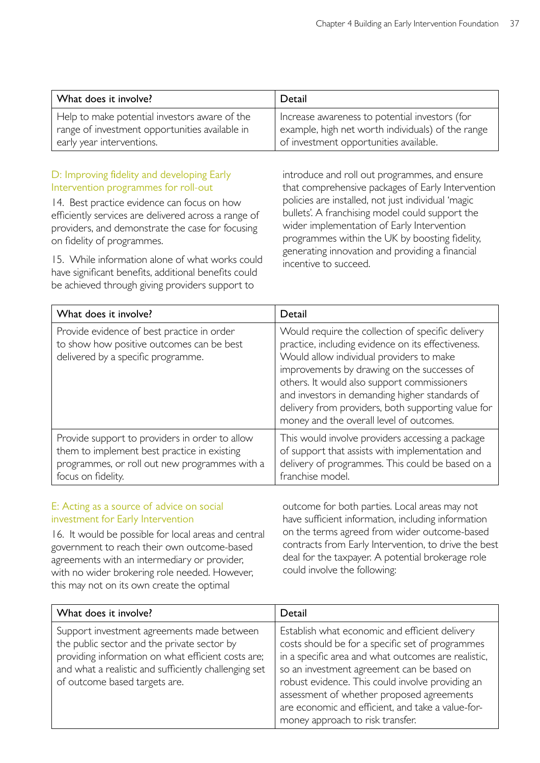| What does it involve? | Detail |
|---|---|
| Help to make potential investors aware of the range of investment opportunities available in early year interventions. | Increase awareness to potential investors (for example, high net worth individuals) of the range of investment opportunities available. |

### D: Improving fidelity and developing Early Intervention programmes for roll-out

14. Best practice evidence can focus on how efficiently services are delivered across a range of providers, and demonstrate the case for focusing on fidelity of programmes.

15. While information alone of what works could have significant benefits, additional benefits could be achieved through giving providers support to introduce and roll out programmes, and ensure that comprehensive packages of Early Intervention policies are installed, not just individual 'magic bullets'. A franchising model could support the wider implementation of Early Intervention programmes within the UK by boosting fidelity, generating innovation and providing a financial incentive to succeed.

| What does it involve? | Detail |
|---|---|
| Provide evidence of best practice in order to show how positive outcomes can be best delivered by a specific programme. | Would require the collection of specific delivery practice, including evidence on its effectiveness. Would allow individual providers to make improvements by drawing on the successes of others. It would also support commissioners and investors in demanding higher standards of delivery from providers, both supporting value for money and the overall level of outcomes. |
| Provide support to providers in order to allow them to implement best practice in existing programmes, or roll out new programmes with a focus on fidelity. | This would involve providers accessing a package of support that assists with implementation and delivery of programmes. This could be based on a franchise model. |

### E: Acting as a source of advice on social investment for Early Intervention

16. It would be possible for local areas and central government to reach their own outcome-based agreements with an intermediary or provider, with no wider brokering role needed. However, this may not on its own create the optimal outcome for both parties. Local areas may not have sufficient information, including information on the terms agreed from wider outcome-based contracts from Early Intervention, to drive the best deal for the taxpayer. A potential brokerage role could involve the following:

| What does it involve? | Detail |
|---|---|
| Support investment agreements made between the public sector and the private sector by providing information on what efficient costs are; and what a realistic and sufficiently challenging set of outcome based targets are. | Establish what economic and efficient delivery costs should be for a specific set of programmes in a specific area and what outcomes are realistic, so an investment agreement can be based on robust evidence. This could involve providing an assessment of whether proposed agreements are economic and efficient, and take a value-for-money approach to risk transfer. |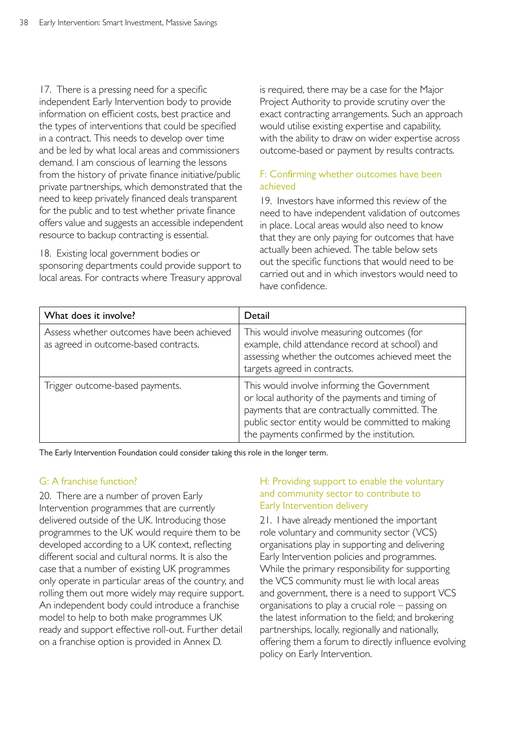17. There is a pressing need for a specific independent Early Intervention body to provide information on efficient costs, best practice and the types of interventions that could be specified in a contract. This needs to develop over time and be led by what local areas and commissioners demand. I am conscious of learning the lessons from the history of private finance initiative/public private partnerships, which demonstrated that the need to keep privately financed deals transparent for the public and to test whether private finance offers value and suggests an accessible independent resource to backup contracting is essential.

18. Existing local government bodies or sponsoring departments could provide support to local areas. For contracts where Treasury approval is required, there may be a case for the Major Project Authority to provide scrutiny over the exact contracting arrangements. Such an approach would utilise existing expertise and capability, with the ability to draw on wider expertise across outcome-based or payment by results contracts.

### F: Confirming whether outcomes have been achieved

19. Investors have informed this review of the need to have independent validation of outcomes in place. Local areas would also need to know that they are only paying for outcomes that have actually been achieved. The table below sets out the specific functions that would need to be carried out and in which investors would need to have confidence.

| What does it involve? | Detail |
|---|---|
| Assess whether outcomes have been achieved as agreed in outcome-based contracts. | This would involve measuring outcomes (for example, child attendance record at school) and assessing whether the outcomes achieved meet the targets agreed in contracts. |
| Trigger outcome-based payments. | This would involve informing the Government or local authority of the payments and timing of payments that are contractually committed. The public sector entity would be committed to making the payments confirmed by the institution. |

The Early Intervention Foundation could consider taking this role in the longer term.

### G: A franchise function?

20. There are a number of proven Early Intervention programmes that are currently delivered outside of the UK. Introducing those programmes to the UK would require them to be developed according to a UK context, reflecting different social and cultural norms. It is also the case that a number of existing UK programmes only operate in particular areas of the country, and rolling them out more widely may require support. An independent body could introduce a franchise model to help to both make programmes UK ready and support effective roll-out. Further detail on a franchise option is provided in Annex D.

### H: Providing support to enable the voluntary and community sector to contribute to Early Intervention delivery

21. I have already mentioned the important role voluntary and community sector (VCS) organisations play in supporting and delivering Early Intervention policies and programmes. While the primary responsibility for supporting the VCS community must lie with local areas and government, there is a need to support VCS organisations to play a crucial role – passing on the latest information to the field; and brokering partnerships, locally, regionally and nationally, offering them a forum to directly influence evolving policy on Early Intervention.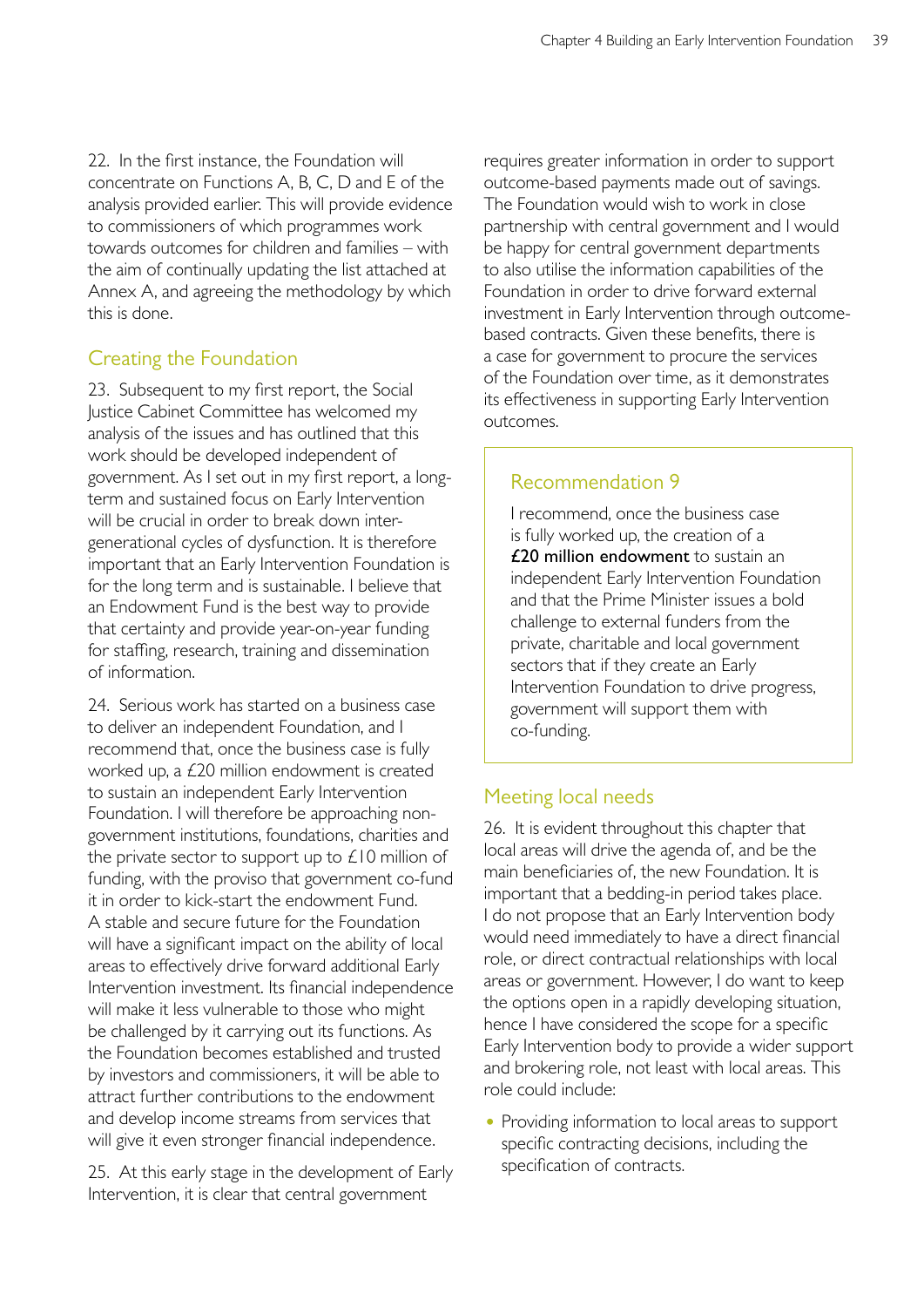22. In the first instance, the Foundation will concentrate on Functions A, B, C, D and E of the analysis provided earlier. This will provide evidence to commissioners of which programmes work towards outcomes for children and families – with the aim of continually updating the list attached at Annex A, and agreeing the methodology by which this is done.

## Creating the Foundation

23. Subsequent to my first report, the Social Justice Cabinet Committee has welcomed my analysis of the issues and has outlined that this work should be developed independent of government. As I set out in my first report, a long-term and sustained focus on Early Intervention will be crucial in order to break down inter-generational cycles of dysfunction. It is therefore important that an Early Intervention Foundation is for the long term and is sustainable. I believe that an Endowment Fund is the best way to provide that certainty and provide year-on-year funding for staffing, research, training and dissemination of information.

24. Serious work has started on a business case to deliver an independent Foundation, and I recommend that, once the business case is fully worked up, a £20 million endowment is created to sustain an independent Early Intervention Foundation. I will therefore be approaching non-government institutions, foundations, charities and the private sector to support up to £10 million of funding, with the proviso that government co-fund it in order to kick-start the endowment Fund. A stable and secure future for the Foundation will have a significant impact on the ability of local areas to effectively drive forward additional Early Intervention investment. Its financial independence will make it less vulnerable to those who might be challenged by it carrying out its functions. As the Foundation becomes established and trusted by investors and commissioners, it will be able to attract further contributions to the endowment and develop income streams from services that will give it even stronger financial independence.

25. At this early stage in the development of Early Intervention, it is clear that central government requires greater information in order to support outcome-based payments made out of savings. The Foundation would wish to work in close partnership with central government and I would be happy for central government departments to also utilise the information capabilities of the Foundation in order to drive forward external investment in Early Intervention through outcome-based contracts. Given these benefits, there is a case for government to procure the services of the Foundation over time, as it demonstrates its effectiveness in supporting Early Intervention outcomes.

### Recommendation 9

I recommend, once the business case is fully worked up, the creation of a **£20 million endowment** to sustain an independent Early Intervention Foundation and that the Prime Minister issues a bold challenge to external funders from the private, charitable and local government sectors that if they create an Early Intervention Foundation to drive progress, government will support them with co-funding.

## Meeting local needs

26. It is evident throughout this chapter that local areas will drive the agenda of, and be the main beneficiaries of, the new Foundation. It is important that a bedding-in period takes place. I do not propose that an Early Intervention body would need immediately to have a direct financial role, or direct contractual relationships with local areas or government. However, I do want to keep the options open in a rapidly developing situation, hence I have considered the scope for a specific Early Intervention body to provide a wider support and brokering role, not least with local areas. This role could include:

- Providing information to local areas to support specific contracting decisions, including the specification of contracts.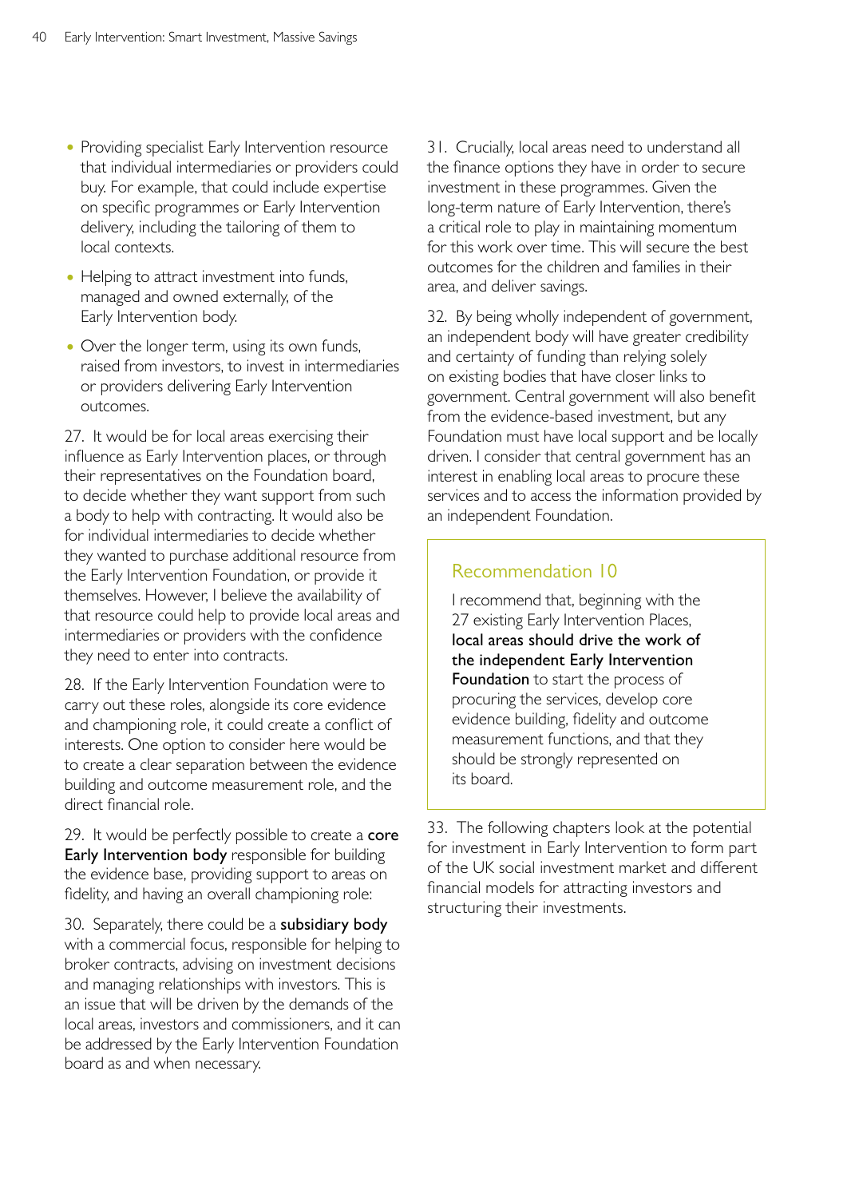- Providing specialist Early Intervention resource that individual intermediaries or providers could buy. For example, that could include expertise on specific programmes or Early Intervention delivery, including the tailoring of them to local contexts.
- Helping to attract investment into funds, managed and owned externally, of the Early Intervention body.
- Over the longer term, using its own funds, raised from investors, to invest in intermediaries or providers delivering Early Intervention outcomes.

27. It would be for local areas exercising their influence as Early Intervention places, or through their representatives on the Foundation board, to decide whether they want support from such a body to help with contracting. It would also be for individual intermediaries to decide whether they wanted to purchase additional resource from the Early Intervention Foundation, or provide it themselves. However, I believe the availability of that resource could help to provide local areas and intermediaries or providers with the confidence they need to enter into contracts.

28. If the Early Intervention Foundation were to carry out these roles, alongside its core evidence and championing role, it could create a conflict of interests. One option to consider here would be to create a clear separation between the evidence building and outcome measurement role, and the direct financial role.

29. It would be perfectly possible to create a **core Early Intervention body** responsible for building the evidence base, providing support to areas on fidelity, and having an overall championing role:

30. Separately, there could be a **subsidiary body** with a commercial focus, responsible for helping to broker contracts, advising on investment decisions and managing relationships with investors. This is an issue that will be driven by the demands of the local areas, investors and commissioners, and it can be addressed by the Early Intervention Foundation board as and when necessary.

31. Crucially, local areas need to understand all the finance options they have in order to secure investment in these programmes. Given the long-term nature of Early Intervention, there's a critical role to play in maintaining momentum for this work over time. This will secure the best outcomes for the children and families in their area, and deliver savings.

32. By being wholly independent of government, an independent body will have greater credibility and certainty of funding than relying solely on existing bodies that have closer links to government. Central government will also benefit from the evidence-based investment, but any Foundation must have local support and be locally driven. I consider that central government has an interest in enabling local areas to procure these services and to access the information provided by an independent Foundation.

> ### Recommendation 10
>
> I recommend that, beginning with the 27 existing Early Intervention Places, **local areas should drive the work of the independent Early Intervention Foundation** to start the process of procuring the services, develop core evidence building, fidelity and outcome measurement functions, and that they should be strongly represented on its board.

33. The following chapters look at the potential for investment in Early Intervention to form part of the UK social investment market and different financial models for attracting investors and structuring their investments.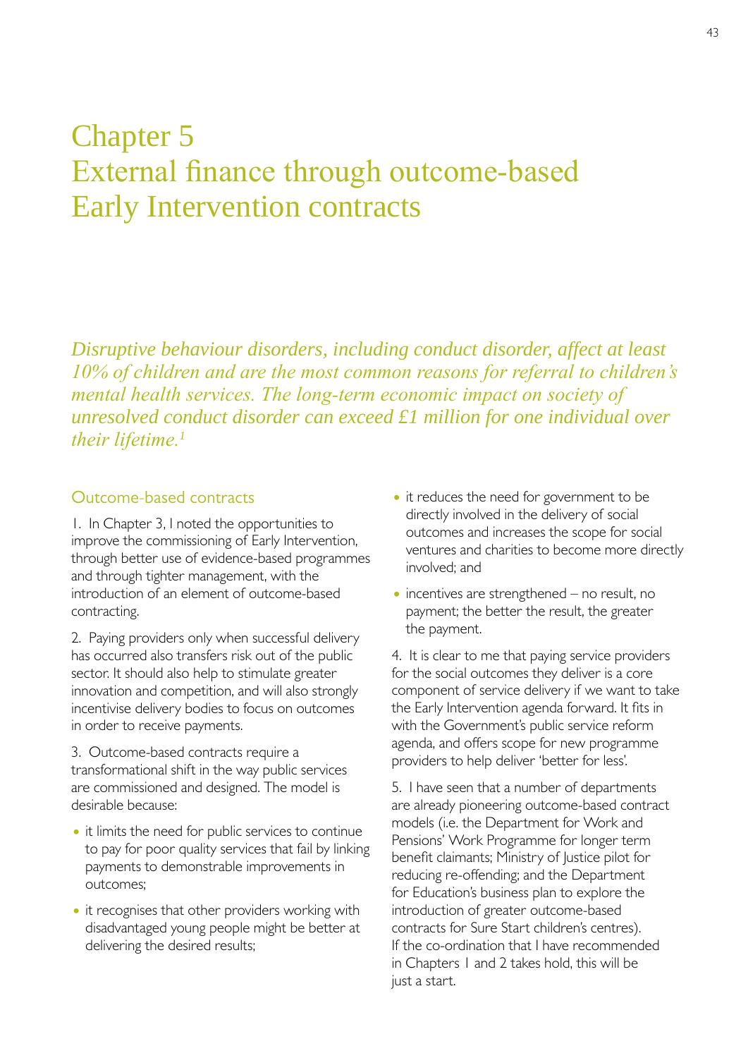# Chapter 5
# External finance through outcome-based Early Intervention contracts

*Disruptive behaviour disorders, including conduct disorder, affect at least 10% of children and are the most common reasons for referral to children's mental health services. The long-term economic impact on society of unresolved conduct disorder can exceed £1 million for one individual over their lifetime.*[1]

## Outcome-based contracts

1. In Chapter 3, I noted the opportunities to improve the commissioning of Early Intervention, through better use of evidence-based programmes and through tighter management, with the introduction of an element of outcome-based contracting.

2. Paying providers only when successful delivery has occurred also transfers risk out of the public sector. It should also help to stimulate greater innovation and competition, and will also strongly incentivise delivery bodies to focus on outcomes in order to receive payments.

3. Outcome-based contracts require a transformational shift in the way public services are commissioned and designed. The model is desirable because:

- it limits the need for public services to continue to pay for poor quality services that fail by linking payments to demonstrable improvements in outcomes;
- it recognises that other providers working with disadvantaged young people might be better at delivering the desired results;
- it reduces the need for government to be directly involved in the delivery of social outcomes and increases the scope for social ventures and charities to become more directly involved; and
- incentives are strengthened – no result, no payment; the better the result, the greater the payment.

4. It is clear to me that paying service providers for the social outcomes they deliver is a core component of service delivery if we want to take the Early Intervention agenda forward. It fits in with the Government's public service reform agenda, and offers scope for new programme providers to help deliver 'better for less'.

5. I have seen that a number of departments are already pioneering outcome-based contract models (i.e. the Department for Work and Pensions' Work Programme for longer term benefit claimants; Ministry of Justice pilot for reducing re-offending; and the Department for Education's business plan to explore the introduction of greater outcome-based contracts for Sure Start children's centres). If the co-ordination that I have recommended in Chapters 1 and 2 takes hold, this will be just a start.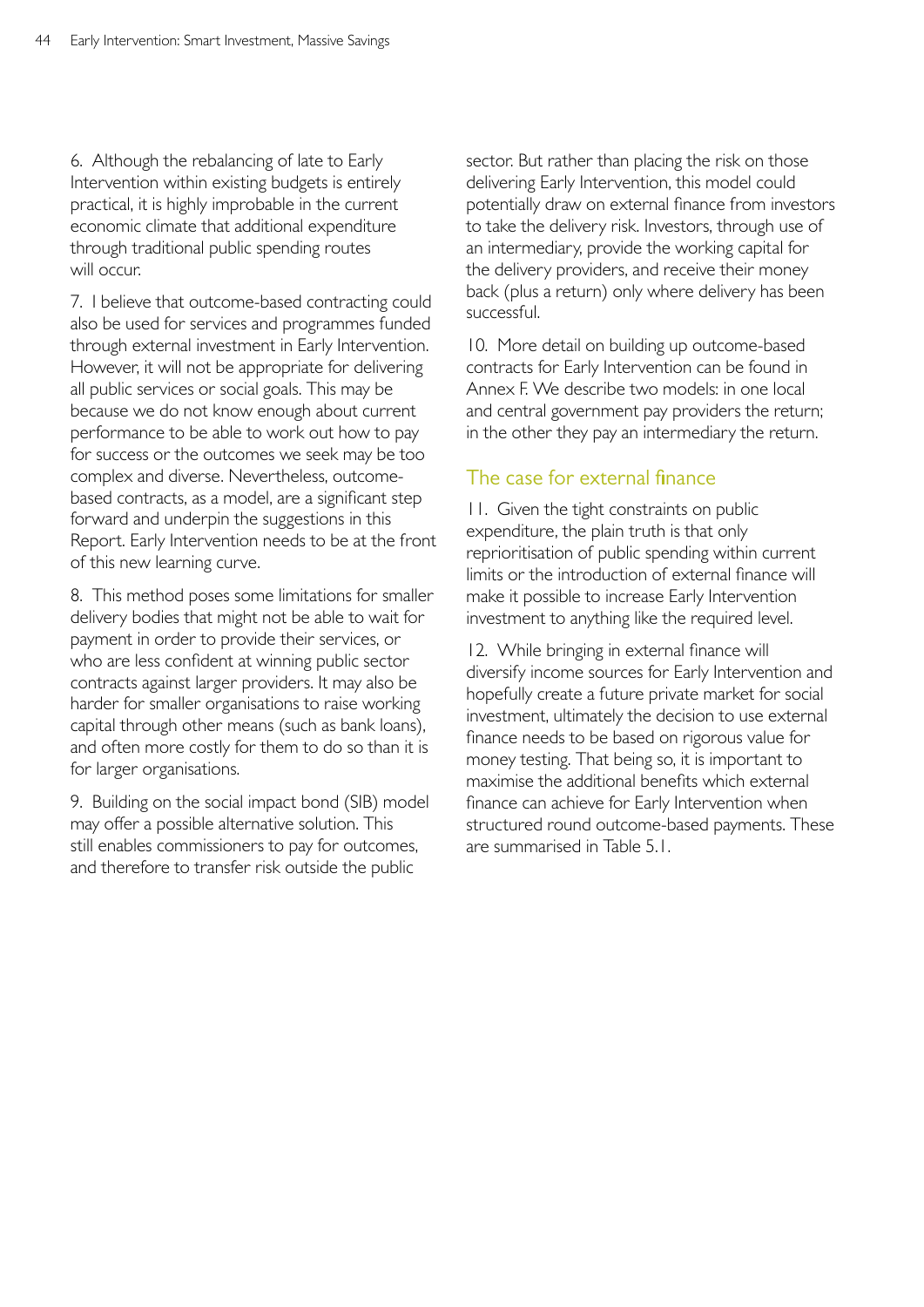6. Although the rebalancing of late to Early Intervention within existing budgets is entirely practical, it is highly improbable in the current economic climate that additional expenditure through traditional public spending routes will occur.

7. I believe that outcome-based contracting could also be used for services and programmes funded through external investment in Early Intervention. However, it will not be appropriate for delivering all public services or social goals. This may be because we do not know enough about current performance to be able to work out how to pay for success or the outcomes we seek may be too complex and diverse. Nevertheless, outcome-based contracts, as a model, are a significant step forward and underpin the suggestions in this Report. Early Intervention needs to be at the front of this new learning curve.

8. This method poses some limitations for smaller delivery bodies that might not be able to wait for payment in order to provide their services, or who are less confident at winning public sector contracts against larger providers. It may also be harder for smaller organisations to raise working capital through other means (such as bank loans), and often more costly for them to do so than it is for larger organisations.

9. Building on the social impact bond (SIB) model may offer a possible alternative solution. This still enables commissioners to pay for outcomes, and therefore to transfer risk outside the public sector. But rather than placing the risk on those delivering Early Intervention, this model could potentially draw on external finance from investors to take the delivery risk. Investors, through use of an intermediary, provide the working capital for the delivery providers, and receive their money back (plus a return) only where delivery has been successful.

10. More detail on building up outcome-based contracts for Early Intervention can be found in Annex F. We describe two models: in one local and central government pay providers the return; in the other they pay an intermediary the return.

## The case for external finance

11. Given the tight constraints on public expenditure, the plain truth is that only reprioritisation of public spending within current limits or the introduction of external finance will make it possible to increase Early Intervention investment to anything like the required level.

12. While bringing in external finance will diversify income sources for Early Intervention and hopefully create a future private market for social investment, ultimately the decision to use external finance needs to be based on rigorous value for money testing. That being so, it is important to maximise the additional benefits which external finance can achieve for Early Intervention when structured round outcome-based payments. These are summarised in Table 5.1.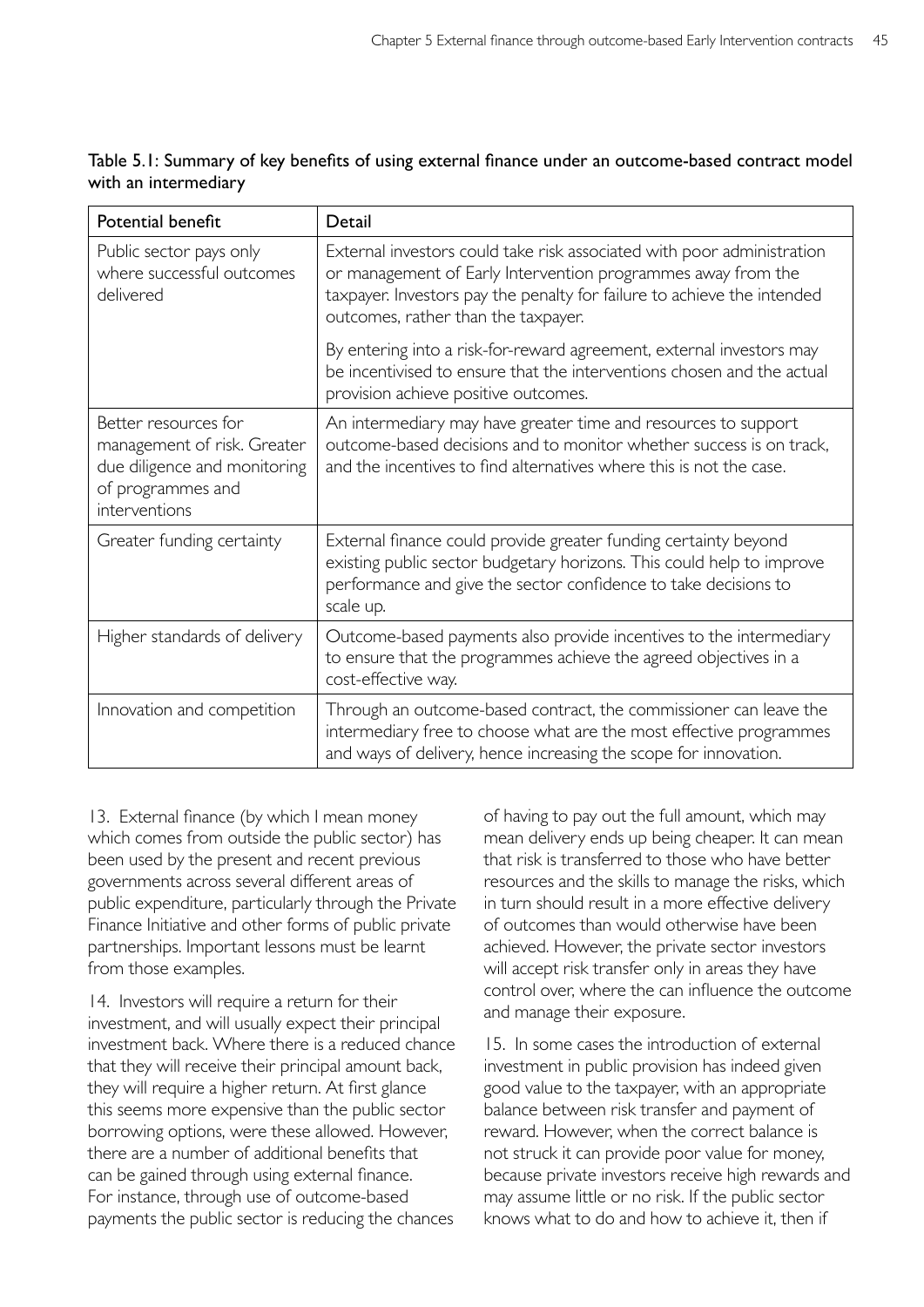Table 5.1: Summary of key benefits of using external finance under an outcome-based contract model with an intermediary

| Potential benefit | Detail |
|---|---|
| Public sector pays only where successful outcomes delivered | External investors could take risk associated with poor administration or management of Early Intervention programmes away from the taxpayer. Investors pay the penalty for failure to achieve the intended outcomes, rather than the taxpayer.<br><br>By entering into a risk-for-reward agreement, external investors may be incentivised to ensure that the interventions chosen and the actual provision achieve positive outcomes. |
| Better resources for management of risk. Greater due diligence and monitoring of programmes and interventions | An intermediary may have greater time and resources to support outcome-based decisions and to monitor whether success is on track, and the incentives to find alternatives where this is not the case. |
| Greater funding certainty | External finance could provide greater funding certainty beyond existing public sector budgetary horizons. This could help to improve performance and give the sector confidence to take decisions to scale up. |
| Higher standards of delivery | Outcome-based payments also provide incentives to the intermediary to ensure that the programmes achieve the agreed objectives in a cost-effective way. |
| Innovation and competition | Through an outcome-based contract, the commissioner can leave the intermediary free to choose what are the most effective programmes and ways of delivery, hence increasing the scope for innovation. |

13. External finance (by which I mean money which comes from outside the public sector) has been used by the present and recent previous governments across several different areas of public expenditure, particularly through the Private Finance Initiative and other forms of public private partnerships. Important lessons must be learnt from those examples.

14. Investors will require a return for their investment, and will usually expect their principal investment back. Where there is a reduced chance that they will receive their principal amount back, they will require a higher return. At first glance this seems more expensive than the public sector borrowing options, were these allowed. However, there are a number of additional benefits that can be gained through using external finance. For instance, through use of outcome-based payments the public sector is reducing the chances of having to pay out the full amount, which may mean delivery ends up being cheaper. It can mean that risk is transferred to those who have better resources and the skills to manage the risks, which in turn should result in a more effective delivery of outcomes than would otherwise have been achieved. However, the private sector investors will accept risk transfer only in areas they have control over, where the can influence the outcome and manage their exposure.

15. In some cases the introduction of external investment in public provision has indeed given good value to the taxpayer, with an appropriate balance between risk transfer and payment of reward. However, when the correct balance is not struck it can provide poor value for money, because private investors receive high rewards and may assume little or no risk. If the public sector knows what to do and how to achieve it, then if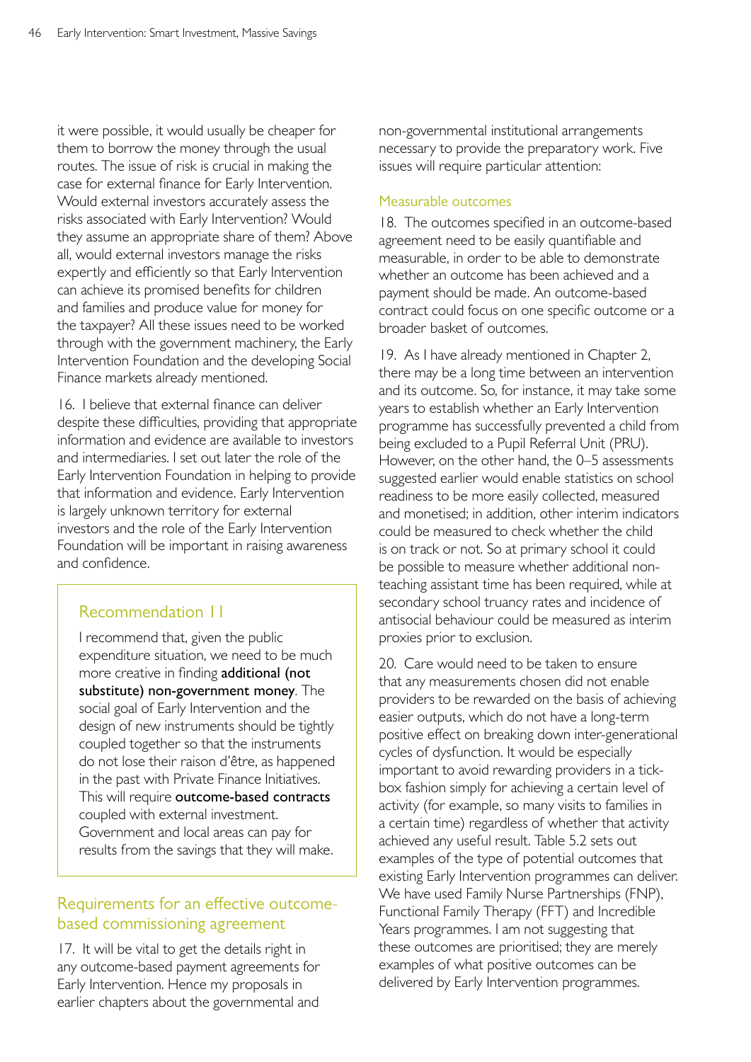it were possible, it would usually be cheaper for them to borrow the money through the usual routes. The issue of risk is crucial in making the case for external finance for Early Intervention. Would external investors accurately assess the risks associated with Early Intervention? Would they assume an appropriate share of them? Above all, would external investors manage the risks expertly and efficiently so that Early Intervention can achieve its promised benefits for children and families and produce value for money for the taxpayer? All these issues need to be worked through with the government machinery, the Early Intervention Foundation and the developing Social Finance markets already mentioned.

16. I believe that external finance can deliver despite these difficulties, providing that appropriate information and evidence are available to investors and intermediaries. I set out later the role of the Early Intervention Foundation in helping to provide that information and evidence. Early Intervention is largely unknown territory for external investors and the role of the Early Intervention Foundation will be important in raising awareness and confidence.

> ### Recommendation 11
>
> I recommend that, given the public expenditure situation, we need to be much more creative in finding **additional (not substitute) non-government money**. The social goal of Early Intervention and the design of new instruments should be tightly coupled together so that the instruments do not lose their raison d'être, as happened in the past with Private Finance Initiatives. This will require **outcome-based contracts** coupled with external investment. Government and local areas can pay for results from the savings that they will make.

## Requirements for an effective outcome-based commissioning agreement

17. It will be vital to get the details right in any outcome-based payment agreements for Early Intervention. Hence my proposals in earlier chapters about the governmental and non-governmental institutional arrangements necessary to provide the preparatory work. Five issues will require particular attention:

### Measurable outcomes

18. The outcomes specified in an outcome-based agreement need to be easily quantifiable and measurable, in order to be able to demonstrate whether an outcome has been achieved and a payment should be made. An outcome-based contract could focus on one specific outcome or a broader basket of outcomes.

19. As I have already mentioned in Chapter 2, there may be a long time between an intervention and its outcome. So, for instance, it may take some years to establish whether an Early Intervention programme has successfully prevented a child from being excluded to a Pupil Referral Unit (PRU). However, on the other hand, the 0–5 assessments suggested earlier would enable statistics on school readiness to be more easily collected, measured and monetised; in addition, other interim indicators could be measured to check whether the child is on track or not. So at primary school it could be possible to measure whether additional non-teaching assistant time has been required, while at secondary school truancy rates and incidence of antisocial behaviour could be measured as interim proxies prior to exclusion.

20. Care would need to be taken to ensure that any measurements chosen did not enable providers to be rewarded on the basis of achieving easier outputs, which do not have a long-term positive effect on breaking down inter-generational cycles of dysfunction. It would be especially important to avoid rewarding providers in a tick-box fashion simply for achieving a certain level of activity (for example, so many visits to families in a certain time) regardless of whether that activity achieved any useful result. Table 5.2 sets out examples of the type of potential outcomes that existing Early Intervention programmes can deliver. We have used Family Nurse Partnerships (FNP), Functional Family Therapy (FFT) and Incredible Years programmes. I am not suggesting that these outcomes are prioritised; they are merely examples of what positive outcomes can be delivered by Early Intervention programmes.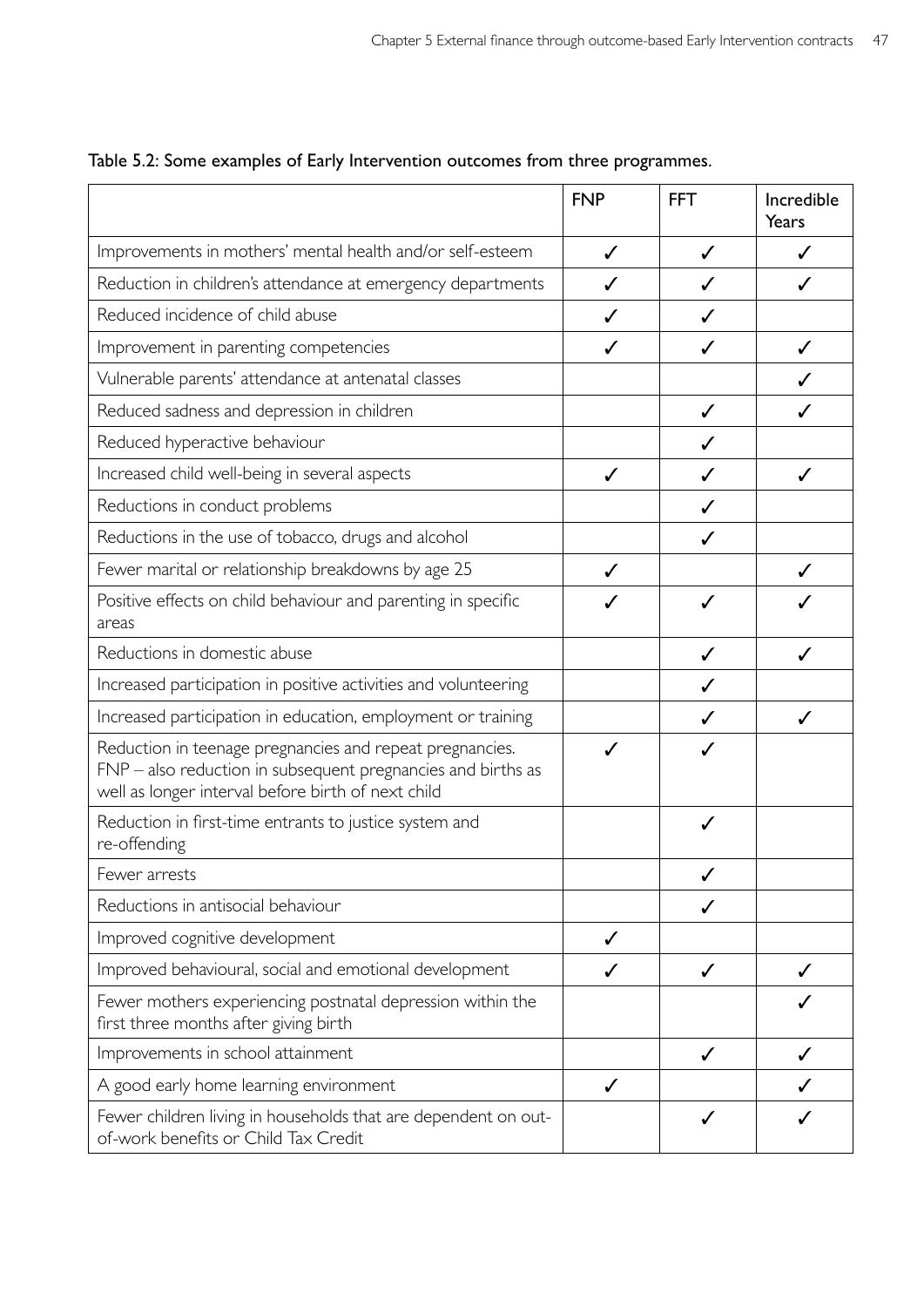Table 5.2: Some examples of Early Intervention outcomes from three programmes.

| | FNP | FFT | Incredible Years |
|---|---|---|---|
| Improvements in mothers' mental health and/or self-esteem | ✓ | ✓ | ✓ |
| Reduction in children's attendance at emergency departments | ✓ | ✓ | ✓ |
| Reduced incidence of child abuse | ✓ | ✓ | |
| Improvement in parenting competencies | ✓ | ✓ | ✓ |
| Vulnerable parents' attendance at antenatal classes | | | ✓ |
| Reduced sadness and depression in children | | ✓ | ✓ |
| Reduced hyperactive behaviour | | ✓ | |
| Increased child well-being in several aspects | ✓ | ✓ | ✓ |
| Reductions in conduct problems | | ✓ | |
| Reductions in the use of tobacco, drugs and alcohol | | ✓ | |
| Fewer marital or relationship breakdowns by age 25 | ✓ | | ✓ |
| Positive effects on child behaviour and parenting in specific areas | ✓ | ✓ | ✓ |
| Reductions in domestic abuse | | ✓ | ✓ |
| Increased participation in positive activities and volunteering | | ✓ | |
| Increased participation in education, employment or training | | ✓ | ✓ |
| Reduction in teenage pregnancies and repeat pregnancies. FNP – also reduction in subsequent pregnancies and births as well as longer interval before birth of next child | ✓ | ✓ | |
| Reduction in first-time entrants to justice system and re-offending | | ✓ | |
| Fewer arrests | | ✓ | |
| Reductions in antisocial behaviour | | ✓ | |
| Improved cognitive development | ✓ | | |
| Improved behavioural, social and emotional development | ✓ | ✓ | ✓ |
| Fewer mothers experiencing postnatal depression within the first three months after giving birth | | | ✓ |
| Improvements in school attainment | | ✓ | ✓ |
| A good early home learning environment | ✓ | | ✓ |
| Fewer children living in households that are dependent on out-of-work benefits or Child Tax Credit | | ✓ | ✓ |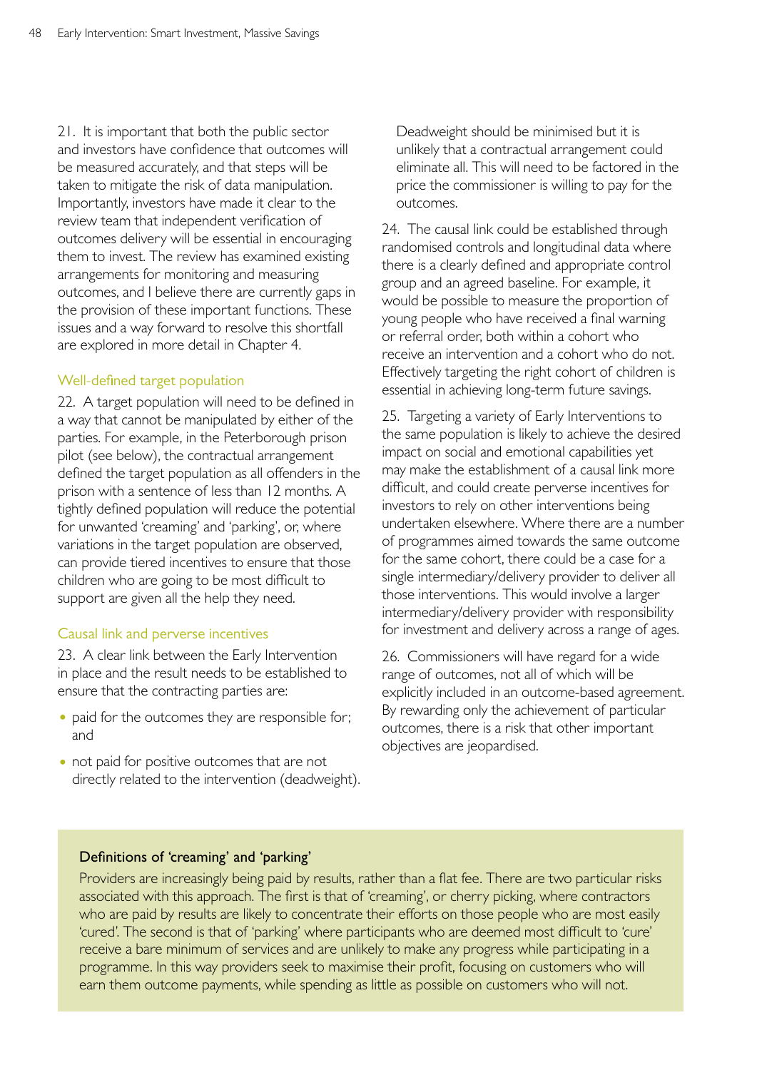21. It is important that both the public sector and investors have confidence that outcomes will be measured accurately, and that steps will be taken to mitigate the risk of data manipulation. Importantly, investors have made it clear to the review team that independent verification of outcomes delivery will be essential in encouraging them to invest. The review has examined existing arrangements for monitoring and measuring outcomes, and I believe there are currently gaps in the provision of these important functions. These issues and a way forward to resolve this shortfall are explored in more detail in Chapter 4.

### Well-defined target population

22. A target population will need to be defined in a way that cannot be manipulated by either of the parties. For example, in the Peterborough prison pilot (see below), the contractual arrangement defined the target population as all offenders in the prison with a sentence of less than 12 months. A tightly defined population will reduce the potential for unwanted 'creaming' and 'parking', or, where variations in the target population are observed, can provide tiered incentives to ensure that those children who are going to be most difficult to support are given all the help they need.

### Causal link and perverse incentives

23. A clear link between the Early Intervention in place and the result needs to be established to ensure that the contracting parties are:

- paid for the outcomes they are responsible for; and
- not paid for positive outcomes that are not directly related to the intervention (deadweight).

Deadweight should be minimised but it is unlikely that a contractual arrangement could eliminate all. This will need to be factored in the price the commissioner is willing to pay for the outcomes.

24. The causal link could be established through randomised controls and longitudinal data where there is a clearly defined and appropriate control group and an agreed baseline. For example, it would be possible to measure the proportion of young people who have received a final warning or referral order, both within a cohort who receive an intervention and a cohort who do not. Effectively targeting the right cohort of children is essential in achieving long-term future savings.

25. Targeting a variety of Early Interventions to the same population is likely to achieve the desired impact on social and emotional capabilities yet may make the establishment of a causal link more difficult, and could create perverse incentives for investors to rely on other interventions being undertaken elsewhere. Where there are a number of programmes aimed towards the same outcome for the same cohort, there could be a case for a single intermediary/delivery provider to deliver all those interventions. This would involve a larger intermediary/delivery provider with responsibility for investment and delivery across a range of ages.

26. Commissioners will have regard for a wide range of outcomes, not all of which will be explicitly included in an outcome-based agreement. By rewarding only the achievement of particular outcomes, there is a risk that other important objectives are jeopardised.

**Definitions of 'creaming' and 'parking'**

Providers are increasingly being paid by results, rather than a flat fee. There are two particular risks associated with this approach. The first is that of 'creaming', or cherry picking, where contractors who are paid by results are likely to concentrate their efforts on those people who are most easily 'cured'. The second is that of 'parking' where participants who are deemed most difficult to 'cure' receive a bare minimum of services and are unlikely to make any progress while participating in a programme. In this way providers seek to maximise their profit, focusing on customers who will earn them outcome payments, while spending as little as possible on customers who will not.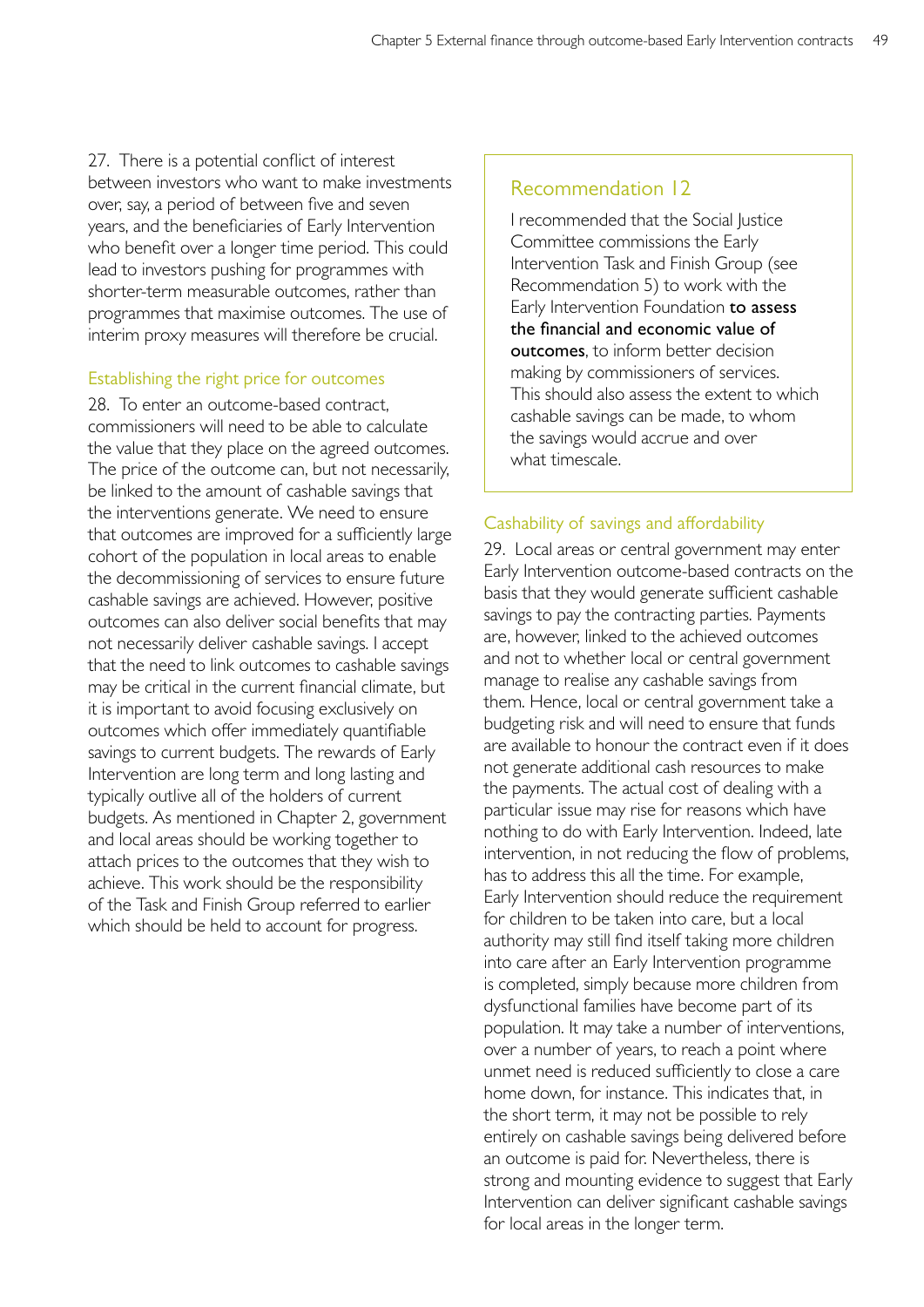27. There is a potential conflict of interest between investors who want to make investments over, say, a period of between five and seven years, and the beneficiaries of Early Intervention who benefit over a longer time period. This could lead to investors pushing for programmes with shorter-term measurable outcomes, rather than programmes that maximise outcomes. The use of interim proxy measures will therefore be crucial.

### Establishing the right price for outcomes

28. To enter an outcome-based contract, commissioners will need to be able to calculate the value that they place on the agreed outcomes. The price of the outcome can, but not necessarily, be linked to the amount of cashable savings that the interventions generate. We need to ensure that outcomes are improved for a sufficiently large cohort of the population in local areas to enable the decommissioning of services to ensure future cashable savings are achieved. However, positive outcomes can also deliver social benefits that may not necessarily deliver cashable savings. I accept that the need to link outcomes to cashable savings may be critical in the current financial climate, but it is important to avoid focusing exclusively on outcomes which offer immediately quantifiable savings to current budgets. The rewards of Early Intervention are long term and long lasting and typically outlive all of the holders of current budgets. As mentioned in Chapter 2, government and local areas should be working together to attach prices to the outcomes that they wish to achieve. This work should be the responsibility of the Task and Finish Group referred to earlier which should be held to account for progress.

### Recommendation 12

I recommended that the Social Justice Committee commissions the Early Intervention Task and Finish Group (see Recommendation 5) to work with the Early Intervention Foundation **to assess the financial and economic value of outcomes**, to inform better decision making by commissioners of services. This should also assess the extent to which cashable savings can be made, to whom the savings would accrue and over what timescale.

### Cashability of savings and affordability

29. Local areas or central government may enter Early Intervention outcome-based contracts on the basis that they would generate sufficient cashable savings to pay the contracting parties. Payments are, however, linked to the achieved outcomes and not to whether local or central government manage to realise any cashable savings from them. Hence, local or central government take a budgeting risk and will need to ensure that funds are available to honour the contract even if it does not generate additional cash resources to make the payments. The actual cost of dealing with a particular issue may rise for reasons which have nothing to do with Early Intervention. Indeed, late intervention, in not reducing the flow of problems, has to address this all the time. For example, Early Intervention should reduce the requirement for children to be taken into care, but a local authority may still find itself taking more children into care after an Early Intervention programme is completed, simply because more children from dysfunctional families have become part of its population. It may take a number of interventions, over a number of years, to reach a point where unmet need is reduced sufficiently to close a care home down, for instance. This indicates that, in the short term, it may not be possible to rely entirely on cashable savings being delivered before an outcome is paid for. Nevertheless, there is strong and mounting evidence to suggest that Early Intervention can deliver significant cashable savings for local areas in the longer term.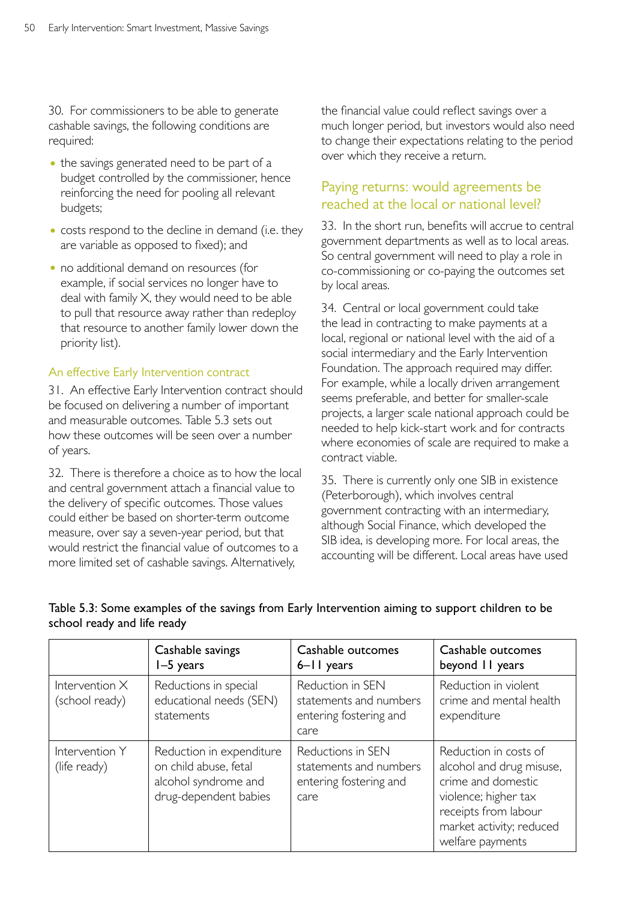30. For commissioners to be able to generate cashable savings, the following conditions are required:

- the savings generated need to be part of a budget controlled by the commissioner, hence reinforcing the need for pooling all relevant budgets;
- costs respond to the decline in demand (i.e. they are variable as opposed to fixed); and
- no additional demand on resources (for example, if social services no longer have to deal with family X, they would need to be able to pull that resource away rather than redeploy that resource to another family lower down the priority list).

### An effective Early Intervention contract

31. An effective Early Intervention contract should be focused on delivering a number of important and measurable outcomes. Table 5.3 sets out how these outcomes will be seen over a number of years.

32. There is therefore a choice as to how the local and central government attach a financial value to the delivery of specific outcomes. Those values could either be based on shorter-term outcome measure, over say a seven-year period, but that would restrict the financial value of outcomes to a more limited set of cashable savings. Alternatively, the financial value could reflect savings over a much longer period, but investors would also need to change their expectations relating to the period over which they receive a return.

## Paying returns: would agreements be reached at the local or national level?

33. In the short run, benefits will accrue to central government departments as well as to local areas. So central government will need to play a role in co-commissioning or co-paying the outcomes set by local areas.

34. Central or local government could take the lead in contracting to make payments at a local, regional or national level with the aid of a social intermediary and the Early Intervention Foundation. The approach required may differ. For example, while a locally driven arrangement seems preferable, and better for smaller-scale projects, a larger scale national approach could be needed to help kick-start work and for contracts where economies of scale are required to make a contract viable.

35. There is currently only one SIB in existence (Peterborough), which involves central government contracting with an intermediary, although Social Finance, which developed the SIB idea, is developing more. For local areas, the accounting will be different. Local areas have used

**Table 5.3: Some examples of the savings from Early Intervention aiming to support children to be school ready and life ready**

| | Cashable savings 1–5 years | Cashable outcomes 6–11 years | Cashable outcomes beyond 11 years |
|---|---|---|---|
| Intervention X (school ready) | Reductions in special educational needs (SEN) statements | Reduction in SEN statements and numbers entering fostering and care | Reduction in violent crime and mental health expenditure |
| Intervention Y (life ready) | Reduction in expenditure on child abuse, fetal alcohol syndrome and drug-dependent babies | Reductions in SEN statements and numbers entering fostering and care | Reduction in costs of alcohol and drug misuse, crime and domestic violence; higher tax receipts from labour market activity; reduced welfare payments |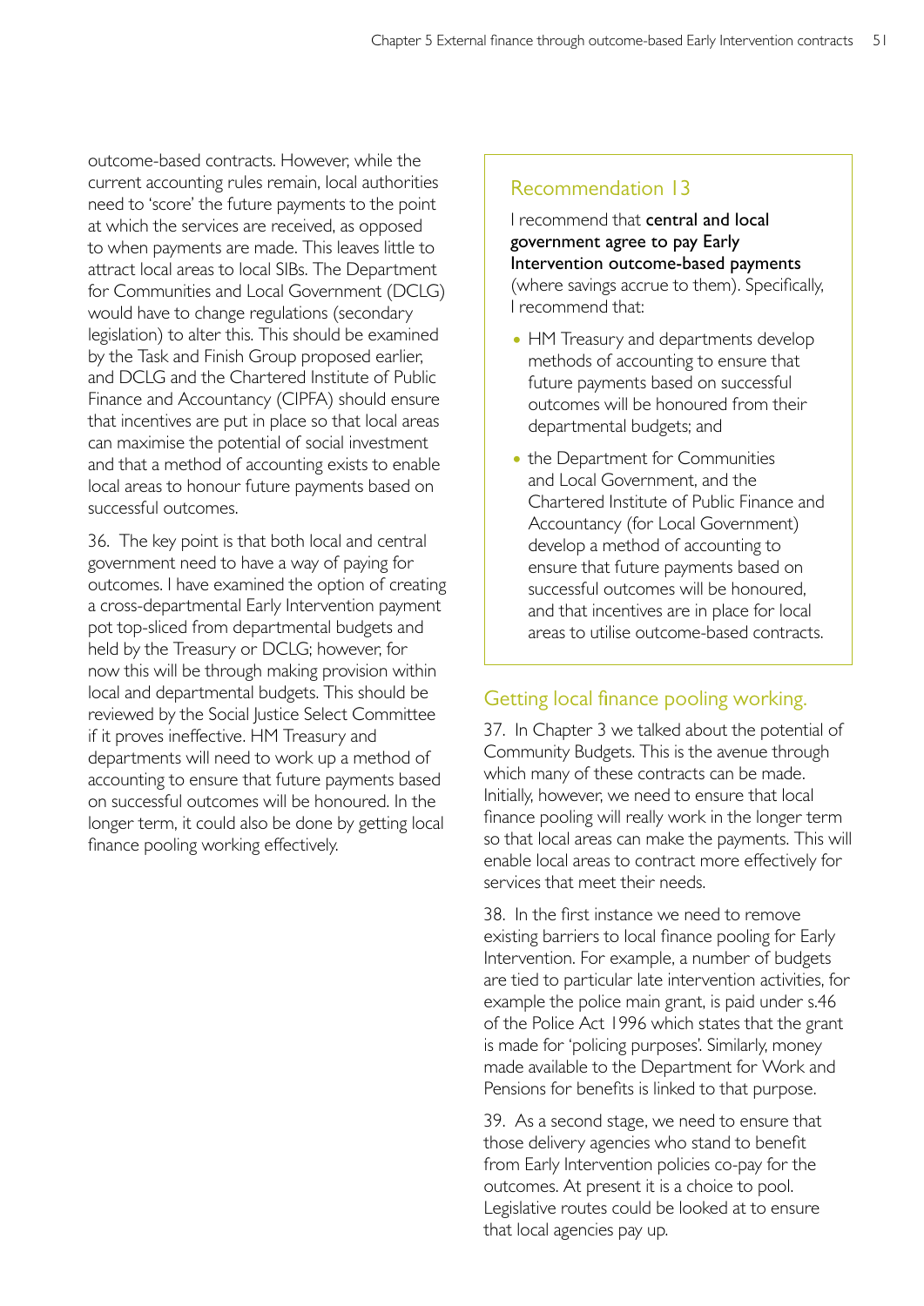outcome-based contracts. However, while the current accounting rules remain, local authorities need to 'score' the future payments to the point at which the services are received, as opposed to when payments are made. This leaves little to attract local areas to local SIBs. The Department for Communities and Local Government (DCLG) would have to change regulations (secondary legislation) to alter this. This should be examined by the Task and Finish Group proposed earlier, and DCLG and the Chartered Institute of Public Finance and Accountancy (CIPFA) should ensure that incentives are put in place so that local areas can maximise the potential of social investment and that a method of accounting exists to enable local areas to honour future payments based on successful outcomes.

36. The key point is that both local and central government need to have a way of paying for outcomes. I have examined the option of creating a cross-departmental Early Intervention payment pot top-sliced from departmental budgets and held by the Treasury or DCLG; however, for now this will be through making provision within local and departmental budgets. This should be reviewed by the Social Justice Select Committee if it proves ineffective. HM Treasury and departments will need to work up a method of accounting to ensure that future payments based on successful outcomes will be honoured. In the longer term, it could also be done by getting local finance pooling working effectively.

### Recommendation 13

I recommend that **central and local government agree to pay Early Intervention outcome-based payments** (where savings accrue to them). Specifically, I recommend that:

- HM Treasury and departments develop methods of accounting to ensure that future payments based on successful outcomes will be honoured from their departmental budgets; and
- the Department for Communities and Local Government, and the Chartered Institute of Public Finance and Accountancy (for Local Government) develop a method of accounting to ensure that future payments based on successful outcomes will be honoured, and that incentives are in place for local areas to utilise outcome-based contracts.

## Getting local finance pooling working.

37. In Chapter 3 we talked about the potential of Community Budgets. This is the avenue through which many of these contracts can be made. Initially, however, we need to ensure that local finance pooling will really work in the longer term so that local areas can make the payments. This will enable local areas to contract more effectively for services that meet their needs.

38. In the first instance we need to remove existing barriers to local finance pooling for Early Intervention. For example, a number of budgets are tied to particular late intervention activities, for example the police main grant, is paid under s.46 of the Police Act 1996 which states that the grant is made for 'policing purposes'. Similarly, money made available to the Department for Work and Pensions for benefits is linked to that purpose.

39. As a second stage, we need to ensure that those delivery agencies who stand to benefit from Early Intervention policies co-pay for the outcomes. At present it is a choice to pool. Legislative routes could be looked at to ensure that local agencies pay up.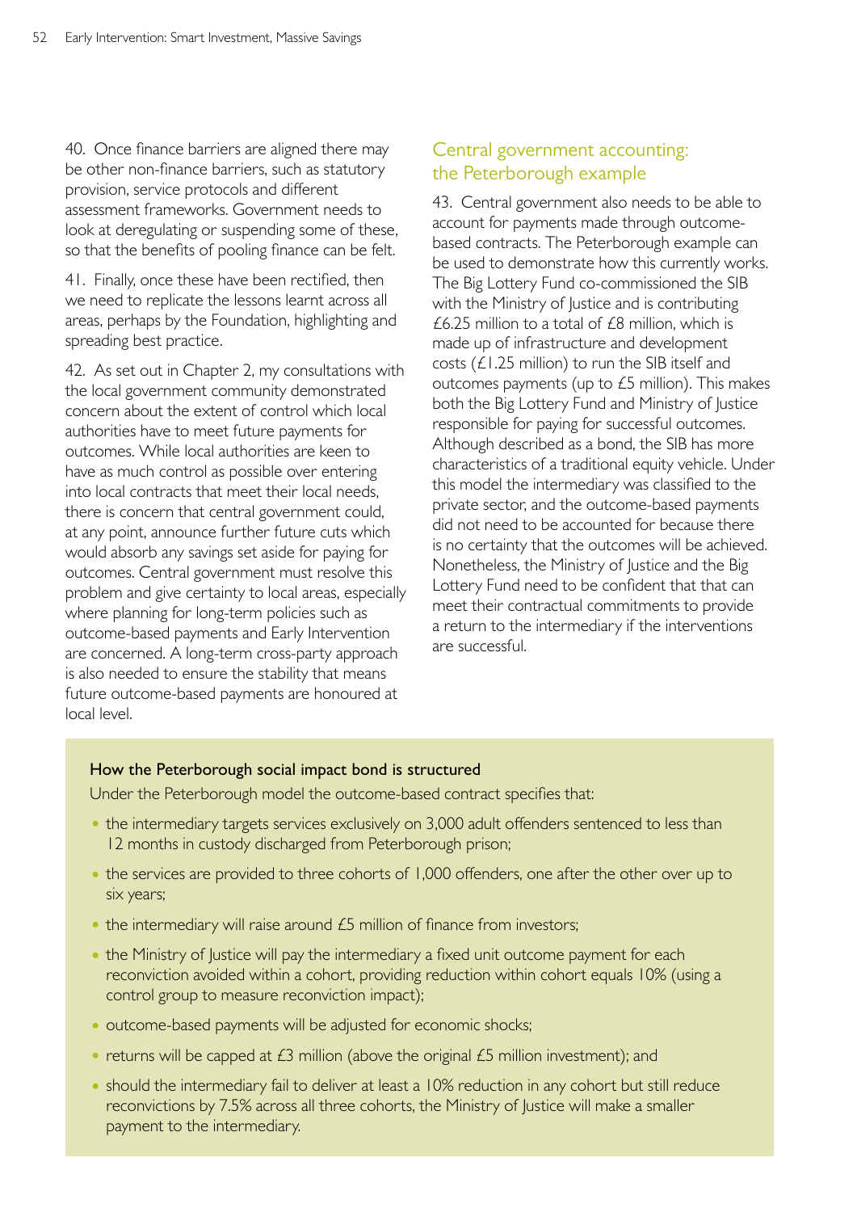40. Once finance barriers are aligned there may be other non-finance barriers, such as statutory provision, service protocols and different assessment frameworks. Government needs to look at deregulating or suspending some of these, so that the benefits of pooling finance can be felt.

41. Finally, once these have been rectified, then we need to replicate the lessons learnt across all areas, perhaps by the Foundation, highlighting and spreading best practice.

42. As set out in Chapter 2, my consultations with the local government community demonstrated concern about the extent of control which local authorities have to meet future payments for outcomes. While local authorities are keen to have as much control as possible over entering into local contracts that meet their local needs, there is concern that central government could, at any point, announce further future cuts which would absorb any savings set aside for paying for outcomes. Central government must resolve this problem and give certainty to local areas, especially where planning for long-term policies such as outcome-based payments and Early Intervention are concerned. A long-term cross-party approach is also needed to ensure the stability that means future outcome-based payments are honoured at local level.

## Central government accounting: the Peterborough example

43. Central government also needs to be able to account for payments made through outcome-based contracts. The Peterborough example can be used to demonstrate how this currently works. The Big Lottery Fund co-commissioned the SIB with the Ministry of Justice and is contributing £6.25 million to a total of £8 million, which is made up of infrastructure and development costs (£1.25 million) to run the SIB itself and outcomes payments (up to £5 million). This makes both the Big Lottery Fund and Ministry of Justice responsible for paying for successful outcomes. Although described as a bond, the SIB has more characteristics of a traditional equity vehicle. Under this model the intermediary was classified to the private sector, and the outcome-based payments did not need to be accounted for because there is no certainty that the outcomes will be achieved. Nonetheless, the Ministry of Justice and the Big Lottery Fund need to be confident that that can meet their contractual commitments to provide a return to the intermediary if the interventions are successful.

**How the Peterborough social impact bond is structured**

Under the Peterborough model the outcome-based contract specifies that:

- the intermediary targets services exclusively on 3,000 adult offenders sentenced to less than 12 months in custody discharged from Peterborough prison;
- the services are provided to three cohorts of 1,000 offenders, one after the other over up to six years;
- the intermediary will raise around £5 million of finance from investors;
- the Ministry of Justice will pay the intermediary a fixed unit outcome payment for each reconviction avoided within a cohort, providing reduction within cohort equals 10% (using a control group to measure reconviction impact);
- outcome-based payments will be adjusted for economic shocks;
- returns will be capped at £3 million (above the original £5 million investment); and
- should the intermediary fail to deliver at least a 10% reduction in any cohort but still reduce reconvictions by 7.5% across all three cohorts, the Ministry of Justice will make a smaller payment to the intermediary.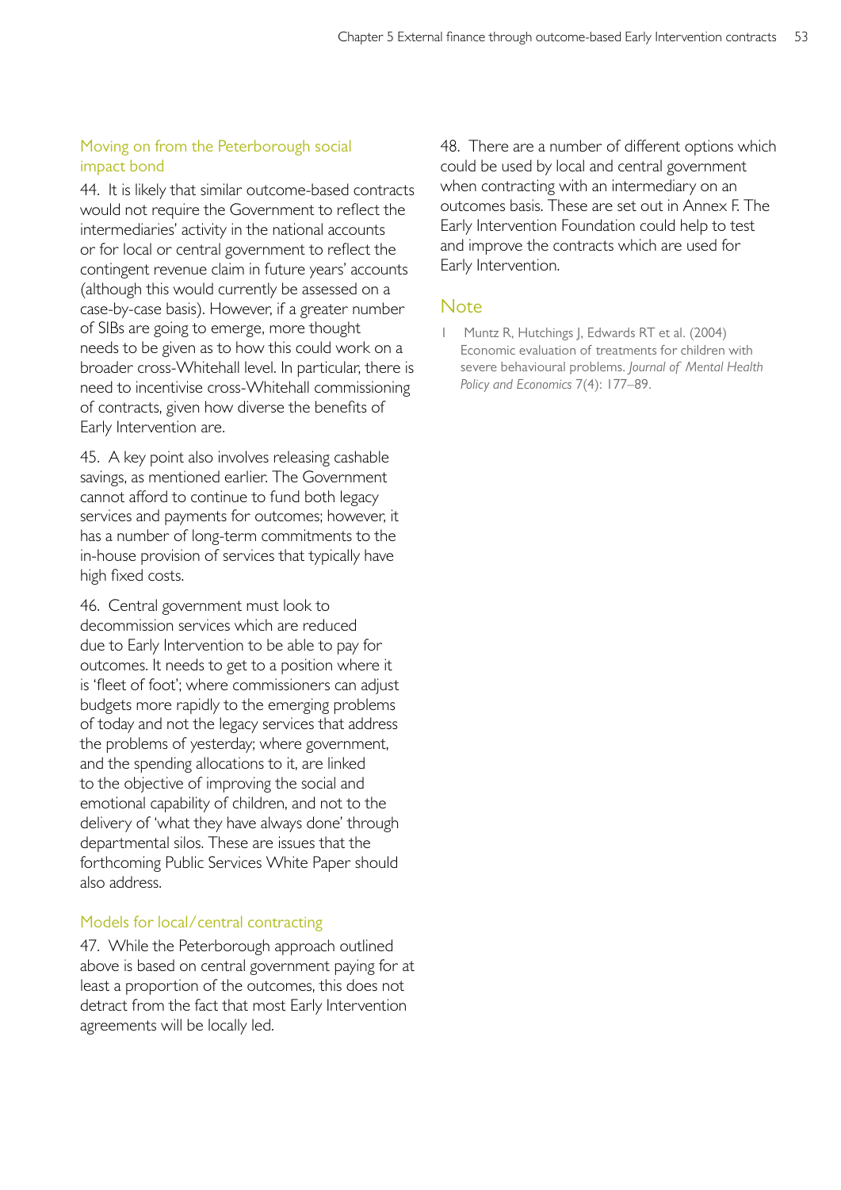## Moving on from the Peterborough social impact bond

44. It is likely that similar outcome-based contracts would not require the Government to reflect the intermediaries' activity in the national accounts or for local or central government to reflect the contingent revenue claim in future years' accounts (although this would currently be assessed on a case-by-case basis). However, if a greater number of SIBs are going to emerge, more thought needs to be given as to how this could work on a broader cross-Whitehall level. In particular, there is need to incentivise cross-Whitehall commissioning of contracts, given how diverse the benefits of Early Intervention are.

45. A key point also involves releasing cashable savings, as mentioned earlier. The Government cannot afford to continue to fund both legacy services and payments for outcomes; however, it has a number of long-term commitments to the in-house provision of services that typically have high fixed costs.

46. Central government must look to decommission services which are reduced due to Early Intervention to be able to pay for outcomes. It needs to get to a position where it is 'fleet of foot'; where commissioners can adjust budgets more rapidly to the emerging problems of today and not the legacy services that address the problems of yesterday; where government, and the spending allocations to it, are linked to the objective of improving the social and emotional capability of children, and not to the delivery of 'what they have always done' through departmental silos. These are issues that the forthcoming Public Services White Paper should also address.

## Models for local/central contracting

47. While the Peterborough approach outlined above is based on central government paying for at least a proportion of the outcomes, this does not detract from the fact that most Early Intervention agreements will be locally led.

48. There are a number of different options which could be used by local and central government when contracting with an intermediary on an outcomes basis. These are set out in Annex F. The Early Intervention Foundation could help to test and improve the contracts which are used for Early Intervention.

## Note

1 Muntz R, Hutchings J, Edwards RT et al. (2004) Economic evaluation of treatments for children with severe behavioural problems. *Journal of Mental Health Policy and Economics* 7(4): 177–89.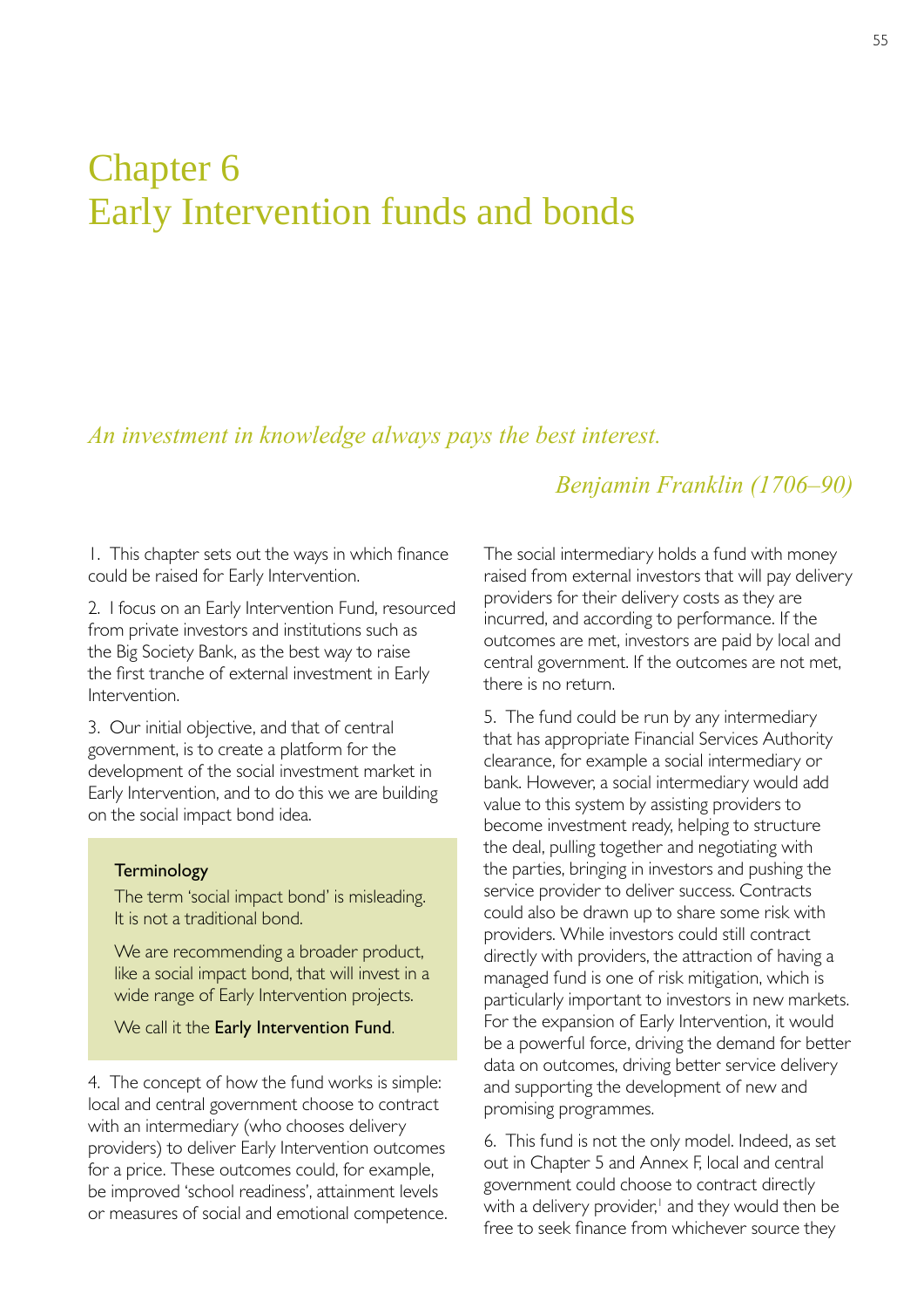# Chapter 6
# Early Intervention funds and bonds

*An investment in knowledge always pays the best interest.*

*Benjamin Franklin (1706–90)*

1. This chapter sets out the ways in which finance could be raised for Early Intervention.

2. I focus on an Early Intervention Fund, resourced from private investors and institutions such as the Big Society Bank, as the best way to raise the first tranche of external investment in Early Intervention.

3. Our initial objective, and that of central government, is to create a platform for the development of the social investment market in Early Intervention, and to do this we are building on the social impact bond idea.

> **Terminology**
>
> The term 'social impact bond' is misleading. It is not a traditional bond.
>
> We are recommending a broader product, like a social impact bond, that will invest in a wide range of Early Intervention projects.
>
> We call it the **Early Intervention Fund**.

4. The concept of how the fund works is simple: local and central government choose to contract with an intermediary (who chooses delivery providers) to deliver Early Intervention outcomes for a price. These outcomes could, for example, be improved 'school readiness', attainment levels or measures of social and emotional competence. The social intermediary holds a fund with money raised from external investors that will pay delivery providers for their delivery costs as they are incurred, and according to performance. If the outcomes are met, investors are paid by local and central government. If the outcomes are not met, there is no return.

5. The fund could be run by any intermediary that has appropriate Financial Services Authority clearance, for example a social intermediary or bank. However, a social intermediary would add value to this system by assisting providers to become investment ready, helping to structure the deal, pulling together and negotiating with the parties, bringing in investors and pushing the service provider to deliver success. Contracts could also be drawn up to share some risk with providers. While investors could still contract directly with providers, the attraction of having a managed fund is one of risk mitigation, which is particularly important to investors in new markets. For the expansion of Early Intervention, it would be a powerful force, driving the demand for better data on outcomes, driving better service delivery and supporting the development of new and promising programmes.

6. This fund is not the only model. Indeed, as set out in Chapter 5 and Annex F, local and central government could choose to contract directly with a delivery provider,[1] and they would then be free to seek finance from whichever source they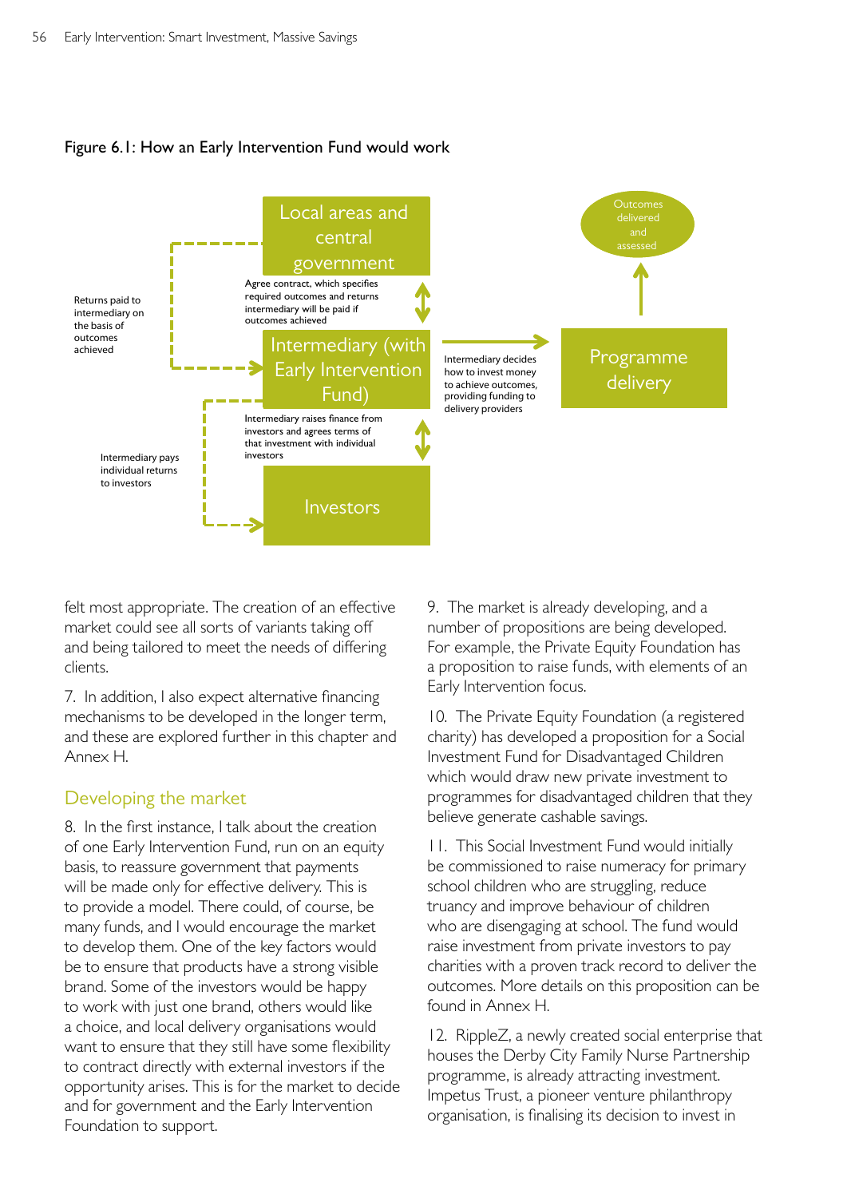Figure 6.1: How an Early Intervention Fund would work

Local areas and central government

Agree contract, which specifies required outcomes and returns intermediary will be paid if outcomes achieved

Returns paid to intermediary on the basis of outcomes achieved

Intermediary (with Early Intervention Fund)

Intermediary decides how to invest money to achieve outcomes, providing funding to delivery providers

Programme delivery

Outcomes delivered and assessed

Intermediary raises finance from investors and agrees terms of that investment with individual investors

Intermediary pays individual returns to investors

Investors

felt most appropriate. The creation of an effective market could see all sorts of variants taking off and being tailored to meet the needs of differing clients.

7. In addition, I also expect alternative financing mechanisms to be developed in the longer term, and these are explored further in this chapter and Annex H.

## Developing the market

8. In the first instance, I talk about the creation of one Early Intervention Fund, run on an equity basis, to reassure government that payments will be made only for effective delivery. This is to provide a model. There could, of course, be many funds, and I would encourage the market to develop them. One of the key factors would be to ensure that products have a strong visible brand. Some of the investors would be happy to work with just one brand, others would like a choice, and local delivery organisations would want to ensure that they still have some flexibility to contract directly with external investors if the opportunity arises. This is for the market to decide and for government and the Early Intervention Foundation to support.

9. The market is already developing, and a number of propositions are being developed. For example, the Private Equity Foundation has a proposition to raise funds, with elements of an Early Intervention focus.

10. The Private Equity Foundation (a registered charity) has developed a proposition for a Social Investment Fund for Disadvantaged Children which would draw new private investment to programmes for disadvantaged children that they believe generate cashable savings.

11. This Social Investment Fund would initially be commissioned to raise numeracy for primary school children who are struggling, reduce truancy and improve behaviour of children who are disengaging at school. The fund would raise investment from private investors to pay charities with a proven track record to deliver the outcomes. More details on this proposition can be found in Annex H.

12. RippleZ, a newly created social enterprise that houses the Derby City Family Nurse Partnership programme, is already attracting investment. Impetus Trust, a pioneer venture philanthropy organisation, is finalising its decision to invest in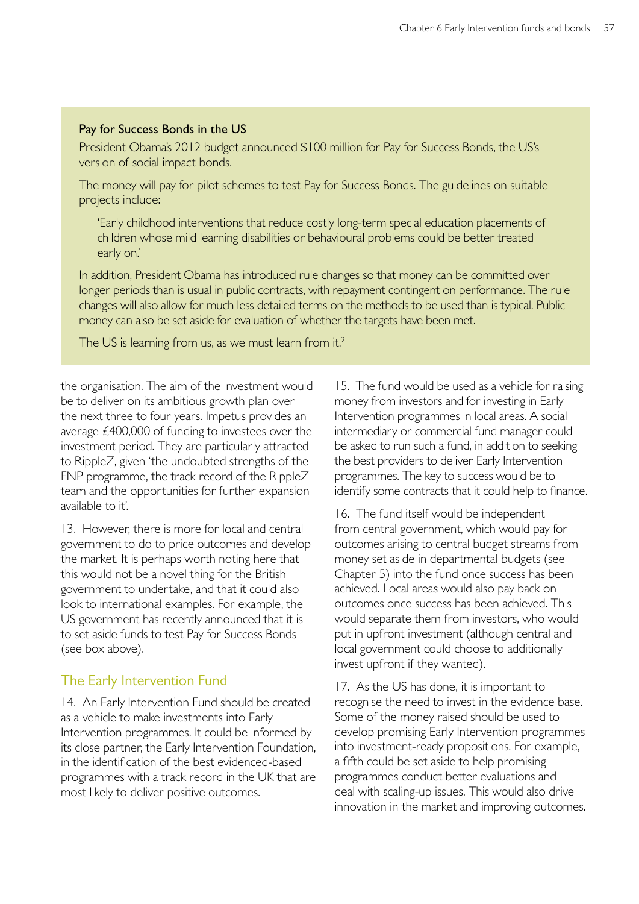**Pay for Success Bonds in the US**

President Obama's 2012 budget announced $100 million for Pay for Success Bonds, the US's version of social impact bonds.

The money will pay for pilot schemes to test Pay for Success Bonds. The guidelines on suitable projects include:

> 'Early childhood interventions that reduce costly long-term special education placements of children whose mild learning disabilities or behavioural problems could be better treated early on.'

In addition, President Obama has introduced rule changes so that money can be committed over longer periods than is usual in public contracts, with repayment contingent on performance. The rule changes will also allow for much less detailed terms on the methods to be used than is typical. Public money can also be set aside for evaluation of whether the targets have been met.

The US is learning from us, as we must learn from it.[2]

the organisation. The aim of the investment would be to deliver on its ambitious growth plan over the next three to four years. Impetus provides an average £400,000 of funding to investees over the investment period. They are particularly attracted to RippleZ, given 'the undoubted strengths of the FNP programme, the track record of the RippleZ team and the opportunities for further expansion available to it'.

13. However, there is more for local and central government to do to price outcomes and develop the market. It is perhaps worth noting here that this would not be a novel thing for the British government to undertake, and that it could also look to international examples. For example, the US government has recently announced that it is to set aside funds to test Pay for Success Bonds (see box above).

## The Early Intervention Fund

14. An Early Intervention Fund should be created as a vehicle to make investments into Early Intervention programmes. It could be informed by its close partner, the Early Intervention Foundation, in the identification of the best evidenced-based programmes with a track record in the UK that are most likely to deliver positive outcomes.

15. The fund would be used as a vehicle for raising money from investors and for investing in Early Intervention programmes in local areas. A social intermediary or commercial fund manager could be asked to run such a fund, in addition to seeking the best providers to deliver Early Intervention programmes. The key to success would be to identify some contracts that it could help to finance.

16. The fund itself would be independent from central government, which would pay for outcomes arising to central budget streams from money set aside in departmental budgets (see Chapter 5) into the fund once success has been achieved. Local areas would also pay back on outcomes once success has been achieved. This would separate them from investors, who would put in upfront investment (although central and local government could choose to additionally invest upfront if they wanted).

17. As the US has done, it is important to recognise the need to invest in the evidence base. Some of the money raised should be used to develop promising Early Intervention programmes into investment-ready propositions. For example, a fifth could be set aside to help promising programmes conduct better evaluations and deal with scaling-up issues. This would also drive innovation in the market and improving outcomes.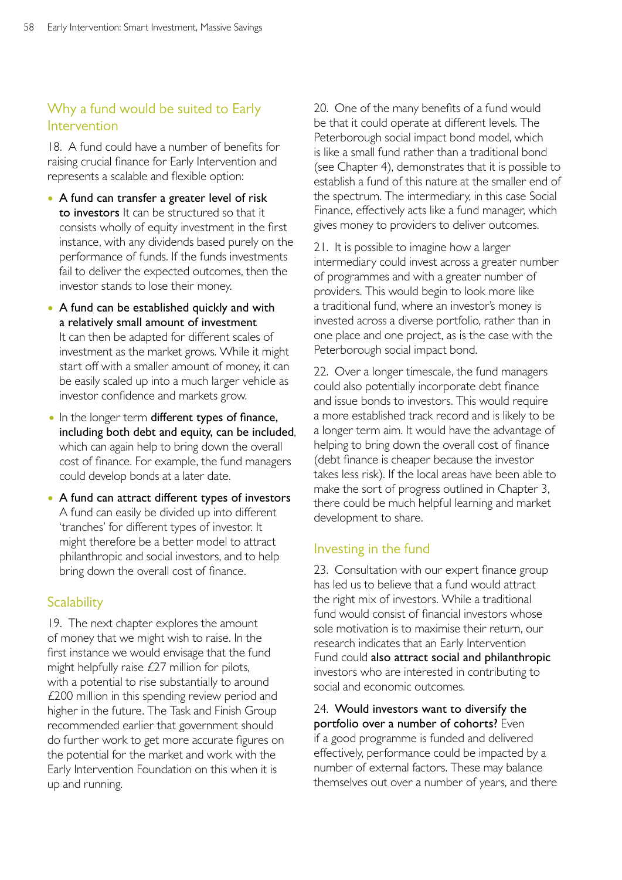## Why a fund would be suited to Early Intervention

18. A fund could have a number of benefits for raising crucial finance for Early Intervention and represents a scalable and flexible option:

- **A fund can transfer a greater level of risk to investors** It can be structured so that it consists wholly of equity investment in the first instance, with any dividends based purely on the performance of funds. If the funds investments fail to deliver the expected outcomes, then the investor stands to lose their money.
- **A fund can be established quickly and with a relatively small amount of investment** It can then be adapted for different scales of investment as the market grows. While it might start off with a smaller amount of money, it can be easily scaled up into a much larger vehicle as investor confidence and markets grow.
- In the longer term **different types of finance, including both debt and equity, can be included**, which can again help to bring down the overall cost of finance. For example, the fund managers could develop bonds at a later date.
- **A fund can attract different types of investors** A fund can easily be divided up into different 'tranches' for different types of investor. It might therefore be a better model to attract philanthropic and social investors, and to help bring down the overall cost of finance.

## Scalability

19. The next chapter explores the amount of money that we might wish to raise. In the first instance we would envisage that the fund might helpfully raise £27 million for pilots, with a potential to rise substantially to around £200 million in this spending review period and higher in the future. The Task and Finish Group recommended earlier that government should do further work to get more accurate figures on the potential for the market and work with the Early Intervention Foundation on this when it is up and running.

20. One of the many benefits of a fund would be that it could operate at different levels. The Peterborough social impact bond model, which is like a small fund rather than a traditional bond (see Chapter 4), demonstrates that it is possible to establish a fund of this nature at the smaller end of the spectrum. The intermediary, in this case Social Finance, effectively acts like a fund manager, which gives money to providers to deliver outcomes.

21. It is possible to imagine how a larger intermediary could invest across a greater number of programmes and with a greater number of providers. This would begin to look more like a traditional fund, where an investor's money is invested across a diverse portfolio, rather than in one place and one project, as is the case with the Peterborough social impact bond.

22. Over a longer timescale, the fund managers could also potentially incorporate debt finance and issue bonds to investors. This would require a more established track record and is likely to be a longer term aim. It would have the advantage of helping to bring down the overall cost of finance (debt finance is cheaper because the investor takes less risk). If the local areas have been able to make the sort of progress outlined in Chapter 3, there could be much helpful learning and market development to share.

## Investing in the fund

23. Consultation with our expert finance group has led us to believe that a fund would attract the right mix of investors. While a traditional fund would consist of financial investors whose sole motivation is to maximise their return, our research indicates that an Early Intervention Fund could **also attract social and philanthropic** investors who are interested in contributing to social and economic outcomes.

24. **Would investors want to diversify the portfolio over a number of cohorts?** Even if a good programme is funded and delivered effectively, performance could be impacted by a number of external factors. These may balance themselves out over a number of years, and there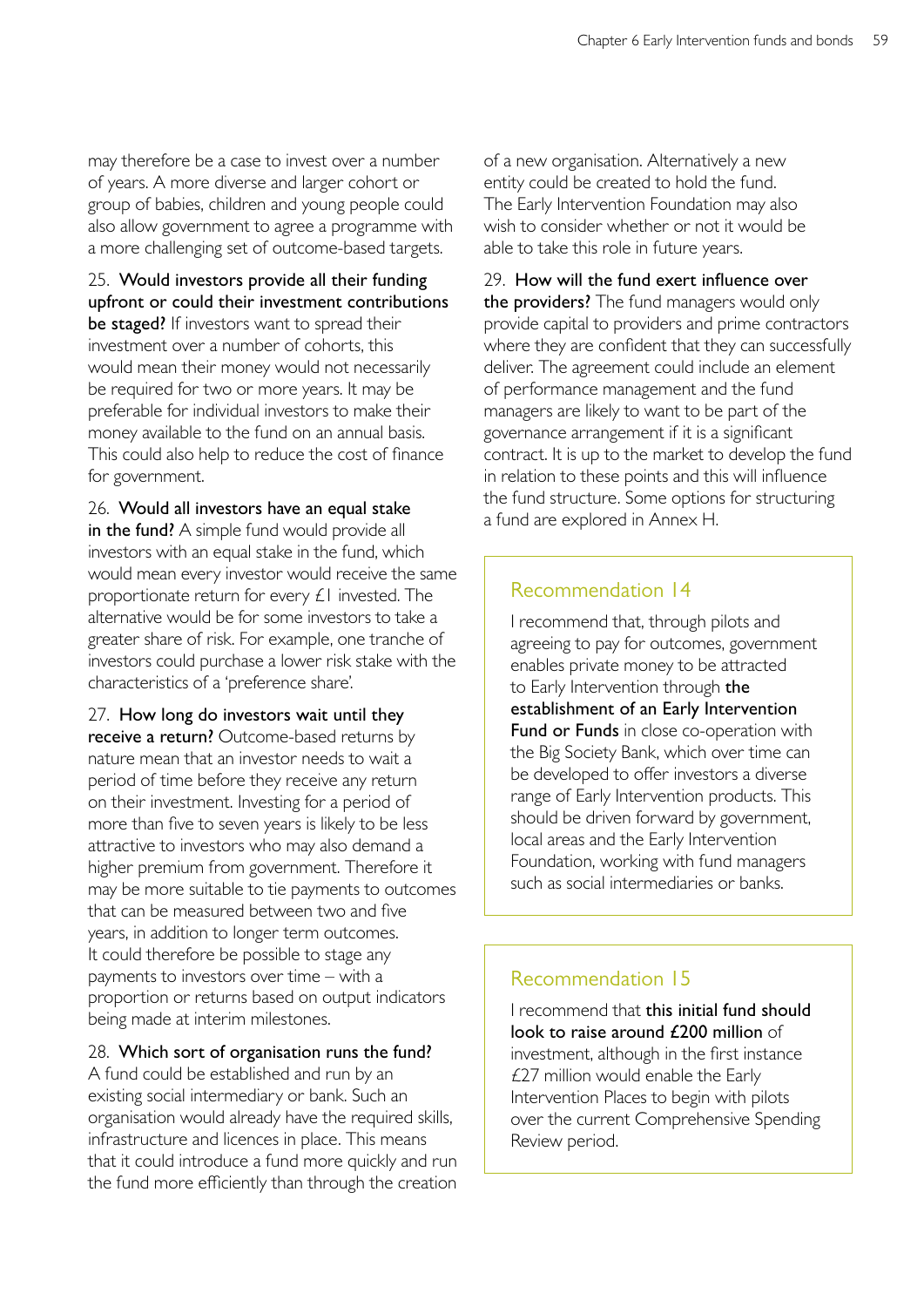may therefore be a case to invest over a number of years. A more diverse and larger cohort or group of babies, children and young people could also allow government to agree a programme with a more challenging set of outcome-based targets.

25. **Would investors provide all their funding upfront or could their investment contributions be staged?** If investors want to spread their investment over a number of cohorts, this would mean their money would not necessarily be required for two or more years. It may be preferable for individual investors to make their money available to the fund on an annual basis. This could also help to reduce the cost of finance for government.

26. **Would all investors have an equal stake in the fund?** A simple fund would provide all investors with an equal stake in the fund, which would mean every investor would receive the same proportionate return for every £1 invested. The alternative would be for some investors to take a greater share of risk. For example, one tranche of investors could purchase a lower risk stake with the characteristics of a 'preference share'.

27. **How long do investors wait until they receive a return?** Outcome-based returns by nature mean that an investor needs to wait a period of time before they receive any return on their investment. Investing for a period of more than five to seven years is likely to be less attractive to investors who may also demand a higher premium from government. Therefore it may be more suitable to tie payments to outcomes that can be measured between two and five years, in addition to longer term outcomes. It could therefore be possible to stage any payments to investors over time – with a proportion or returns based on output indicators being made at interim milestones.

28. **Which sort of organisation runs the fund?** A fund could be established and run by an existing social intermediary or bank. Such an organisation would already have the required skills, infrastructure and licences in place. This means that it could introduce a fund more quickly and run the fund more efficiently than through the creation of a new organisation. Alternatively a new entity could be created to hold the fund. The Early Intervention Foundation may also wish to consider whether or not it would be able to take this role in future years.

29. **How will the fund exert influence over the providers?** The fund managers would only provide capital to providers and prime contractors where they are confident that they can successfully deliver. The agreement could include an element of performance management and the fund managers are likely to want to be part of the governance arrangement if it is a significant contract. It is up to the market to develop the fund in relation to these points and this will influence the fund structure. Some options for structuring a fund are explored in Annex H.

### Recommendation 14

I recommend that, through pilots and agreeing to pay for outcomes, government enables private money to be attracted to Early Intervention through **the establishment of an Early Intervention Fund or Funds** in close co-operation with the Big Society Bank, which over time can be developed to offer investors a diverse range of Early Intervention products. This should be driven forward by government, local areas and the Early Intervention Foundation, working with fund managers such as social intermediaries or banks.

### Recommendation 15

I recommend that **this initial fund should look to raise around £200 million** of investment, although in the first instance £27 million would enable the Early Intervention Places to begin with pilots over the current Comprehensive Spending Review period.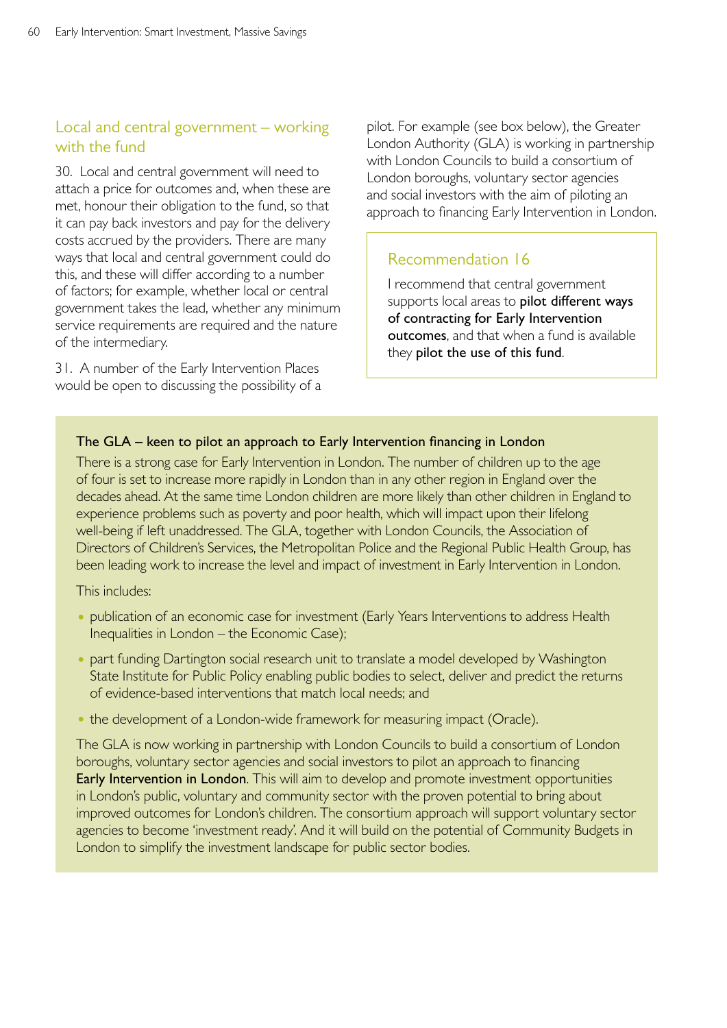## Local and central government – working with the fund

30. Local and central government will need to attach a price for outcomes and, when these are met, honour their obligation to the fund, so that it can pay back investors and pay for the delivery costs accrued by the providers. There are many ways that local and central government could do this, and these will differ according to a number of factors; for example, whether local or central government takes the lead, whether any minimum service requirements are required and the nature of the intermediary.

31. A number of the Early Intervention Places would be open to discussing the possibility of a pilot. For example (see box below), the Greater London Authority (GLA) is working in partnership with London Councils to build a consortium of London boroughs, voluntary sector agencies and social investors with the aim of piloting an approach to financing Early Intervention in London.

> ### Recommendation 16
>
> I recommend that central government supports local areas to **pilot different ways of contracting for Early Intervention outcomes**, and that when a fund is available they **pilot the use of this fund**.

**The GLA – keen to pilot an approach to Early Intervention financing in London**

There is a strong case for Early Intervention in London. The number of children up to the age of four is set to increase more rapidly in London than in any other region in England over the decades ahead. At the same time London children are more likely than other children in England to experience problems such as poverty and poor health, which will impact upon their lifelong well-being if left unaddressed. The GLA, together with London Councils, the Association of Directors of Children's Services, the Metropolitan Police and the Regional Public Health Group, has been leading work to increase the level and impact of investment in Early Intervention in London.

This includes:

- publication of an economic case for investment (Early Years Interventions to address Health Inequalities in London – the Economic Case);
- part funding Dartington social research unit to translate a model developed by Washington State Institute for Public Policy enabling public bodies to select, deliver and predict the returns of evidence-based interventions that match local needs; and
- the development of a London-wide framework for measuring impact (Oracle).

The GLA is now working in partnership with London Councils to build a consortium of London boroughs, voluntary sector agencies and social investors to pilot an approach to financing **Early Intervention in London**. This will aim to develop and promote investment opportunities in London's public, voluntary and community sector with the proven potential to bring about improved outcomes for London's children. The consortium approach will support voluntary sector agencies to become 'investment ready'. And it will build on the potential of Community Budgets in London to simplify the investment landscape for public sector bodies.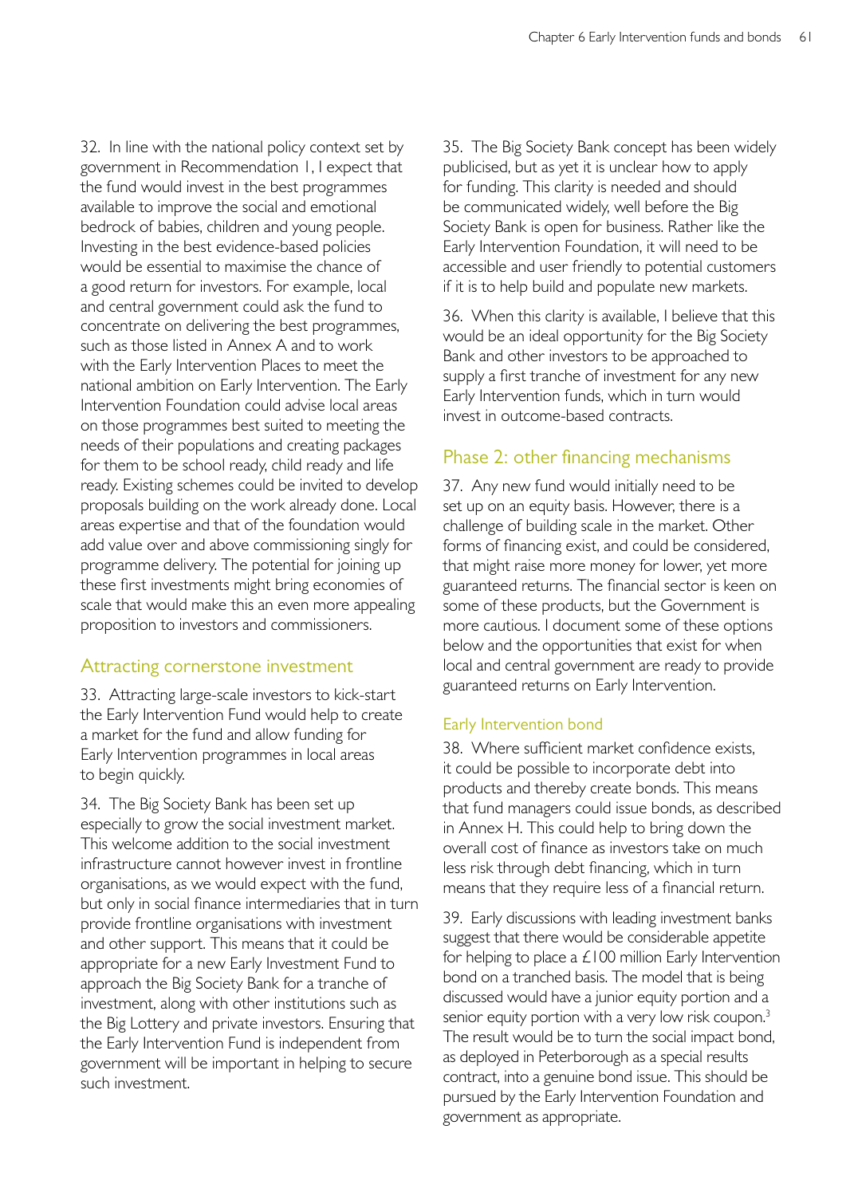32. In line with the national policy context set by government in Recommendation 1, I expect that the fund would invest in the best programmes available to improve the social and emotional bedrock of babies, children and young people. Investing in the best evidence-based policies would be essential to maximise the chance of a good return for investors. For example, local and central government could ask the fund to concentrate on delivering the best programmes, such as those listed in Annex A and to work with the Early Intervention Places to meet the national ambition on Early Intervention. The Early Intervention Foundation could advise local areas on those programmes best suited to meeting the needs of their populations and creating packages for them to be school ready, child ready and life ready. Existing schemes could be invited to develop proposals building on the work already done. Local areas expertise and that of the foundation would add value over and above commissioning singly for programme delivery. The potential for joining up these first investments might bring economies of scale that would make this an even more appealing proposition to investors and commissioners.

## Attracting cornerstone investment

33. Attracting large-scale investors to kick-start the Early Intervention Fund would help to create a market for the fund and allow funding for Early Intervention programmes in local areas to begin quickly.

34. The Big Society Bank has been set up especially to grow the social investment market. This welcome addition to the social investment infrastructure cannot however invest in frontline organisations, as we would expect with the fund, but only in social finance intermediaries that in turn provide frontline organisations with investment and other support. This means that it could be appropriate for a new Early Investment Fund to approach the Big Society Bank for a tranche of investment, along with other institutions such as the Big Lottery and private investors. Ensuring that the Early Intervention Fund is independent from government will be important in helping to secure such investment.

35. The Big Society Bank concept has been widely publicised, but as yet it is unclear how to apply for funding. This clarity is needed and should be communicated widely, well before the Big Society Bank is open for business. Rather like the Early Intervention Foundation, it will need to be accessible and user friendly to potential customers if it is to help build and populate new markets.

36. When this clarity is available, I believe that this would be an ideal opportunity for the Big Society Bank and other investors to be approached to supply a first tranche of investment for any new Early Intervention funds, which in turn would invest in outcome-based contracts.

## Phase 2: other financing mechanisms

37. Any new fund would initially need to be set up on an equity basis. However, there is a challenge of building scale in the market. Other forms of financing exist, and could be considered, that might raise more money for lower, yet more guaranteed returns. The financial sector is keen on some of these products, but the Government is more cautious. I document some of these options below and the opportunities that exist for when local and central government are ready to provide guaranteed returns on Early Intervention.

### Early Intervention bond

38. Where sufficient market confidence exists, it could be possible to incorporate debt into products and thereby create bonds. This means that fund managers could issue bonds, as described in Annex H. This could help to bring down the overall cost of finance as investors take on much less risk through debt financing, which in turn means that they require less of a financial return.

39. Early discussions with leading investment banks suggest that there would be considerable appetite for helping to place a £100 million Early Intervention bond on a tranched basis. The model that is being discussed would have a junior equity portion and a senior equity portion with a very low risk coupon.[3] The result would be to turn the social impact bond, as deployed in Peterborough as a special results contract, into a genuine bond issue. This should be pursued by the Early Intervention Foundation and government as appropriate.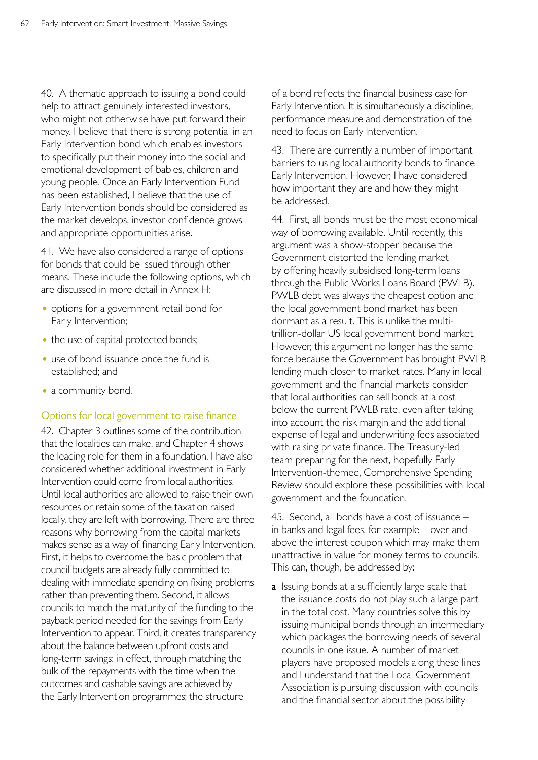40. A thematic approach to issuing a bond could help to attract genuinely interested investors, who might not otherwise have put forward their money. I believe that there is strong potential in an Early Intervention bond which enables investors to specifically put their money into the social and emotional development of babies, children and young people. Once an Early Intervention Fund has been established, I believe that the use of Early Intervention bonds should be considered as the market develops, investor confidence grows and appropriate opportunities arise.

41. We have also considered a range of options for bonds that could be issued through other means. These include the following options, which are discussed in more detail in Annex H:

- options for a government retail bond for Early Intervention;
- the use of capital protected bonds;
- use of bond issuance once the fund is established; and
- a community bond.

### Options for local government to raise finance

42. Chapter 3 outlines some of the contribution that the localities can make, and Chapter 4 shows the leading role for them in a foundation. I have also considered whether additional investment in Early Intervention could come from local authorities. Until local authorities are allowed to raise their own resources or retain some of the taxation raised locally, they are left with borrowing. There are three reasons why borrowing from the capital markets makes sense as a way of financing Early Intervention. First, it helps to overcome the basic problem that council budgets are already fully committed to dealing with immediate spending on fixing problems rather than preventing them. Second, it allows councils to match the maturity of the funding to the payback period needed for the savings from Early Intervention to appear. Third, it creates transparency about the balance between upfront costs and long-term savings: in effect, through matching the bulk of the repayments with the time when the outcomes and cashable savings are achieved by the Early Intervention programmes; the structure of a bond reflects the financial business case for Early Intervention. It is simultaneously a discipline, performance measure and demonstration of the need to focus on Early Intervention.

43. There are currently a number of important barriers to using local authority bonds to finance Early Intervention. However, I have considered how important they are and how they might be addressed.

44. First, all bonds must be the most economical way of borrowing available. Until recently, this argument was a show-stopper because the Government distorted the lending market by offering heavily subsidised long-term loans through the Public Works Loans Board (PWLB). PWLB debt was always the cheapest option and the local government bond market has been dormant as a result. This is unlike the multi-trillion-dollar US local government bond market. However, this argument no longer has the same force because the Government has brought PWLB lending much closer to market rates. Many in local government and the financial markets consider that local authorities can sell bonds at a cost below the current PWLB rate, even after taking into account the risk margin and the additional expense of legal and underwriting fees associated with raising private finance. The Treasury-led team preparing for the next, hopefully Early Intervention-themed, Comprehensive Spending Review should explore these possibilities with local government and the foundation.

45. Second, all bonds have a cost of issuance – in banks and legal fees, for example – over and above the interest coupon which may make them unattractive in value for money terms to councils. This can, though, be addressed by:

a. Issuing bonds at a sufficiently large scale that the issuance costs do not play such a large part in the total cost. Many countries solve this by issuing municipal bonds through an intermediary which packages the borrowing needs of several councils in one issue. A number of market players have proposed models along these lines and I understand that the Local Government Association is pursuing discussion with councils and the financial sector about the possibility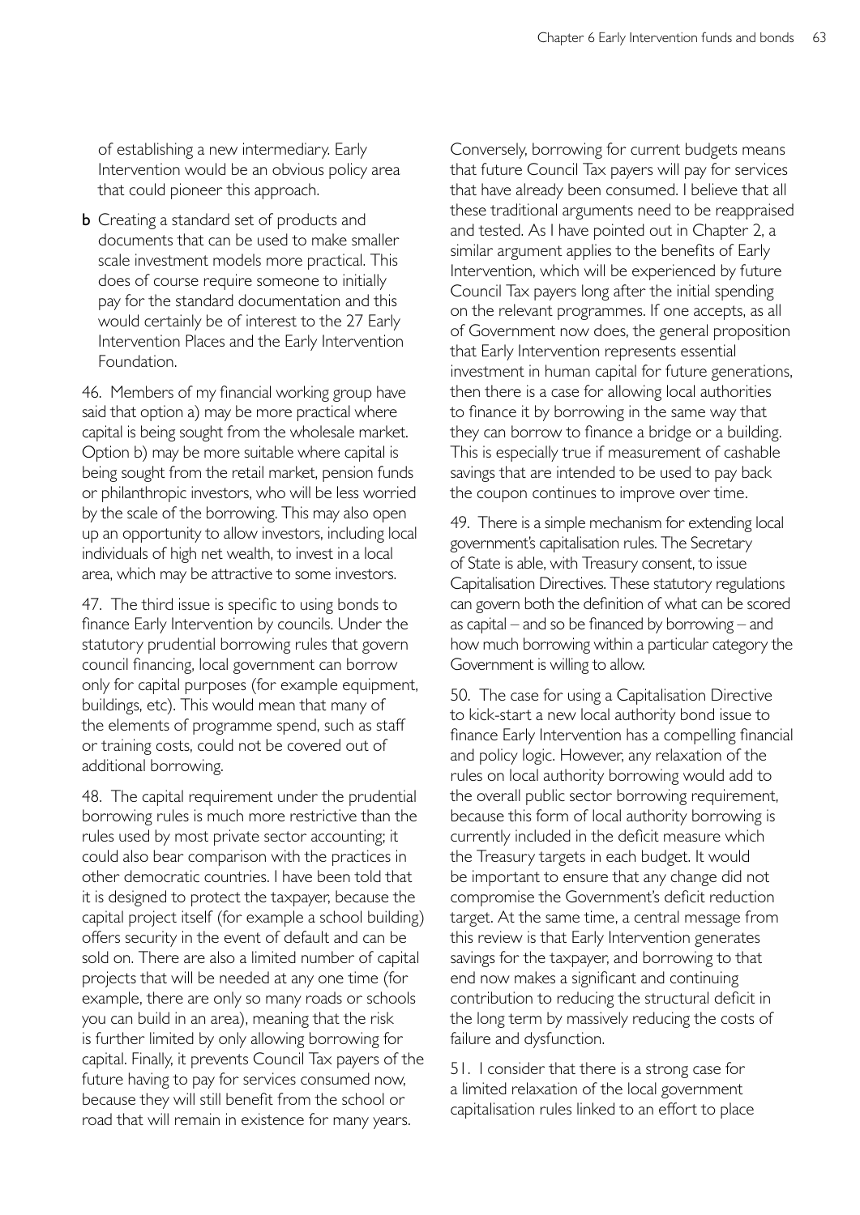of establishing a new intermediary. Early Intervention would be an obvious policy area that could pioneer this approach.

**b** Creating a standard set of products and documents that can be used to make smaller scale investment models more practical. This does of course require someone to initially pay for the standard documentation and this would certainly be of interest to the 27 Early Intervention Places and the Early Intervention Foundation.

46. Members of my financial working group have said that option a) may be more practical where capital is being sought from the wholesale market. Option b) may be more suitable where capital is being sought from the retail market, pension funds or philanthropic investors, who will be less worried by the scale of the borrowing. This may also open up an opportunity to allow investors, including local individuals of high net wealth, to invest in a local area, which may be attractive to some investors.

47. The third issue is specific to using bonds to finance Early Intervention by councils. Under the statutory prudential borrowing rules that govern council financing, local government can borrow only for capital purposes (for example equipment, buildings, etc). This would mean that many of the elements of programme spend, such as staff or training costs, could not be covered out of additional borrowing.

48. The capital requirement under the prudential borrowing rules is much more restrictive than the rules used by most private sector accounting; it could also bear comparison with the practices in other democratic countries. I have been told that it is designed to protect the taxpayer, because the capital project itself (for example a school building) offers security in the event of default and can be sold on. There are also a limited number of capital projects that will be needed at any one time (for example, there are only so many roads or schools you can build in an area), meaning that the risk is further limited by only allowing borrowing for capital. Finally, it prevents Council Tax payers of the future having to pay for services consumed now, because they will still benefit from the school or road that will remain in existence for many years. Conversely, borrowing for current budgets means that future Council Tax payers will pay for services that have already been consumed. I believe that all these traditional arguments need to be reappraised and tested. As I have pointed out in Chapter 2, a similar argument applies to the benefits of Early Intervention, which will be experienced by future Council Tax payers long after the initial spending on the relevant programmes. If one accepts, as all of Government now does, the general proposition that Early Intervention represents essential investment in human capital for future generations, then there is a case for allowing local authorities to finance it by borrowing in the same way that they can borrow to finance a bridge or a building. This is especially true if measurement of cashable savings that are intended to be used to pay back the coupon continues to improve over time.

49. There is a simple mechanism for extending local government's capitalisation rules. The Secretary of State is able, with Treasury consent, to issue Capitalisation Directives. These statutory regulations can govern both the definition of what can be scored as capital – and so be financed by borrowing – and how much borrowing within a particular category the Government is willing to allow.

50. The case for using a Capitalisation Directive to kick-start a new local authority bond issue to finance Early Intervention has a compelling financial and policy logic. However, any relaxation of the rules on local authority borrowing would add to the overall public sector borrowing requirement, because this form of local authority borrowing is currently included in the deficit measure which the Treasury targets in each budget. It would be important to ensure that any change did not compromise the Government's deficit reduction target. At the same time, a central message from this review is that Early Intervention generates savings for the taxpayer, and borrowing to that end now makes a significant and continuing contribution to reducing the structural deficit in the long term by massively reducing the costs of failure and dysfunction.

51. I consider that there is a strong case for a limited relaxation of the local government capitalisation rules linked to an effort to place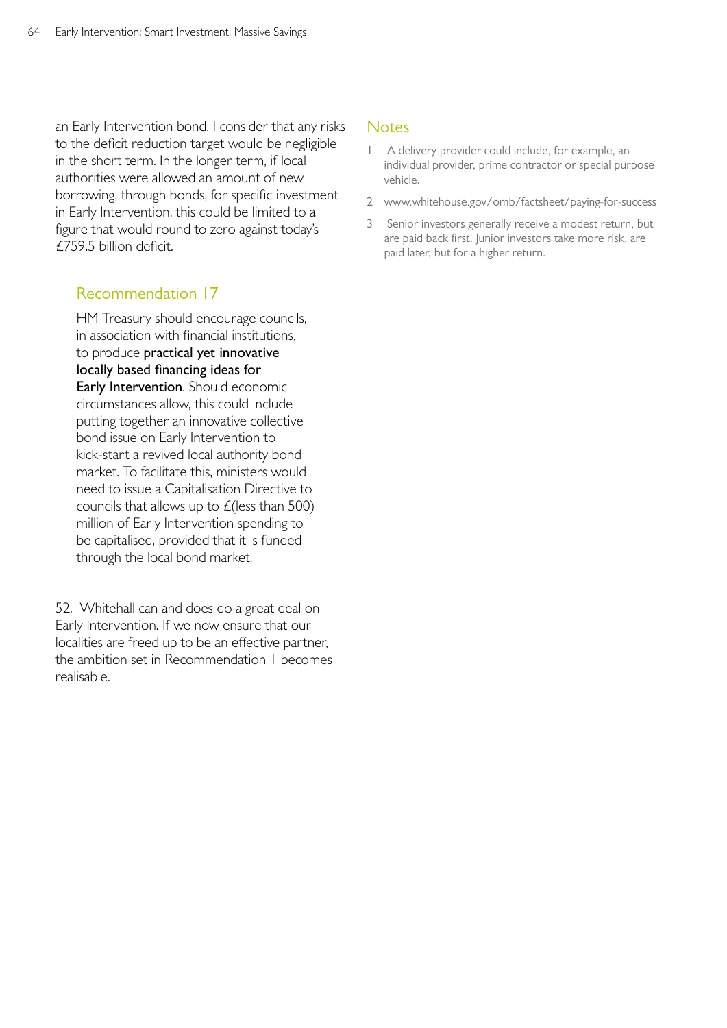an Early Intervention bond. I consider that any risks to the deficit reduction target would be negligible in the short term. In the longer term, if local authorities were allowed an amount of new borrowing, through bonds, for specific investment in Early Intervention, this could be limited to a figure that would round to zero against today's £759.5 billion deficit.

> ### Recommendation 17
>
> HM Treasury should encourage councils, in association with financial institutions, to produce **practical yet innovative locally based financing ideas for Early Intervention**. Should economic circumstances allow, this could include putting together an innovative collective bond issue on Early Intervention to kick-start a revived local authority bond market. To facilitate this, ministers would need to issue a Capitalisation Directive to councils that allows up to £(less than 500) million of Early Intervention spending to be capitalised, provided that it is funded through the local bond market.

52. Whitehall can and does do a great deal on Early Intervention. If we now ensure that our localities are freed up to be an effective partner, the ambition set in Recommendation 1 becomes realisable.

## Notes

1 A delivery provider could include, for example, an individual provider, prime contractor or special purpose vehicle.

2 www.whitehouse.gov/omb/factsheet/paying-for-success

3 Senior investors generally receive a modest return, but are paid back first. Junior investors take more risk, are paid later, but for a higher return.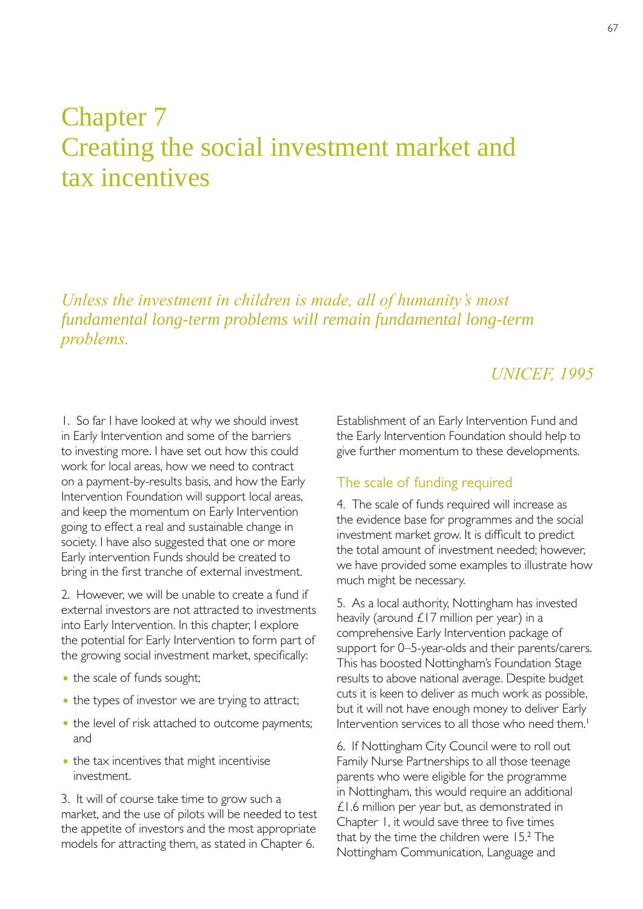# Chapter 7
# Creating the social investment market and tax incentives

*Unless the investment in children is made, all of humanity's most fundamental long-term problems will remain fundamental long-term problems.*

*UNICEF, 1995*

1. So far I have looked at why we should invest in Early Intervention and some of the barriers to investing more. I have set out how this could work for local areas, how we need to contract on a payment-by-results basis, and how the Early Intervention Foundation will support local areas, and keep the momentum on Early Intervention going to effect a real and sustainable change in society. I have also suggested that one or more Early intervention Funds should be created to bring in the first tranche of external investment.

2. However, we will be unable to create a fund if external investors are not attracted to investments into Early Intervention. In this chapter, I explore the potential for Early Intervention to form part of the growing social investment market, specifically:

- the scale of funds sought;
- the types of investor we are trying to attract;
- the level of risk attached to outcome payments; and
- the tax incentives that might incentivise investment.

3. It will of course take time to grow such a market, and the use of pilots will be needed to test the appetite of investors and the most appropriate models for attracting them, as stated in Chapter 6. Establishment of an Early Intervention Fund and the Early Intervention Foundation should help to give further momentum to these developments.

## The scale of funding required

4. The scale of funds required will increase as the evidence base for programmes and the social investment market grow. It is difficult to predict the total amount of investment needed; however, we have provided some examples to illustrate how much might be necessary.

5. As a local authority, Nottingham has invested heavily (around £17 million per year) in a comprehensive Early Intervention package of support for 0–5-year-olds and their parents/carers. This has boosted Nottingham's Foundation Stage results to above national average. Despite budget cuts it is keen to deliver as much work as possible, but it will not have enough money to deliver Early Intervention services to all those who need them.[1]

6. If Nottingham City Council were to roll out Family Nurse Partnerships to all those teenage parents who were eligible for the programme in Nottingham, this would require an additional £1.6 million per year but, as demonstrated in Chapter 1, it would save three to five times that by the time the children were 15.[2] The Nottingham Communication, Language and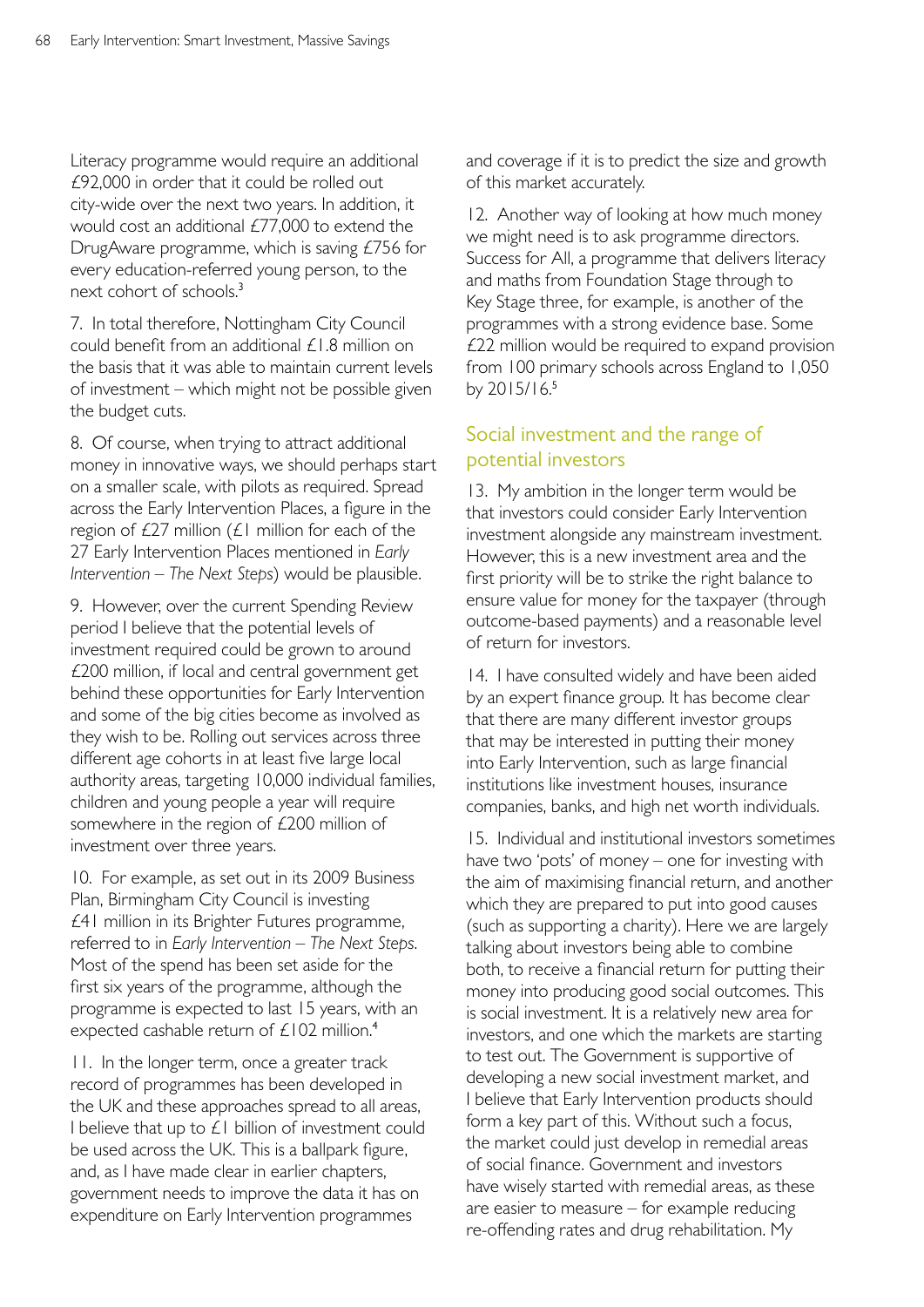Literacy programme would require an additional £92,000 in order that it could be rolled out city-wide over the next two years. In addition, it would cost an additional £77,000 to extend the DrugAware programme, which is saving £756 for every education-referred young person, to the next cohort of schools.[3]

7. In total therefore, Nottingham City Council could benefit from an additional £1.8 million on the basis that it was able to maintain current levels of investment – which might not be possible given the budget cuts.

8. Of course, when trying to attract additional money in innovative ways, we should perhaps start on a smaller scale, with pilots as required. Spread across the Early Intervention Places, a figure in the region of £27 million (£1 million for each of the 27 Early Intervention Places mentioned in *Early Intervention – The Next Steps*) would be plausible.

9. However, over the current Spending Review period I believe that the potential levels of investment required could be grown to around £200 million, if local and central government get behind these opportunities for Early Intervention and some of the big cities become as involved as they wish to be. Rolling out services across three different age cohorts in at least five large local authority areas, targeting 10,000 individual families, children and young people a year will require somewhere in the region of £200 million of investment over three years.

10. For example, as set out in its 2009 Business Plan, Birmingham City Council is investing £41 million in its Brighter Futures programme, referred to in *Early Intervention – The Next Steps*. Most of the spend has been set aside for the first six years of the programme, although the programme is expected to last 15 years, with an expected cashable return of £102 million.[4]

11. In the longer term, once a greater track record of programmes has been developed in the UK and these approaches spread to all areas, I believe that up to £1 billion of investment could be used across the UK. This is a ballpark figure, and, as I have made clear in earlier chapters, government needs to improve the data it has on expenditure on Early Intervention programmes and coverage if it is to predict the size and growth of this market accurately.

12. Another way of looking at how much money we might need is to ask programme directors. Success for All, a programme that delivers literacy and maths from Foundation Stage through to Key Stage three, for example, is another of the programmes with a strong evidence base. Some £22 million would be required to expand provision from 100 primary schools across England to 1,050 by 2015/16.[5]

## Social investment and the range of potential investors

13. My ambition in the longer term would be that investors could consider Early Intervention investment alongside any mainstream investment. However, this is a new investment area and the first priority will be to strike the right balance to ensure value for money for the taxpayer (through outcome-based payments) and a reasonable level of return for investors.

14. I have consulted widely and have been aided by an expert finance group. It has become clear that there are many different investor groups that may be interested in putting their money into Early Intervention, such as large financial institutions like investment houses, insurance companies, banks, and high net worth individuals.

15. Individual and institutional investors sometimes have two 'pots' of money – one for investing with the aim of maximising financial return, and another which they are prepared to put into good causes (such as supporting a charity). Here we are largely talking about investors being able to combine both, to receive a financial return for putting their money into producing good social outcomes. This is social investment. It is a relatively new area for investors, and one which the markets are starting to test out. The Government is supportive of developing a new social investment market, and I believe that Early Intervention products should form a key part of this. Without such a focus, the market could just develop in remedial areas of social finance. Government and investors have wisely started with remedial areas, as these are easier to measure – for example reducing re-offending rates and drug rehabilitation. My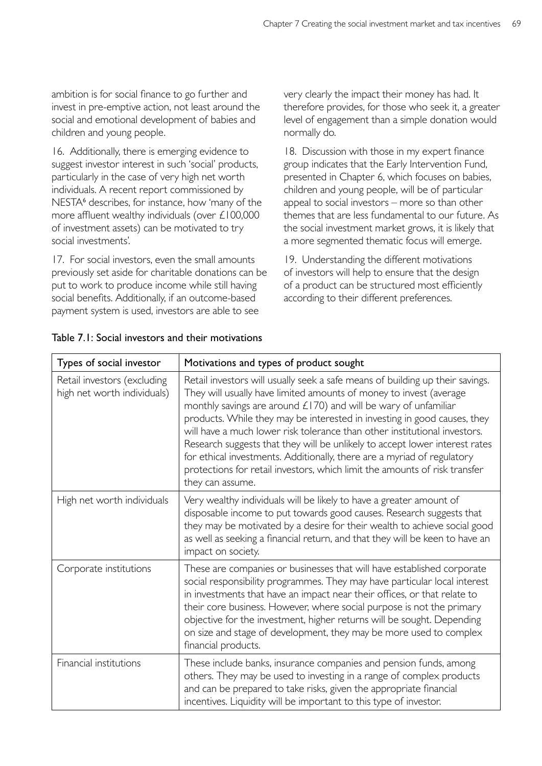ambition is for social finance to go further and invest in pre-emptive action, not least around the social and emotional development of babies and children and young people.

16. Additionally, there is emerging evidence to suggest investor interest in such 'social' products, particularly in the case of very high net worth individuals. A recent report commissioned by NESTA[6] describes, for instance, how 'many of the more affluent wealthy individuals (over £100,000 of investment assets) can be motivated to try social investments'.

17. For social investors, even the small amounts previously set aside for charitable donations can be put to work to produce income while still having social benefits. Additionally, if an outcome-based payment system is used, investors are able to see very clearly the impact their money has had. It therefore provides, for those who seek it, a greater level of engagement than a simple donation would normally do.

18. Discussion with those in my expert finance group indicates that the Early Intervention Fund, presented in Chapter 6, which focuses on babies, children and young people, will be of particular appeal to social investors – more so than other themes that are less fundamental to our future. As the social investment market grows, it is likely that a more segmented thematic focus will emerge.

19. Understanding the different motivations of investors will help to ensure that the design of a product can be structured most efficiently according to their different preferences.

Table 7.1: Social investors and their motivations

| Types of social investor | Motivations and types of product sought |
|---|---|
| Retail investors (excluding high net worth individuals) | Retail investors will usually seek a safe means of building up their savings. They will usually have limited amounts of money to invest (average monthly savings are around £170) and will be wary of unfamiliar products. While they may be interested in investing in good causes, they will have a much lower risk tolerance than other institutional investors. Research suggests that they will be unlikely to accept lower interest rates for ethical investments. Additionally, there are a myriad of regulatory protections for retail investors, which limit the amounts of risk transfer they can assume. |
| High net worth individuals | Very wealthy individuals will be likely to have a greater amount of disposable income to put towards good causes. Research suggests that they may be motivated by a desire for their wealth to achieve social good as well as seeking a financial return, and that they will be keen to have an impact on society. |
| Corporate institutions | These are companies or businesses that will have established corporate social responsibility programmes. They may have particular local interest in investments that have an impact near their offices, or that relate to their core business. However, where social purpose is not the primary objective for the investment, higher returns will be sought. Depending on size and stage of development, they may be more used to complex financial products. |
| Financial institutions | These include banks, insurance companies and pension funds, among others. They may be used to investing in a range of complex products and can be prepared to take risks, given the appropriate financial incentives. Liquidity will be important to this type of investor. |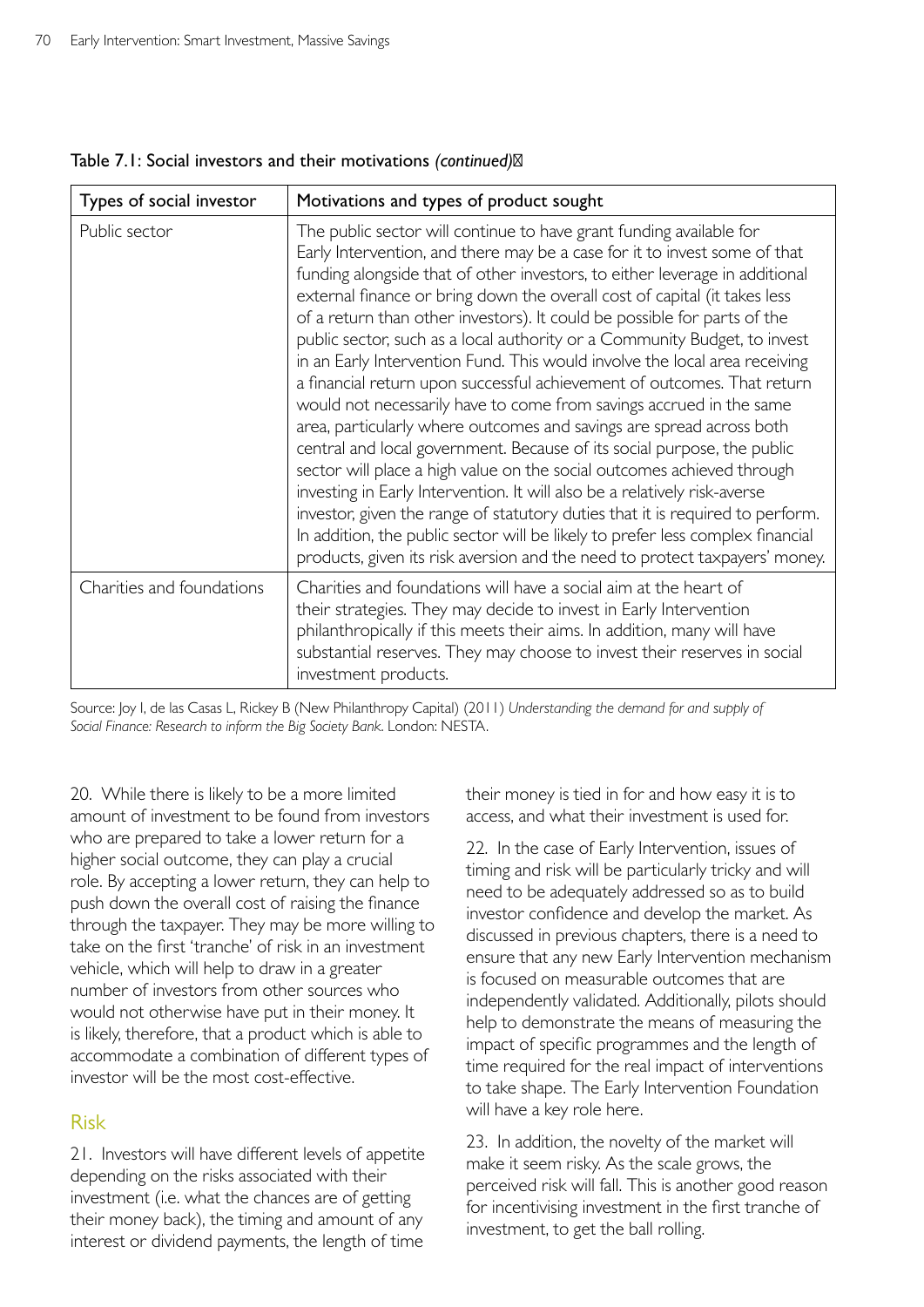Table 7.1: Social investors and their motivations *(continued)*

| Types of social investor | Motivations and types of product sought |
|---|---|
| Public sector | The public sector will continue to have grant funding available for Early Intervention, and there may be a case for it to invest some of that funding alongside that of other investors, to either leverage in additional external finance or bring down the overall cost of capital (it takes less of a return than other investors). It could be possible for parts of the public sector, such as a local authority or a Community Budget, to invest in an Early Intervention Fund. This would involve the local area receiving a financial return upon successful achievement of outcomes. That return would not necessarily have to come from savings accrued in the same area, particularly where outcomes and savings are spread across both central and local government. Because of its social purpose, the public sector will place a high value on the social outcomes achieved through investing in Early Intervention. It will also be a relatively risk-averse investor, given the range of statutory duties that it is required to perform. In addition, the public sector will be likely to prefer less complex financial products, given its risk aversion and the need to protect taxpayers' money. |
| Charities and foundations | Charities and foundations will have a social aim at the heart of their strategies. They may decide to invest in Early Intervention philanthropically if this meets their aims. In addition, many will have substantial reserves. They may choose to invest their reserves in social investment products. |

Source: Joy I, de las Casas L, Rickey B (New Philanthropy Capital) (2011) *Understanding the demand for and supply of Social Finance: Research to inform the Big Society Bank*. London: NESTA.

20. While there is likely to be a more limited amount of investment to be found from investors who are prepared to take a lower return for a higher social outcome, they can play a crucial role. By accepting a lower return, they can help to push down the overall cost of raising the finance through the taxpayer. They may be more willing to take on the first 'tranche' of risk in an investment vehicle, which will help to draw in a greater number of investors from other sources who would not otherwise have put in their money. It is likely, therefore, that a product which is able to accommodate a combination of different types of investor will be the most cost-effective.

## Risk

21. Investors will have different levels of appetite depending on the risks associated with their investment (i.e. what the chances are of getting their money back), the timing and amount of any interest or dividend payments, the length of time their money is tied in for and how easy it is to access, and what their investment is used for.

22. In the case of Early Intervention, issues of timing and risk will be particularly tricky and will need to be adequately addressed so as to build investor confidence and develop the market. As discussed in previous chapters, there is a need to ensure that any new Early Intervention mechanism is focused on measurable outcomes that are independently validated. Additionally, pilots should help to demonstrate the means of measuring the impact of specific programmes and the length of time required for the real impact of interventions to take shape. The Early Intervention Foundation will have a key role here.

23. In addition, the novelty of the market will make it seem risky. As the scale grows, the perceived risk will fall. This is another good reason for incentivising investment in the first tranche of investment, to get the ball rolling.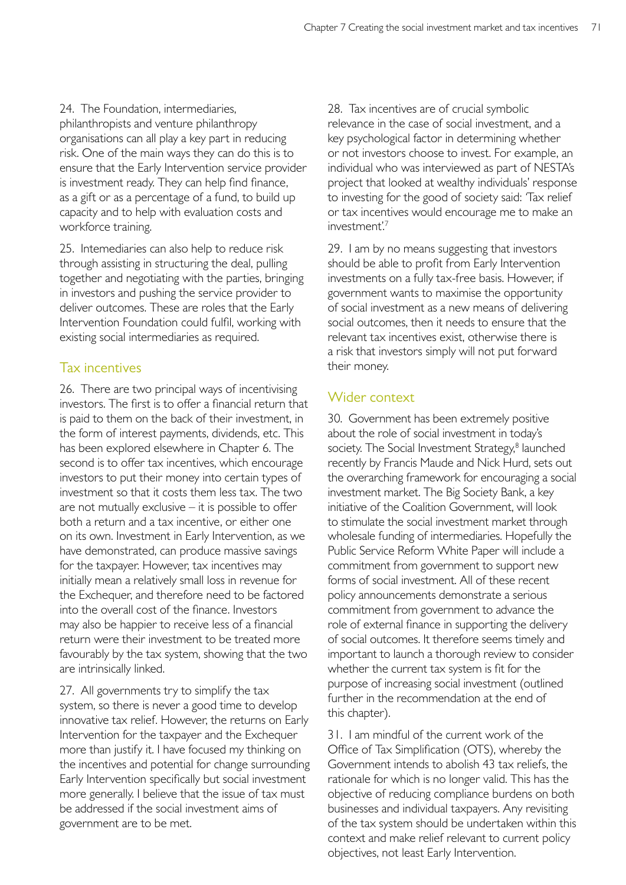24. The Foundation, intermediaries, philanthropists and venture philanthropy organisations can all play a key part in reducing risk. One of the main ways they can do this is to ensure that the Early Intervention service provider is investment ready. They can help find finance, as a gift or as a percentage of a fund, to build up capacity and to help with evaluation costs and workforce training.

25. Intemediaries can also help to reduce risk through assisting in structuring the deal, pulling together and negotiating with the parties, bringing in investors and pushing the service provider to deliver outcomes. These are roles that the Early Intervention Foundation could fulfil, working with existing social intermediaries as required.

## Tax incentives

26. There are two principal ways of incentivising investors. The first is to offer a financial return that is paid to them on the back of their investment, in the form of interest payments, dividends, etc. This has been explored elsewhere in Chapter 6. The second is to offer tax incentives, which encourage investors to put their money into certain types of investment so that it costs them less tax. The two are not mutually exclusive – it is possible to offer both a return and a tax incentive, or either one on its own. Investment in Early Intervention, as we have demonstrated, can produce massive savings for the taxpayer. However, tax incentives may initially mean a relatively small loss in revenue for the Exchequer, and therefore need to be factored into the overall cost of the finance. Investors may also be happier to receive less of a financial return were their investment to be treated more favourably by the tax system, showing that the two are intrinsically linked.

27. All governments try to simplify the tax system, so there is never a good time to develop innovative tax relief. However, the returns on Early Intervention for the taxpayer and the Exchequer more than justify it. I have focused my thinking on the incentives and potential for change surrounding Early Intervention specifically but social investment more generally. I believe that the issue of tax must be addressed if the social investment aims of government are to be met.

28. Tax incentives are of crucial symbolic relevance in the case of social investment, and a key psychological factor in determining whether or not investors choose to invest. For example, an individual who was interviewed as part of NESTA's project that looked at wealthy individuals' response to investing for the good of society said: 'Tax relief or tax incentives would encourage me to make an investment'.[7]

29. I am by no means suggesting that investors should be able to profit from Early Intervention investments on a fully tax-free basis. However, if government wants to maximise the opportunity of social investment as a new means of delivering social outcomes, then it needs to ensure that the relevant tax incentives exist, otherwise there is a risk that investors simply will not put forward their money.

## Wider context

30. Government has been extremely positive about the role of social investment in today's society. The Social Investment Strategy,[8] launched recently by Francis Maude and Nick Hurd, sets out the overarching framework for encouraging a social investment market. The Big Society Bank, a key initiative of the Coalition Government, will look to stimulate the social investment market through wholesale funding of intermediaries. Hopefully the Public Service Reform White Paper will include a commitment from government to support new forms of social investment. All of these recent policy announcements demonstrate a serious commitment from government to advance the role of external finance in supporting the delivery of social outcomes. It therefore seems timely and important to launch a thorough review to consider whether the current tax system is fit for the purpose of increasing social investment (outlined further in the recommendation at the end of this chapter).

31. I am mindful of the current work of the Office of Tax Simplification (OTS), whereby the Government intends to abolish 43 tax reliefs, the rationale for which is no longer valid. This has the objective of reducing compliance burdens on both businesses and individual taxpayers. Any revisiting of the tax system should be undertaken within this context and make relief relevant to current policy objectives, not least Early Intervention.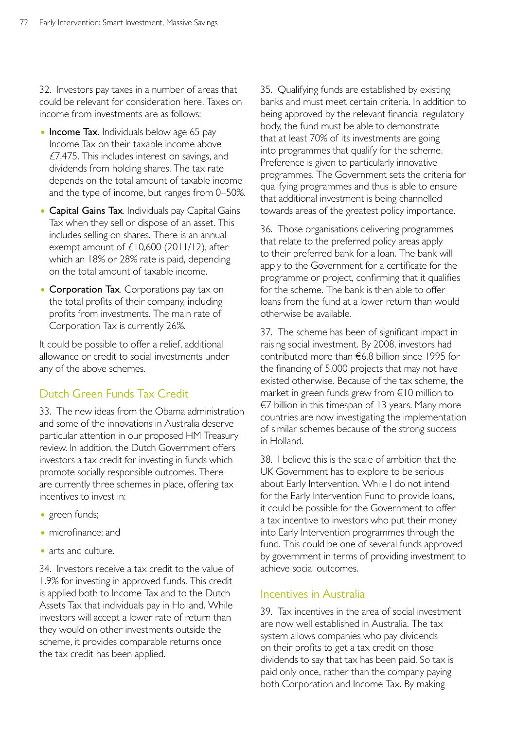32. Investors pay taxes in a number of areas that could be relevant for consideration here. Taxes on income from investments are as follows:

- **Income Tax**. Individuals below age 65 pay Income Tax on their taxable income above £7,475. This includes interest on savings, and dividends from holding shares. The tax rate depends on the total amount of taxable income and the type of income, but ranges from 0–50%.
- **Capital Gains Tax**. Individuals pay Capital Gains Tax when they sell or dispose of an asset. This includes selling on shares. There is an annual exempt amount of £10,600 (2011/12), after which an 18% or 28% rate is paid, depending on the total amount of taxable income.
- **Corporation Tax**. Corporations pay tax on the total profits of their company, including profits from investments. The main rate of Corporation Tax is currently 26%.

It could be possible to offer a relief, additional allowance or credit to social investments under any of the above schemes.

## Dutch Green Funds Tax Credit

33. The new ideas from the Obama administration and some of the innovations in Australia deserve particular attention in our proposed HM Treasury review. In addition, the Dutch Government offers investors a tax credit for investing in funds which promote socially responsible outcomes. There are currently three schemes in place, offering tax incentives to invest in:

- green funds;
- microfinance; and
- arts and culture.

34. Investors receive a tax credit to the value of 1.9% for investing in approved funds. This credit is applied both to Income Tax and to the Dutch Assets Tax that individuals pay in Holland. While investors will accept a lower rate of return than they would on other investments outside the scheme, it provides comparable returns once the tax credit has been applied.

35. Qualifying funds are established by existing banks and must meet certain criteria. In addition to being approved by the relevant financial regulatory body, the fund must be able to demonstrate that at least 70% of its investments are going into programmes that qualify for the scheme. Preference is given to particularly innovative programmes. The Government sets the criteria for qualifying programmes and thus is able to ensure that additional investment is being channelled towards areas of the greatest policy importance.

36. Those organisations delivering programmes that relate to the preferred policy areas apply to their preferred bank for a loan. The bank will apply to the Government for a certificate for the programme or project, confirming that it qualifies for the scheme. The bank is then able to offer loans from the fund at a lower return than would otherwise be available.

37. The scheme has been of significant impact in raising social investment. By 2008, investors had contributed more than €6.8 billion since 1995 for the financing of 5,000 projects that may not have existed otherwise. Because of the tax scheme, the market in green funds grew from €10 million to €7 billion in this timespan of 13 years. Many more countries are now investigating the implementation of similar schemes because of the strong success in Holland.

38. I believe this is the scale of ambition that the UK Government has to explore to be serious about Early Intervention. While I do not intend for the Early Intervention Fund to provide loans, it could be possible for the Government to offer a tax incentive to investors who put their money into Early Intervention programmes through the fund. This could be one of several funds approved by government in terms of providing investment to achieve social outcomes.

## Incentives in Australia

39. Tax incentives in the area of social investment are now well established in Australia. The tax system allows companies who pay dividends on their profits to get a tax credit on those dividends to say that tax has been paid. So tax is paid only once, rather than the company paying both Corporation and Income Tax. By making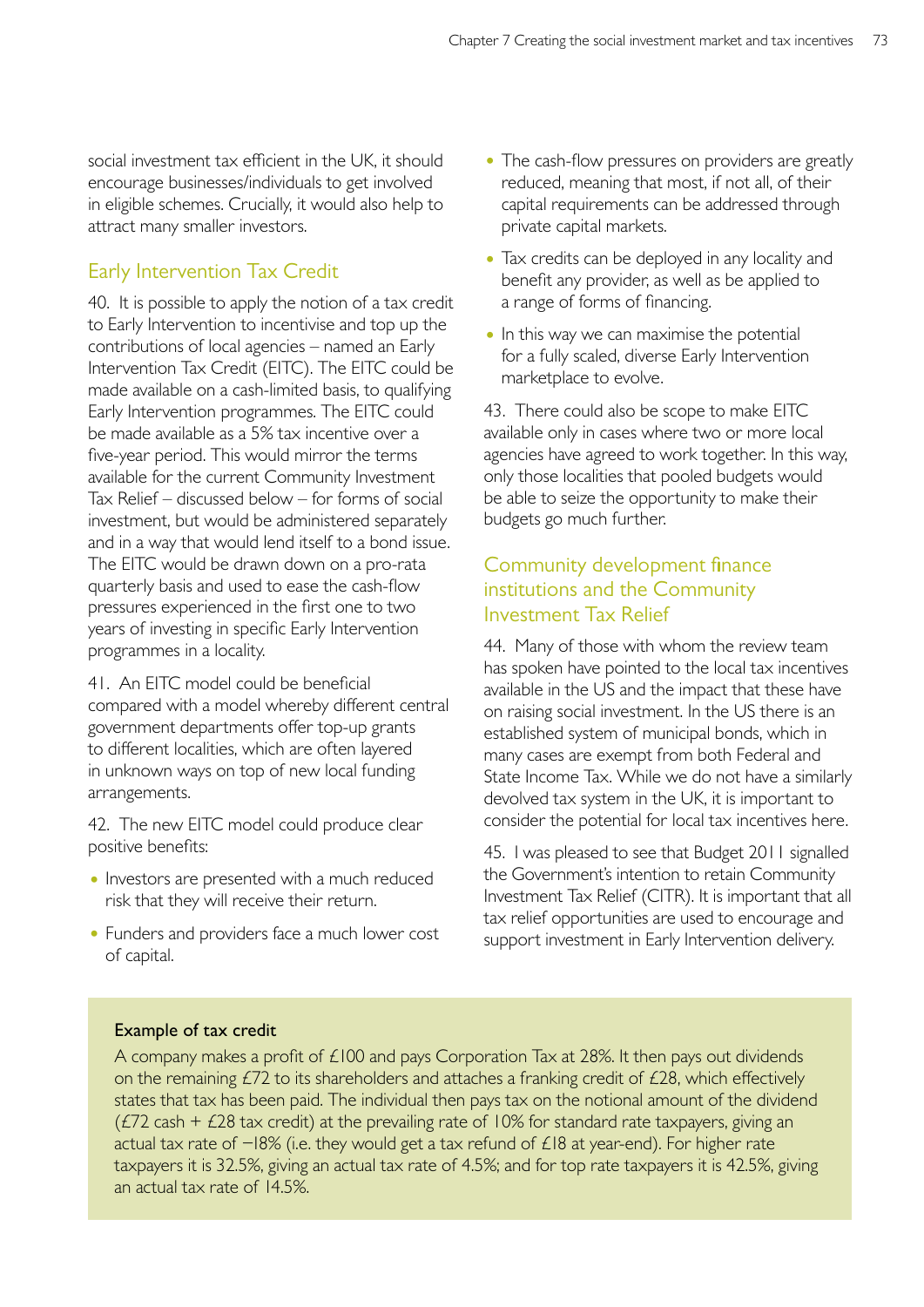social investment tax efficient in the UK, it should encourage businesses/individuals to get involved in eligible schemes. Crucially, it would also help to attract many smaller investors.

## Early Intervention Tax Credit

40. It is possible to apply the notion of a tax credit to Early Intervention to incentivise and top up the contributions of local agencies – named an Early Intervention Tax Credit (EITC). The EITC could be made available on a cash-limited basis, to qualifying Early Intervention programmes. The EITC could be made available as a 5% tax incentive over a five-year period. This would mirror the terms available for the current Community Investment Tax Relief – discussed below – for forms of social investment, but would be administered separately and in a way that would lend itself to a bond issue. The EITC would be drawn down on a pro-rata quarterly basis and used to ease the cash-flow pressures experienced in the first one to two years of investing in specific Early Intervention programmes in a locality.

41. An EITC model could be beneficial compared with a model whereby different central government departments offer top-up grants to different localities, which are often layered in unknown ways on top of new local funding arrangements.

42. The new EITC model could produce clear positive benefits:

- Investors are presented with a much reduced risk that they will receive their return.
- Funders and providers face a much lower cost of capital.
- The cash-flow pressures on providers are greatly reduced, meaning that most, if not all, of their capital requirements can be addressed through private capital markets.
- Tax credits can be deployed in any locality and benefit any provider, as well as be applied to a range of forms of financing.
- In this way we can maximise the potential for a fully scaled, diverse Early Intervention marketplace to evolve.

43. There could also be scope to make EITC available only in cases where two or more local agencies have agreed to work together. In this way, only those localities that pooled budgets would be able to seize the opportunity to make their budgets go much further.

## Community development finance institutions and the Community Investment Tax Relief

44. Many of those with whom the review team has spoken have pointed to the local tax incentives available in the US and the impact that these have on raising social investment. In the US there is an established system of municipal bonds, which in many cases are exempt from both Federal and State Income Tax. While we do not have a similarly devolved tax system in the UK, it is important to consider the potential for local tax incentives here.

45. I was pleased to see that Budget 2011 signalled the Government's intention to retain Community Investment Tax Relief (CITR). It is important that all tax relief opportunities are used to encourage and support investment in Early Intervention delivery.

**Example of tax credit**

A company makes a profit of £100 and pays Corporation Tax at 28%. It then pays out dividends on the remaining £72 to its shareholders and attaches a franking credit of £28, which effectively states that tax has been paid. The individual then pays tax on the notional amount of the dividend (£72 cash + £28 tax credit) at the prevailing rate of 10% for standard rate taxpayers, giving an actual tax rate of −18% (i.e. they would get a tax refund of £18 at year-end). For higher rate taxpayers it is 32.5%, giving an actual tax rate of 4.5%; and for top rate taxpayers it is 42.5%, giving an actual tax rate of 14.5%.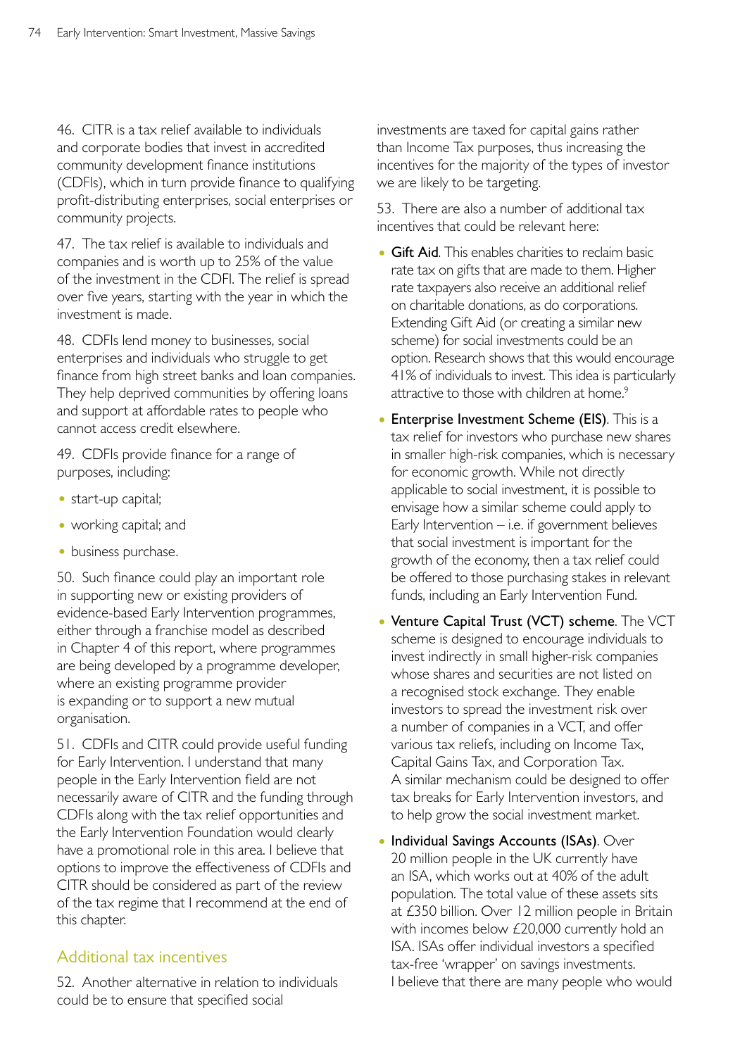46. CITR is a tax relief available to individuals and corporate bodies that invest in accredited community development finance institutions (CDFIs), which in turn provide finance to qualifying profit-distributing enterprises, social enterprises or community projects.

47. The tax relief is available to individuals and companies and is worth up to 25% of the value of the investment in the CDFI. The relief is spread over five years, starting with the year in which the investment is made.

48. CDFIs lend money to businesses, social enterprises and individuals who struggle to get finance from high street banks and loan companies. They help deprived communities by offering loans and support at affordable rates to people who cannot access credit elsewhere.

49. CDFIs provide finance for a range of purposes, including:

- start-up capital;
- working capital; and
- business purchase.

50. Such finance could play an important role in supporting new or existing providers of evidence-based Early Intervention programmes, either through a franchise model as described in Chapter 4 of this report, where programmes are being developed by a programme developer, where an existing programme provider is expanding or to support a new mutual organisation.

51. CDFIs and CITR could provide useful funding for Early Intervention. I understand that many people in the Early Intervention field are not necessarily aware of CITR and the funding through CDFIs along with the tax relief opportunities and the Early Intervention Foundation would clearly have a promotional role in this area. I believe that options to improve the effectiveness of CDFIs and CITR should be considered as part of the review of the tax regime that I recommend at the end of this chapter.

## Additional tax incentives

52. Another alternative in relation to individuals could be to ensure that specified social investments are taxed for capital gains rather than Income Tax purposes, thus increasing the incentives for the majority of the types of investor we are likely to be targeting.

53. There are also a number of additional tax incentives that could be relevant here:

- **Gift Aid**. This enables charities to reclaim basic rate tax on gifts that are made to them. Higher rate taxpayers also receive an additional relief on charitable donations, as do corporations. Extending Gift Aid (or creating a similar new scheme) for social investments could be an option. Research shows that this would encourage 41% of individuals to invest. This idea is particularly attractive to those with children at home.[9]
- **Enterprise Investment Scheme (EIS)**. This is a tax relief for investors who purchase new shares in smaller high-risk companies, which is necessary for economic growth. While not directly applicable to social investment, it is possible to envisage how a similar scheme could apply to Early Intervention – i.e. if government believes that social investment is important for the growth of the economy, then a tax relief could be offered to those purchasing stakes in relevant funds, including an Early Intervention Fund.
- **Venture Capital Trust (VCT) scheme**. The VCT scheme is designed to encourage individuals to invest indirectly in small higher-risk companies whose shares and securities are not listed on a recognised stock exchange. They enable investors to spread the investment risk over a number of companies in a VCT, and offer various tax reliefs, including on Income Tax, Capital Gains Tax, and Corporation Tax. A similar mechanism could be designed to offer tax breaks for Early Intervention investors, and to help grow the social investment market.
- **Individual Savings Accounts (ISAs)**. Over 20 million people in the UK currently have an ISA, which works out at 40% of the adult population. The total value of these assets sits at £350 billion. Over 12 million people in Britain with incomes below £20,000 currently hold an ISA. ISAs offer individual investors a specified tax-free 'wrapper' on savings investments. I believe that there are many people who would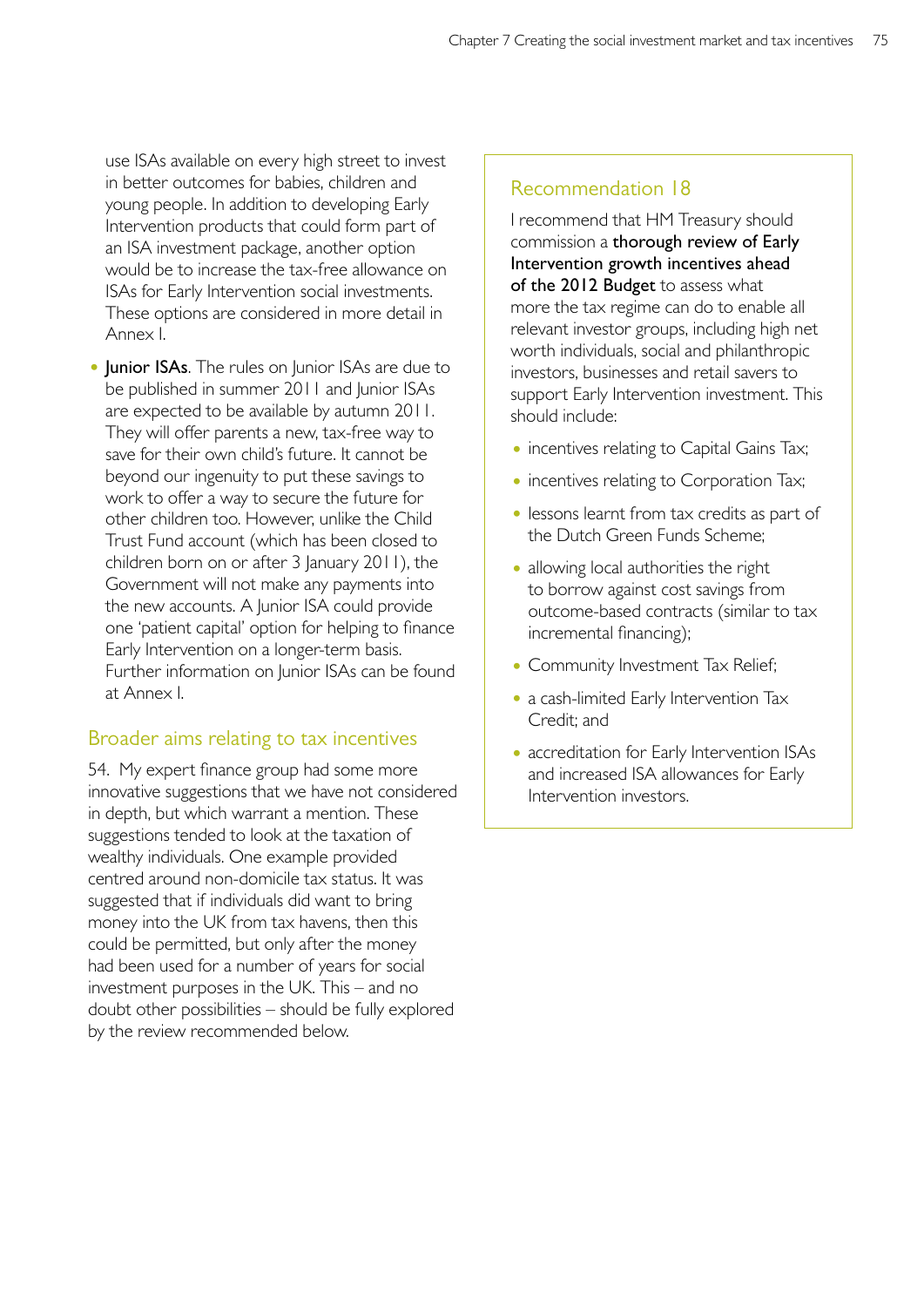use ISAs available on every high street to invest in better outcomes for babies, children and young people. In addition to developing Early Intervention products that could form part of an ISA investment package, another option would be to increase the tax-free allowance on ISAs for Early Intervention social investments. These options are considered in more detail in Annex I.

- **Junior ISAs**. The rules on Junior ISAs are due to be published in summer 2011 and Junior ISAs are expected to be available by autumn 2011. They will offer parents a new, tax-free way to save for their own child's future. It cannot be beyond our ingenuity to put these savings to work to offer a way to secure the future for other children too. However, unlike the Child Trust Fund account (which has been closed to children born on or after 3 January 2011), the Government will not make any payments into the new accounts. A Junior ISA could provide one 'patient capital' option for helping to finance Early Intervention on a longer-term basis. Further information on Junior ISAs can be found at Annex I.

## Broader aims relating to tax incentives

54. My expert finance group had some more innovative suggestions that we have not considered in depth, but which warrant a mention. These suggestions tended to look at the taxation of wealthy individuals. One example provided centred around non-domicile tax status. It was suggested that if individuals did want to bring money into the UK from tax havens, then this could be permitted, but only after the money had been used for a number of years for social investment purposes in the UK. This – and no doubt other possibilities – should be fully explored by the review recommended below.

### Recommendation 18

I recommend that HM Treasury should commission a **thorough review of Early Intervention growth incentives ahead of the 2012 Budget** to assess what more the tax regime can do to enable all relevant investor groups, including high net worth individuals, social and philanthropic investors, businesses and retail savers to support Early Intervention investment. This should include:

- incentives relating to Capital Gains Tax;
- incentives relating to Corporation Tax;
- lessons learnt from tax credits as part of the Dutch Green Funds Scheme;
- allowing local authorities the right to borrow against cost savings from outcome-based contracts (similar to tax incremental financing);
- Community Investment Tax Relief;
- a cash-limited Early Intervention Tax Credit; and
- accreditation for Early Intervention ISAs and increased ISA allowances for Early Intervention investors.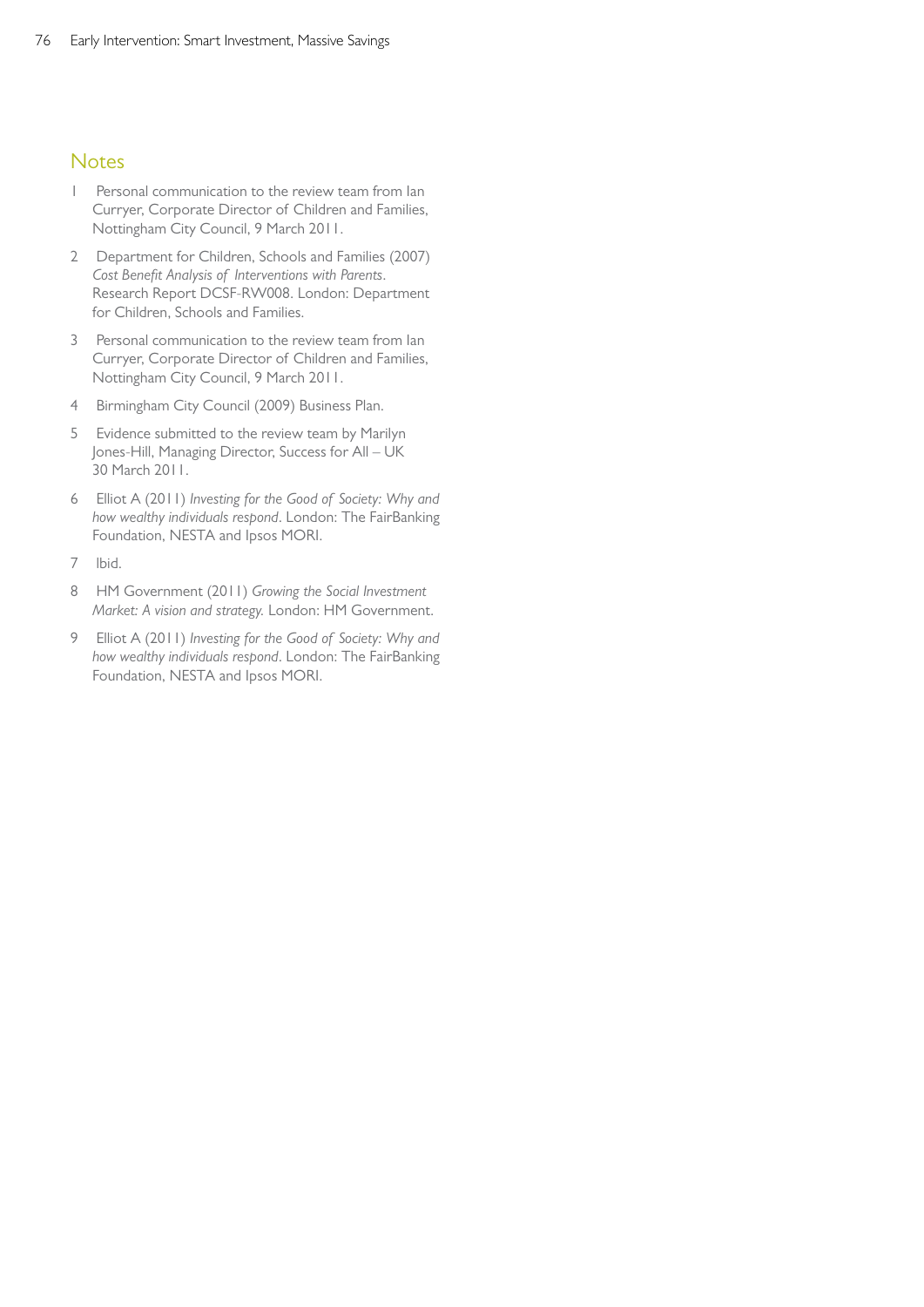## Notes

1. Personal communication to the review team from Ian Curryer, Corporate Director of Children and Families, Nottingham City Council, 9 March 2011.
2. Department for Children, Schools and Families (2007) *Cost Benefit Analysis of Interventions with Parents*. Research Report DCSF-RW008. London: Department for Children, Schools and Families.
3. Personal communication to the review team from Ian Curryer, Corporate Director of Children and Families, Nottingham City Council, 9 March 2011.
4. Birmingham City Council (2009) Business Plan.
5. Evidence submitted to the review team by Marilyn Jones-Hill, Managing Director, Success for All – UK 30 March 2011.
6. Elliot A (2011) *Investing for the Good of Society: Why and how wealthy individuals respond*. London: The FairBanking Foundation, NESTA and Ipsos MORI.
7. Ibid.
8. HM Government (2011) *Growing the Social Investment Market: A vision and strategy.* London: HM Government.
9. Elliot A (2011) *Investing for the Good of Society: Why and how wealthy individuals respond*. London: The FairBanking Foundation, NESTA and Ipsos MORI.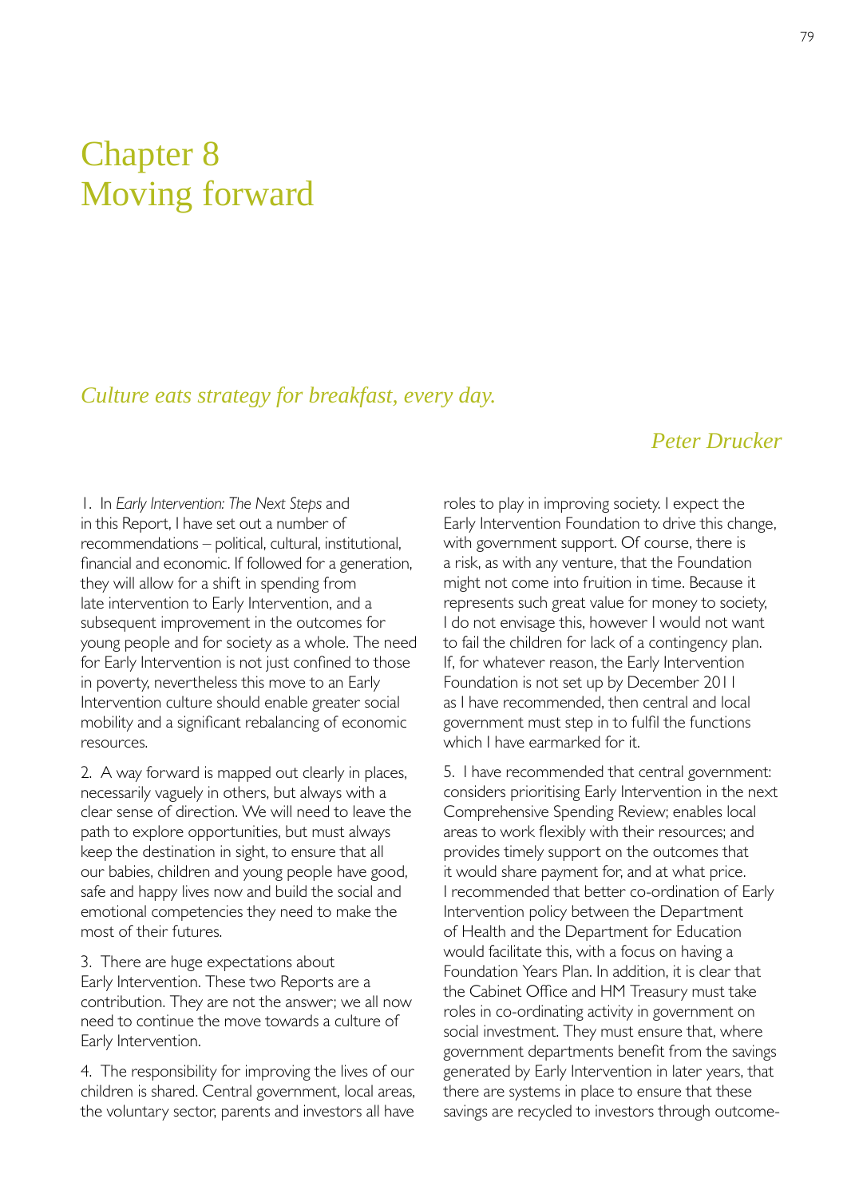# Chapter 8
# Moving forward

*Culture eats strategy for breakfast, every day.*

*Peter Drucker*

1. In *Early Intervention: The Next Steps* and in this Report, I have set out a number of recommendations – political, cultural, institutional, financial and economic. If followed for a generation, they will allow for a shift in spending from late intervention to Early Intervention, and a subsequent improvement in the outcomes for young people and for society as a whole. The need for Early Intervention is not just confined to those in poverty, nevertheless this move to an Early Intervention culture should enable greater social mobility and a significant rebalancing of economic resources.

2. A way forward is mapped out clearly in places, necessarily vaguely in others, but always with a clear sense of direction. We will need to leave the path to explore opportunities, but must always keep the destination in sight, to ensure that all our babies, children and young people have good, safe and happy lives now and build the social and emotional competencies they need to make the most of their futures.

3. There are huge expectations about Early Intervention. These two Reports are a contribution. They are not the answer; we all now need to continue the move towards a culture of Early Intervention.

4. The responsibility for improving the lives of our children is shared. Central government, local areas, the voluntary sector, parents and investors all have roles to play in improving society. I expect the Early Intervention Foundation to drive this change, with government support. Of course, there is a risk, as with any venture, that the Foundation might not come into fruition in time. Because it represents such great value for money to society, I do not envisage this, however I would not want to fail the children for lack of a contingency plan. If, for whatever reason, the Early Intervention Foundation is not set up by December 2011 as I have recommended, then central and local government must step in to fulfil the functions which I have earmarked for it.

5. I have recommended that central government: considers prioritising Early Intervention in the next Comprehensive Spending Review; enables local areas to work flexibly with their resources; and provides timely support on the outcomes that it would share payment for, and at what price. I recommended that better co-ordination of Early Intervention policy between the Department of Health and the Department for Education would facilitate this, with a focus on having a Foundation Years Plan. In addition, it is clear that the Cabinet Office and HM Treasury must take roles in co-ordinating activity in government on social investment. They must ensure that, where government departments benefit from the savings generated by Early Intervention in later years, that there are systems in place to ensure that these savings are recycled to investors through outcome-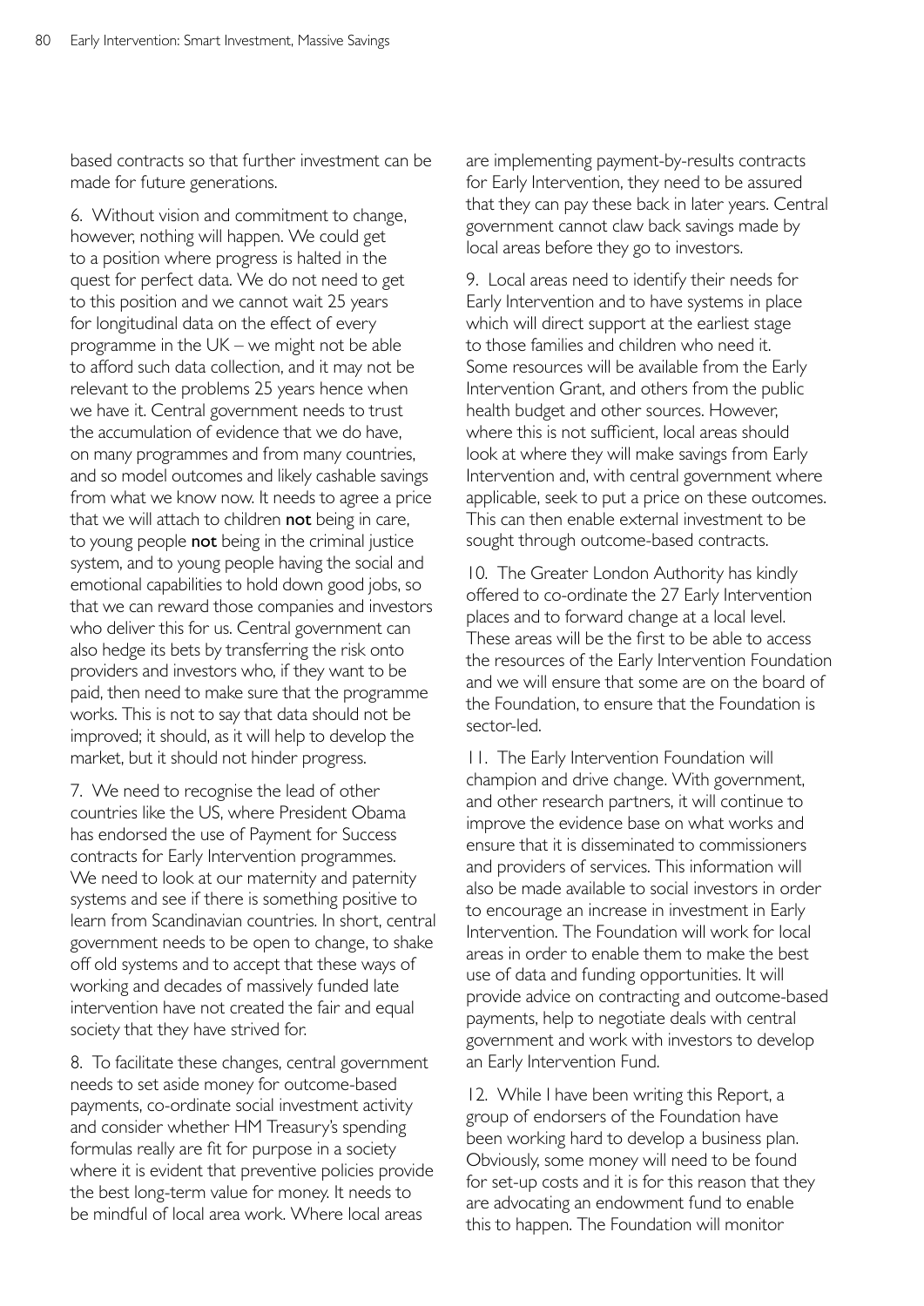based contracts so that further investment can be made for future generations.

6. Without vision and commitment to change, however, nothing will happen. We could get to a position where progress is halted in the quest for perfect data. We do not need to get to this position and we cannot wait 25 years for longitudinal data on the effect of every programme in the UK – we might not be able to afford such data collection, and it may not be relevant to the problems 25 years hence when we have it. Central government needs to trust the accumulation of evidence that we do have, on many programmes and from many countries, and so model outcomes and likely cashable savings from what we know now. It needs to agree a price that we will attach to children **not** being in care, to young people **not** being in the criminal justice system, and to young people having the social and emotional capabilities to hold down good jobs, so that we can reward those companies and investors who deliver this for us. Central government can also hedge its bets by transferring the risk onto providers and investors who, if they want to be paid, then need to make sure that the programme works. This is not to say that data should not be improved; it should, as it will help to develop the market, but it should not hinder progress.

7. We need to recognise the lead of other countries like the US, where President Obama has endorsed the use of Payment for Success contracts for Early Intervention programmes. We need to look at our maternity and paternity systems and see if there is something positive to learn from Scandinavian countries. In short, central government needs to be open to change, to shake off old systems and to accept that these ways of working and decades of massively funded late intervention have not created the fair and equal society that they have strived for.

8. To facilitate these changes, central government needs to set aside money for outcome-based payments, co-ordinate social investment activity and consider whether HM Treasury's spending formulas really are fit for purpose in a society where it is evident that preventive policies provide the best long-term value for money. It needs to be mindful of local area work. Where local areas are implementing payment-by-results contracts for Early Intervention, they need to be assured that they can pay these back in later years. Central government cannot claw back savings made by local areas before they go to investors.

9. Local areas need to identify their needs for Early Intervention and to have systems in place which will direct support at the earliest stage to those families and children who need it. Some resources will be available from the Early Intervention Grant, and others from the public health budget and other sources. However, where this is not sufficient, local areas should look at where they will make savings from Early Intervention and, with central government where applicable, seek to put a price on these outcomes. This can then enable external investment to be sought through outcome-based contracts.

10. The Greater London Authority has kindly offered to co-ordinate the 27 Early Intervention places and to forward change at a local level. These areas will be the first to be able to access the resources of the Early Intervention Foundation and we will ensure that some are on the board of the Foundation, to ensure that the Foundation is sector-led.

11. The Early Intervention Foundation will champion and drive change. With government, and other research partners, it will continue to improve the evidence base on what works and ensure that it is disseminated to commissioners and providers of services. This information will also be made available to social investors in order to encourage an increase in investment in Early Intervention. The Foundation will work for local areas in order to enable them to make the best use of data and funding opportunities. It will provide advice on contracting and outcome-based payments, help to negotiate deals with central government and work with investors to develop an Early Intervention Fund.

12. While I have been writing this Report, a group of endorsers of the Foundation have been working hard to develop a business plan. Obviously, some money will need to be found for set-up costs and it is for this reason that they are advocating an endowment fund to enable this to happen. The Foundation will monitor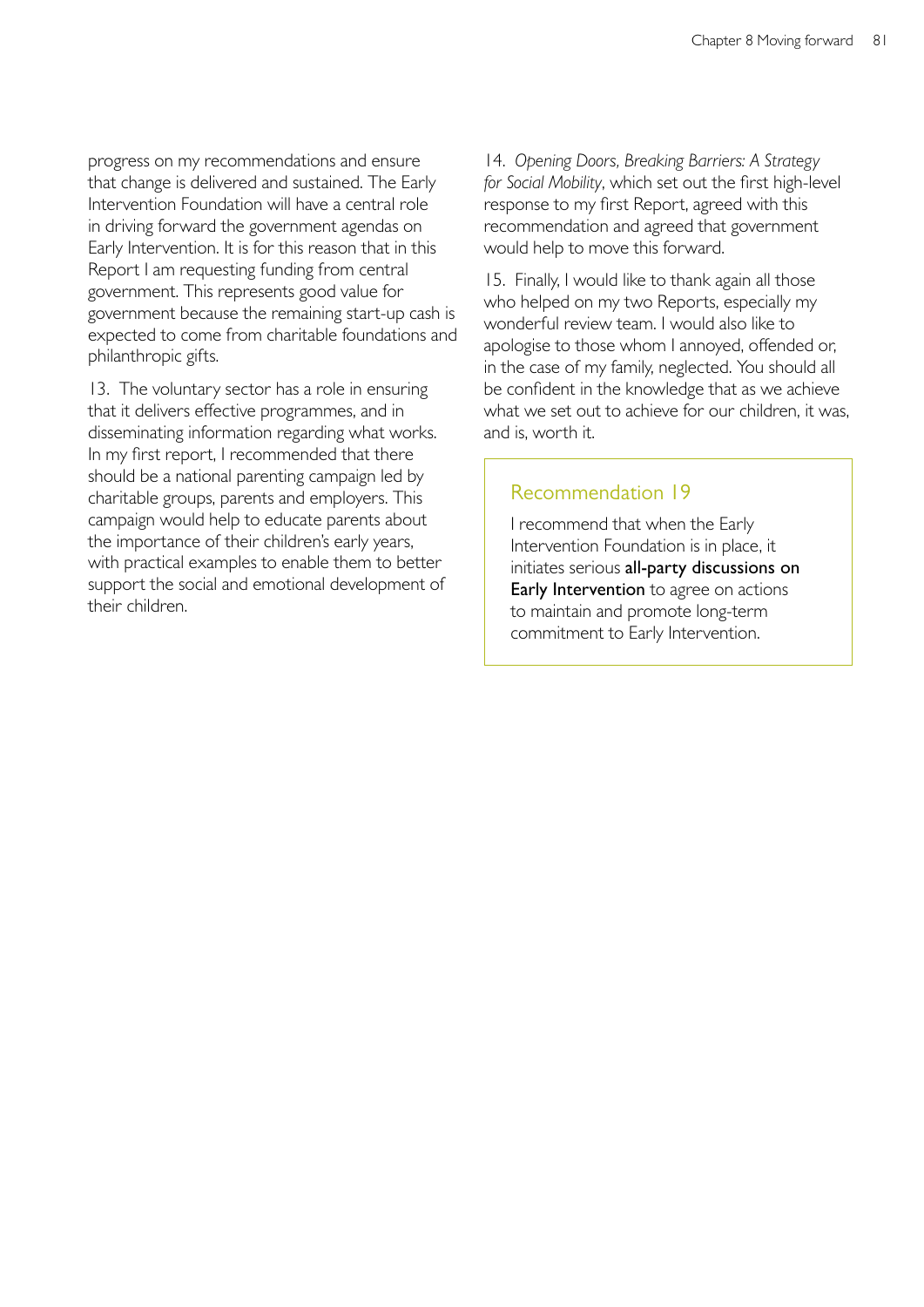progress on my recommendations and ensure that change is delivered and sustained. The Early Intervention Foundation will have a central role in driving forward the government agendas on Early Intervention. It is for this reason that in this Report I am requesting funding from central government. This represents good value for government because the remaining start-up cash is expected to come from charitable foundations and philanthropic gifts.

13. The voluntary sector has a role in ensuring that it delivers effective programmes, and in disseminating information regarding what works. In my first report, I recommended that there should be a national parenting campaign led by charitable groups, parents and employers. This campaign would help to educate parents about the importance of their children's early years, with practical examples to enable them to better support the social and emotional development of their children.

14. *Opening Doors, Breaking Barriers: A Strategy for Social Mobility*, which set out the first high-level response to my first Report, agreed with this recommendation and agreed that government would help to move this forward.

15. Finally, I would like to thank again all those who helped on my two Reports, especially my wonderful review team. I would also like to apologise to those whom I annoyed, offended or, in the case of my family, neglected. You should all be confident in the knowledge that as we achieve what we set out to achieve for our children, it was, and is, worth it.

### Recommendation 19

I recommend that when the Early Intervention Foundation is in place, it initiates serious **all-party discussions on Early Intervention** to agree on actions to maintain and promote long-term commitment to Early Intervention.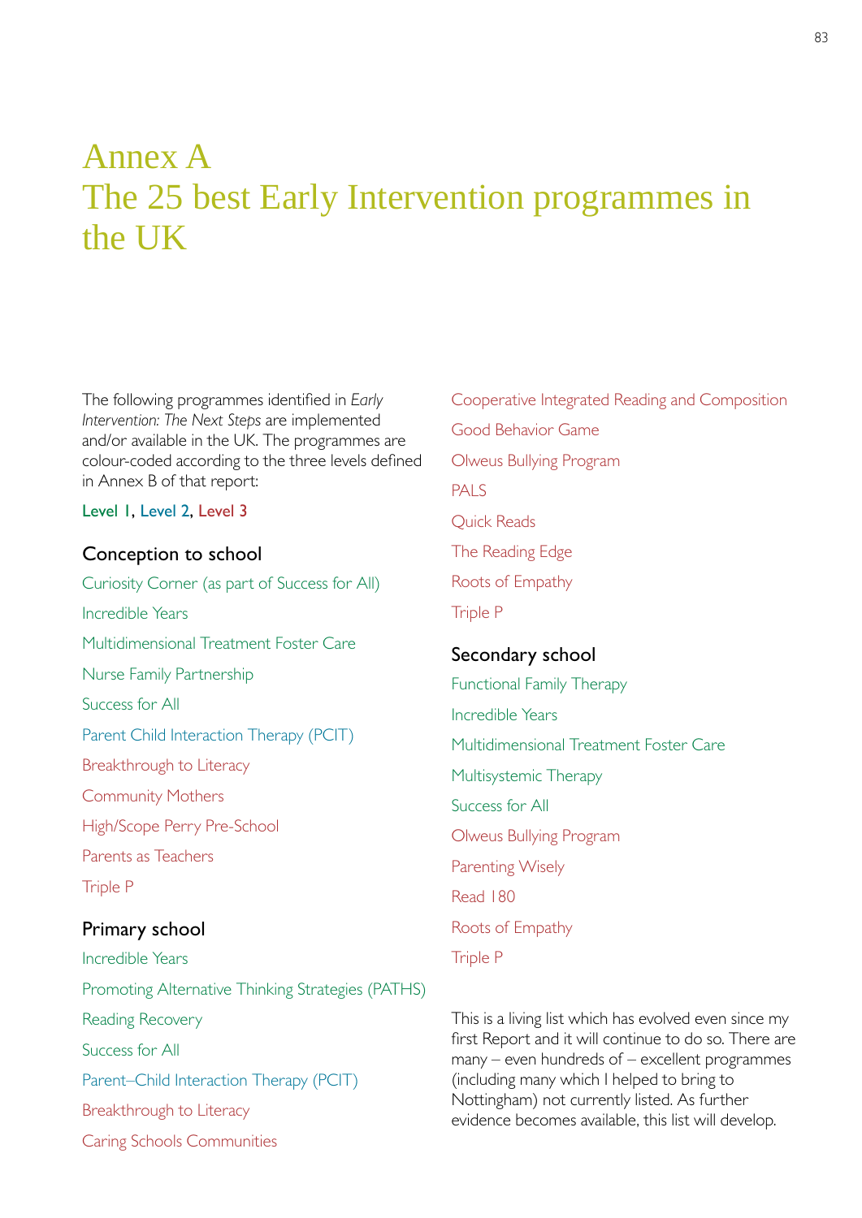# Annex A
# The 25 best Early Intervention programmes in the UK

The following programmes identified in *Early Intervention: The Next Steps* are implemented and/or available in the UK. The programmes are colour-coded according to the three levels defined in Annex B of that report:

**Level 1, Level 2, Level 3**

## Conception to school

Curiosity Corner (as part of Success for All)

Incredible Years

Multidimensional Treatment Foster Care

Nurse Family Partnership

Success for All

Parent Child Interaction Therapy (PCIT)

Breakthrough to Literacy

Community Mothers

High/Scope Perry Pre-School

Parents as Teachers

Triple P

## Primary school

Incredible Years

Promoting Alternative Thinking Strategies (PATHS)

Reading Recovery

Success for All

Parent–Child Interaction Therapy (PCIT)

Breakthrough to Literacy

Caring Schools Communities

Cooperative Integrated Reading and Composition

Good Behavior Game

Olweus Bullying Program

PALS

Quick Reads

The Reading Edge

Roots of Empathy

Triple P

## Secondary school

Functional Family Therapy

Incredible Years

Multidimensional Treatment Foster Care

Multisystemic Therapy

Success for All

Olweus Bullying Program

Parenting Wisely

Read 180

Roots of Empathy

Triple P

This is a living list which has evolved even since my first Report and it will continue to do so. There are many – even hundreds of – excellent programmes (including many which I helped to bring to Nottingham) not currently listed. As further evidence becomes available, this list will develop.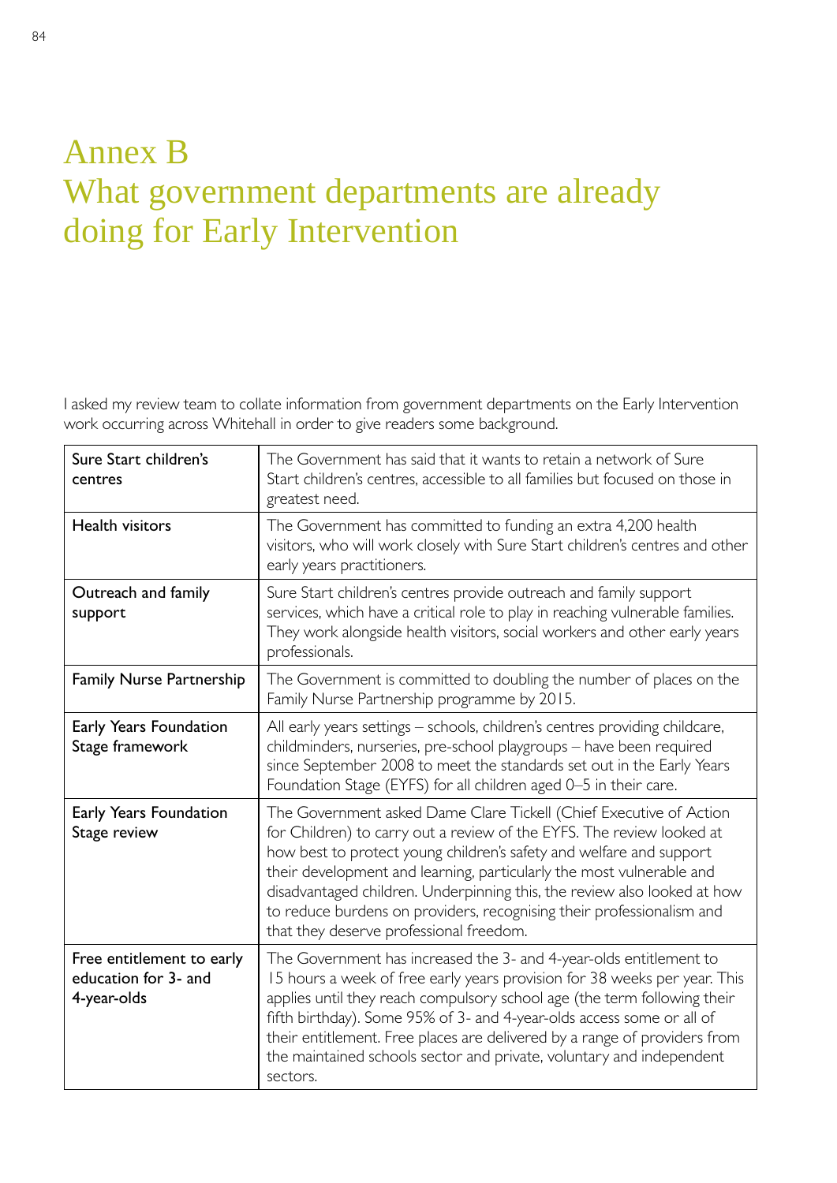# Annex B
# What government departments are already doing for Early Intervention

I asked my review team to collate information from government departments on the Early Intervention work occurring across Whitehall in order to give readers some background.

| | |
|---|---|
| Sure Start children's centres | The Government has said that it wants to retain a network of Sure Start children's centres, accessible to all families but focused on those in greatest need. |
| Health visitors | The Government has committed to funding an extra 4,200 health visitors, who will work closely with Sure Start children's centres and other early years practitioners. |
| Outreach and family support | Sure Start children's centres provide outreach and family support services, which have a critical role to play in reaching vulnerable families. They work alongside health visitors, social workers and other early years professionals. |
| Family Nurse Partnership | The Government is committed to doubling the number of places on the Family Nurse Partnership programme by 2015. |
| Early Years Foundation Stage framework | All early years settings – schools, children's centres providing childcare, childminders, nurseries, pre-school playgroups – have been required since September 2008 to meet the standards set out in the Early Years Foundation Stage (EYFS) for all children aged 0–5 in their care. |
| Early Years Foundation Stage review | The Government asked Dame Clare Tickell (Chief Executive of Action for Children) to carry out a review of the EYFS. The review looked at how best to protect young children's safety and welfare and support their development and learning, particularly the most vulnerable and disadvantaged children. Underpinning this, the review also looked at how to reduce burdens on providers, recognising their professionalism and that they deserve professional freedom. |
| Free entitlement to early education for 3- and 4-year-olds | The Government has increased the 3- and 4-year-olds entitlement to 15 hours a week of free early years provision for 38 weeks per year. This applies until they reach compulsory school age (the term following their fifth birthday). Some 95% of 3- and 4-year-olds access some or all of their entitlement. Free places are delivered by a range of providers from the maintained schools sector and private, voluntary and independent sectors. |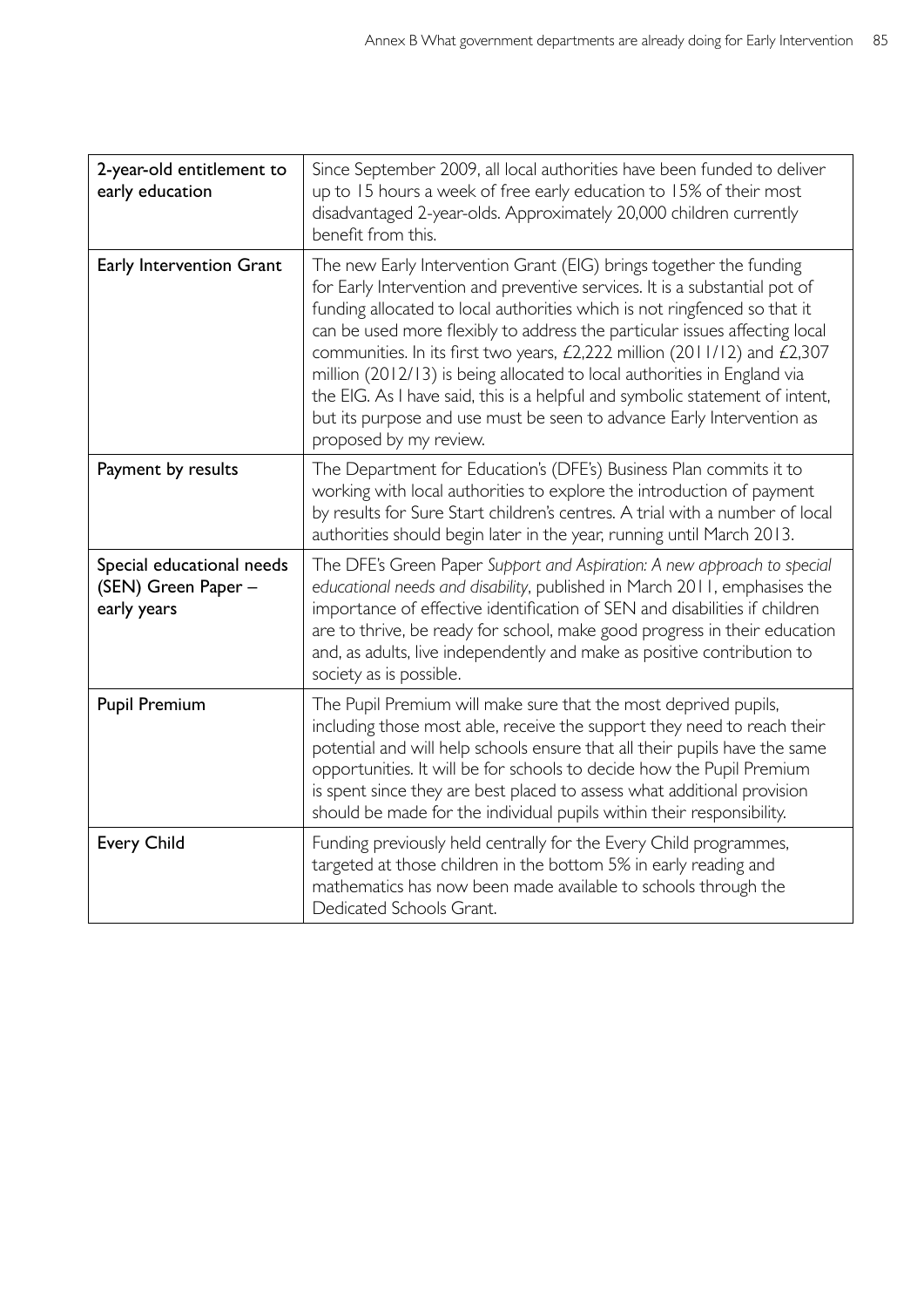| | |
|---|---|
| 2-year-old entitlement to early education | Since September 2009, all local authorities have been funded to deliver up to 15 hours a week of free early education to 15% of their most disadvantaged 2-year-olds. Approximately 20,000 children currently benefit from this. |
| Early Intervention Grant | The new Early Intervention Grant (EIG) brings together the funding for Early Intervention and preventive services. It is a substantial pot of funding allocated to local authorities which is not ringfenced so that it can be used more flexibly to address the particular issues affecting local communities. In its first two years, £2,222 million (2011/12) and £2,307 million (2012/13) is being allocated to local authorities in England via the EIG. As I have said, this is a helpful and symbolic statement of intent, but its purpose and use must be seen to advance Early Intervention as proposed by my review. |
| Payment by results | The Department for Education's (DFE's) Business Plan commits it to working with local authorities to explore the introduction of payment by results for Sure Start children's centres. A trial with a number of local authorities should begin later in the year, running until March 2013. |
| Special educational needs (SEN) Green Paper – early years | The DFE's Green Paper *Support and Aspiration: A new approach to special educational needs and disability*, published in March 2011, emphasises the importance of effective identification of SEN and disabilities if children are to thrive, be ready for school, make good progress in their education and, as adults, live independently and make as positive contribution to society as is possible. |
| Pupil Premium | The Pupil Premium will make sure that the most deprived pupils, including those most able, receive the support they need to reach their potential and will help schools ensure that all their pupils have the same opportunities. It will be for schools to decide how the Pupil Premium is spent since they are best placed to assess what additional provision should be made for the individual pupils within their responsibility. |
| Every Child | Funding previously held centrally for the Every Child programmes, targeted at those children in the bottom 5% in early reading and mathematics has now been made available to schools through the Dedicated Schools Grant. |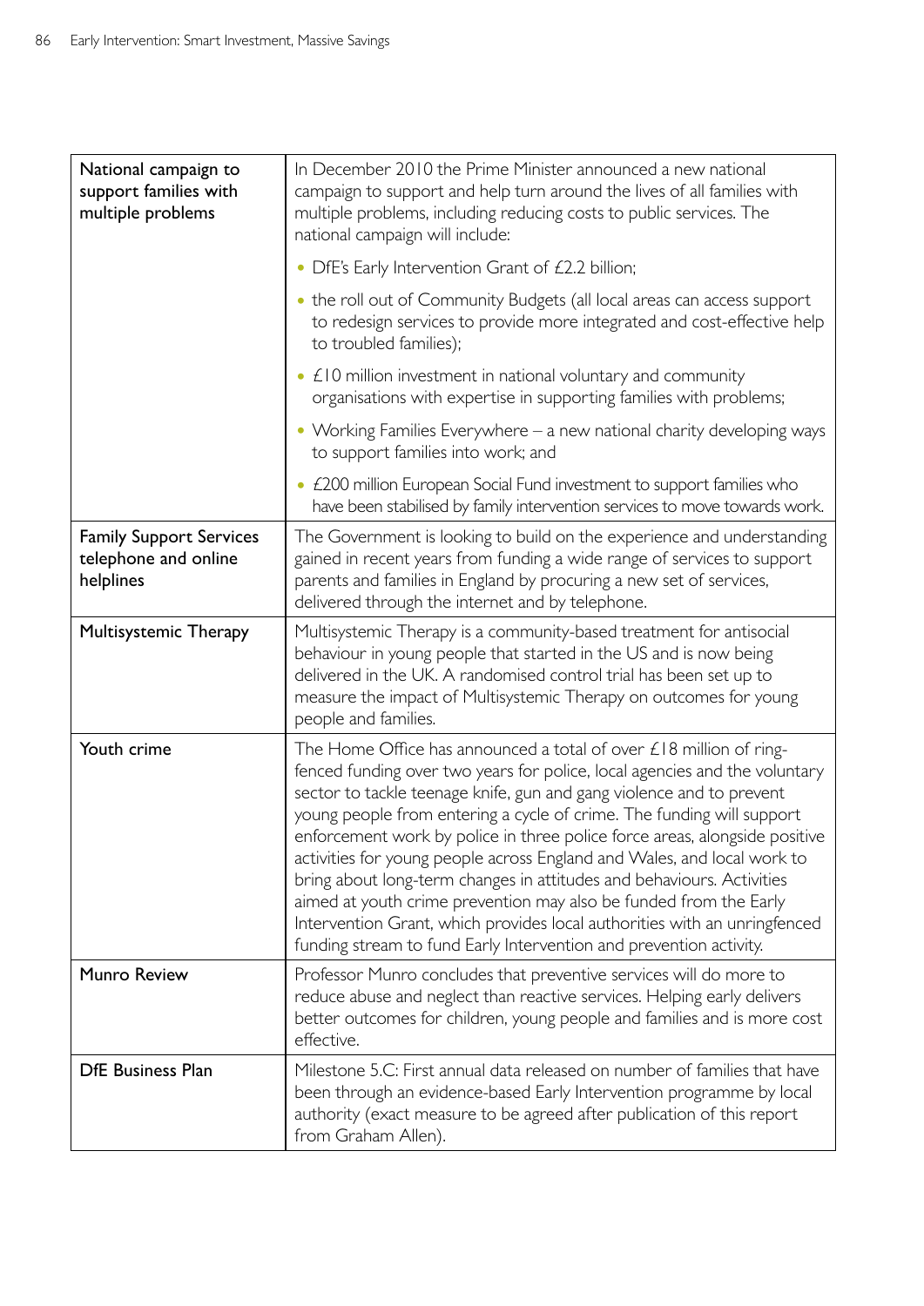| | |
|---|---|
| **National campaign to support families with multiple problems** | In December 2010 the Prime Minister announced a new national campaign to support and help turn around the lives of all families with multiple problems, including reducing costs to public services. The national campaign will include:<br>• DfE's Early Intervention Grant of £2.2 billion;<br>• the roll out of Community Budgets (all local areas can access support to redesign services to provide more integrated and cost-effective help to troubled families);<br>• £10 million investment in national voluntary and community organisations with expertise in supporting families with problems;<br>• Working Families Everywhere – a new national charity developing ways to support families into work; and<br>• £200 million European Social Fund investment to support families who have been stabilised by family intervention services to move towards work. |
| **Family Support Services telephone and online helplines** | The Government is looking to build on the experience and understanding gained in recent years from funding a wide range of services to support parents and families in England by procuring a new set of services, delivered through the internet and by telephone. |
| **Multisystemic Therapy** | Multisystemic Therapy is a community-based treatment for antisocial behaviour in young people that started in the US and is now being delivered in the UK. A randomised control trial has been set up to measure the impact of Multisystemic Therapy on outcomes for young people and families. |
| **Youth crime** | The Home Office has announced a total of over £18 million of ring-fenced funding over two years for police, local agencies and the voluntary sector to tackle teenage knife, gun and gang violence and to prevent young people from entering a cycle of crime. The funding will support enforcement work by police in three police force areas, alongside positive activities for young people across England and Wales, and local work to bring about long-term changes in attitudes and behaviours. Activities aimed at youth crime prevention may also be funded from the Early Intervention Grant, which provides local authorities with an unringfenced funding stream to fund Early Intervention and prevention activity. |
| **Munro Review** | Professor Munro concludes that preventive services will do more to reduce abuse and neglect than reactive services. Helping early delivers better outcomes for children, young people and families and is more cost effective. |
| **DfE Business Plan** | Milestone 5.C: First annual data released on number of families that have been through an evidence-based Early Intervention programme by local authority (exact measure to be agreed after publication of this report from Graham Allen). |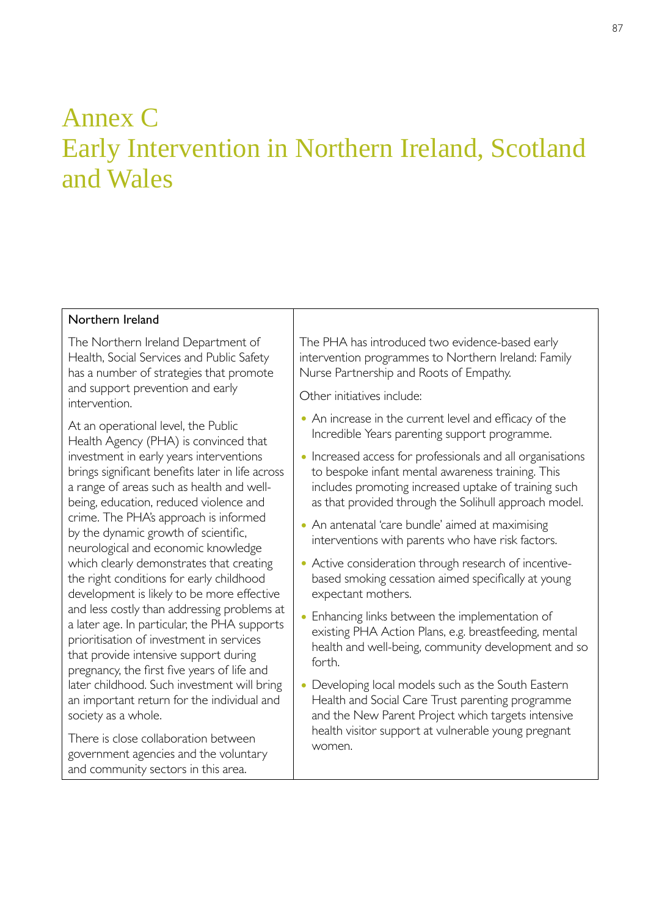# Annex C
# Early Intervention in Northern Ireland, Scotland and Wales

**Northern Ireland**

The Northern Ireland Department of Health, Social Services and Public Safety has a number of strategies that promote and support prevention and early intervention.

At an operational level, the Public Health Agency (PHA) is convinced that investment in early years interventions brings significant benefits later in life across a range of areas such as health and well-being, education, reduced violence and crime. The PHA's approach is informed by the dynamic growth of scientific, neurological and economic knowledge which clearly demonstrates that creating the right conditions for early childhood development is likely to be more effective and less costly than addressing problems at a later age. In particular, the PHA supports prioritisation of investment in services that provide intensive support during pregnancy, the first five years of life and later childhood. Such investment will bring an important return for the individual and society as a whole.

There is close collaboration between government agencies and the voluntary and community sectors in this area.

The PHA has introduced two evidence-based early intervention programmes to Northern Ireland: Family Nurse Partnership and Roots of Empathy.

Other initiatives include:

- An increase in the current level and efficacy of the Incredible Years parenting support programme.
- Increased access for professionals and all organisations to bespoke infant mental awareness training. This includes promoting increased uptake of training such as that provided through the Solihull approach model.
- An antenatal 'care bundle' aimed at maximising interventions with parents who have risk factors.
- Active consideration through research of incentive-based smoking cessation aimed specifically at young expectant mothers.
- Enhancing links between the implementation of existing PHA Action Plans, e.g. breastfeeding, mental health and well-being, community development and so forth.
- Developing local models such as the South Eastern Health and Social Care Trust parenting programme and the New Parent Project which targets intensive health visitor support at vulnerable young pregnant women.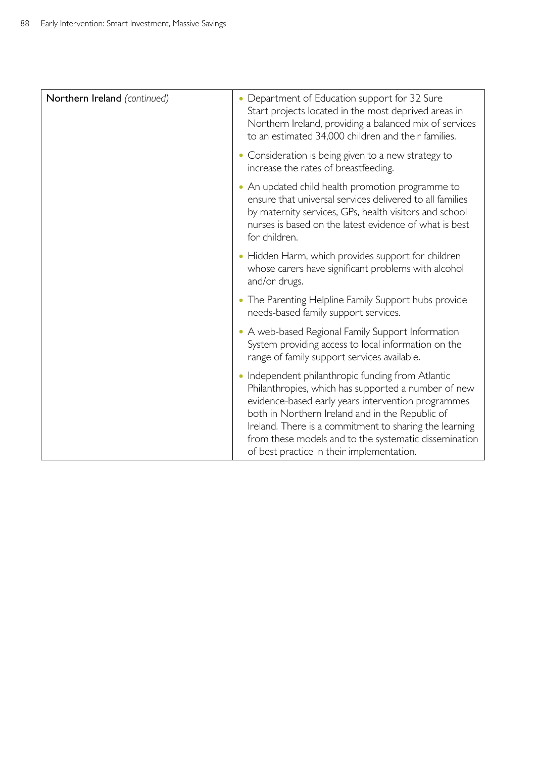| Northern Ireland *(continued)* | • Department of Education support for 32 Sure Start projects located in the most deprived areas in Northern Ireland, providing a balanced mix of services to an estimated 34,000 children and their families.<br>• Consideration is being given to a new strategy to increase the rates of breastfeeding.<br>• An updated child health promotion programme to ensure that universal services delivered to all families by maternity services, GPs, health visitors and school nurses is based on the latest evidence of what is best for children.<br>• Hidden Harm, which provides support for children whose carers have significant problems with alcohol and/or drugs.<br>• The Parenting Helpline Family Support hubs provide needs-based family support services.<br>• A web-based Regional Family Support Information System providing access to local information on the range of family support services available.<br>• Independent philanthropic funding from Atlantic Philanthropies, which has supported a number of new evidence-based early years intervention programmes both in Northern Ireland and in the Republic of Ireland. There is a commitment to sharing the learning from these models and to the systematic dissemination of best practice in their implementation. |
|---|---|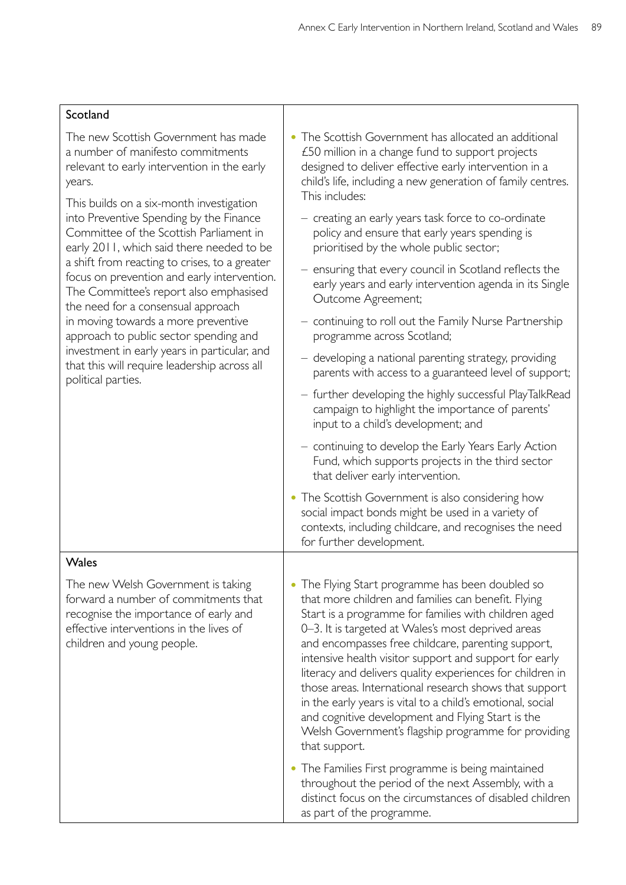| Scotland | |
|---|---|
| The new Scottish Government has made a number of manifesto commitments relevant to early intervention in the early years.<br><br>This builds on a six-month investigation into Preventive Spending by the Finance Committee of the Scottish Parliament in early 2011, which said there needed to be a shift from reacting to crises, to a greater focus on prevention and early intervention. The Committee's report also emphasised the need for a consensual approach in moving towards a more preventive approach to public sector spending and investment in early years in particular, and that this will require leadership across all political parties. | • The Scottish Government has allocated an additional £50 million in a change fund to support projects designed to deliver effective early intervention in a child's life, including a new generation of family centres. This includes:<br>– creating an early years task force to co-ordinate policy and ensure that early years spending is prioritised by the whole public sector;<br>– ensuring that every council in Scotland reflects the early years and early intervention agenda in its Single Outcome Agreement;<br>– continuing to roll out the Family Nurse Partnership programme across Scotland;<br>– developing a national parenting strategy, providing parents with access to a guaranteed level of support;<br>– further developing the highly successful PlayTalkRead campaign to highlight the importance of parents' input to a child's development; and<br>– continuing to develop the Early Years Early Action Fund, which supports projects in the third sector that deliver early intervention.<br><br>• The Scottish Government is also considering how social impact bonds might be used in a variety of contexts, including childcare, and recognises the need for further development. |
| **Wales** | |
| The new Welsh Government is taking forward a number of commitments that recognise the importance of early and effective interventions in the lives of children and young people. | • The Flying Start programme has been doubled so that more children and families can benefit. Flying Start is a programme for families with children aged 0–3. It is targeted at Wales's most deprived areas and encompasses free childcare, parenting support, intensive health visitor support and support for early literacy and delivers quality experiences for children in those areas. International research shows that support in the early years is vital to a child's emotional, social and cognitive development and Flying Start is the Welsh Government's flagship programme for providing that support.<br><br>• The Families First programme is being maintained throughout the period of the next Assembly, with a distinct focus on the circumstances of disabled children as part of the programme. |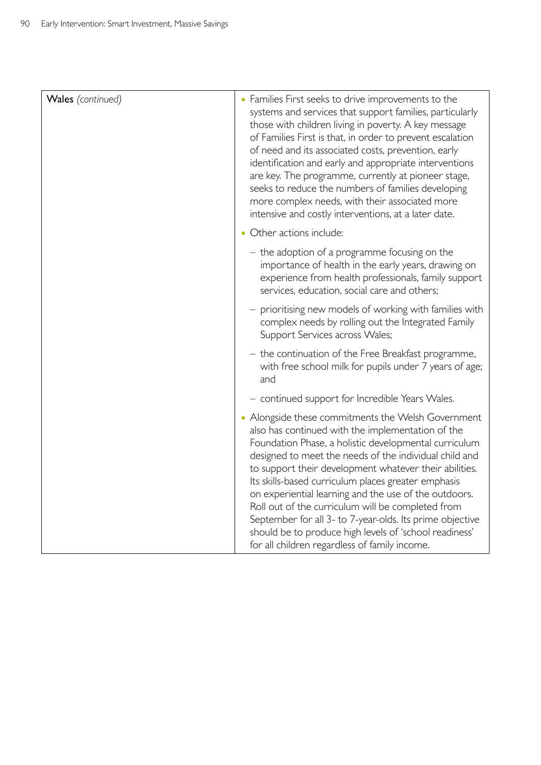| **Wales** *(continued)* | • Families First seeks to drive improvements to the systems and services that support families, particularly those with children living in poverty. A key message of Families First is that, in order to prevent escalation of need and its associated costs, prevention, early identification and early and appropriate interventions are key. The programme, currently at pioneer stage, seeks to reduce the numbers of families developing more complex needs, with their associated more intensive and costly interventions, at a later date.<br><br>• Other actions include:<br>– the adoption of a programme focusing on the importance of health in the early years, drawing on experience from health professionals, family support services, education, social care and others;<br>– prioritising new models of working with families with complex needs by rolling out the Integrated Family Support Services across Wales;<br>– the continuation of the Free Breakfast programme, with free school milk for pupils under 7 years of age; and<br>– continued support for Incredible Years Wales.<br><br>• Alongside these commitments the Welsh Government also has continued with the implementation of the Foundation Phase, a holistic developmental curriculum designed to meet the needs of the individual child and to support their development whatever their abilities. Its skills-based curriculum places greater emphasis on experiential learning and the use of the outdoors. Roll out of the curriculum will be completed from September for all 3- to 7-year-olds. Its prime objective should be to produce high levels of 'school readiness' for all children regardless of family income. |
|---|---|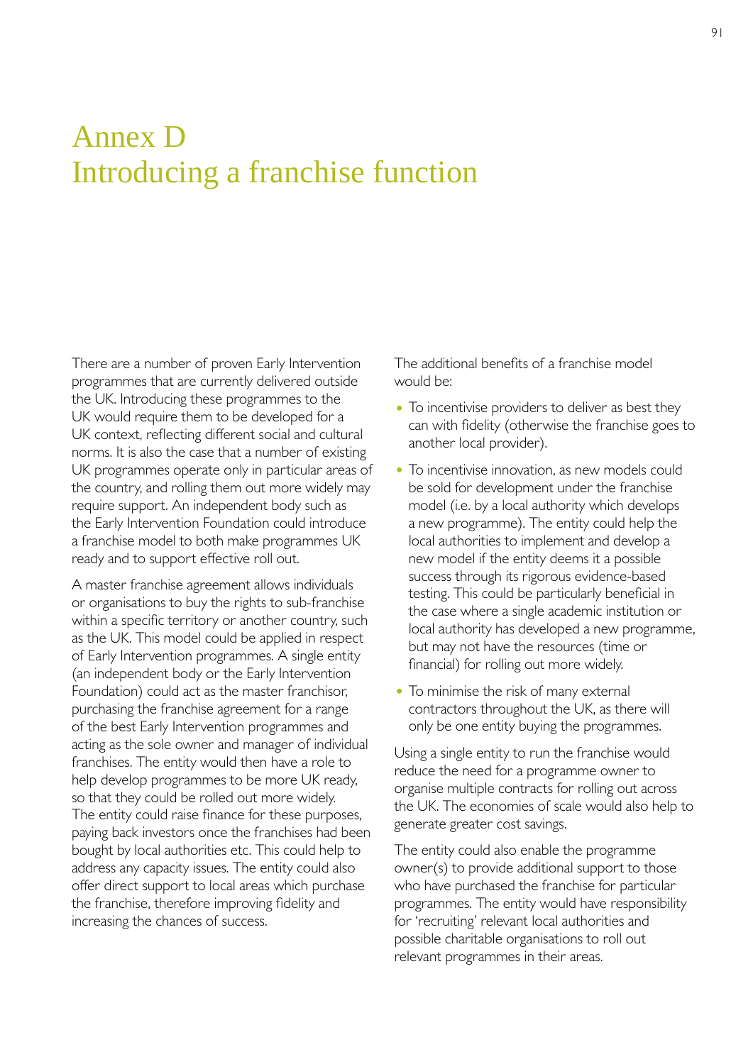# Annex D
# Introducing a franchise function

There are a number of proven Early Intervention programmes that are currently delivered outside the UK. Introducing these programmes to the UK would require them to be developed for a UK context, reflecting different social and cultural norms. It is also the case that a number of existing UK programmes operate only in particular areas of the country, and rolling them out more widely may require support. An independent body such as the Early Intervention Foundation could introduce a franchise model to both make programmes UK ready and to support effective roll out.

A master franchise agreement allows individuals or organisations to buy the rights to sub-franchise within a specific territory or another country, such as the UK. This model could be applied in respect of Early Intervention programmes. A single entity (an independent body or the Early Intervention Foundation) could act as the master franchisor, purchasing the franchise agreement for a range of the best Early Intervention programmes and acting as the sole owner and manager of individual franchises. The entity would then have a role to help develop programmes to be more UK ready, so that they could be rolled out more widely. The entity could raise finance for these purposes, paying back investors once the franchises had been bought by local authorities etc. This could help to address any capacity issues. The entity could also offer direct support to local areas which purchase the franchise, therefore improving fidelity and increasing the chances of success.

The additional benefits of a franchise model would be:

- To incentivise providers to deliver as best they can with fidelity (otherwise the franchise goes to another local provider).
- To incentivise innovation, as new models could be sold for development under the franchise model (i.e. by a local authority which develops a new programme). The entity could help the local authorities to implement and develop a new model if the entity deems it a possible success through its rigorous evidence-based testing. This could be particularly beneficial in the case where a single academic institution or local authority has developed a new programme, but may not have the resources (time or financial) for rolling out more widely.
- To minimise the risk of many external contractors throughout the UK, as there will only be one entity buying the programmes.

Using a single entity to run the franchise would reduce the need for a programme owner to organise multiple contracts for rolling out across the UK. The economies of scale would also help to generate greater cost savings.

The entity could also enable the programme owner(s) to provide additional support to those who have purchased the franchise for particular programmes. The entity would have responsibility for 'recruiting' relevant local authorities and possible charitable organisations to roll out relevant programmes in their areas.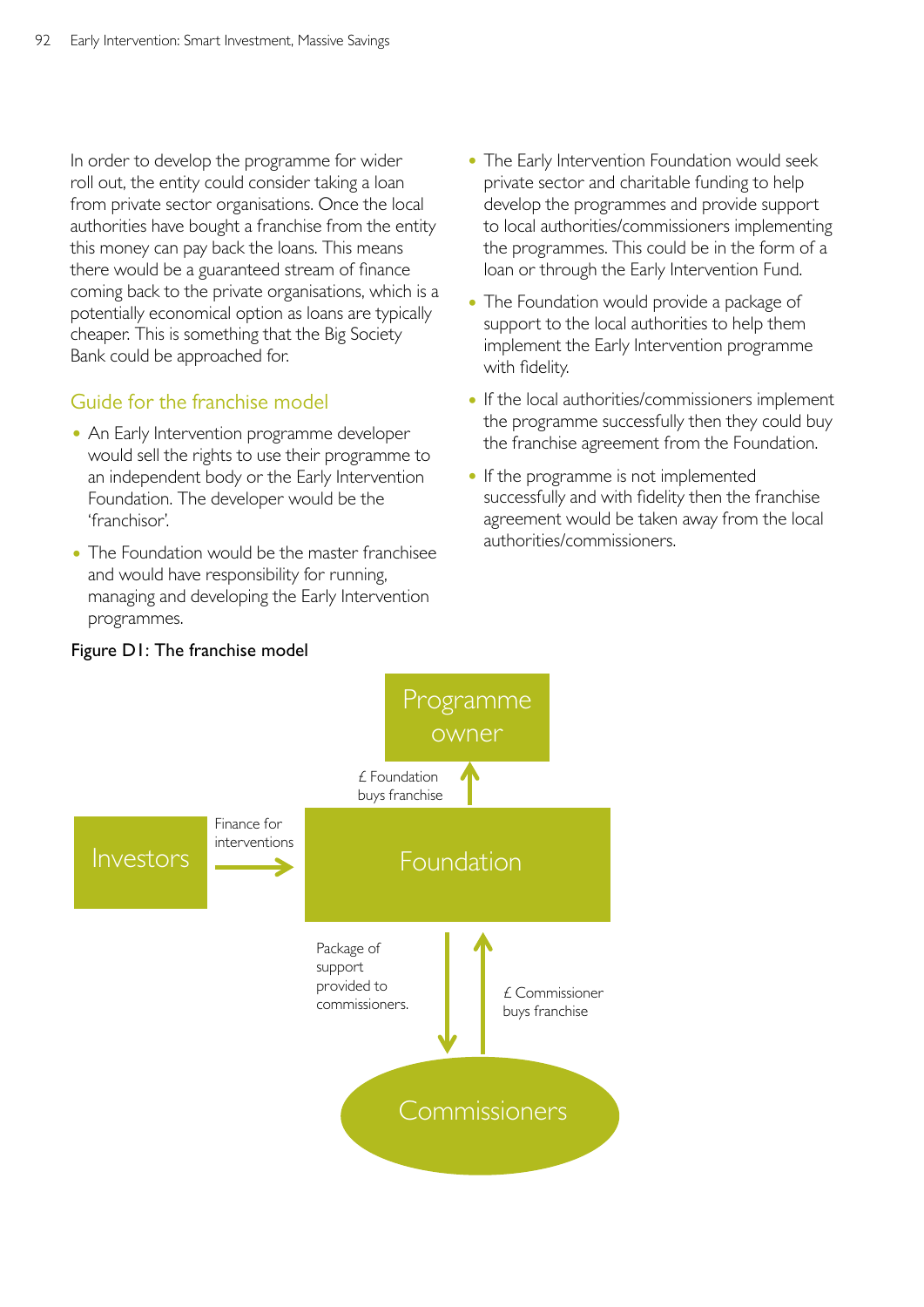In order to develop the programme for wider roll out, the entity could consider taking a loan from private sector organisations. Once the local authorities have bought a franchise from the entity this money can pay back the loans. This means there would be a guaranteed stream of finance coming back to the private organisations, which is a potentially economical option as loans are typically cheaper. This is something that the Big Society Bank could be approached for.

## Guide for the franchise model

- An Early Intervention programme developer would sell the rights to use their programme to an independent body or the Early Intervention Foundation. The developer would be the 'franchisor'.
- The Foundation would be the master franchisee and would have responsibility for running, managing and developing the Early Intervention programmes.
- The Early Intervention Foundation would seek private sector and charitable funding to help develop the programmes and provide support to local authorities/commissioners implementing the programmes. This could be in the form of a loan or through the Early Intervention Fund.
- The Foundation would provide a package of support to the local authorities to help them implement the Early Intervention programme with fidelity.
- If the local authorities/commissioners implement the programme successfully then they could buy the franchise agreement from the Foundation.
- If the programme is not implemented successfully and with fidelity then the franchise agreement would be taken away from the local authorities/commissioners.

**Figure D1: The franchise model**

Programme owner

£ Foundation buys franchise

Investors

Finance for interventions

Foundation

Package of support provided to commissioners.

£ Commissioner buys franchise

Commissioners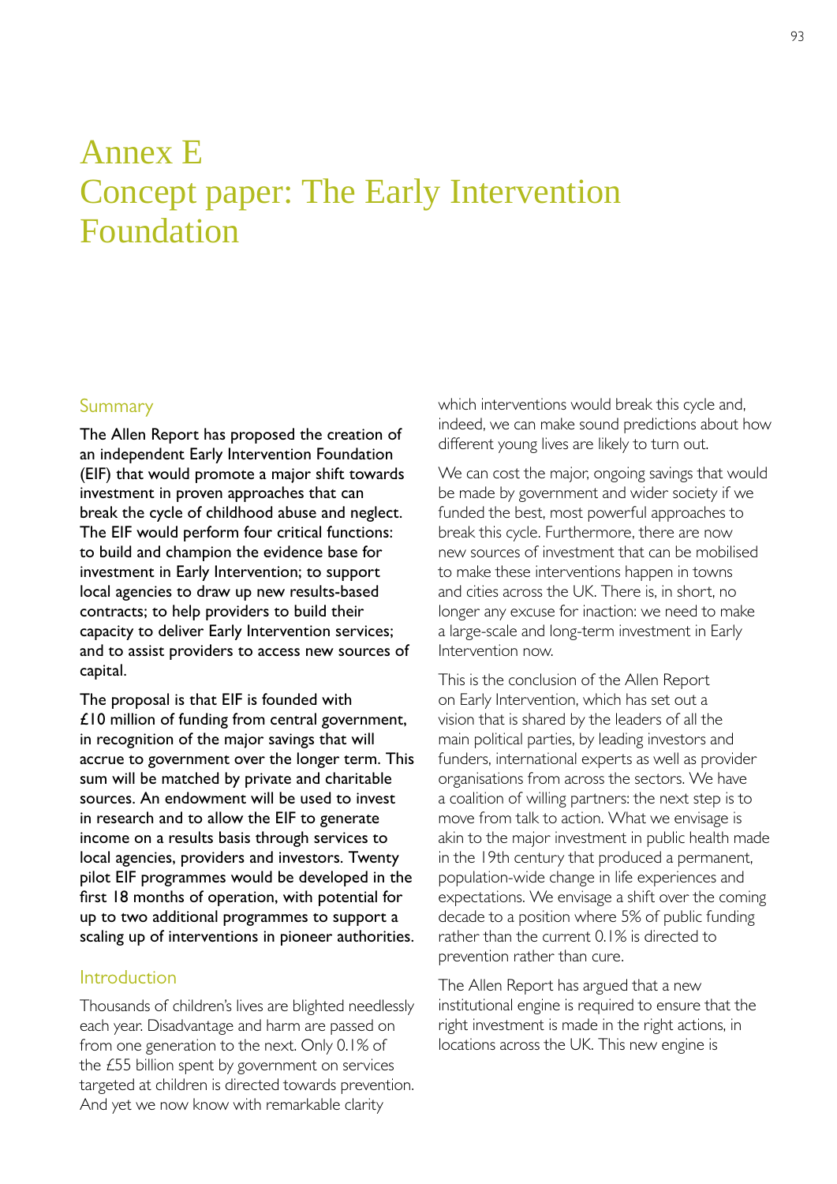# Annex E
# Concept paper: The Early Intervention Foundation

## Summary

**The Allen Report has proposed the creation of an independent Early Intervention Foundation (EIF) that would promote a major shift towards investment in proven approaches that can break the cycle of childhood abuse and neglect. The EIF would perform four critical functions: to build and champion the evidence base for investment in Early Intervention; to support local agencies to draw up new results-based contracts; to help providers to build their capacity to deliver Early Intervention services; and to assist providers to access new sources of capital.**

**The proposal is that EIF is founded with £10 million of funding from central government, in recognition of the major savings that will accrue to government over the longer term. This sum will be matched by private and charitable sources. An endowment will be used to invest in research and to allow the EIF to generate income on a results basis through services to local agencies, providers and investors. Twenty pilot EIF programmes would be developed in the first 18 months of operation, with potential for up to two additional programmes to support a scaling up of interventions in pioneer authorities.**

## Introduction

Thousands of children's lives are blighted needlessly each year. Disadvantage and harm are passed on from one generation to the next. Only 0.1% of the £55 billion spent by government on services targeted at children is directed towards prevention. And yet we now know with remarkable clarity which interventions would break this cycle and, indeed, we can make sound predictions about how different young lives are likely to turn out.

We can cost the major, ongoing savings that would be made by government and wider society if we funded the best, most powerful approaches to break this cycle. Furthermore, there are now new sources of investment that can be mobilised to make these interventions happen in towns and cities across the UK. There is, in short, no longer any excuse for inaction: we need to make a large-scale and long-term investment in Early Intervention now.

This is the conclusion of the Allen Report on Early Intervention, which has set out a vision that is shared by the leaders of all the main political parties, by leading investors and funders, international experts as well as provider organisations from across the sectors. We have a coalition of willing partners: the next step is to move from talk to action. What we envisage is akin to the major investment in public health made in the 19th century that produced a permanent, population-wide change in life experiences and expectations. We envisage a shift over the coming decade to a position where 5% of public funding rather than the current 0.1% is directed to prevention rather than cure.

The Allen Report has argued that a new institutional engine is required to ensure that the right investment is made in the right actions, in locations across the UK. This new engine is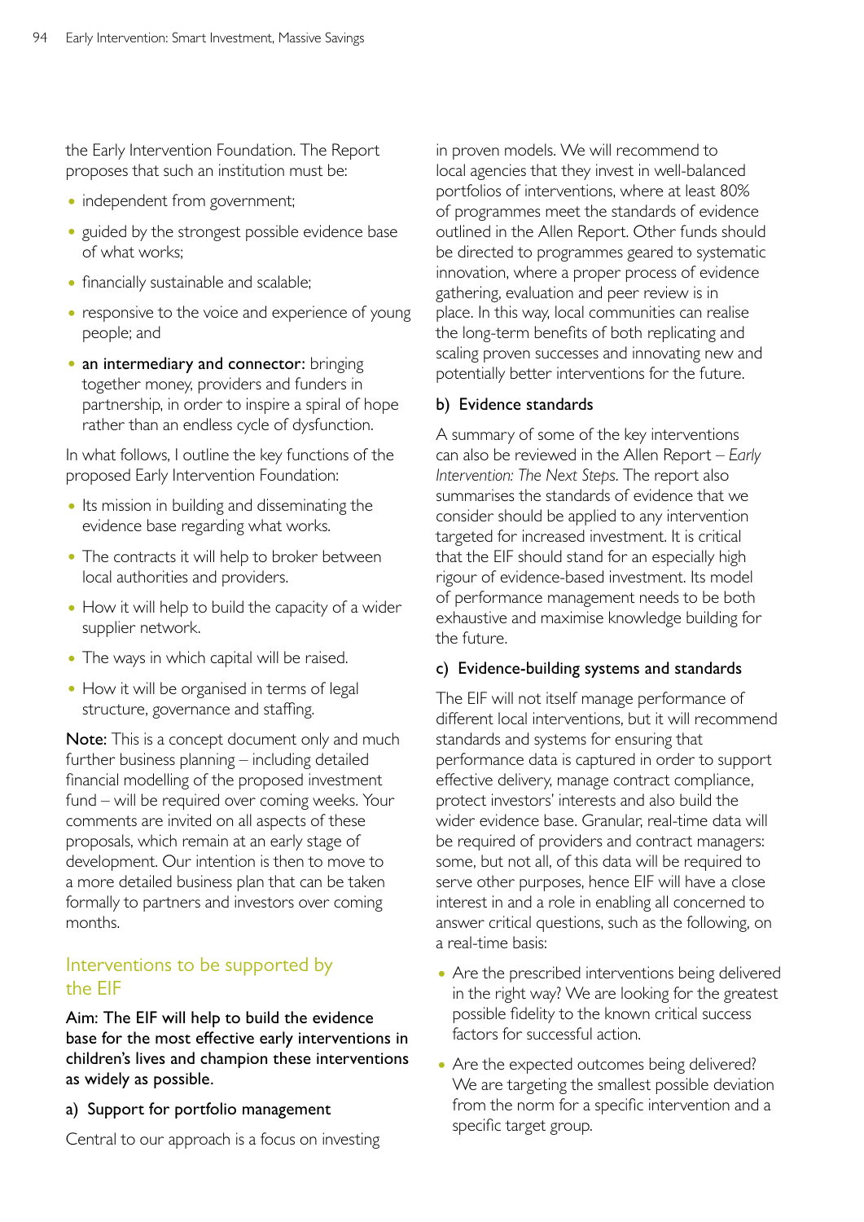the Early Intervention Foundation. The Report proposes that such an institution must be:

- independent from government;
- guided by the strongest possible evidence base of what works;
- financially sustainable and scalable;
- responsive to the voice and experience of young people; and
- **an intermediary and connector:** bringing together money, providers and funders in partnership, in order to inspire a spiral of hope rather than an endless cycle of dysfunction.

In what follows, I outline the key functions of the proposed Early Intervention Foundation:

- Its mission in building and disseminating the evidence base regarding what works.
- The contracts it will help to broker between local authorities and providers.
- How it will help to build the capacity of a wider supplier network.
- The ways in which capital will be raised.
- How it will be organised in terms of legal structure, governance and staffing.

**Note:** This is a concept document only and much further business planning – including detailed financial modelling of the proposed investment fund – will be required over coming weeks. Your comments are invited on all aspects of these proposals, which remain at an early stage of development. Our intention is then to move to a more detailed business plan that can be taken formally to partners and investors over coming months.

## Interventions to be supported by the EIF

**Aim: The EIF will help to build the evidence base for the most effective early interventions in children's lives and champion these interventions as widely as possible.**

### a) Support for portfolio management

Central to our approach is a focus on investing in proven models. We will recommend to local agencies that they invest in well-balanced portfolios of interventions, where at least 80% of programmes meet the standards of evidence outlined in the Allen Report. Other funds should be directed to programmes geared to systematic innovation, where a proper process of evidence gathering, evaluation and peer review is in place. In this way, local communities can realise the long-term benefits of both replicating and scaling proven successes and innovating new and potentially better interventions for the future.

### b) Evidence standards

A summary of some of the key interventions can also be reviewed in the Allen Report – *Early Intervention: The Next Steps*. The report also summarises the standards of evidence that we consider should be applied to any intervention targeted for increased investment. It is critical that the EIF should stand for an especially high rigour of evidence-based investment. Its model of performance management needs to be both exhaustive and maximise knowledge building for the future.

### c) Evidence-building systems and standards

The EIF will not itself manage performance of different local interventions, but it will recommend standards and systems for ensuring that performance data is captured in order to support effective delivery, manage contract compliance, protect investors' interests and also build the wider evidence base. Granular, real-time data will be required of providers and contract managers: some, but not all, of this data will be required to serve other purposes, hence EIF will have a close interest in and a role in enabling all concerned to answer critical questions, such as the following, on a real-time basis:

- Are the prescribed interventions being delivered in the right way? We are looking for the greatest possible fidelity to the known critical success factors for successful action.
- Are the expected outcomes being delivered? We are targeting the smallest possible deviation from the norm for a specific intervention and a specific target group.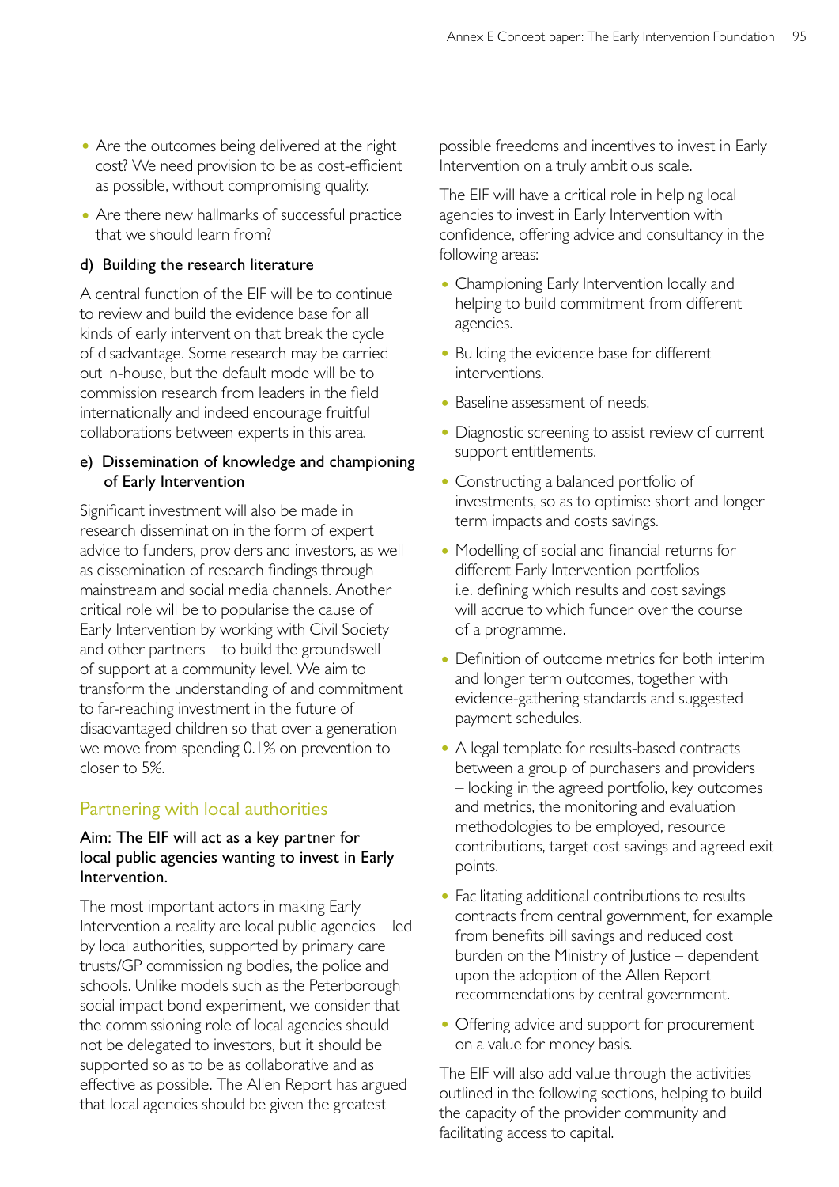- Are the outcomes being delivered at the right cost? We need provision to be as cost-efficient as possible, without compromising quality.
- Are there new hallmarks of successful practice that we should learn from?

#### d) Building the research literature

A central function of the EIF will be to continue to review and build the evidence base for all kinds of early intervention that break the cycle of disadvantage. Some research may be carried out in-house, but the default mode will be to commission research from leaders in the field internationally and indeed encourage fruitful collaborations between experts in this area.

#### e) Dissemination of knowledge and championing of Early Intervention

Significant investment will also be made in research dissemination in the form of expert advice to funders, providers and investors, as well as dissemination of research findings through mainstream and social media channels. Another critical role will be to popularise the cause of Early Intervention by working with Civil Society and other partners – to build the groundswell of support at a community level. We aim to transform the understanding of and commitment to far-reaching investment in the future of disadvantaged children so that over a generation we move from spending 0.1% on prevention to closer to 5%.

## Partnering with local authorities

**Aim: The EIF will act as a key partner for local public agencies wanting to invest in Early Intervention.**

The most important actors in making Early Intervention a reality are local public agencies – led by local authorities, supported by primary care trusts/GP commissioning bodies, the police and schools. Unlike models such as the Peterborough social impact bond experiment, we consider that the commissioning role of local agencies should not be delegated to investors, but it should be supported so as to be as collaborative and as effective as possible. The Allen Report has argued that local agencies should be given the greatest possible freedoms and incentives to invest in Early Intervention on a truly ambitious scale.

The EIF will have a critical role in helping local agencies to invest in Early Intervention with confidence, offering advice and consultancy in the following areas:

- Championing Early Intervention locally and helping to build commitment from different agencies.
- Building the evidence base for different interventions.
- Baseline assessment of needs.
- Diagnostic screening to assist review of current support entitlements.
- Constructing a balanced portfolio of investments, so as to optimise short and longer term impacts and costs savings.
- Modelling of social and financial returns for different Early Intervention portfolios i.e. defining which results and cost savings will accrue to which funder over the course of a programme.
- Definition of outcome metrics for both interim and longer term outcomes, together with evidence-gathering standards and suggested payment schedules.
- A legal template for results-based contracts between a group of purchasers and providers – locking in the agreed portfolio, key outcomes and metrics, the monitoring and evaluation methodologies to be employed, resource contributions, target cost savings and agreed exit points.
- Facilitating additional contributions to results contracts from central government, for example from benefits bill savings and reduced cost burden on the Ministry of Justice – dependent upon the adoption of the Allen Report recommendations by central government.
- Offering advice and support for procurement on a value for money basis.

The EIF will also add value through the activities outlined in the following sections, helping to build the capacity of the provider community and facilitating access to capital.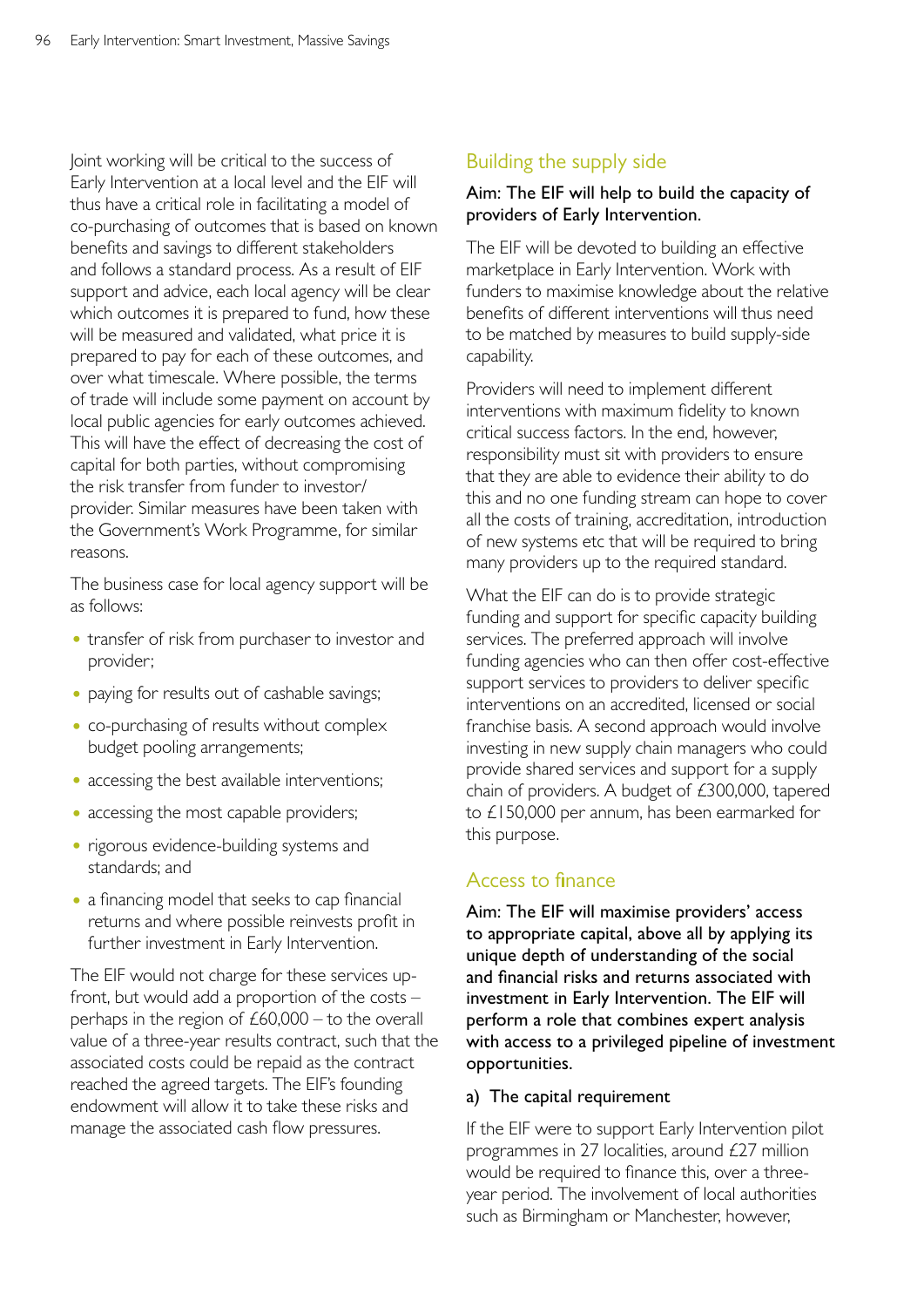Joint working will be critical to the success of Early Intervention at a local level and the EIF will thus have a critical role in facilitating a model of co-purchasing of outcomes that is based on known benefits and savings to different stakeholders and follows a standard process. As a result of EIF support and advice, each local agency will be clear which outcomes it is prepared to fund, how these will be measured and validated, what price it is prepared to pay for each of these outcomes, and over what timescale. Where possible, the terms of trade will include some payment on account by local public agencies for early outcomes achieved. This will have the effect of decreasing the cost of capital for both parties, without compromising the risk transfer from funder to investor/provider. Similar measures have been taken with the Government's Work Programme, for similar reasons.

The business case for local agency support will be as follows:

- transfer of risk from purchaser to investor and provider;
- paying for results out of cashable savings;
- co-purchasing of results without complex budget pooling arrangements;
- accessing the best available interventions;
- accessing the most capable providers;
- rigorous evidence-building systems and standards; and
- a financing model that seeks to cap financial returns and where possible reinvests profit in further investment in Early Intervention.

The EIF would not charge for these services up-front, but would add a proportion of the costs – perhaps in the region of £60,000 – to the overall value of a three-year results contract, such that the associated costs could be repaid as the contract reached the agreed targets. The EIF's founding endowment will allow it to take these risks and manage the associated cash flow pressures.

## Building the supply side

**Aim: The EIF will help to build the capacity of providers of Early Intervention.**

The EIF will be devoted to building an effective marketplace in Early Intervention. Work with funders to maximise knowledge about the relative benefits of different interventions will thus need to be matched by measures to build supply-side capability.

Providers will need to implement different interventions with maximum fidelity to known critical success factors. In the end, however, responsibility must sit with providers to ensure that they are able to evidence their ability to do this and no one funding stream can hope to cover all the costs of training, accreditation, introduction of new systems etc that will be required to bring many providers up to the required standard.

What the EIF can do is to provide strategic funding and support for specific capacity building services. The preferred approach will involve funding agencies who can then offer cost-effective support services to providers to deliver specific interventions on an accredited, licensed or social franchise basis. A second approach would involve investing in new supply chain managers who could provide shared services and support for a supply chain of providers. A budget of £300,000, tapered to £150,000 per annum, has been earmarked for this purpose.

## Access to finance

**Aim: The EIF will maximise providers' access to appropriate capital, above all by applying its unique depth of understanding of the social and financial risks and returns associated with investment in Early Intervention. The EIF will perform a role that combines expert analysis with access to a privileged pipeline of investment opportunities.**

### a) The capital requirement

If the EIF were to support Early Intervention pilot programmes in 27 localities, around £27 million would be required to finance this, over a three-year period. The involvement of local authorities such as Birmingham or Manchester, however,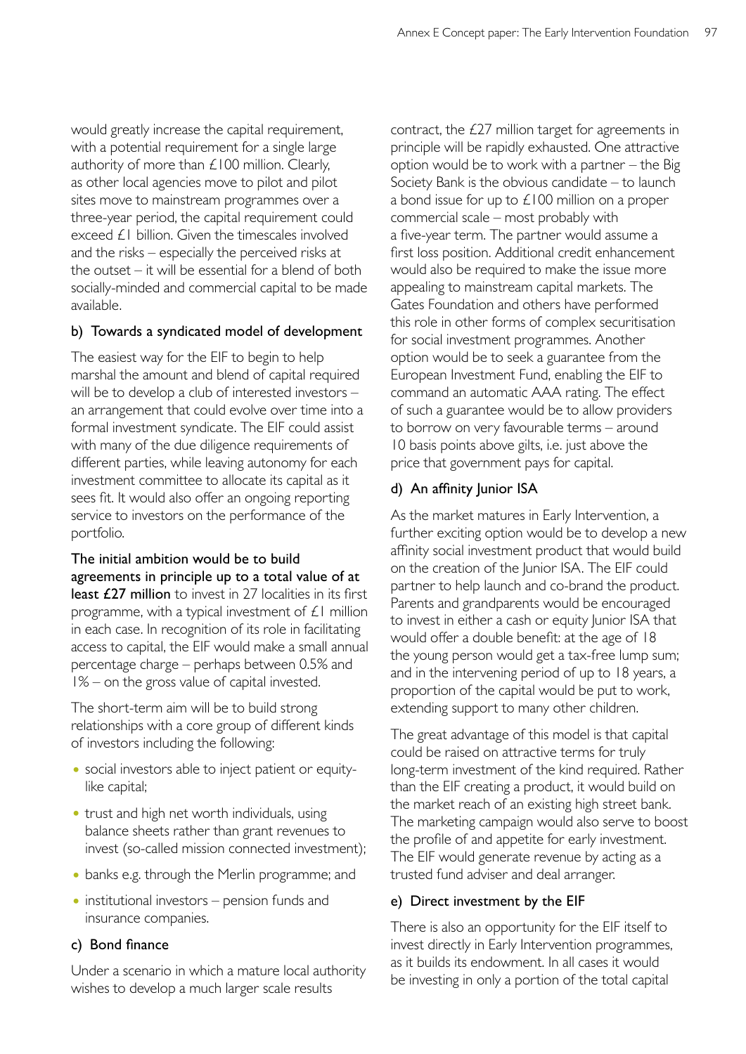would greatly increase the capital requirement, with a potential requirement for a single large authority of more than £100 million. Clearly, as other local agencies move to pilot and pilot sites move to mainstream programmes over a three-year period, the capital requirement could exceed £1 billion. Given the timescales involved and the risks – especially the perceived risks at the outset – it will be essential for a blend of both socially-minded and commercial capital to be made available.

### b) Towards a syndicated model of development

The easiest way for the EIF to begin to help marshal the amount and blend of capital required will be to develop a club of interested investors – an arrangement that could evolve over time into a formal investment syndicate. The EIF could assist with many of the due diligence requirements of different parties, while leaving autonomy for each investment committee to allocate its capital as it sees fit. It would also offer an ongoing reporting service to investors on the performance of the portfolio.

**The initial ambition would be to build agreements in principle up to a total value of at least £27 million** to invest in 27 localities in its first programme, with a typical investment of £1 million in each case. In recognition of its role in facilitating access to capital, the EIF would make a small annual percentage charge – perhaps between 0.5% and 1% – on the gross value of capital invested.

The short-term aim will be to build strong relationships with a core group of different kinds of investors including the following:

- social investors able to inject patient or equity-like capital;
- trust and high net worth individuals, using balance sheets rather than grant revenues to invest (so-called mission connected investment);
- banks e.g. through the Merlin programme; and
- institutional investors – pension funds and insurance companies.

### c) Bond finance

Under a scenario in which a mature local authority wishes to develop a much larger scale results contract, the £27 million target for agreements in principle will be rapidly exhausted. One attractive option would be to work with a partner – the Big Society Bank is the obvious candidate – to launch a bond issue for up to £100 million on a proper commercial scale – most probably with a five-year term. The partner would assume a first loss position. Additional credit enhancement would also be required to make the issue more appealing to mainstream capital markets. The Gates Foundation and others have performed this role in other forms of complex securitisation for social investment programmes. Another option would be to seek a guarantee from the European Investment Fund, enabling the EIF to command an automatic AAA rating. The effect of such a guarantee would be to allow providers to borrow on very favourable terms – around 10 basis points above gilts, i.e. just above the price that government pays for capital.

### d) An affinity Junior ISA

As the market matures in Early Intervention, a further exciting option would be to develop a new affinity social investment product that would build on the creation of the Junior ISA. The EIF could partner to help launch and co-brand the product. Parents and grandparents would be encouraged to invest in either a cash or equity Junior ISA that would offer a double benefit: at the age of 18 the young person would get a tax-free lump sum; and in the intervening period of up to 18 years, a proportion of the capital would be put to work, extending support to many other children.

The great advantage of this model is that capital could be raised on attractive terms for truly long-term investment of the kind required. Rather than the EIF creating a product, it would build on the market reach of an existing high street bank. The marketing campaign would also serve to boost the profile of and appetite for early investment. The EIF would generate revenue by acting as a trusted fund adviser and deal arranger.

### e) Direct investment by the EIF

There is also an opportunity for the EIF itself to invest directly in Early Intervention programmes, as it builds its endowment. In all cases it would be investing in only a portion of the total capital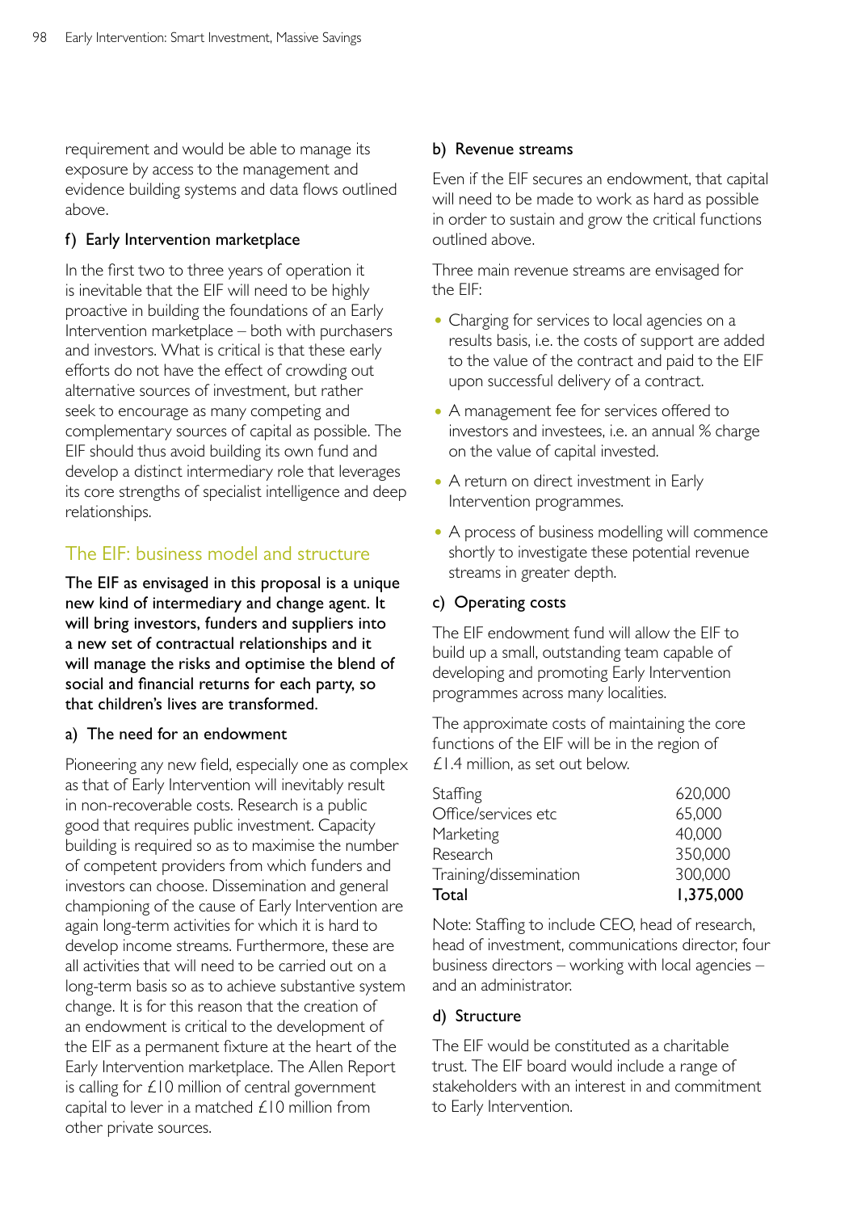requirement and would be able to manage its exposure by access to the management and evidence building systems and data flows outlined above.

#### f) Early Intervention marketplace

In the first two to three years of operation it is inevitable that the EIF will need to be highly proactive in building the foundations of an Early Intervention marketplace – both with purchasers and investors. What is critical is that these early efforts do not have the effect of crowding out alternative sources of investment, but rather seek to encourage as many competing and complementary sources of capital as possible. The EIF should thus avoid building its own fund and develop a distinct intermediary role that leverages its core strengths of specialist intelligence and deep relationships.

## The EIF: business model and structure

**The EIF as envisaged in this proposal is a unique new kind of intermediary and change agent. It will bring investors, funders and suppliers into a new set of contractual relationships and it will manage the risks and optimise the blend of social and financial returns for each party, so that children's lives are transformed.**

#### a) The need for an endowment

Pioneering any new field, especially one as complex as that of Early Intervention will inevitably result in non-recoverable costs. Research is a public good that requires public investment. Capacity building is required so as to maximise the number of competent providers from which funders and investors can choose. Dissemination and general championing of the cause of Early Intervention are again long-term activities for which it is hard to develop income streams. Furthermore, these are all activities that will need to be carried out on a long-term basis so as to achieve substantive system change. It is for this reason that the creation of an endowment is critical to the development of the EIF as a permanent fixture at the heart of the Early Intervention marketplace. The Allen Report is calling for £10 million of central government capital to lever in a matched £10 million from other private sources.

#### b) Revenue streams

Even if the EIF secures an endowment, that capital will need to be made to work as hard as possible in order to sustain and grow the critical functions outlined above.

Three main revenue streams are envisaged for the EIF:

- Charging for services to local agencies on a results basis, i.e. the costs of support are added to the value of the contract and paid to the EIF upon successful delivery of a contract.
- A management fee for services offered to investors and investees, i.e. an annual % charge on the value of capital invested.
- A return on direct investment in Early Intervention programmes.
- A process of business modelling will commence shortly to investigate these potential revenue streams in greater depth.

#### c) Operating costs

The EIF endowment fund will allow the EIF to build up a small, outstanding team capable of developing and promoting Early Intervention programmes across many localities.

The approximate costs of maintaining the core functions of the EIF will be in the region of £1.4 million, as set out below.

| | |
|---|---|
| Staffing | 620,000 |
| Office/services etc | 65,000 |
| Marketing | 40,000 |
| Research | 350,000 |
| Training/dissemination | 300,000 |
| **Total** | **1,375,000** |

Note: Staffing to include CEO, head of research, head of investment, communications director, four business directors – working with local agencies – and an administrator.

#### d) Structure

The EIF would be constituted as a charitable trust. The EIF board would include a range of stakeholders with an interest in and commitment to Early Intervention.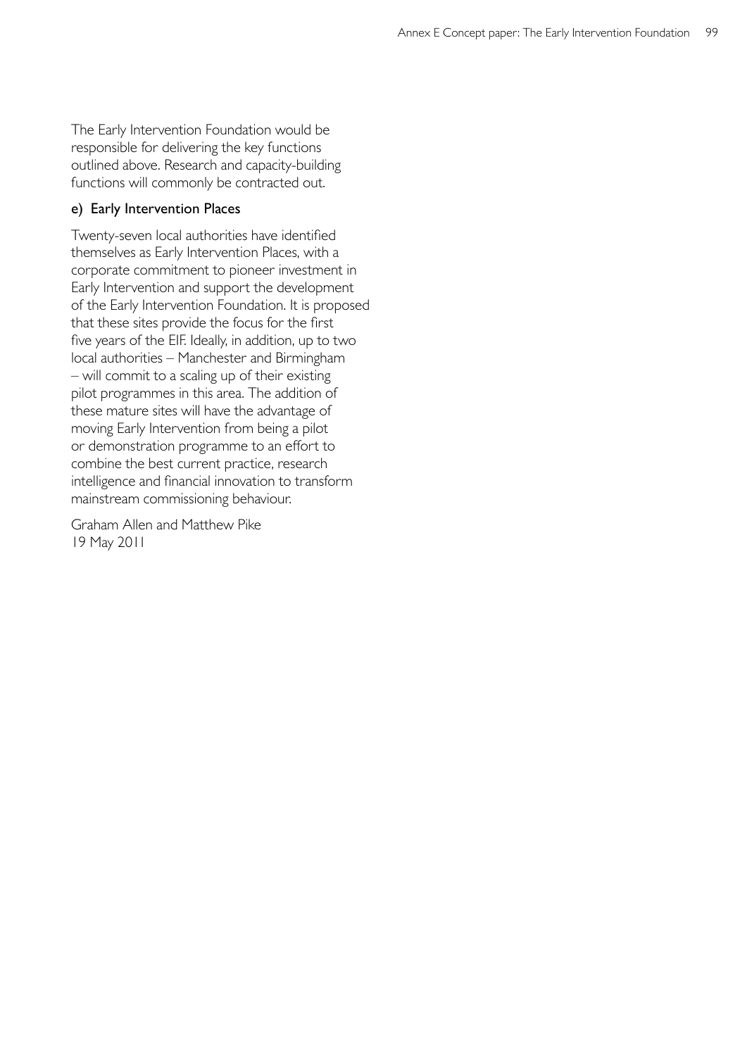The Early Intervention Foundation would be responsible for delivering the key functions outlined above. Research and capacity-building functions will commonly be contracted out.

### e) Early Intervention Places

Twenty-seven local authorities have identified themselves as Early Intervention Places, with a corporate commitment to pioneer investment in Early Intervention and support the development of the Early Intervention Foundation. It is proposed that these sites provide the focus for the first five years of the EIF. Ideally, in addition, up to two local authorities – Manchester and Birmingham – will commit to a scaling up of their existing pilot programmes in this area. The addition of these mature sites will have the advantage of moving Early Intervention from being a pilot or demonstration programme to an effort to combine the best current practice, research intelligence and financial innovation to transform mainstream commissioning behaviour.

Graham Allen and Matthew Pike
19 May 2011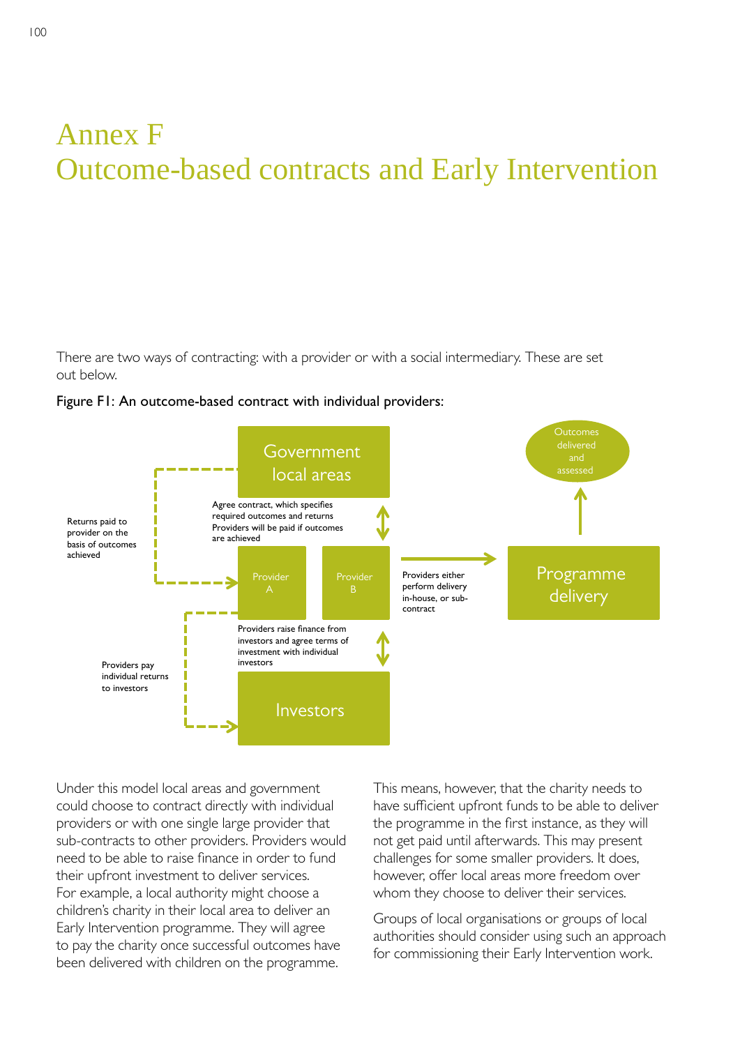# Annex F
# Outcome-based contracts and Early Intervention

There are two ways of contracting: with a provider or with a social intermediary. These are set out below.

Figure F1: An outcome-based contract with individual providers:

Government local areas

Agree contract, which specifies required outcomes and returns Providers will be paid if outcomes are achieved

Returns paid to provider on the basis of outcomes achieved

Provider A

Provider B

Providers either perform delivery in-house, or sub-contract

Programme delivery

Outcomes delivered and assessed

Providers raise finance from investors and agree terms of investment with individual investors

Providers pay individual returns to investors

Investors

Under this model local areas and government could choose to contract directly with individual providers or with one single large provider that sub-contracts to other providers. Providers would need to be able to raise finance in order to fund their upfront investment to deliver services. For example, a local authority might choose a children's charity in their local area to deliver an Early Intervention programme. They will agree to pay the charity once successful outcomes have been delivered with children on the programme.

This means, however, that the charity needs to have sufficient upfront funds to be able to deliver the programme in the first instance, as they will not get paid until afterwards. This may present challenges for some smaller providers. It does, however, offer local areas more freedom over whom they choose to deliver their services.

Groups of local organisations or groups of local authorities should consider using such an approach for commissioning their Early Intervention work.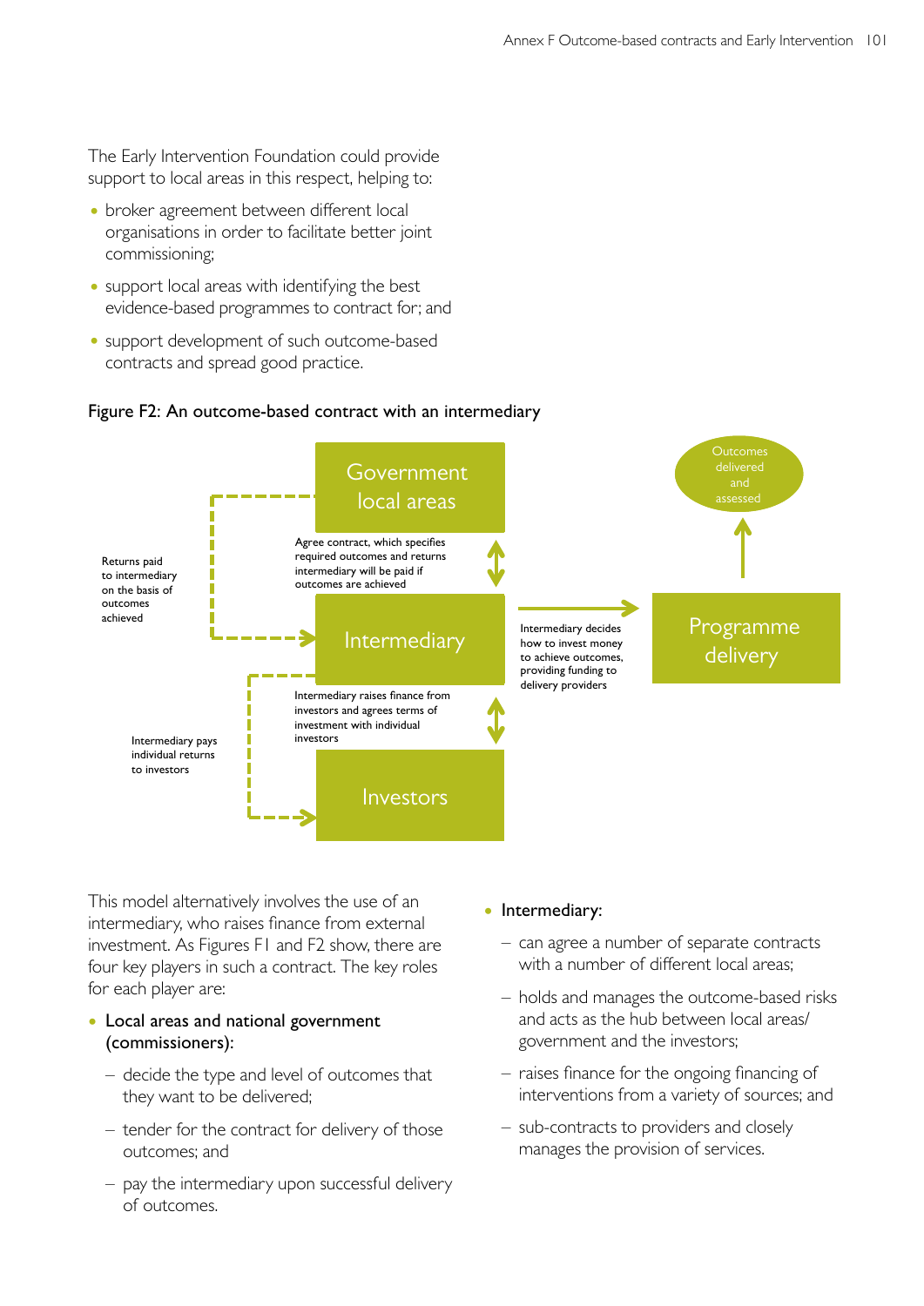The Early Intervention Foundation could provide support to local areas in this respect, helping to:

- broker agreement between different local organisations in order to facilitate better joint commissioning;
- support local areas with identifying the best evidence-based programmes to contract for; and
- support development of such outcome-based contracts and spread good practice.

**Figure F2: An outcome-based contract with an intermediary**

Government local areas

Agree contract, which specifies required outcomes and returns intermediary will be paid if outcomes are achieved

Returns paid to intermediary on the basis of outcomes achieved

Intermediary

Intermediary decides how to invest money to achieve outcomes, providing funding to delivery providers

Programme delivery

Outcomes delivered and assessed

Intermediary raises finance from investors and agrees terms of investment with individual investors

Intermediary pays individual returns to investors

Investors

This model alternatively involves the use of an intermediary, who raises finance from external investment. As Figures F1 and F2 show, there are four key players in such a contract. The key roles for each player are:

- **Local areas and national government (commissioners):**
  - decide the type and level of outcomes that they want to be delivered;
  - tender for the contract for delivery of those outcomes; and
  - pay the intermediary upon successful delivery of outcomes.
- **Intermediary:**
  - can agree a number of separate contracts with a number of different local areas;
  - holds and manages the outcome-based risks and acts as the hub between local areas/government and the investors;
  - raises finance for the ongoing financing of interventions from a variety of sources; and
  - sub-contracts to providers and closely manages the provision of services.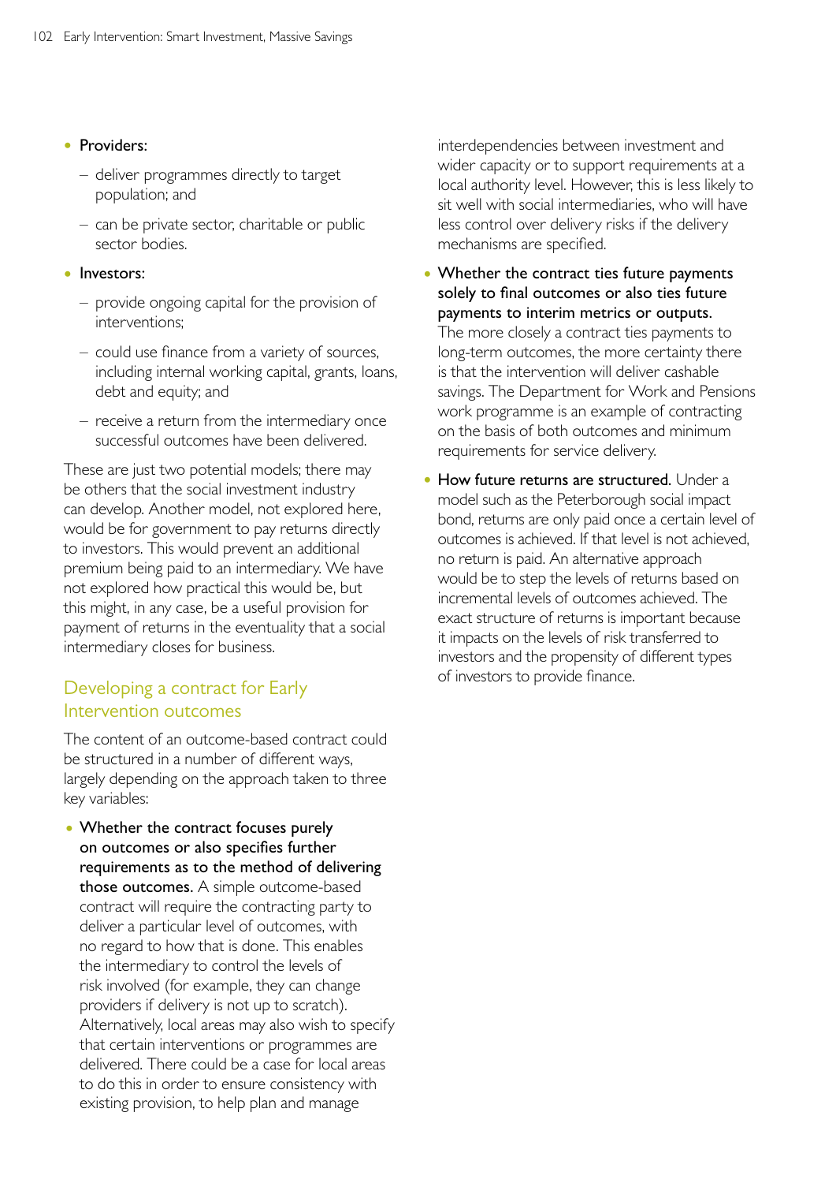- Providers:
  - deliver programmes directly to target population; and
  - can be private sector, charitable or public sector bodies.
- Investors:
  - provide ongoing capital for the provision of interventions;
  - could use finance from a variety of sources, including internal working capital, grants, loans, debt and equity; and
  - receive a return from the intermediary once successful outcomes have been delivered.

These are just two potential models; there may be others that the social investment industry can develop. Another model, not explored here, would be for government to pay returns directly to investors. This would prevent an additional premium being paid to an intermediary. We have not explored how practical this would be, but this might, in any case, be a useful provision for payment of returns in the eventuality that a social intermediary closes for business.

## Developing a contract for Early Intervention outcomes

The content of an outcome-based contract could be structured in a number of different ways, largely depending on the approach taken to three key variables:

- **Whether the contract focuses purely on outcomes or also specifies further requirements as to the method of delivering those outcomes.** A simple outcome-based contract will require the contracting party to deliver a particular level of outcomes, with no regard to how that is done. This enables the intermediary to control the levels of risk involved (for example, they can change providers if delivery is not up to scratch). Alternatively, local areas may also wish to specify that certain interventions or programmes are delivered. There could be a case for local areas to do this in order to ensure consistency with existing provision, to help plan and manage interdependencies between investment and wider capacity or to support requirements at a local authority level. However, this is less likely to sit well with social intermediaries, who will have less control over delivery risks if the delivery mechanisms are specified.
- **Whether the contract ties future payments solely to final outcomes or also ties future payments to interim metrics or outputs.** The more closely a contract ties payments to long-term outcomes, the more certainty there is that the intervention will deliver cashable savings. The Department for Work and Pensions work programme is an example of contracting on the basis of both outcomes and minimum requirements for service delivery.
- **How future returns are structured.** Under a model such as the Peterborough social impact bond, returns are only paid once a certain level of outcomes is achieved. If that level is not achieved, no return is paid. An alternative approach would be to step the levels of returns based on incremental levels of outcomes achieved. The exact structure of returns is important because it impacts on the levels of risk transferred to investors and the propensity of different types of investors to provide finance.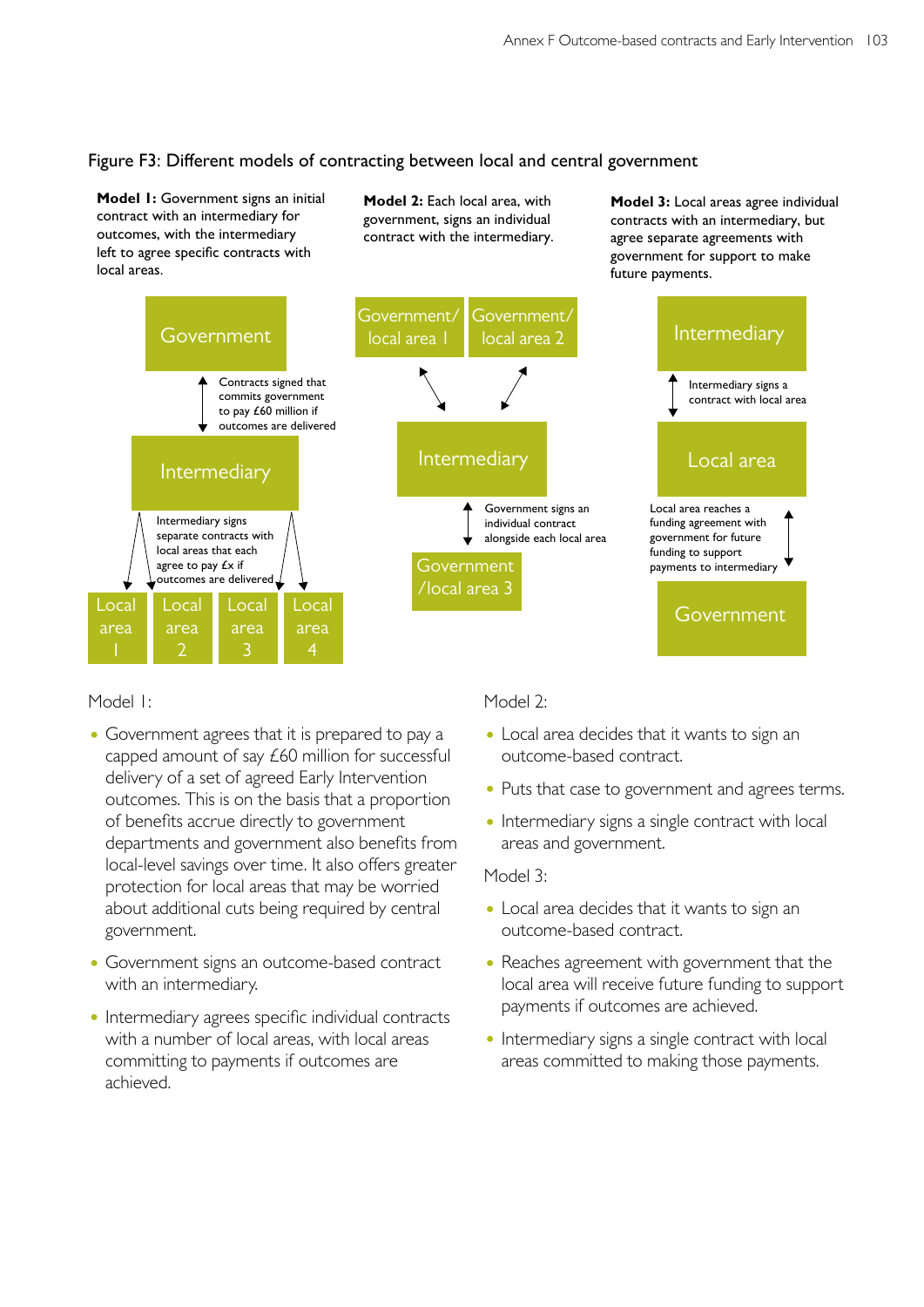Figure F3: Different models of contracting between local and central government

**Model 1:** Government signs an initial contract with an intermediary for outcomes, with the intermediary left to agree specific contracts with local areas.

Government

Contracts signed that commits government to pay £60 million if outcomes are delivered

Intermediary

Intermediary signs separate contracts with local areas that each agree to pay £x if outcomes are delivered

Local area 1 | Local area 2 | Local area 3 | Local area 4

**Model 2:** Each local area, with government, signs an individual contract with the intermediary.

Government/ local area 1 | Government/ local area 2

Intermediary

Government signs an individual contract alongside each local area

Government /local area 3

**Model 3:** Local areas agree individual contracts with an intermediary, but agree separate agreements with government for support to make future payments.

Intermediary

Intermediary signs a contract with local area

Local area

Local area reaches a funding agreement with government for future funding to support payments to intermediary

Government

Model 1:

- Government agrees that it is prepared to pay a capped amount of say £60 million for successful delivery of a set of agreed Early Intervention outcomes. This is on the basis that a proportion of benefits accrue directly to government departments and government also benefits from local-level savings over time. It also offers greater protection for local areas that may be worried about additional cuts being required by central government.
- Government signs an outcome-based contract with an intermediary.
- Intermediary agrees specific individual contracts with a number of local areas, with local areas committing to payments if outcomes are achieved.

Model 2:

- Local area decides that it wants to sign an outcome-based contract.
- Puts that case to government and agrees terms.
- Intermediary signs a single contract with local areas and government.

Model 3:

- Local area decides that it wants to sign an outcome-based contract.
- Reaches agreement with government that the local area will receive future funding to support payments if outcomes are achieved.
- Intermediary signs a single contract with local areas committed to making those payments.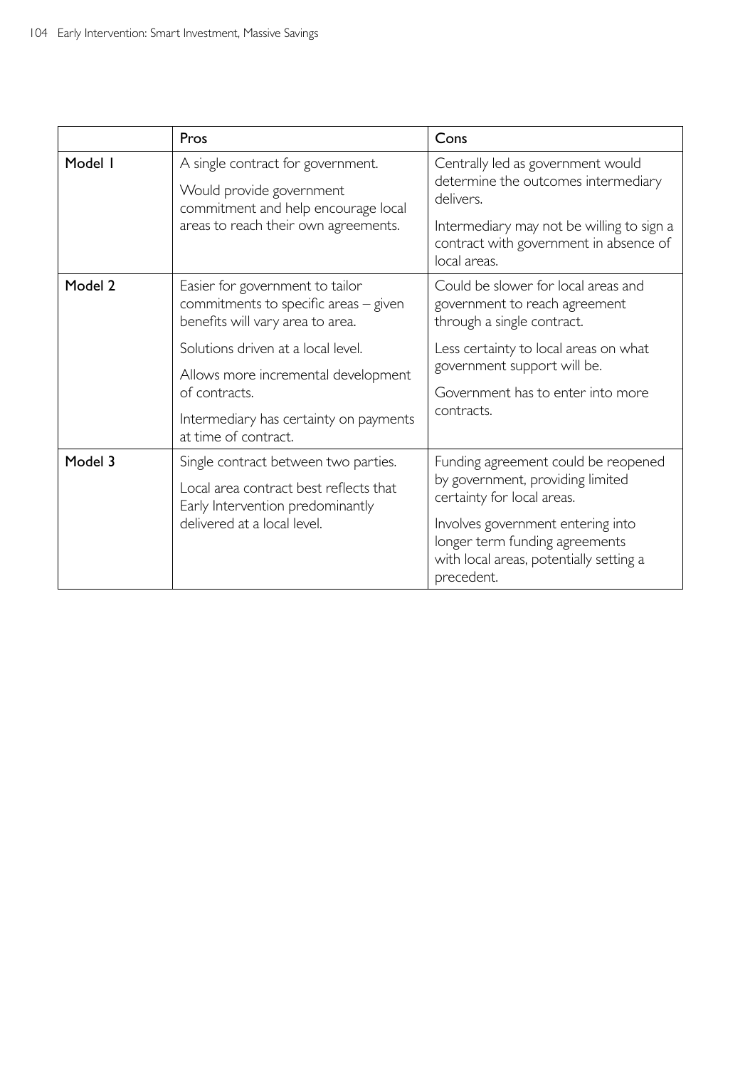| | Pros | Cons |
|---|---|---|
| Model 1 | A single contract for government.<br><br>Would provide government commitment and help encourage local areas to reach their own agreements. | Centrally led as government would determine the outcomes intermediary delivers.<br><br>Intermediary may not be willing to sign a contract with government in absence of local areas. |
| Model 2 | Easier for government to tailor commitments to specific areas – given benefits will vary area to area.<br><br>Solutions driven at a local level.<br><br>Allows more incremental development of contracts.<br><br>Intermediary has certainty on payments at time of contract. | Could be slower for local areas and government to reach agreement through a single contract.<br><br>Less certainty to local areas on what government support will be.<br><br>Government has to enter into more contracts. |
| Model 3 | Single contract between two parties.<br><br>Local area contract best reflects that Early Intervention predominantly delivered at a local level. | Funding agreement could be reopened by government, providing limited certainty for local areas.<br><br>Involves government entering into longer term funding agreements with local areas, potentially setting a precedent. |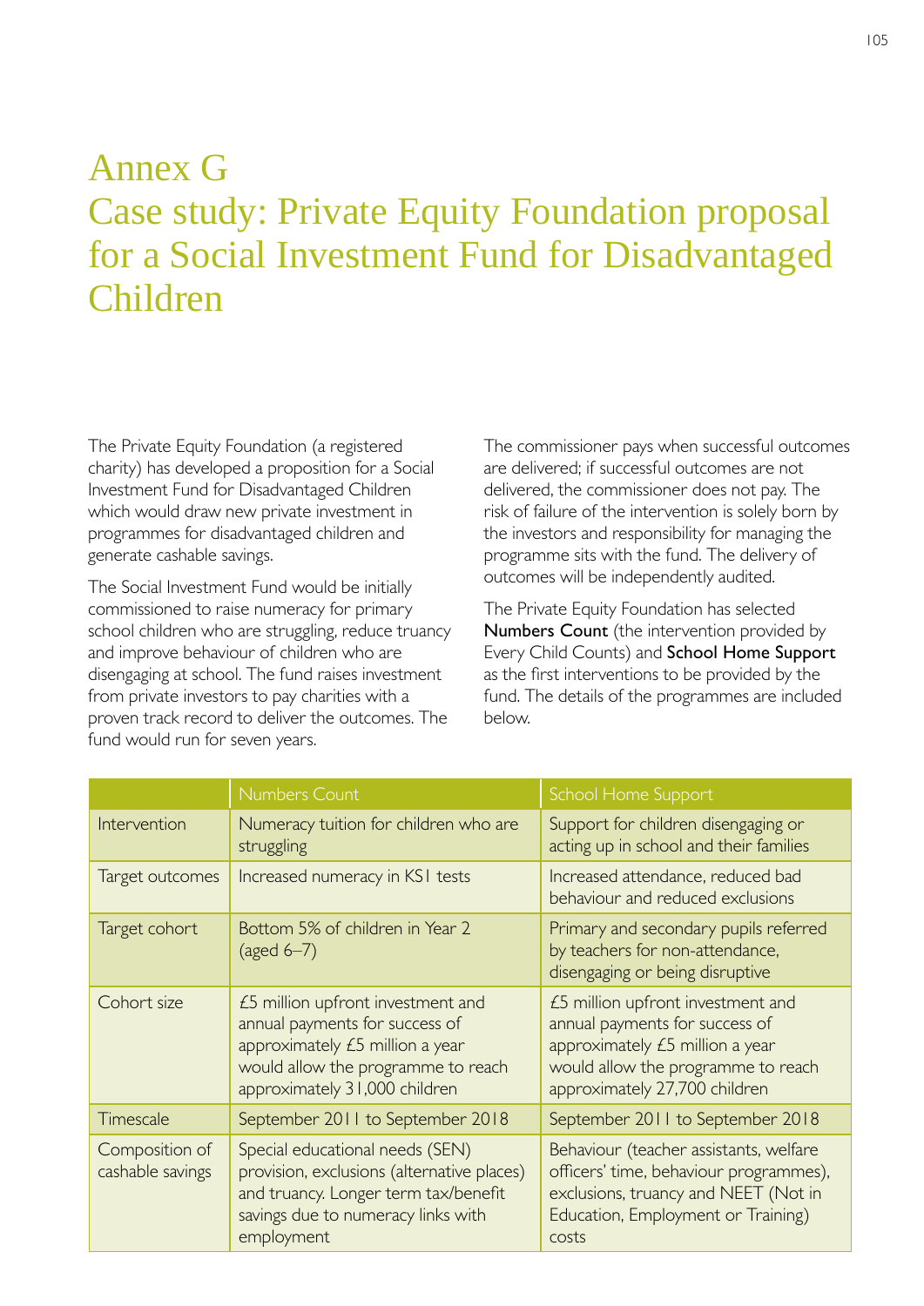# Annex G
# Case study: Private Equity Foundation proposal for a Social Investment Fund for Disadvantaged Children

The Private Equity Foundation (a registered charity) has developed a proposition for a Social Investment Fund for Disadvantaged Children which would draw new private investment in programmes for disadvantaged children and generate cashable savings.

The Social Investment Fund would be initially commissioned to raise numeracy for primary school children who are struggling, reduce truancy and improve behaviour of children who are disengaging at school. The fund raises investment from private investors to pay charities with a proven track record to deliver the outcomes. The fund would run for seven years.

The commissioner pays when successful outcomes are delivered; if successful outcomes are not delivered, the commissioner does not pay. The risk of failure of the intervention is solely born by the investors and responsibility for managing the programme sits with the fund. The delivery of outcomes will be independently audited.

The Private Equity Foundation has selected **Numbers Count** (the intervention provided by Every Child Counts) and **School Home Support** as the first interventions to be provided by the fund. The details of the programmes are included below.

| | Numbers Count | School Home Support |
|---|---|---|
| Intervention | Numeracy tuition for children who are struggling | Support for children disengaging or acting up in school and their families |
| Target outcomes | Increased numeracy in KS1 tests | Increased attendance, reduced bad behaviour and reduced exclusions |
| Target cohort | Bottom 5% of children in Year 2 (aged 6–7) | Primary and secondary pupils referred by teachers for non-attendance, disengaging or being disruptive |
| Cohort size | £5 million upfront investment and annual payments for success of approximately £5 million a year would allow the programme to reach approximately 31,000 children | £5 million upfront investment and annual payments for success of approximately £5 million a year would allow the programme to reach approximately 27,700 children |
| Timescale | September 2011 to September 2018 | September 2011 to September 2018 |
| Composition of cashable savings | Special educational needs (SEN) provision, exclusions (alternative places) and truancy. Longer term tax/benefit savings due to numeracy links with employment | Behaviour (teacher assistants, welfare officers' time, behaviour programmes), exclusions, truancy and NEET (Not in Education, Employment or Training) costs |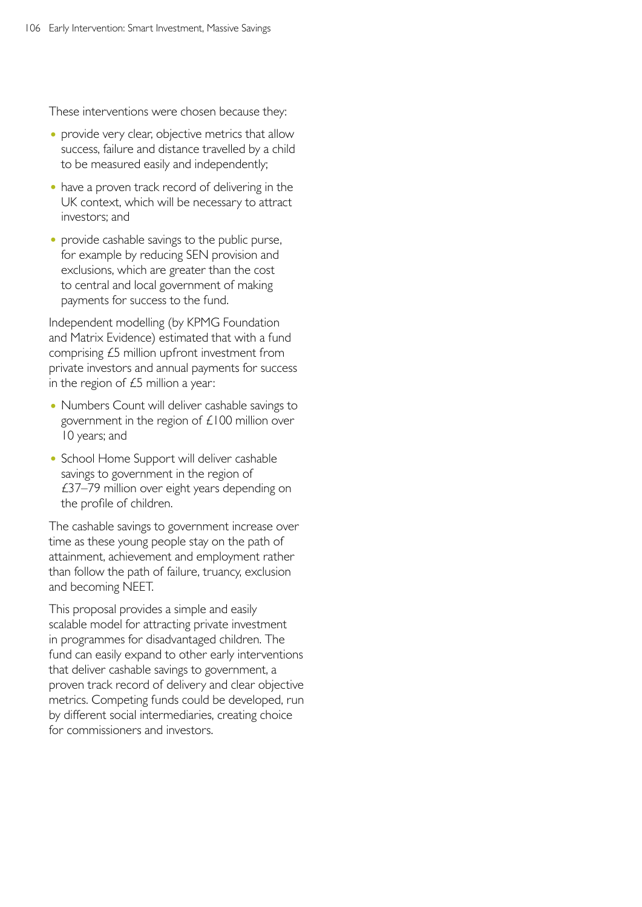These interventions were chosen because they:

- provide very clear, objective metrics that allow success, failure and distance travelled by a child to be measured easily and independently;
- have a proven track record of delivering in the UK context, which will be necessary to attract investors; and
- provide cashable savings to the public purse, for example by reducing SEN provision and exclusions, which are greater than the cost to central and local government of making payments for success to the fund.

Independent modelling (by KPMG Foundation and Matrix Evidence) estimated that with a fund comprising £5 million upfront investment from private investors and annual payments for success in the region of £5 million a year:

- Numbers Count will deliver cashable savings to government in the region of £100 million over 10 years; and
- School Home Support will deliver cashable savings to government in the region of £37–79 million over eight years depending on the profile of children.

The cashable savings to government increase over time as these young people stay on the path of attainment, achievement and employment rather than follow the path of failure, truancy, exclusion and becoming NEET.

This proposal provides a simple and easily scalable model for attracting private investment in programmes for disadvantaged children. The fund can easily expand to other early interventions that deliver cashable savings to government, a proven track record of delivery and clear objective metrics. Competing funds could be developed, run by different social intermediaries, creating choice for commissioners and investors.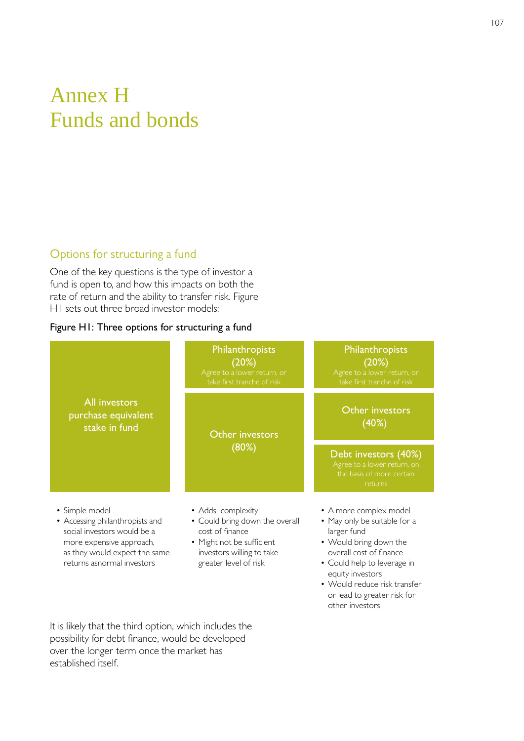# Annex H
# Funds and bonds

## Options for structuring a fund

One of the key questions is the type of investor a fund is open to, and how this impacts on both the rate of return and the ability to transfer risk. Figure H1 sets out three broad investor models:

**Figure H1: Three options for structuring a fund**

| Option 1 | Option 2 | Option 3 |
|---|---|---|
| All investors purchase equivalent stake in fund | Philanthropists (20%) – Agree to a lower return, or take first tranche of risk | Philanthropists (20%) – Agree to a lower return, or take first tranche of risk |
| | Other investors (80%) | Other investors (40%) |
| | | Debt investors (40%) – Agree to a lower return, on the basis of more certain returns |

**Option 1**

- Simple model
- Accessing philanthropists and social investors would be a more expensive approach, as they would expect the same returns asnormal investors

**Option 2**

- Adds complexity
- Could bring down the overall cost of finance
- Might not be sufficient investors willing to take greater level of risk

**Option 3**

- A more complex model
- May only be suitable for a larger fund
- Would bring down the overall cost of finance
- Could help to leverage in equity investors
- Would reduce risk transfer or lead to greater risk for other investors

It is likely that the third option, which includes the possibility for debt finance, would be developed over the longer term once the market has established itself.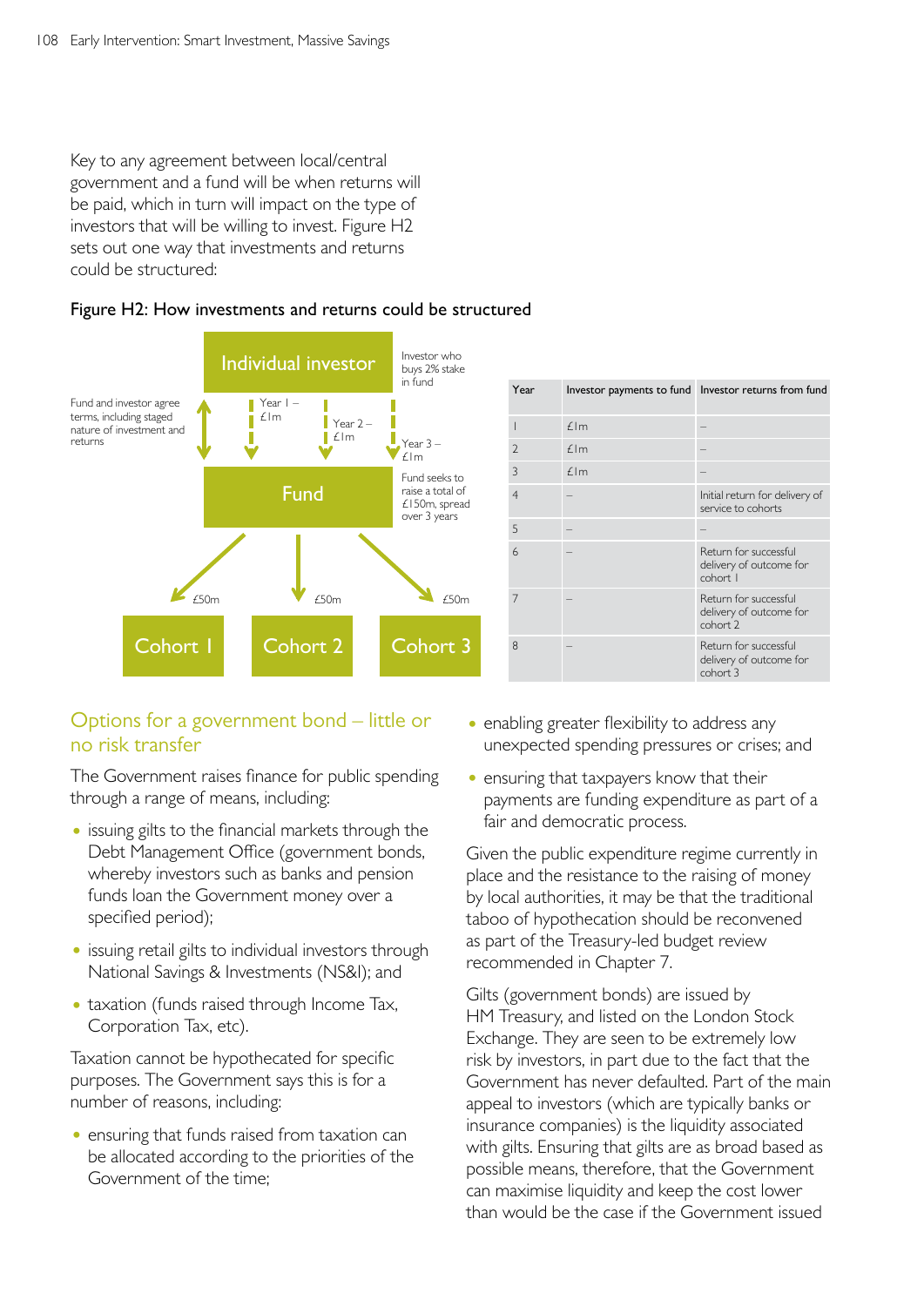Key to any agreement between local/central government and a fund will be when returns will be paid, which in turn will impact on the type of investors that will be willing to invest. Figure H2 sets out one way that investments and returns could be structured:

**Figure H2: How investments and returns could be structured**

Individual investor — Investor who buys 2% stake in fund

Fund and investor agree terms, including staged nature of investment and returns

Year 1 – £1m; Year 2 – £1m; Year 3 – £1m

Fund — Fund seeks to raise a total of £150m, spread over 3 years

£50m → Cohort 1; £50m → Cohort 2; £50m → Cohort 3

| Year | Investor payments to fund | Investor returns from fund |
|---|---|---|
| 1 | £1m | – |
| 2 | £1m | – |
| 3 | £1m | – |
| 4 | – | Initial return for delivery of service to cohorts |
| 5 | – | – |
| 6 | – | Return for successful delivery of outcome for cohort 1 |
| 7 | – | Return for successful delivery of outcome for cohort 2 |
| 8 | – | Return for successful delivery of outcome for cohort 3 |

## Options for a government bond – little or no risk transfer

The Government raises finance for public spending through a range of means, including:

- issuing gilts to the financial markets through the Debt Management Office (government bonds, whereby investors such as banks and pension funds loan the Government money over a specified period);
- issuing retail gilts to individual investors through National Savings & Investments (NS&I); and
- taxation (funds raised through Income Tax, Corporation Tax, etc).

Taxation cannot be hypothecated for specific purposes. The Government says this is for a number of reasons, including:

- ensuring that funds raised from taxation can be allocated according to the priorities of the Government of the time;
- enabling greater flexibility to address any unexpected spending pressures or crises; and
- ensuring that taxpayers know that their payments are funding expenditure as part of a fair and democratic process.

Given the public expenditure regime currently in place and the resistance to the raising of money by local authorities, it may be that the traditional taboo of hypothecation should be reconvened as part of the Treasury-led budget review recommended in Chapter 7.

Gilts (government bonds) are issued by HM Treasury, and listed on the London Stock Exchange. They are seen to be extremely low risk by investors, in part due to the fact that the Government has never defaulted. Part of the main appeal to investors (which are typically banks or insurance companies) is the liquidity associated with gilts. Ensuring that gilts are as broad based as possible means, therefore, that the Government can maximise liquidity and keep the cost lower than would be the case if the Government issued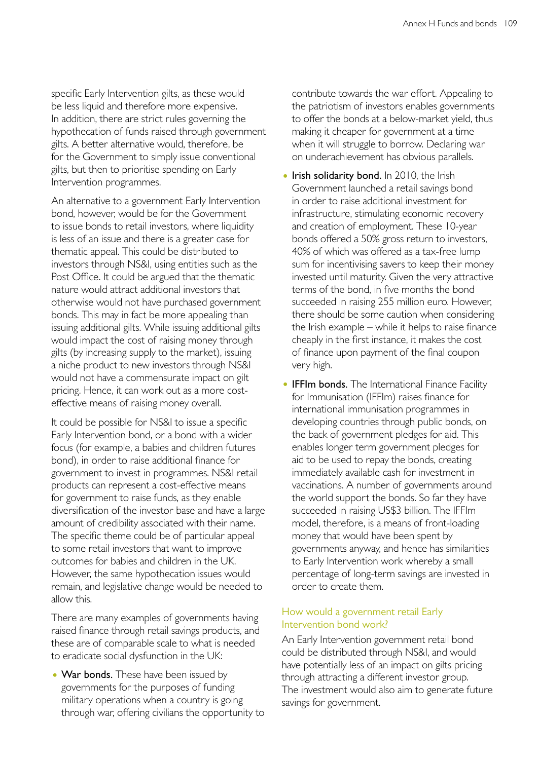specific Early Intervention gilts, as these would be less liquid and therefore more expensive. In addition, there are strict rules governing the hypothecation of funds raised through government gilts. A better alternative would, therefore, be for the Government to simply issue conventional gilts, but then to prioritise spending on Early Intervention programmes.

An alternative to a government Early Intervention bond, however, would be for the Government to issue bonds to retail investors, where liquidity is less of an issue and there is a greater case for thematic appeal. This could be distributed to investors through NS&I, using entities such as the Post Office. It could be argued that the thematic nature would attract additional investors that otherwise would not have purchased government bonds. This may in fact be more appealing than issuing additional gilts. While issuing additional gilts would impact the cost of raising money through gilts (by increasing supply to the market), issuing a niche product to new investors through NS&I would not have a commensurate impact on gilt pricing. Hence, it can work out as a more cost-effective means of raising money overall.

It could be possible for NS&I to issue a specific Early Intervention bond, or a bond with a wider focus (for example, a babies and children futures bond), in order to raise additional finance for government to invest in programmes. NS&I retail products can represent a cost-effective means for government to raise funds, as they enable diversification of the investor base and have a large amount of credibility associated with their name. The specific theme could be of particular appeal to some retail investors that want to improve outcomes for babies and children in the UK. However, the same hypothecation issues would remain, and legislative change would be needed to allow this.

There are many examples of governments having raised finance through retail savings products, and these are of comparable scale to what is needed to eradicate social dysfunction in the UK:

- **War bonds.** These have been issued by governments for the purposes of funding military operations when a country is going through war, offering civilians the opportunity to contribute towards the war effort. Appealing to the patriotism of investors enables governments to offer the bonds at a below-market yield, thus making it cheaper for government at a time when it will struggle to borrow. Declaring war on underachievement has obvious parallels.
- **Irish solidarity bond.** In 2010, the Irish Government launched a retail savings bond in order to raise additional investment for infrastructure, stimulating economic recovery and creation of employment. These 10-year bonds offered a 50% gross return to investors, 40% of which was offered as a tax-free lump sum for incentivising savers to keep their money invested until maturity. Given the very attractive terms of the bond, in five months the bond succeeded in raising 255 million euro. However, there should be some caution when considering the Irish example – while it helps to raise finance cheaply in the first instance, it makes the cost of finance upon payment of the final coupon very high.
- **IFFIm bonds.** The International Finance Facility for Immunisation (IFFIm) raises finance for international immunisation programmes in developing countries through public bonds, on the back of government pledges for aid. This enables longer term government pledges for aid to be used to repay the bonds, creating immediately available cash for investment in vaccinations. A number of governments around the world support the bonds. So far they have succeeded in raising US$3 billion. The IFFIm model, therefore, is a means of front-loading money that would have been spent by governments anyway, and hence has similarities to Early Intervention work whereby a small percentage of long-term savings are invested in order to create them.

### How would a government retail Early Intervention bond work?

An Early Intervention government retail bond could be distributed through NS&I, and would have potentially less of an impact on gilts pricing through attracting a different investor group. The investment would also aim to generate future savings for government.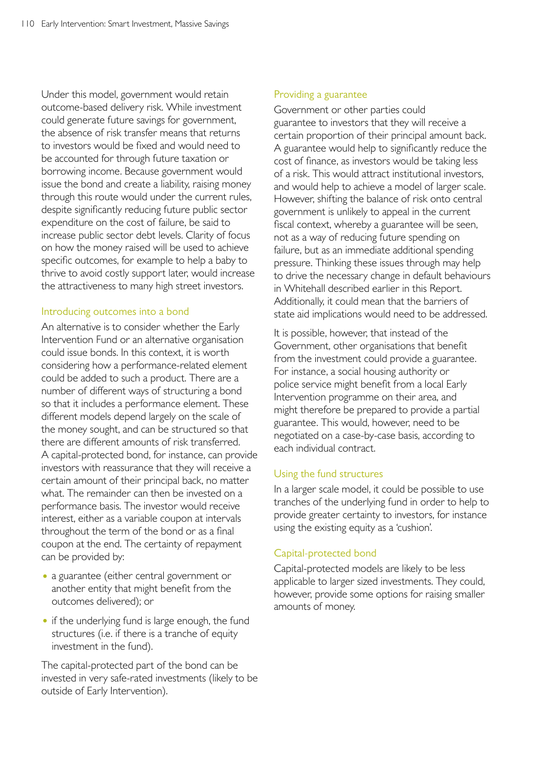Under this model, government would retain outcome-based delivery risk. While investment could generate future savings for government, the absence of risk transfer means that returns to investors would be fixed and would need to be accounted for through future taxation or borrowing income. Because government would issue the bond and create a liability, raising money through this route would under the current rules, despite significantly reducing future public sector expenditure on the cost of failure, be said to increase public sector debt levels. Clarity of focus on how the money raised will be used to achieve specific outcomes, for example to help a baby to thrive to avoid costly support later, would increase the attractiveness to many high street investors.

### Introducing outcomes into a bond

An alternative is to consider whether the Early Intervention Fund or an alternative organisation could issue bonds. In this context, it is worth considering how a performance-related element could be added to such a product. There are a number of different ways of structuring a bond so that it includes a performance element. These different models depend largely on the scale of the money sought, and can be structured so that there are different amounts of risk transferred. A capital-protected bond, for instance, can provide investors with reassurance that they will receive a certain amount of their principal back, no matter what. The remainder can then be invested on a performance basis. The investor would receive interest, either as a variable coupon at intervals throughout the term of the bond or as a final coupon at the end. The certainty of repayment can be provided by:

- a guarantee (either central government or another entity that might benefit from the outcomes delivered); or
- if the underlying fund is large enough, the fund structures (i.e. if there is a tranche of equity investment in the fund).

The capital-protected part of the bond can be invested in very safe-rated investments (likely to be outside of Early Intervention).

### Providing a guarantee

Government or other parties could guarantee to investors that they will receive a certain proportion of their principal amount back. A guarantee would help to significantly reduce the cost of finance, as investors would be taking less of a risk. This would attract institutional investors, and would help to achieve a model of larger scale. However, shifting the balance of risk onto central government is unlikely to appeal in the current fiscal context, whereby a guarantee will be seen, not as a way of reducing future spending on failure, but as an immediate additional spending pressure. Thinking these issues through may help to drive the necessary change in default behaviours in Whitehall described earlier in this Report. Additionally, it could mean that the barriers of state aid implications would need to be addressed.

It is possible, however, that instead of the Government, other organisations that benefit from the investment could provide a guarantee. For instance, a social housing authority or police service might benefit from a local Early Intervention programme on their area, and might therefore be prepared to provide a partial guarantee. This would, however, need to be negotiated on a case-by-case basis, according to each individual contract.

### Using the fund structures

In a larger scale model, it could be possible to use tranches of the underlying fund in order to help to provide greater certainty to investors, for instance using the existing equity as a 'cushion'.

### Capital-protected bond

Capital-protected models are likely to be less applicable to larger sized investments. They could, however, provide some options for raising smaller amounts of money.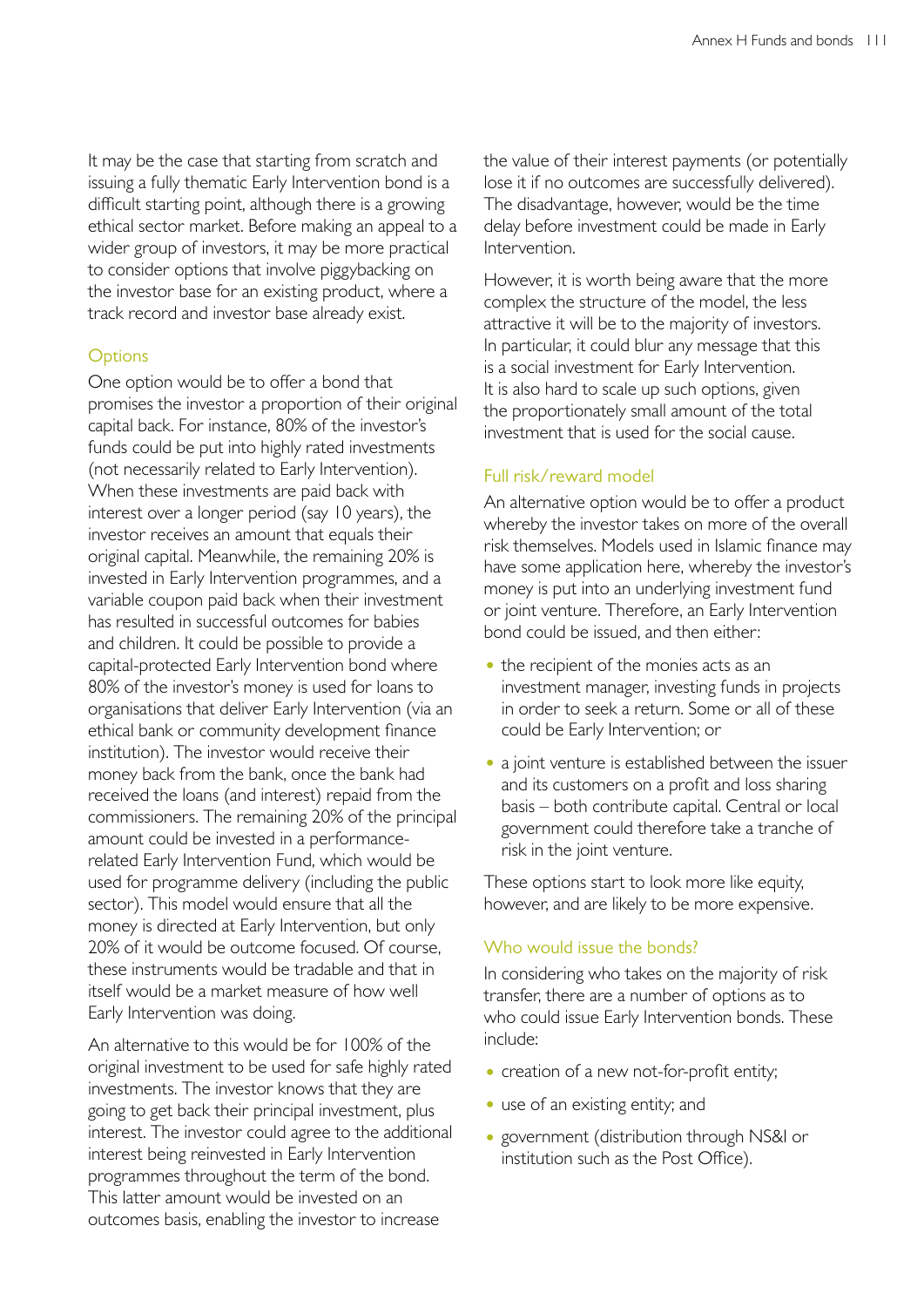It may be the case that starting from scratch and issuing a fully thematic Early Intervention bond is a difficult starting point, although there is a growing ethical sector market. Before making an appeal to a wider group of investors, it may be more practical to consider options that involve piggybacking on the investor base for an existing product, where a track record and investor base already exist.

### Options

One option would be to offer a bond that promises the investor a proportion of their original capital back. For instance, 80% of the investor's funds could be put into highly rated investments (not necessarily related to Early Intervention). When these investments are paid back with interest over a longer period (say 10 years), the investor receives an amount that equals their original capital. Meanwhile, the remaining 20% is invested in Early Intervention programmes, and a variable coupon paid back when their investment has resulted in successful outcomes for babies and children. It could be possible to provide a capital-protected Early Intervention bond where 80% of the investor's money is used for loans to organisations that deliver Early Intervention (via an ethical bank or community development finance institution). The investor would receive their money back from the bank, once the bank had received the loans (and interest) repaid from the commissioners. The remaining 20% of the principal amount could be invested in a performance-related Early Intervention Fund, which would be used for programme delivery (including the public sector). This model would ensure that all the money is directed at Early Intervention, but only 20% of it would be outcome focused. Of course, these instruments would be tradable and that in itself would be a market measure of how well Early Intervention was doing.

An alternative to this would be for 100% of the original investment to be used for safe highly rated investments. The investor knows that they are going to get back their principal investment, plus interest. The investor could agree to the additional interest being reinvested in Early Intervention programmes throughout the term of the bond. This latter amount would be invested on an outcomes basis, enabling the investor to increase the value of their interest payments (or potentially lose it if no outcomes are successfully delivered). The disadvantage, however, would be the time delay before investment could be made in Early Intervention.

However, it is worth being aware that the more complex the structure of the model, the less attractive it will be to the majority of investors. In particular, it could blur any message that this is a social investment for Early Intervention. It is also hard to scale up such options, given the proportionately small amount of the total investment that is used for the social cause.

### Full risk/reward model

An alternative option would be to offer a product whereby the investor takes on more of the overall risk themselves. Models used in Islamic finance may have some application here, whereby the investor's money is put into an underlying investment fund or joint venture. Therefore, an Early Intervention bond could be issued, and then either:

- the recipient of the monies acts as an investment manager, investing funds in projects in order to seek a return. Some or all of these could be Early Intervention; or
- a joint venture is established between the issuer and its customers on a profit and loss sharing basis – both contribute capital. Central or local government could therefore take a tranche of risk in the joint venture.

These options start to look more like equity, however, and are likely to be more expensive.

### Who would issue the bonds?

In considering who takes on the majority of risk transfer, there are a number of options as to who could issue Early Intervention bonds. These include:

- creation of a new not-for-profit entity;
- use of an existing entity; and
- government (distribution through NS&I or institution such as the Post Office).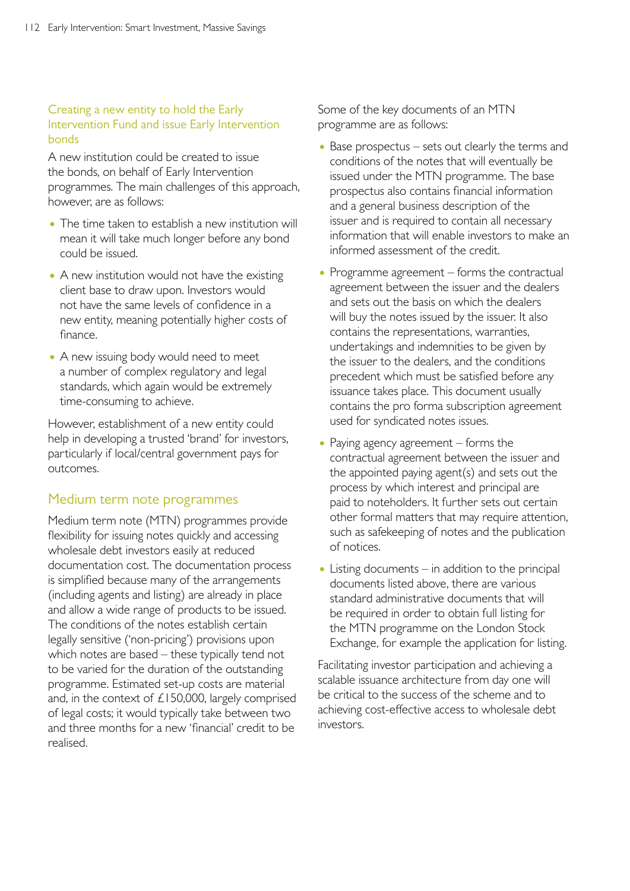### Creating a new entity to hold the Early Intervention Fund and issue Early Intervention bonds

A new institution could be created to issue the bonds, on behalf of Early Intervention programmes. The main challenges of this approach, however, are as follows:

- The time taken to establish a new institution will mean it will take much longer before any bond could be issued.
- A new institution would not have the existing client base to draw upon. Investors would not have the same levels of confidence in a new entity, meaning potentially higher costs of finance.
- A new issuing body would need to meet a number of complex regulatory and legal standards, which again would be extremely time-consuming to achieve.

However, establishment of a new entity could help in developing a trusted 'brand' for investors, particularly if local/central government pays for outcomes.

## Medium term note programmes

Medium term note (MTN) programmes provide flexibility for issuing notes quickly and accessing wholesale debt investors easily at reduced documentation cost. The documentation process is simplified because many of the arrangements (including agents and listing) are already in place and allow a wide range of products to be issued. The conditions of the notes establish certain legally sensitive ('non-pricing') provisions upon which notes are based – these typically tend not to be varied for the duration of the outstanding programme. Estimated set-up costs are material and, in the context of £150,000, largely comprised of legal costs; it would typically take between two and three months for a new 'financial' credit to be realised.

Some of the key documents of an MTN programme are as follows:

- Base prospectus – sets out clearly the terms and conditions of the notes that will eventually be issued under the MTN programme. The base prospectus also contains financial information and a general business description of the issuer and is required to contain all necessary information that will enable investors to make an informed assessment of the credit.
- Programme agreement – forms the contractual agreement between the issuer and the dealers and sets out the basis on which the dealers will buy the notes issued by the issuer. It also contains the representations, warranties, undertakings and indemnities to be given by the issuer to the dealers, and the conditions precedent which must be satisfied before any issuance takes place. This document usually contains the pro forma subscription agreement used for syndicated notes issues.
- Paying agency agreement – forms the contractual agreement between the issuer and the appointed paying agent(s) and sets out the process by which interest and principal are paid to noteholders. It further sets out certain other formal matters that may require attention, such as safekeeping of notes and the publication of notices.
- Listing documents – in addition to the principal documents listed above, there are various standard administrative documents that will be required in order to obtain full listing for the MTN programme on the London Stock Exchange, for example the application for listing.

Facilitating investor participation and achieving a scalable issuance architecture from day one will be critical to the success of the scheme and to achieving cost-effective access to wholesale debt investors.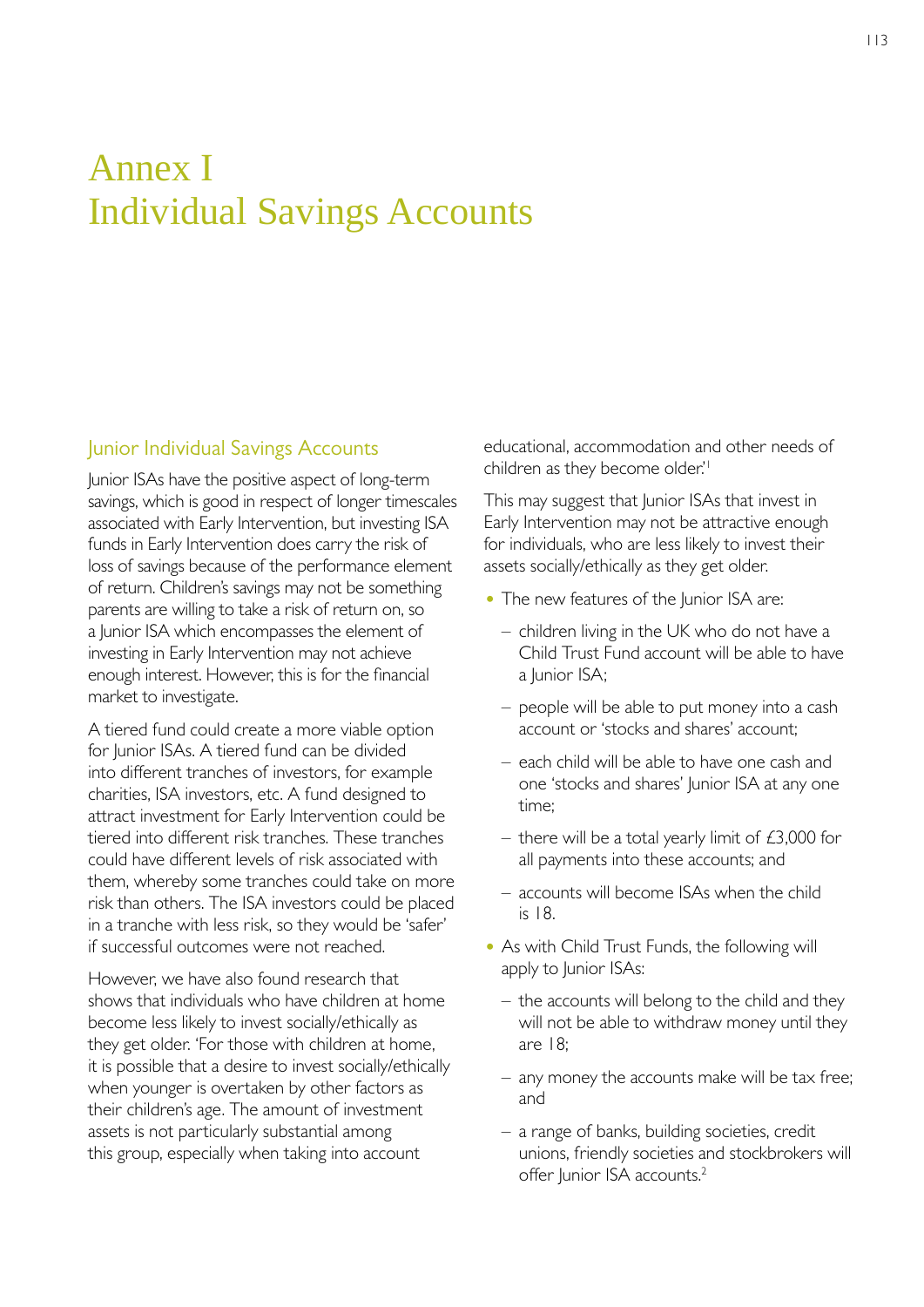# Annex I
# Individual Savings Accounts

## Junior Individual Savings Accounts

Junior ISAs have the positive aspect of long-term savings, which is good in respect of longer timescales associated with Early Intervention, but investing ISA funds in Early Intervention does carry the risk of loss of savings because of the performance element of return. Children's savings may not be something parents are willing to take a risk of return on, so a Junior ISA which encompasses the element of investing in Early Intervention may not achieve enough interest. However, this is for the financial market to investigate.

A tiered fund could create a more viable option for Junior ISAs. A tiered fund can be divided into different tranches of investors, for example charities, ISA investors, etc. A fund designed to attract investment for Early Intervention could be tiered into different risk tranches. These tranches could have different levels of risk associated with them, whereby some tranches could take on more risk than others. The ISA investors could be placed in a tranche with less risk, so they would be 'safer' if successful outcomes were not reached.

However, we have also found research that shows that individuals who have children at home become less likely to invest socially/ethically as they get older. 'For those with children at home, it is possible that a desire to invest socially/ethically when younger is overtaken by other factors as their children's age. The amount of investment assets is not particularly substantial among this group, especially when taking into account educational, accommodation and other needs of children as they become older.'[1]

This may suggest that Junior ISAs that invest in Early Intervention may not be attractive enough for individuals, who are less likely to invest their assets socially/ethically as they get older.

- The new features of the Junior ISA are:
  - children living in the UK who do not have a Child Trust Fund account will be able to have a Junior ISA;
  - people will be able to put money into a cash account or 'stocks and shares' account;
  - each child will be able to have one cash and one 'stocks and shares' Junior ISA at any one time;
  - there will be a total yearly limit of £3,000 for all payments into these accounts; and
  - accounts will become ISAs when the child is 18.
- As with Child Trust Funds, the following will apply to Junior ISAs:
  - the accounts will belong to the child and they will not be able to withdraw money until they are 18;
  - any money the accounts make will be tax free; and
  - a range of banks, building societies, credit unions, friendly societies and stockbrokers will offer Junior ISA accounts.[2]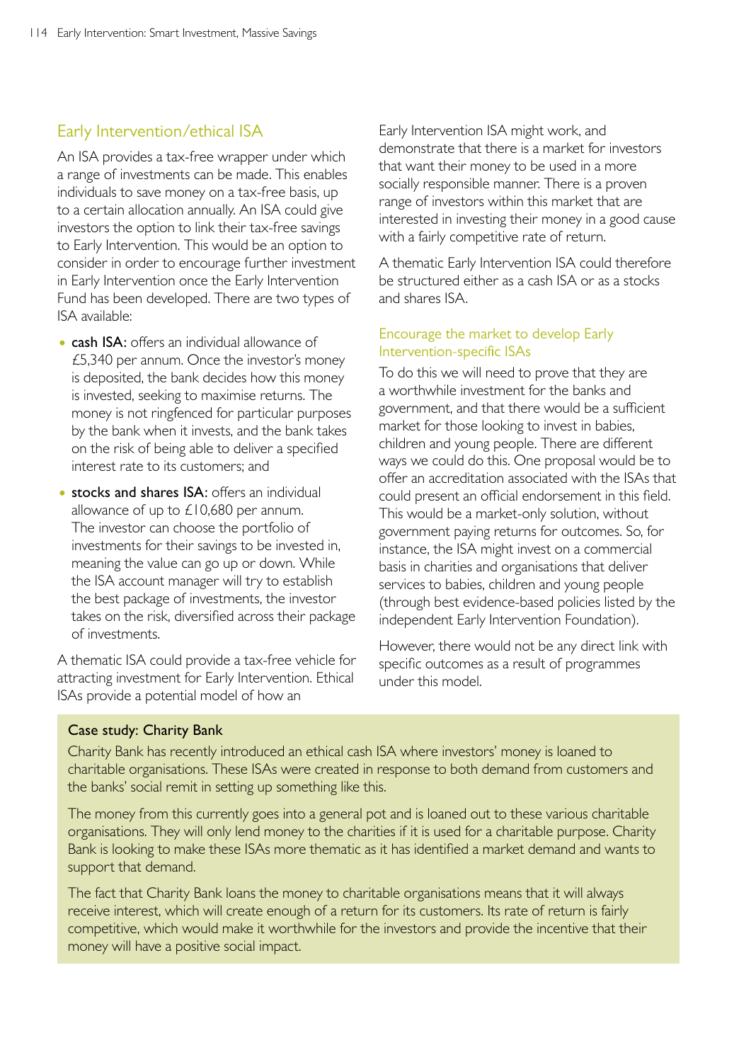## Early Intervention/ethical ISA

An ISA provides a tax-free wrapper under which a range of investments can be made. This enables individuals to save money on a tax-free basis, up to a certain allocation annually. An ISA could give investors the option to link their tax-free savings to Early Intervention. This would be an option to consider in order to encourage further investment in Early Intervention once the Early Intervention Fund has been developed. There are two types of ISA available:

- **cash ISA:** offers an individual allowance of £5,340 per annum. Once the investor's money is deposited, the bank decides how this money is invested, seeking to maximise returns. The money is not ringfenced for particular purposes by the bank when it invests, and the bank takes on the risk of being able to deliver a specified interest rate to its customers; and
- **stocks and shares ISA:** offers an individual allowance of up to £10,680 per annum. The investor can choose the portfolio of investments for their savings to be invested in, meaning the value can go up or down. While the ISA account manager will try to establish the best package of investments, the investor takes on the risk, diversified across their package of investments.

A thematic ISA could provide a tax-free vehicle for attracting investment for Early Intervention. Ethical ISAs provide a potential model of how an Early Intervention ISA might work, and demonstrate that there is a market for investors that want their money to be used in a more socially responsible manner. There is a proven range of investors within this market that are interested in investing their money in a good cause with a fairly competitive rate of return.

A thematic Early Intervention ISA could therefore be structured either as a cash ISA or as a stocks and shares ISA.

### Encourage the market to develop Early Intervention-specific ISAs

To do this we will need to prove that they are a worthwhile investment for the banks and government, and that there would be a sufficient market for those looking to invest in babies, children and young people. There are different ways we could do this. One proposal would be to offer an accreditation associated with the ISAs that could present an official endorsement in this field. This would be a market-only solution, without government paying returns for outcomes. So, for instance, the ISA might invest on a commercial basis in charities and organisations that deliver services to babies, children and young people (through best evidence-based policies listed by the independent Early Intervention Foundation).

However, there would not be any direct link with specific outcomes as a result of programmes under this model.

**Case study: Charity Bank**

Charity Bank has recently introduced an ethical cash ISA where investors' money is loaned to charitable organisations. These ISAs were created in response to both demand from customers and the banks' social remit in setting up something like this.

The money from this currently goes into a general pot and is loaned out to these various charitable organisations. They will only lend money to the charities if it is used for a charitable purpose. Charity Bank is looking to make these ISAs more thematic as it has identified a market demand and wants to support that demand.

The fact that Charity Bank loans the money to charitable organisations means that it will always receive interest, which will create enough of a return for its customers. Its rate of return is fairly competitive, which would make it worthwhile for the investors and provide the incentive that their money will have a positive social impact.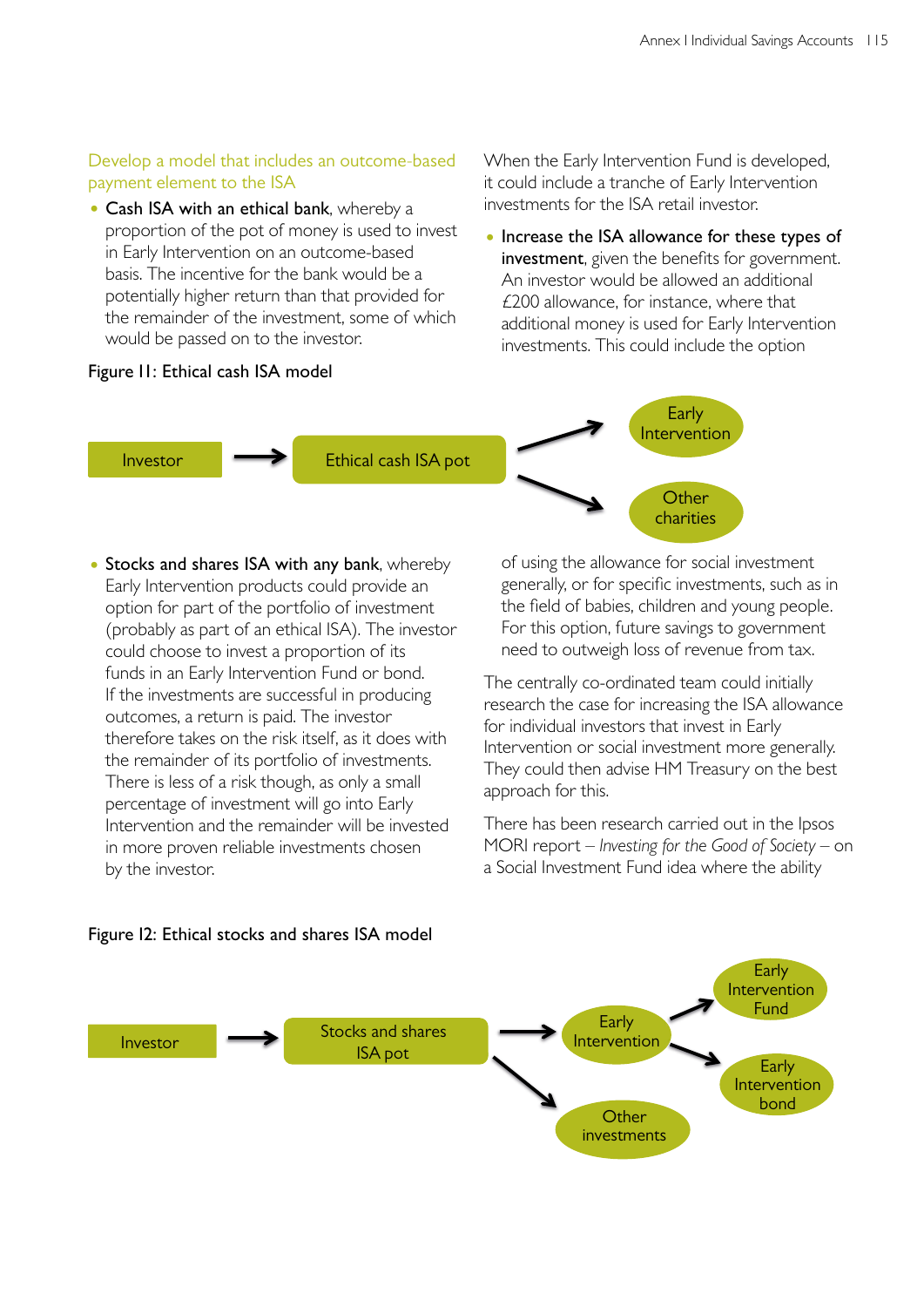### Develop a model that includes an outcome-based payment element to the ISA

- **Cash ISA with an ethical bank**, whereby a proportion of the pot of money is used to invest in Early Intervention on an outcome-based basis. The incentive for the bank would be a potentially higher return than that provided for the remainder of the investment, some of which would be passed on to the investor.

Figure 11: Ethical cash ISA model

Investor → Ethical cash ISA pot → Early Intervention / Other charities

- **Stocks and shares ISA with any bank**, whereby Early Intervention products could provide an option for part of the portfolio of investment (probably as part of an ethical ISA). The investor could choose to invest a proportion of its funds in an Early Intervention Fund or bond. If the investments are successful in producing outcomes, a return is paid. The investor therefore takes on the risk itself, as it does with the remainder of its portfolio of investments. There is less of a risk though, as only a small percentage of investment will go into Early Intervention and the remainder will be invested in more proven reliable investments chosen by the investor.

When the Early Intervention Fund is developed, it could include a tranche of Early Intervention investments for the ISA retail investor.

- **Increase the ISA allowance for these types of investment**, given the benefits for government. An investor would be allowed an additional £200 allowance, for instance, where that additional money is used for Early Intervention investments. This could include the option of using the allowance for social investment generally, or for specific investments, such as in the field of babies, children and young people. For this option, future savings to government need to outweigh loss of revenue from tax.

The centrally co-ordinated team could initially research the case for increasing the ISA allowance for individual investors that invest in Early Intervention or social investment more generally. They could then advise HM Treasury on the best approach for this.

There has been research carried out in the Ipsos MORI report – *Investing for the Good of Society* – on a Social Investment Fund idea where the ability

Figure 12: Ethical stocks and shares ISA model

Investor → Stocks and shares ISA pot → Early Intervention (→ Early Intervention Fund / Early Intervention bond) / Other investments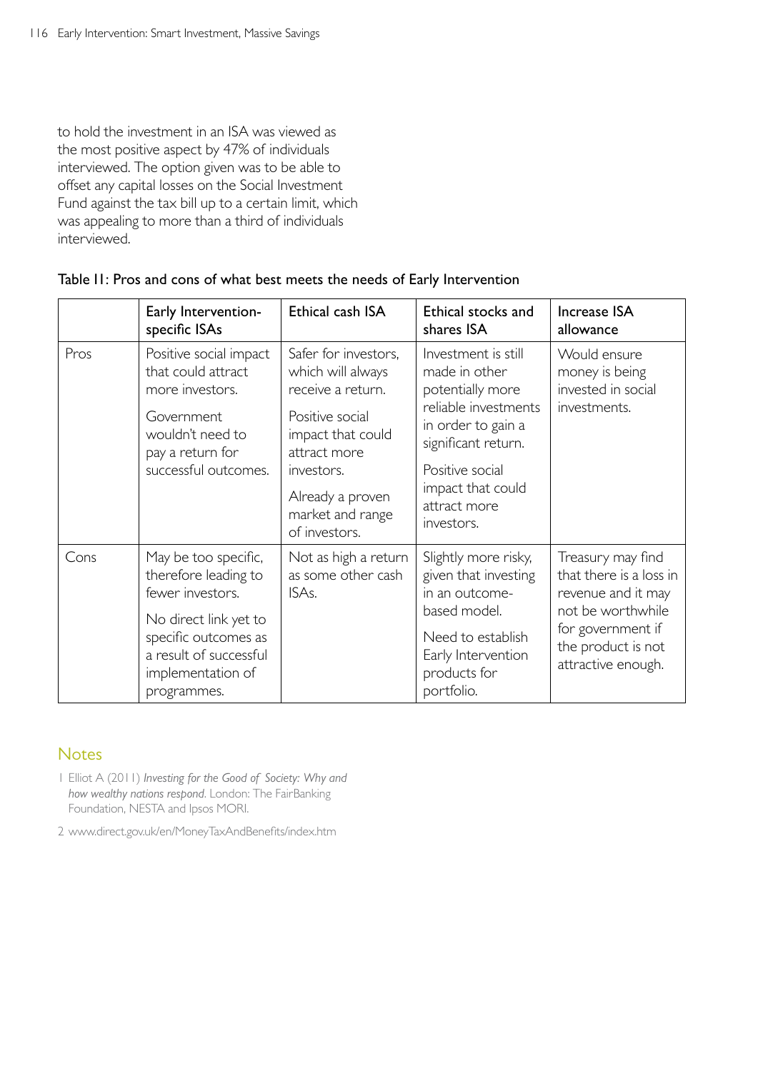to hold the investment in an ISA was viewed as the most positive aspect by 47% of individuals interviewed. The option given was to be able to offset any capital losses on the Social Investment Fund against the tax bill up to a certain limit, which was appealing to more than a third of individuals interviewed.

**Table 11: Pros and cons of what best meets the needs of Early Intervention**

| | Early Intervention-specific ISAs | Ethical cash ISA | Ethical stocks and shares ISA | Increase ISA allowance |
|---|---|---|---|---|
| Pros | Positive social impact that could attract more investors.<br><br>Government wouldn't need to pay a return for successful outcomes. | Safer for investors, which will always receive a return.<br><br>Positive social impact that could attract more investors.<br><br>Already a proven market and range of investors. | Investment is still made in other potentially more reliable investments in order to gain a significant return.<br><br>Positive social impact that could attract more investors. | Would ensure money is being invested in social investments. |
| Cons | May be too specific, therefore leading to fewer investors.<br><br>No direct link yet to specific outcomes as a result of successful implementation of programmes. | Not as high a return as some other cash ISAs. | Slightly more risky, given that investing in an outcome-based model.<br><br>Need to establish Early Intervention products for portfolio. | Treasury may find that there is a loss in revenue and it may not be worthwhile for government if the product is not attractive enough. |

## Notes

1 Elliot A (2011) *Investing for the Good of Society: Why and how wealthy nations respond*. London: The FairBanking Foundation, NESTA and Ipsos MORI.

2 www.direct.gov.uk/en/MoneyTaxAndBenefits/index.htm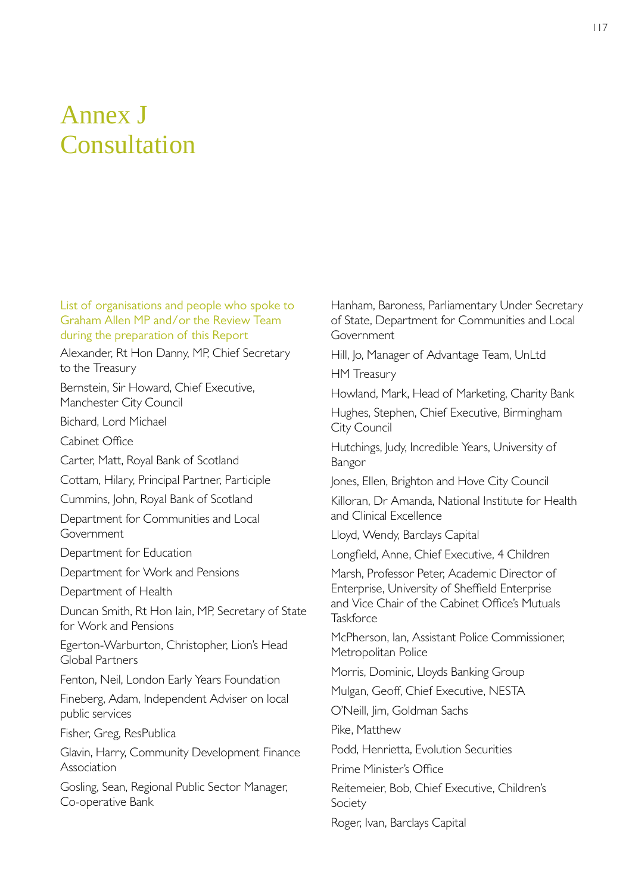# Annex J
# Consultation

List of organisations and people who spoke to Graham Allen MP and/or the Review Team during the preparation of this Report

Alexander, Rt Hon Danny, MP, Chief Secretary to the Treasury

Bernstein, Sir Howard, Chief Executive, Manchester City Council

Bichard, Lord Michael

Cabinet Office

Carter, Matt, Royal Bank of Scotland

Cottam, Hilary, Principal Partner, Participle

Cummins, John, Royal Bank of Scotland

Department for Communities and Local Government

Department for Education

Department for Work and Pensions

Department of Health

Duncan Smith, Rt Hon Iain, MP, Secretary of State for Work and Pensions

Egerton-Warburton, Christopher, Lion's Head Global Partners

Fenton, Neil, London Early Years Foundation

Fineberg, Adam, Independent Adviser on local public services

Fisher, Greg, ResPublica

Glavin, Harry, Community Development Finance Association

Gosling, Sean, Regional Public Sector Manager, Co-operative Bank

Hanham, Baroness, Parliamentary Under Secretary of State, Department for Communities and Local Government

Hill, Jo, Manager of Advantage Team, UnLtd

HM Treasury

Howland, Mark, Head of Marketing, Charity Bank

Hughes, Stephen, Chief Executive, Birmingham City Council

Hutchings, Judy, Incredible Years, University of Bangor

Jones, Ellen, Brighton and Hove City Council

Killoran, Dr Amanda, National Institute for Health and Clinical Excellence

Lloyd, Wendy, Barclays Capital

Longfield, Anne, Chief Executive, 4 Children

Marsh, Professor Peter, Academic Director of Enterprise, University of Sheffield Enterprise and Vice Chair of the Cabinet Office's Mutuals Taskforce

McPherson, Ian, Assistant Police Commissioner, Metropolitan Police

Morris, Dominic, Lloyds Banking Group

Mulgan, Geoff, Chief Executive, NESTA

O'Neill, Jim, Goldman Sachs

Pike, Matthew

Podd, Henrietta, Evolution Securities

Prime Minister's Office

Reitemeier, Bob, Chief Executive, Children's Society

Roger, Ivan, Barclays Capital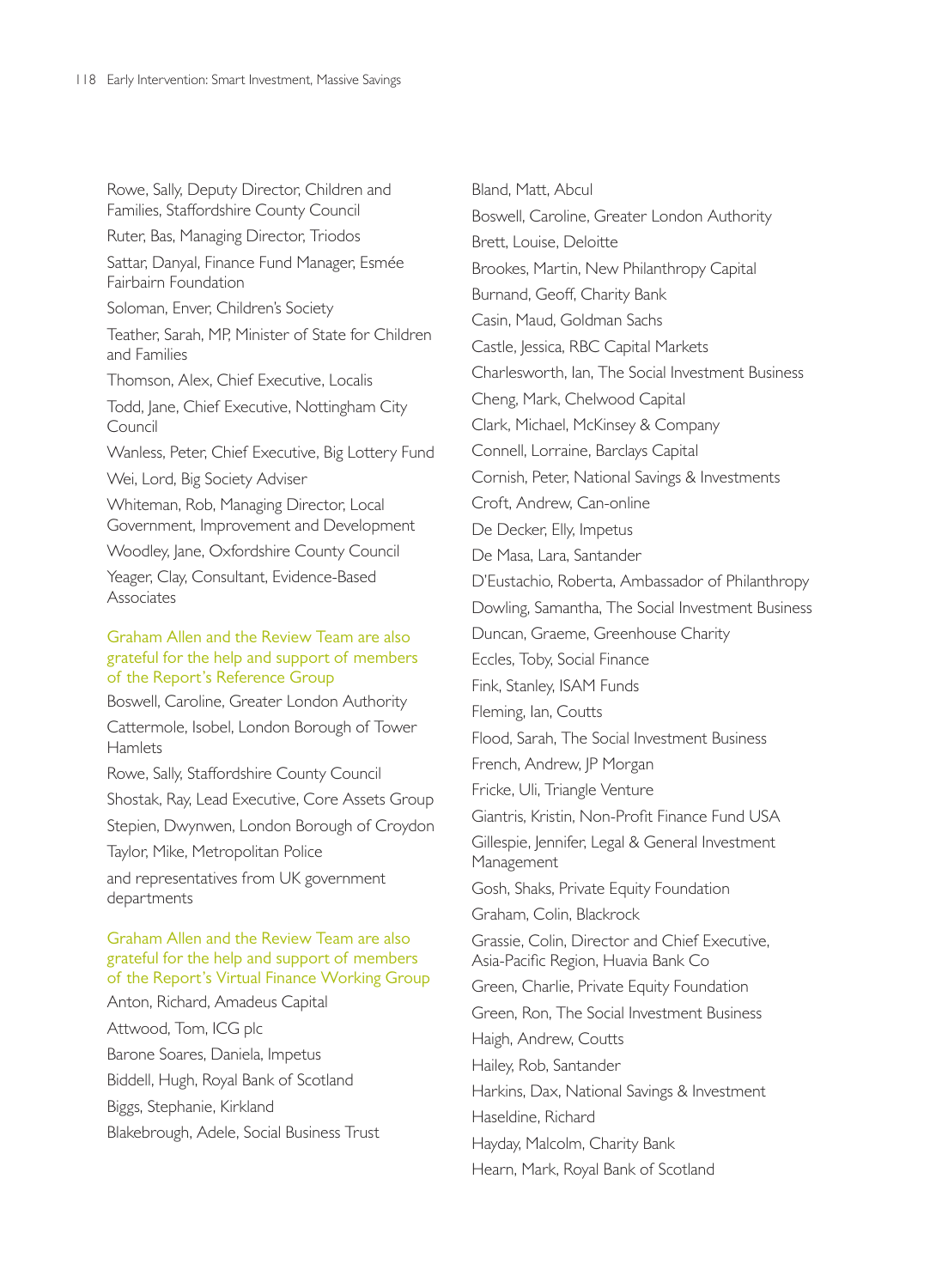Rowe, Sally, Deputy Director, Children and Families, Staffordshire County Council

Ruter, Bas, Managing Director, Triodos

Sattar, Danyal, Finance Fund Manager, Esmée Fairbairn Foundation

Soloman, Enver, Children's Society

Teather, Sarah, MP, Minister of State for Children and Families

Thomson, Alex, Chief Executive, Localis

Todd, Jane, Chief Executive, Nottingham City Council

Wanless, Peter, Chief Executive, Big Lottery Fund

Wei, Lord, Big Society Adviser

Whiteman, Rob, Managing Director, Local Government, Improvement and Development

Woodley, Jane, Oxfordshire County Council

Yeager, Clay, Consultant, Evidence-Based Associates

Graham Allen and the Review Team are also grateful for the help and support of members of the Report's Reference Group

Boswell, Caroline, Greater London Authority

Cattermole, Isobel, London Borough of Tower Hamlets

Rowe, Sally, Staffordshire County Council

Shostak, Ray, Lead Executive, Core Assets Group

Stepien, Dwynwen, London Borough of Croydon

Taylor, Mike, Metropolitan Police

and representatives from UK government departments

Graham Allen and the Review Team are also grateful for the help and support of members of the Report's Virtual Finance Working Group

Anton, Richard, Amadeus Capital

Attwood, Tom, ICG plc

Barone Soares, Daniela, Impetus

Biddell, Hugh, Royal Bank of Scotland

Biggs, Stephanie, Kirkland

Blakebrough, Adele, Social Business Trust

Bland, Matt, Abcul

Boswell, Caroline, Greater London Authority

Brett, Louise, Deloitte

Brookes, Martin, New Philanthropy Capital

Burnand, Geoff, Charity Bank

Casin, Maud, Goldman Sachs

Castle, Jessica, RBC Capital Markets

Charlesworth, Ian, The Social Investment Business

Cheng, Mark, Chelwood Capital

Clark, Michael, McKinsey & Company

Connell, Lorraine, Barclays Capital

Cornish, Peter, National Savings & Investments

Croft, Andrew, Can-online

De Decker, Elly, Impetus

De Masa, Lara, Santander

D'Eustachio, Roberta, Ambassador of Philanthropy

Dowling, Samantha, The Social Investment Business

Duncan, Graeme, Greenhouse Charity

Eccles, Toby, Social Finance

Fink, Stanley, ISAM Funds

Fleming, Ian, Coutts

Flood, Sarah, The Social Investment Business

French, Andrew, JP Morgan

Fricke, Uli, Triangle Venture

Giantris, Kristin, Non-Profit Finance Fund USA

Gillespie, Jennifer, Legal & General Investment Management

Gosh, Shaks, Private Equity Foundation

Graham, Colin, Blackrock

Grassie, Colin, Director and Chief Executive, Asia-Pacific Region, Huavia Bank Co

Green, Charlie, Private Equity Foundation

Green, Ron, The Social Investment Business

Haigh, Andrew, Coutts

Hailey, Rob, Santander

Harkins, Dax, National Savings & Investment

Haseldine, Richard

Hayday, Malcolm, Charity Bank

Hearn, Mark, Royal Bank of Scotland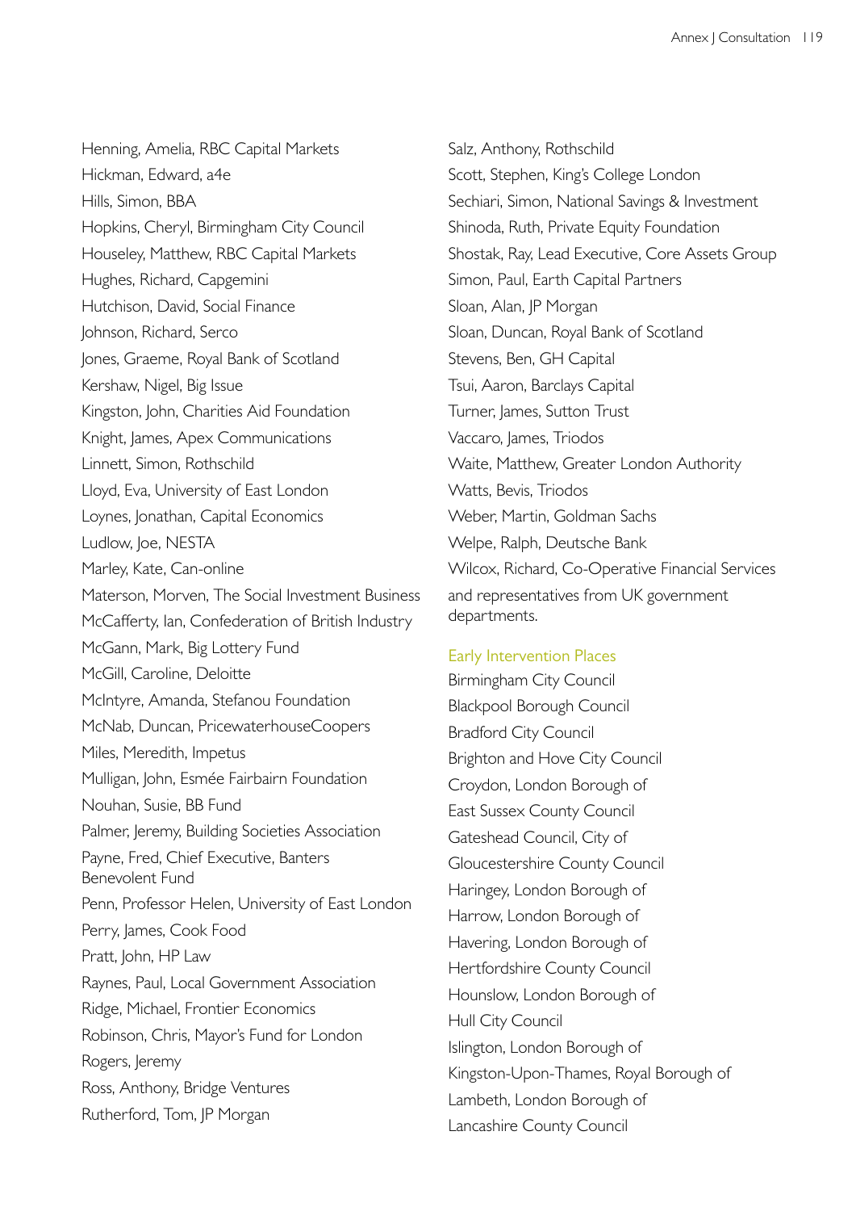Henning, Amelia, RBC Capital Markets
Hickman, Edward, a4e
Hills, Simon, BBA
Hopkins, Cheryl, Birmingham City Council
Houseley, Matthew, RBC Capital Markets
Hughes, Richard, Capgemini
Hutchison, David, Social Finance
Johnson, Richard, Serco
Jones, Graeme, Royal Bank of Scotland
Kershaw, Nigel, Big Issue
Kingston, John, Charities Aid Foundation
Knight, James, Apex Communications
Linnett, Simon, Rothschild
Lloyd, Eva, University of East London
Loynes, Jonathan, Capital Economics
Ludlow, Joe, NESTA
Marley, Kate, Can-online
Materson, Morven, The Social Investment Business
McCafferty, Ian, Confederation of British Industry
McGann, Mark, Big Lottery Fund
McGill, Caroline, Deloitte
McIntyre, Amanda, Stefanou Foundation
McNab, Duncan, PricewaterhouseCoopers
Miles, Meredith, Impetus
Mulligan, John, Esmée Fairbairn Foundation
Nouhan, Susie, BB Fund
Palmer, Jeremy, Building Societies Association
Payne, Fred, Chief Executive, Banters Benevolent Fund
Penn, Professor Helen, University of East London
Perry, James, Cook Food
Pratt, John, HP Law
Raynes, Paul, Local Government Association
Ridge, Michael, Frontier Economics
Robinson, Chris, Mayor's Fund for London
Rogers, Jeremy
Ross, Anthony, Bridge Ventures
Rutherford, Tom, JP Morgan
Salz, Anthony, Rothschild
Scott, Stephen, King's College London
Sechiari, Simon, National Savings & Investment
Shinoda, Ruth, Private Equity Foundation
Shostak, Ray, Lead Executive, Core Assets Group
Simon, Paul, Earth Capital Partners
Sloan, Alan, JP Morgan
Sloan, Duncan, Royal Bank of Scotland
Stevens, Ben, GH Capital
Tsui, Aaron, Barclays Capital
Turner, James, Sutton Trust
Vaccaro, James, Triodos
Waite, Matthew, Greater London Authority
Watts, Bevis, Triodos
Weber, Martin, Goldman Sachs
Welpe, Ralph, Deutsche Bank
Wilcox, Richard, Co-Operative Financial Services
and representatives from UK government departments.

### Early Intervention Places

Birmingham City Council
Blackpool Borough Council
Bradford City Council
Brighton and Hove City Council
Croydon, London Borough of
East Sussex County Council
Gateshead Council, City of
Gloucestershire County Council
Haringey, London Borough of
Harrow, London Borough of
Havering, London Borough of
Hertfordshire County Council
Hounslow, London Borough of
Hull City Council
Islington, London Borough of
Kingston-Upon-Thames, Royal Borough of
Lambeth, London Borough of
Lancashire County Council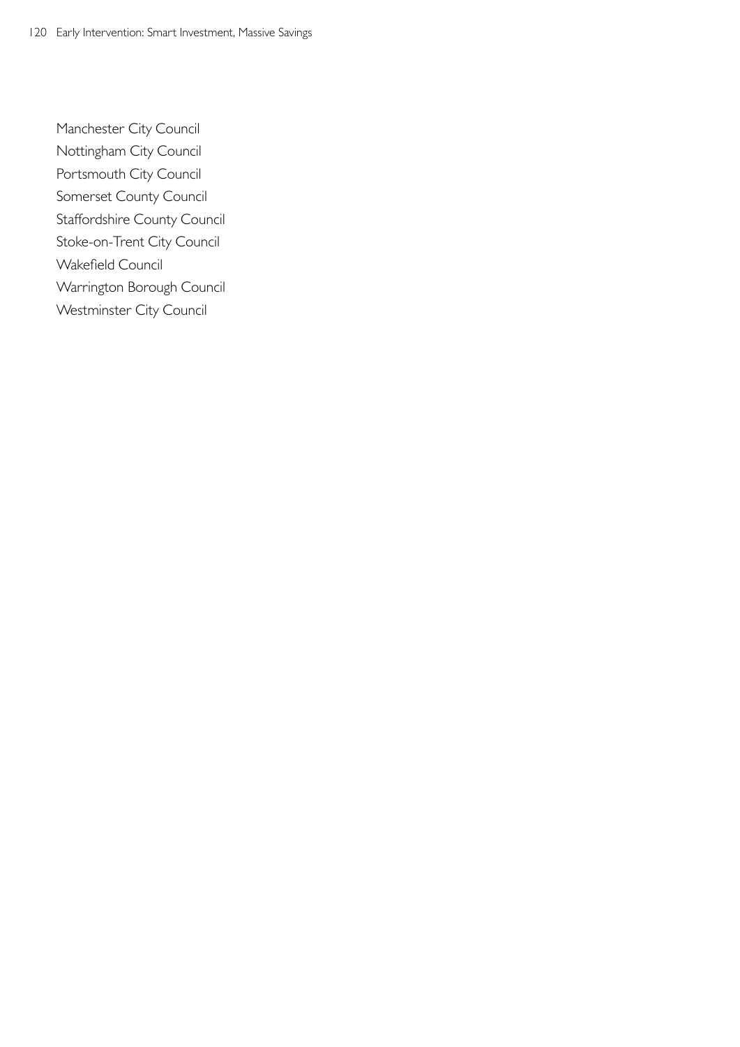Manchester City Council
Nottingham City Council
Portsmouth City Council
Somerset County Council
Staffordshire County Council
Stoke-on-Trent City Council
Wakefield Council
Warrington Borough Council
Westminster City Council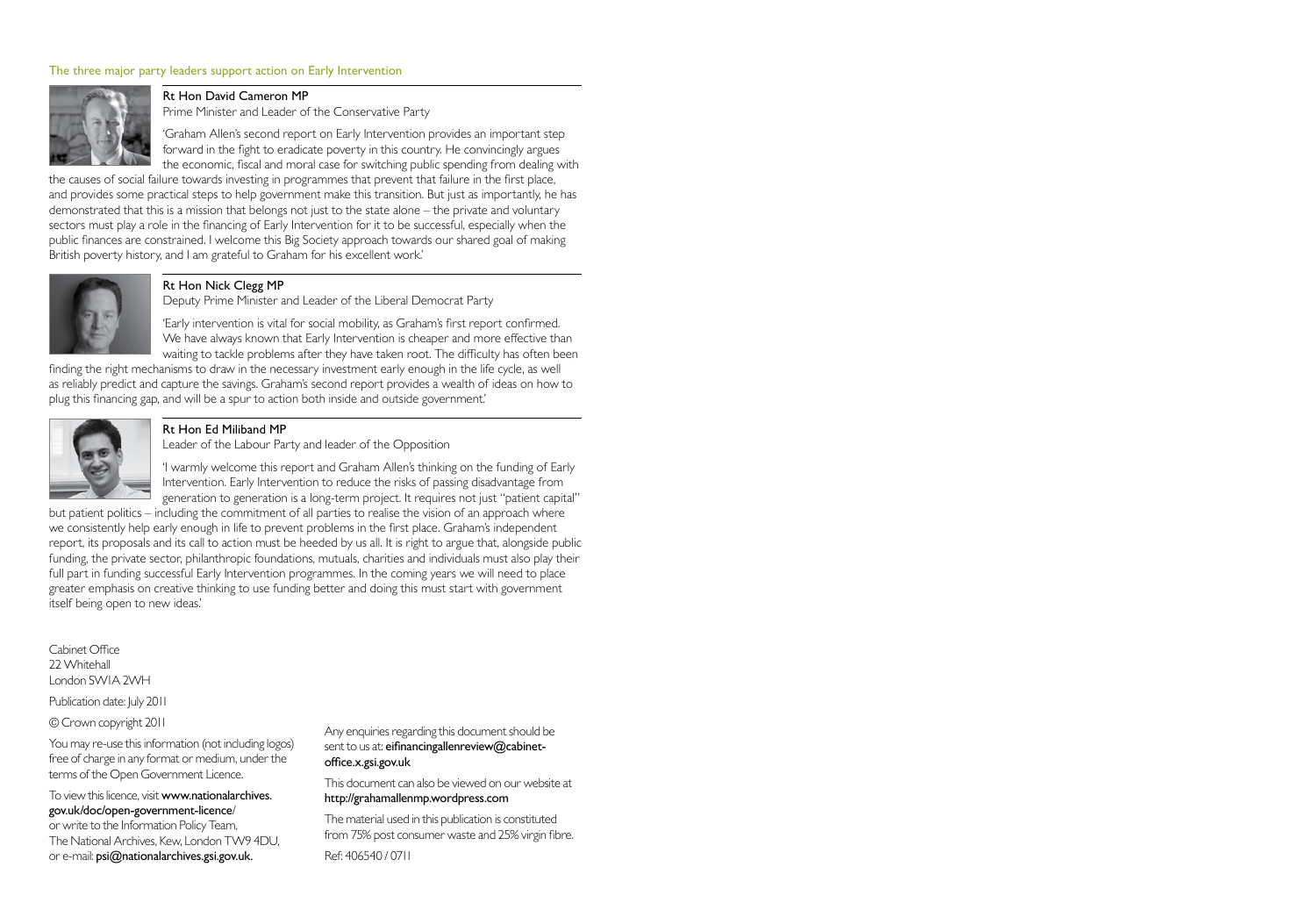The three major party leaders support action on Early Intervention

**Rt Hon David Cameron MP**
Prime Minister and Leader of the Conservative Party

'Graham Allen's second report on Early Intervention provides an important step forward in the fight to eradicate poverty in this country. He convincingly argues the economic, fiscal and moral case for switching public spending from dealing with the causes of social failure towards investing in programmes that prevent that failure in the first place, and provides some practical steps to help government make this transition. But just as importantly, he has demonstrated that this is a mission that belongs not just to the state alone – the private and voluntary sectors must play a role in the financing of Early Intervention for it to be successful, especially when the public finances are constrained. I welcome this Big Society approach towards our shared goal of making British poverty history, and I am grateful to Graham for his excellent work.'

**Rt Hon Nick Clegg MP**
Deputy Prime Minister and Leader of the Liberal Democrat Party

'Early intervention is vital for social mobility, as Graham's first report confirmed. We have always known that Early Intervention is cheaper and more effective than waiting to tackle problems after they have taken root. The difficulty has often been finding the right mechanisms to draw in the necessary investment early enough in the life cycle, as well as reliably predict and capture the savings. Graham's second report provides a wealth of ideas on how to plug this financing gap, and will be a spur to action both inside and outside government.'

**Rt Hon Ed Miliband MP**
Leader of the Labour Party and leader of the Opposition

'I warmly welcome this report and Graham Allen's thinking on the funding of Early Intervention. Early Intervention to reduce the risks of passing disadvantage from generation to generation is a long-term project. It requires not just "patient capital" but patient politics – including the commitment of all parties to realise the vision of an approach where we consistently help early enough in life to prevent problems in the first place. Graham's independent report, its proposals and its call to action must be heeded by us all. It is right to argue that, alongside public funding, the private sector, philanthropic foundations, mutuals, charities and individuals must also play their full part in funding successful Early Intervention programmes. In the coming years we will need to place greater emphasis on creative thinking to use funding better and doing this must start with government itself being open to new ideas.'

Cabinet Office
22 Whitehall
London SW1A 2WH

Publication date: July 2011

© Crown copyright 2011

You may re-use this information (not including logos) free of charge in any format or medium, under the terms of the Open Government Licence.

To view this licence, visit **www.nationalarchives.gov.uk/doc/open-government-licence/** or write to the Information Policy Team, The National Archives, Kew, London TW9 4DU, or e-mail: **psi@nationalarchives.gsi.gov.uk.**

Any enquiries regarding this document should be sent to us at: **eifinancingallenreview@cabinet-office.x.gsi.gov.uk**

This document can also be viewed on our website at **http://grahamallenmp.wordpress.com**

The material used in this publication is constituted from 75% post consumer waste and 25% virgin fibre.

Ref: 406540 / 0711